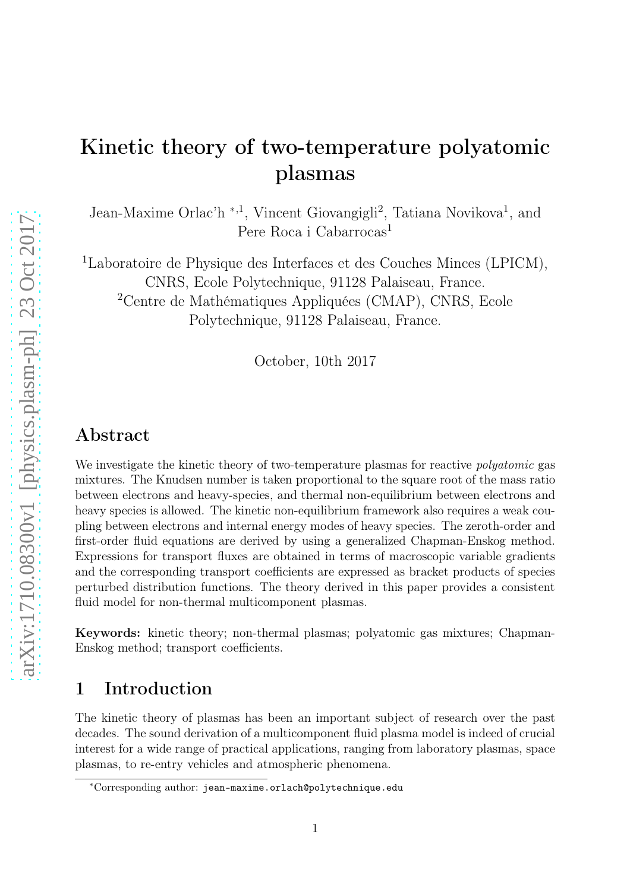# Kinetic theory of two-temperature polyatomic plasmas

Jean-Maxime Orlac'h *,[1], Vincent Giovangigli[2], Tatiana Novikova[1], and Pere Roca i Cabarrocas[1]

[1]Laboratoire de Physique des Interfaces et des Couches Minces (LPICM), CNRS, Ecole Polytechnique, 91128 Palaiseau, France.

[2]Centre de Mathématiques Appliquées (CMAP), CNRS, Ecole Polytechnique, 91128 Palaiseau, France.

October, 10th 2017

## Abstract

We investigate the kinetic theory of two-temperature plasmas for reactive *polyatomic* gas mixtures. The Knudsen number is taken proportional to the square root of the mass ratio between electrons and heavy-species, and thermal non-equilibrium between electrons and heavy species is allowed. The kinetic non-equilibrium framework also requires a weak coupling between electrons and internal energy modes of heavy species. The zeroth-order and first-order fluid equations are derived by using a generalized Chapman-Enskog method. Expressions for transport fluxes are obtained in terms of macroscopic variable gradients and the corresponding transport coefficients are expressed as bracket products of species perturbed distribution functions. The theory derived in this paper provides a consistent fluid model for non-thermal multicomponent plasmas.

**Keywords:** kinetic theory; non-thermal plasmas; polyatomic gas mixtures; Chapman-Enskog method; transport coefficients.

## 1 Introduction

The kinetic theory of plasmas has been an important subject of research over the past decades. The sound derivation of a multicomponent fluid plasma model is indeed of crucial interest for a wide range of practical applications, ranging from laboratory plasmas, space plasmas, to re-entry vehicles and atmospheric phenomena.

*Corresponding author: jean-maxime.orlach@polytechnique.edu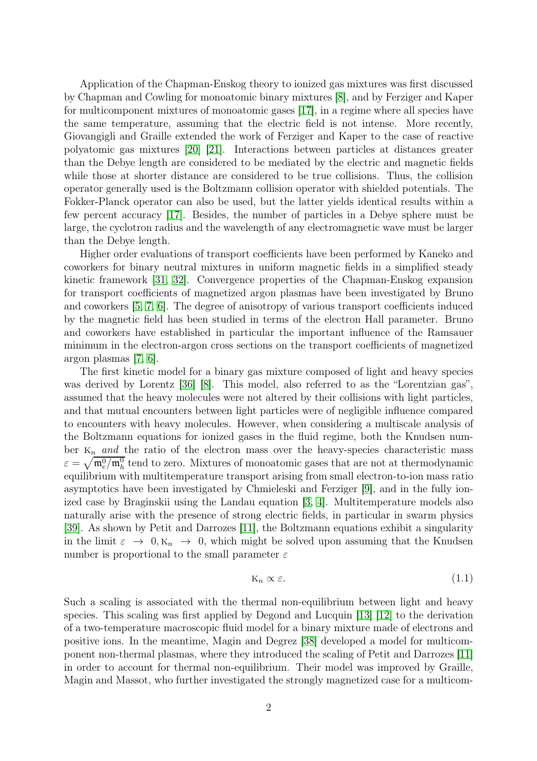Application of the Chapman-Enskog theory to ionized gas mixtures was first discussed by Chapman and Cowling for monoatomic binary mixtures [8], and by Ferziger and Kaper for multicomponent mixtures of monoatomic gases [17], in a regime where all species have the same temperature, assuming that the electric field is not intense. More recently, Giovangigli and Graille extended the work of Ferziger and Kaper to the case of reactive polyatomic gas mixtures [20] [21]. Interactions between particles at distances greater than the Debye length are considered to be mediated by the electric and magnetic fields while those at shorter distance are considered to be true collisions. Thus, the collision operator generally used is the Boltzmann collision operator with shielded potentials. The Fokker-Planck operator can also be used, but the latter yields identical results within a few percent accuracy [17]. Besides, the number of particles in a Debye sphere must be large, the cyclotron radius and the wavelength of any electromagnetic wave must be larger than the Debye length.

Higher order evaluations of transport coefficients have been performed by Kaneko and coworkers for binary neutral mixtures in uniform magnetic fields in a simplified steady kinetic framework [31, 32]. Convergence properties of the Chapman-Enskog expansion for transport coefficients of magnetized argon plasmas have been investigated by Bruno and coworkers [5, 7, 6]. The degree of anisotropy of various transport coefficients induced by the magnetic field has been studied in terms of the electron Hall parameter. Bruno and coworkers have established in particular the important influence of the Ramsauer minimum in the electron-argon cross sections on the transport coefficients of magnetized argon plasmas [7, 6].

The first kinetic model for a binary gas mixture composed of light and heavy species was derived by Lorentz [36] [8]. This model, also referred to as the "Lorentzian gas", assumed that the heavy molecules were not altered by their collisions with light particles, and that mutual encounters between light particles were of negligible influence compared to encounters with heavy molecules. However, when considering a multiscale analysis of the Boltzmann equations for ionized gases in the fluid regime, both the Knudsen number $\mathrm{K}_n$ *and* the ratio of the electron mass over the heavy-species characteristic mass $\varepsilon = \sqrt{\mathfrak{m}_e^0/\mathfrak{m}_h^0}$ tend to zero. Mixtures of monoatomic gases that are not at thermodynamic equilibrium with multitemperature transport arising from small electron-to-ion mass ratio asymptotics have been investigated by Chmieleski and Ferziger [9], and in the fully ionized case by Braginskii using the Landau equation [3, 4]. Multitemperature models also naturally arise with the presence of strong electric fields, in particular in swarm physics [39]. As shown by Petit and Darrozes [11], the Boltzmann equations exhibit a singularity in the limit $\varepsilon \to 0, \mathrm{K}_n \to 0$, which might be solved upon assuming that the Knudsen number is proportional to the small parameter $\varepsilon$

$$\mathrm{K}_n \propto \varepsilon. \tag{1.1}$$

Such a scaling is associated with the thermal non-equilibrium between light and heavy species. This scaling was first applied by Degond and Lucquin [13] [12] to the derivation of a two-temperature macroscopic fluid model for a binary mixture made of electrons and positive ions. In the meantime, Magin and Degrez [38] developed a model for multicomponent non-thermal plasmas, where they introduced the scaling of Petit and Darrozes [11] in order to account for thermal non-equilibrium. Their model was improved by Graille, Magin and Massot, who further investigated the strongly magnetized case for a multicom-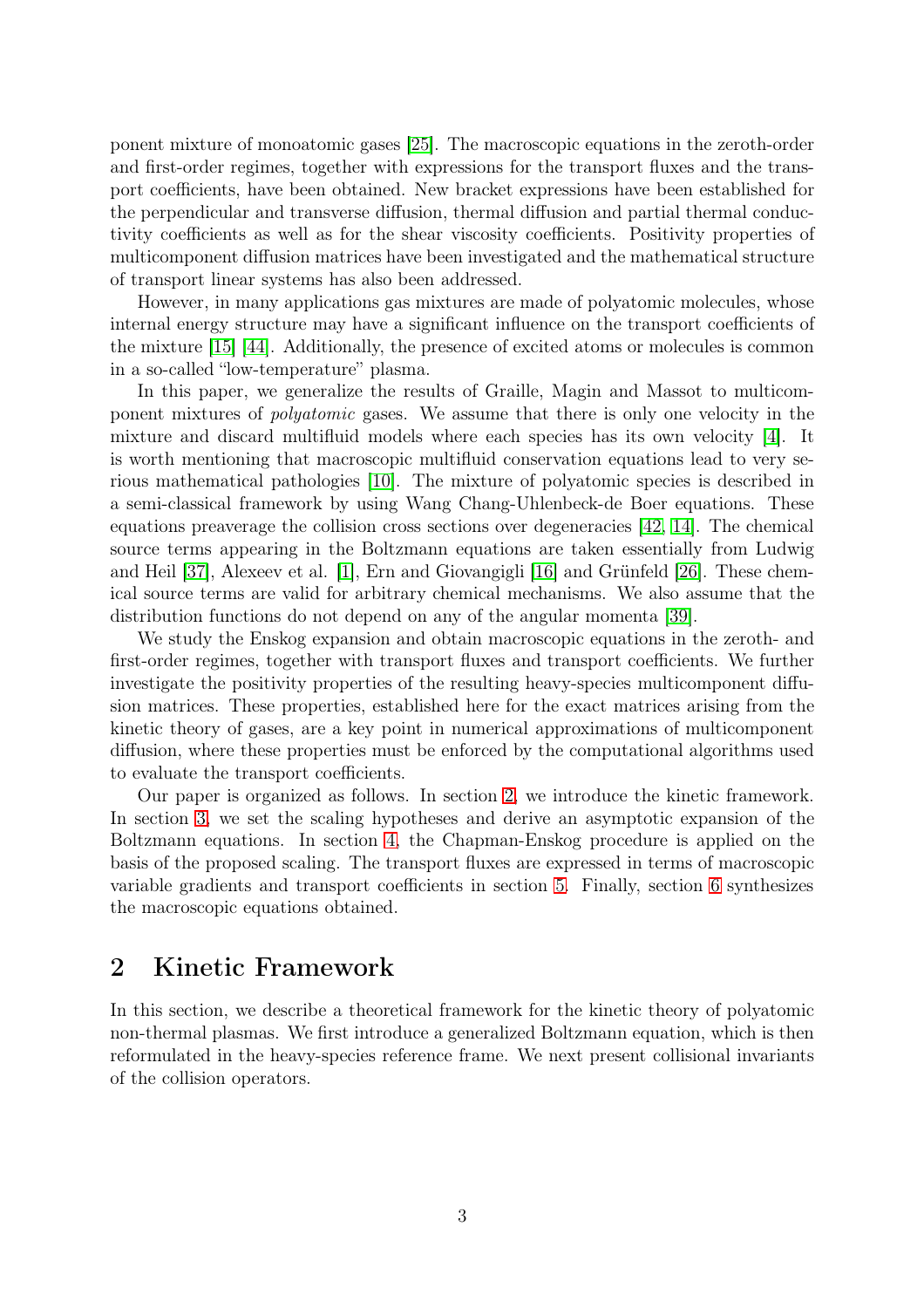ponent mixture of monoatomic gases [25]. The macroscopic equations in the zeroth-order and first-order regimes, together with expressions for the transport fluxes and the transport coefficients, have been obtained. New bracket expressions have been established for the perpendicular and transverse diffusion, thermal diffusion and partial thermal conductivity coefficients as well as for the shear viscosity coefficients. Positivity properties of multicomponent diffusion matrices have been investigated and the mathematical structure of transport linear systems has also been addressed.

However, in many applications gas mixtures are made of polyatomic molecules, whose internal energy structure may have a significant influence on the transport coefficients of the mixture [15] [44]. Additionally, the presence of excited atoms or molecules is common in a so-called "low-temperature" plasma.

In this paper, we generalize the results of Graille, Magin and Massot to multicomponent mixtures of *polyatomic* gases. We assume that there is only one velocity in the mixture and discard multifluid models where each species has its own velocity [4]. It is worth mentioning that macroscopic multifluid conservation equations lead to very serious mathematical pathologies [10]. The mixture of polyatomic species is described in a semi-classical framework by using Wang Chang-Uhlenbeck-de Boer equations. These equations preaverage the collision cross sections over degeneracies [42, 14]. The chemical source terms appearing in the Boltzmann equations are taken essentially from Ludwig and Heil [37], Alexeev et al. [1], Ern and Giovangigli [16] and Grünfeld [26]. These chemical source terms are valid for arbitrary chemical mechanisms. We also assume that the distribution functions do not depend on any of the angular momenta [39].

We study the Enskog expansion and obtain macroscopic equations in the zeroth- and first-order regimes, together with transport fluxes and transport coefficients. We further investigate the positivity properties of the resulting heavy-species multicomponent diffusion matrices. These properties, established here for the exact matrices arising from the kinetic theory of gases, are a key point in numerical approximations of multicomponent diffusion, where these properties must be enforced by the computational algorithms used to evaluate the transport coefficients.

Our paper is organized as follows. In section 2, we introduce the kinetic framework. In section 3, we set the scaling hypotheses and derive an asymptotic expansion of the Boltzmann equations. In section 4, the Chapman-Enskog procedure is applied on the basis of the proposed scaling. The transport fluxes are expressed in terms of macroscopic variable gradients and transport coefficients in section 5. Finally, section 6 synthesizes the macroscopic equations obtained.

## 2 Kinetic Framework

In this section, we describe a theoretical framework for the kinetic theory of polyatomic non-thermal plasmas. We first introduce a generalized Boltzmann equation, which is then reformulated in the heavy-species reference frame. We next present collisional invariants of the collision operators.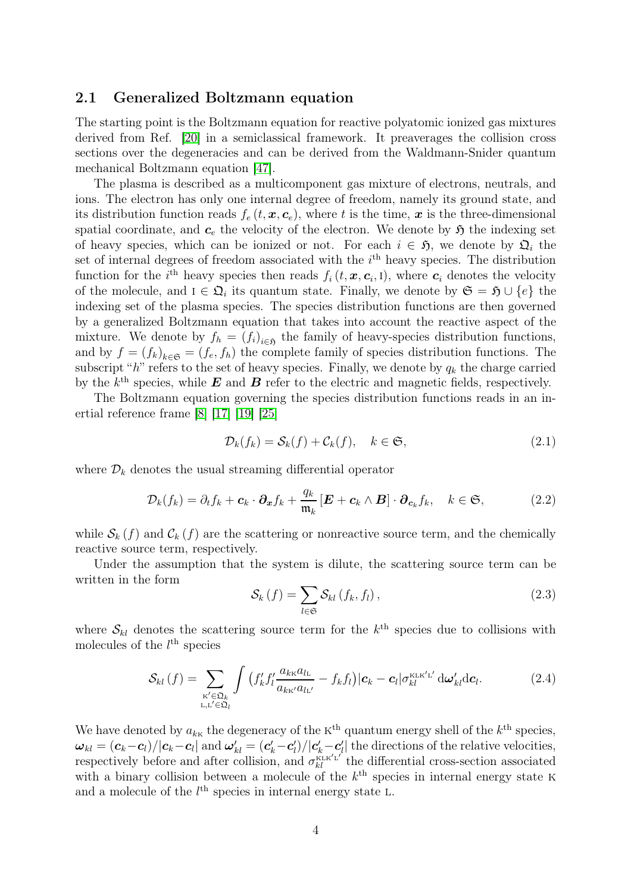### 2.1 Generalized Boltzmann equation

The starting point is the Boltzmann equation for reactive polyatomic ionized gas mixtures derived from Ref. [20] in a semiclassical framework. It preaverages the collision cross sections over the degeneracies and can be derived from the Waldmann-Snider quantum mechanical Boltzmann equation [47].

The plasma is described as a multicomponent gas mixture of electrons, neutrals, and ions. The electron has only one internal degree of freedom, namely its ground state, and its distribution function reads $f_e\left(t, \boldsymbol{x}, \boldsymbol{c}_e\right)$, where $t$ is the time, $\boldsymbol{x}$ is the three-dimensional spatial coordinate, and $\boldsymbol{c}_e$ the velocity of the electron. We denote by $\mathfrak{H}$ the indexing set of heavy species, which can be ionized or not. For each $i \in \mathfrak{H}$, we denote by $\mathfrak{Q}_i$ the set of internal degrees of freedom associated with the $i^{\text{th}}$ heavy species. The distribution function for the $i^{\text{th}}$ heavy species then reads $f_i\left(t, \boldsymbol{x}, \boldsymbol{c}_i, \mathrm{I}\right)$, where $\boldsymbol{c}_i$ denotes the velocity of the molecule, and $\mathrm{I} \in \mathfrak{Q}_i$ its quantum state. Finally, we denote by $\mathfrak{S} = \mathfrak{H} \cup \{e\}$ the indexing set of the plasma species. The species distribution functions are then governed by a generalized Boltzmann equation that takes into account the reactive aspect of the mixture. We denote by $f_h = (f_i)_{i\in\mathfrak{H}}$ the family of heavy-species distribution functions, and by $f = (f_k)_{k\in\mathfrak{S}} = (f_e, f_h)$ the complete family of species distribution functions. The subscript "$h$" refers to the set of heavy species. Finally, we denote by $q_k$ the charge carried by the $k^{\text{th}}$ species, while $\boldsymbol{E}$ and $\boldsymbol{B}$ refer to the electric and magnetic fields, respectively.

The Boltzmann equation governing the species distribution functions reads in an inertial reference frame [8] [17] [19] [25]

$$\mathcal{D}_k(f_k) = \mathcal{S}_k(f) + \mathcal{C}_k(f), \quad k \in \mathfrak{S}, \tag{2.1}$$

where $\mathcal{D}_k$ denotes the usual streaming differential operator

$$\mathcal{D}_k(f_k) = \partial_t f_k + \boldsymbol{c}_k \cdot \boldsymbol{\partial}_{\boldsymbol{x}} f_k + \frac{q_k}{\mathfrak{m}_k}\left[\boldsymbol{E} + \boldsymbol{c}_k \wedge \boldsymbol{B}\right] \cdot \boldsymbol{\partial}_{\boldsymbol{c}_k} f_k, \quad k \in \mathfrak{S}, \tag{2.2}$$

while $\mathcal{S}_k\left(f\right)$ and $\mathcal{C}_k\left(f\right)$ are the scattering or nonreactive source term, and the chemically reactive source term, respectively.

Under the assumption that the system is dilute, the scattering source term can be written in the form

$$\mathcal{S}_k\left(f\right) = \sum_{l\in\mathfrak{S}} \mathcal{S}_{kl}\left(f_k, f_l\right), \tag{2.3}$$

where $\mathcal{S}_{kl}$ denotes the scattering source term for the $k^{\text{th}}$ species due to collisions with molecules of the $l^{\text{th}}$ species

$$\mathcal{S}_{kl}\left(f\right) = \sum_{\substack{\mathrm{K}'\in\mathfrak{Q}_k \\ \mathrm{L},\mathrm{L}'\in\mathfrak{Q}_l}} \int \left(f_k' f_l' \frac{a_{k\mathrm{K}} a_{l\mathrm{L}}}{a_{k\mathrm{K}'} a_{l\mathrm{L}'}} - f_k f_l\right) |\boldsymbol{c}_k - \boldsymbol{c}_l| \sigma_{kl}^{\mathrm{KLK'L'}} \, \mathrm{d}\boldsymbol{\omega}_{kl}' \mathrm{d}\boldsymbol{c}_l. \tag{2.4}$$

We have denoted by $a_{k\mathrm{K}}$ the degeneracy of the $\mathrm{K}^{\text{th}}$ quantum energy shell of the $k^{\text{th}}$ species, $\boldsymbol{\omega}_{kl} = (\boldsymbol{c}_k - \boldsymbol{c}_l)/|\boldsymbol{c}_k - \boldsymbol{c}_l|$ and $\boldsymbol{\omega}_{kl}' = (\boldsymbol{c}_k' - \boldsymbol{c}_l')/|\boldsymbol{c}_k' - \boldsymbol{c}_l'|$ the directions of the relative velocities, respectively before and after collision, and $\sigma_{kl}^{\mathrm{KLK'L'}}$ the differential cross-section associated with a binary collision between a molecule of the $k^{\text{th}}$ species in internal energy state $\mathrm{K}$ and a molecule of the $l^{\text{th}}$ species in internal energy state $\mathrm{L}$.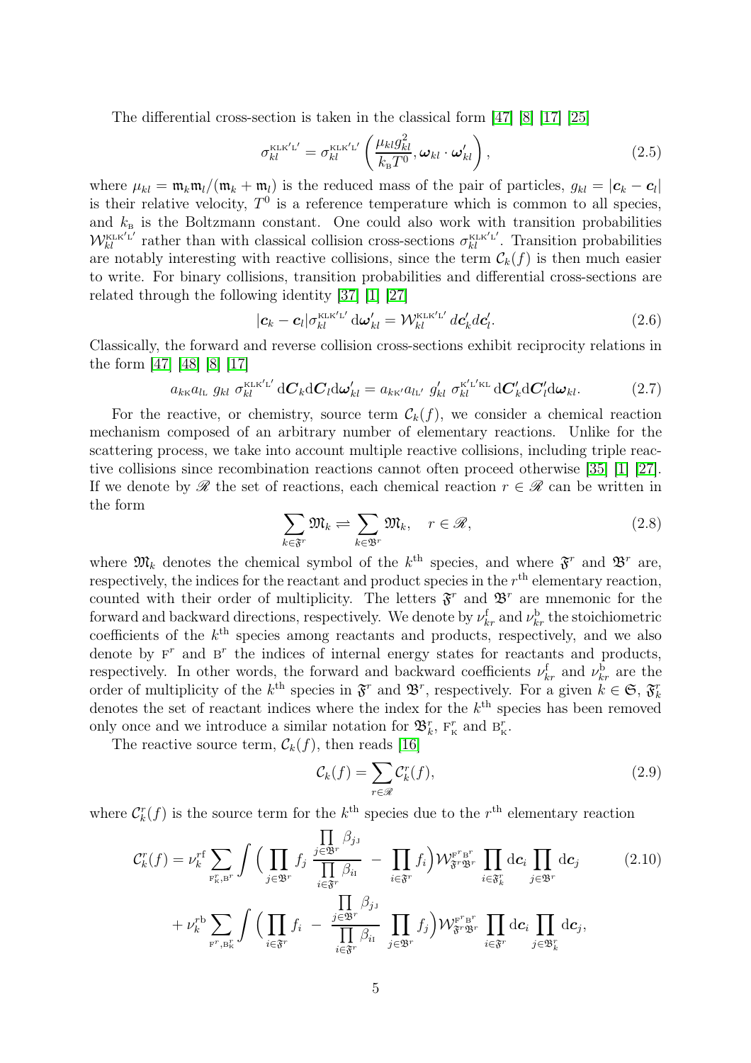The differential cross-section is taken in the classical form [47] [8] [17] [25]

$$\sigma_{kl}^{\mathrm{KLK'L'}} = \sigma_{kl}^{\mathrm{KLK'L'}}\left(\frac{\mu_{kl} g_{kl}^2}{k_{\mathrm{B}} T^0}, \boldsymbol{\omega}_{kl}\cdot\boldsymbol{\omega}_{kl}'\right), \tag{2.5}$$

where $\mu_{kl} = \mathfrak{m}_k\mathfrak{m}_l/(\mathfrak{m}_k+\mathfrak{m}_l)$ is the reduced mass of the pair of particles, $g_{kl} = |\boldsymbol{c}_k - \boldsymbol{c}_l|$ is their relative velocity, $T^0$ is a reference temperature which is common to all species, and $k_{\mathrm{B}}$ is the Boltzmann constant. One could also work with transition probabilities $\mathcal{W}_{kl}^{\mathrm{KLK'L'}}$ rather than with classical collision cross-sections $\sigma_{kl}^{\mathrm{KLK'L'}}$. Transition probabilities are notably interesting with reactive collisions, since the term $\mathcal{C}_k(f)$ is then much easier to write. For binary collisions, transition probabilities and differential cross-sections are related through the following identity [37] [1] [27]

$$|\boldsymbol{c}_k - \boldsymbol{c}_l|\sigma_{kl}^{\mathrm{KLK'L'}}\,\mathrm{d}\boldsymbol{\omega}_{kl}' = \mathcal{W}_{kl}^{\mathrm{KLK'L'}}\,d\boldsymbol{c}_k' d\boldsymbol{c}_l'. \tag{2.6}$$

Classically, the forward and reverse collision cross-sections exhibit reciprocity relations in the form [47] [48] [8] [17]

$$a_{k\mathrm{K}} a_{l\mathrm{L}}\; g_{kl}\; \sigma_{kl}^{\mathrm{KLK'L'}}\,\mathrm{d}\boldsymbol{C}_k \mathrm{d}\boldsymbol{C}_l \mathrm{d}\boldsymbol{\omega}_{kl}' = a_{k\mathrm{K'}} a_{l\mathrm{L'}}\; g_{kl}'\; \sigma_{kl}^{\mathrm{K'L'KL}}\,\mathrm{d}\boldsymbol{C}_k' \mathrm{d}\boldsymbol{C}_l' \mathrm{d}\boldsymbol{\omega}_{kl}. \tag{2.7}$$

For the reactive, or chemistry, source term $\mathcal{C}_k(f)$, we consider a chemical reaction mechanism composed of an arbitrary number of elementary reactions. Unlike for the scattering process, we take into account multiple reactive collisions, including triple reactive collisions since recombination reactions cannot often proceed otherwise [35] [1] [27]. If we denote by $\mathscr{R}$ the set of reactions, each chemical reaction $r \in \mathscr{R}$ can be written in the form

$$\sum_{k\in\mathfrak{F}^r} \mathfrak{M}_k \rightleftharpoons \sum_{k\in\mathfrak{B}^r} \mathfrak{M}_k, \quad r\in\mathscr{R}, \tag{2.8}$$

where $\mathfrak{M}_k$ denotes the chemical symbol of the $k^{\mathrm{th}}$ species, and where $\mathfrak{F}^r$ and $\mathfrak{B}^r$ are, respectively, the indices for the reactant and product species in the $r^{\mathrm{th}}$ elementary reaction, counted with their order of multiplicity. The letters $\mathfrak{F}^r$ and $\mathfrak{B}^r$ are mnemonic for the forward and backward directions, respectively. We denote by $\nu_{kr}^{\mathrm{f}}$ and $\nu_{kr}^{\mathrm{b}}$ the stoichiometric coefficients of the $k^{\mathrm{th}}$ species among reactants and products, respectively, and we also denote by $\mathrm{F}^r$ and $\mathrm{B}^r$ the indices of internal energy states for reactants and products, respectively. In other words, the forward and backward coefficients $\nu_{kr}^{\mathrm{f}}$ and $\nu_{kr}^{\mathrm{b}}$ are the order of multiplicity of the $k^{\mathrm{th}}$ species in $\mathfrak{F}^r$ and $\mathfrak{B}^r$, respectively. For a given $k\in\mathfrak{S}$, $\mathfrak{F}_k^r$ denotes the set of reactant indices where the index for the $k^{\mathrm{th}}$ species has been removed only once and we introduce a similar notation for $\mathfrak{B}_k^r$, $\mathrm{F}_{\mathrm{K}}^r$ and $\mathrm{B}_{\mathrm{K}}^r$.

The reactive source term, $\mathcal{C}_k(f)$, then reads [16]

$$\mathcal{C}_k(f) = \sum_{r\in\mathscr{R}} \mathcal{C}_k^r(f), \tag{2.9}$$

where $\mathcal{C}_k^r(f)$ is the source term for the $k^{\mathrm{th}}$ species due to the $r^{\mathrm{th}}$ elementary reaction

$$\begin{aligned}
\mathcal{C}_k^r(f) = {}& \nu_k^{r\mathrm{f}} \sum_{\mathrm{F}_{\mathrm{K}}^r,\mathrm{B}^r} \int \Big( \prod_{j\in\mathfrak{B}^r} f_j \, \frac{\prod_{j\in\mathfrak{B}^r}\beta_{j\mathrm{J}}}{\prod_{i\in\mathfrak{F}^r}\beta_{i\mathrm{I}}} \;-\; \prod_{i\in\mathfrak{F}^r} f_i \Big) \mathcal{W}_{\mathfrak{F}^r\mathfrak{B}^r}^{\mathrm{F}^r\mathrm{B}^r} \prod_{i\in\mathfrak{F}_k^r} \mathrm{d}\boldsymbol{c}_i \prod_{j\in\mathfrak{B}^r} \mathrm{d}\boldsymbol{c}_j \\
& + \nu_k^{r\mathrm{b}} \sum_{\mathrm{F}^r,\mathrm{B}_{\mathrm{K}}^r} \int \Big( \prod_{i\in\mathfrak{F}^r} f_i \;-\; \frac{\prod_{j\in\mathfrak{B}^r}\beta_{j\mathrm{J}}}{\prod_{i\in\mathfrak{F}^r}\beta_{i\mathrm{I}}} \prod_{j\in\mathfrak{B}^r} f_j \Big) \mathcal{W}_{\mathfrak{F}^r\mathfrak{B}^r}^{\mathrm{F}^r\mathrm{B}^r} \prod_{i\in\mathfrak{F}^r} \mathrm{d}\boldsymbol{c}_i \prod_{j\in\mathfrak{B}_k^r} \mathrm{d}\boldsymbol{c}_j,
\end{aligned} \tag{2.10}$$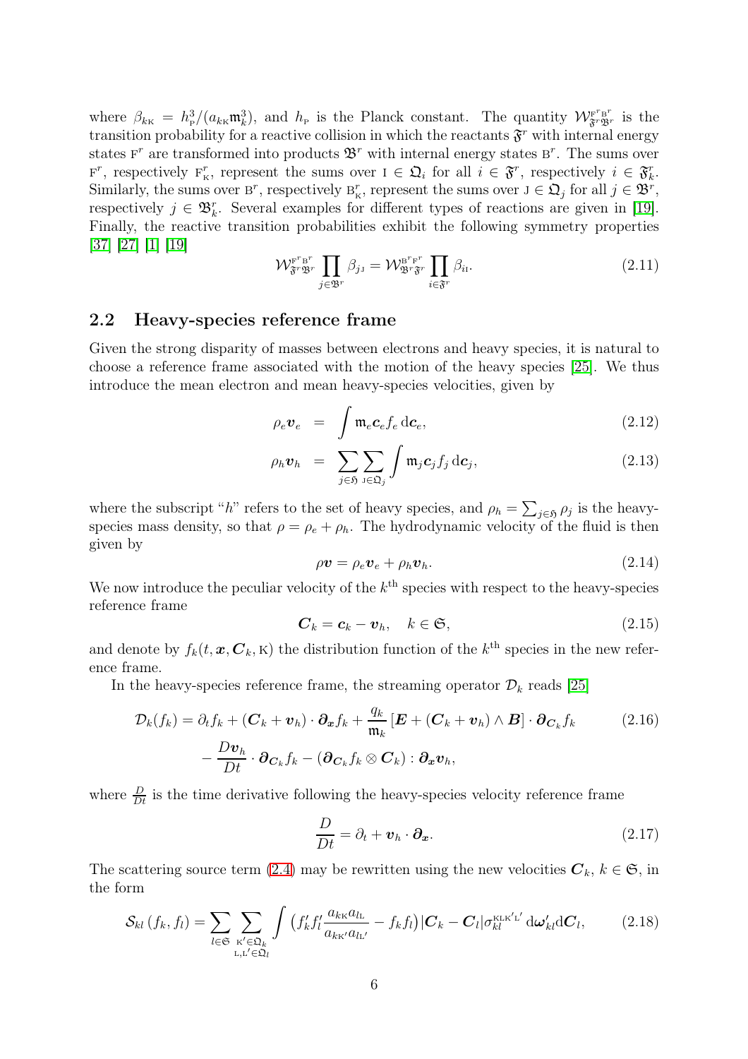where $\beta_{k\mathrm{K}} = h_{\mathrm{P}}^3/(a_{k\mathrm{K}}\mathfrak{m}_k^3)$, and $h_{\mathrm{P}}$ is the Planck constant. The quantity $\mathcal{W}_{\mathfrak{F}^r\mathfrak{B}^r}^{\mathrm{F}^r\mathrm{B}^r}$ is the transition probability for a reactive collision in which the reactants $\mathfrak{F}^r$ with internal energy states $\mathrm{F}^r$ are transformed into products $\mathfrak{B}^r$ with internal energy states $\mathrm{B}^r$. The sums over $\mathrm{F}^r$, respectively $\mathrm{F}_{\mathrm{K}}^r$, represent the sums over $\mathrm{I} \in \mathfrak{Q}_i$ for all $i \in \mathfrak{F}^r$, respectively $i \in \mathfrak{F}_k^r$. Similarly, the sums over $\mathrm{B}^r$, respectively $\mathrm{B}_{\mathrm{K}}^r$, represent the sums over $\mathrm{J} \in \mathfrak{Q}_j$ for all $j \in \mathfrak{B}^r$, respectively $j \in \mathfrak{B}_k^r$. Several examples for different types of reactions are given in [19]. Finally, the reactive transition probabilities exhibit the following symmetry properties [37] [27] [1] [19]

$$\mathcal{W}_{\mathfrak{F}^r\mathfrak{B}^r}^{\mathrm{F}^r\mathrm{B}^r} \prod_{j\in\mathfrak{B}^r} \beta_{j\mathrm{J}} = \mathcal{W}_{\mathfrak{B}^r\mathfrak{F}^r}^{\mathrm{B}^r\mathrm{F}^r} \prod_{i\in\mathfrak{F}^r} \beta_{i\mathrm{I}}. \tag{2.11}$$

## 2.2 Heavy-species reference frame

Given the strong disparity of masses between electrons and heavy species, it is natural to choose a reference frame associated with the motion of the heavy species [25]. We thus introduce the mean electron and mean heavy-species velocities, given by

$$\rho_e \boldsymbol{v}_e = \int \mathfrak{m}_e \boldsymbol{c}_e f_e \,\mathrm{d}\boldsymbol{c}_e, \tag{2.12}$$

$$\rho_h \boldsymbol{v}_h = \sum_{j\in\mathfrak{H}} \sum_{\mathrm{J}\in\mathfrak{Q}_j} \int \mathfrak{m}_j \boldsymbol{c}_j f_j \,\mathrm{d}\boldsymbol{c}_j, \tag{2.13}$$

where the subscript "$h$" refers to the set of heavy species, and $\rho_h = \sum_{j\in\mathfrak{H}} \rho_j$ is the heavy-species mass density, so that $\rho = \rho_e + \rho_h$. The hydrodynamic velocity of the fluid is then given by

$$\rho \boldsymbol{v} = \rho_e \boldsymbol{v}_e + \rho_h \boldsymbol{v}_h. \tag{2.14}$$

We now introduce the peculiar velocity of the $k^{\text{th}}$ species with respect to the heavy-species reference frame

$$\boldsymbol{C}_k = \boldsymbol{c}_k - \boldsymbol{v}_h, \quad k \in \mathfrak{S}, \tag{2.15}$$

and denote by $f_k(t, \boldsymbol{x}, \boldsymbol{C}_k, \mathrm{K})$ the distribution function of the $k^{\text{th}}$ species in the new reference frame.

In the heavy-species reference frame, the streaming operator $\mathcal{D}_k$ reads [25]

$$\begin{aligned}\mathcal{D}_k(f_k) = \partial_t f_k + (\boldsymbol{C}_k + \boldsymbol{v}_h)\cdot\boldsymbol{\partial_x} f_k + \frac{q_k}{\mathfrak{m}_k}\left[\boldsymbol{E} + (\boldsymbol{C}_k + \boldsymbol{v}_h)\wedge\boldsymbol{B}\right]\cdot\boldsymbol{\partial}_{\boldsymbol{C}_k} f_k \\ - \frac{D\boldsymbol{v}_h}{Dt}\cdot\boldsymbol{\partial}_{\boldsymbol{C}_k} f_k - (\boldsymbol{\partial}_{\boldsymbol{C}_k} f_k \otimes \boldsymbol{C}_k) : \boldsymbol{\partial_x}\boldsymbol{v}_h,\end{aligned} \tag{2.16}$$

where $\frac{D}{Dt}$ is the time derivative following the heavy-species velocity reference frame

$$\frac{D}{Dt} = \partial_t + \boldsymbol{v}_h \cdot \boldsymbol{\partial_x}. \tag{2.17}$$

The scattering source term (2.4) may be rewritten using the new velocities $\boldsymbol{C}_k$, $k \in \mathfrak{S}$, in the form

$$\mathcal{S}_{kl}\left(f_k, f_l\right) = \sum_{l\in\mathfrak{S}} \sum_{\substack{\mathrm{K}'\in\mathfrak{Q}_k \\ \mathrm{L},\mathrm{L}'\in\mathfrak{Q}_l}} \int \left(f_k' f_l' \frac{a_{k\mathrm{K}} a_{l\mathrm{L}}}{a_{k\mathrm{K}'} a_{l\mathrm{L}'}} - f_k f_l\right) |\boldsymbol{C}_k - \boldsymbol{C}_l| \sigma_{kl}^{\mathrm{KLK'L'}} \,\mathrm{d}\boldsymbol{\omega}_{kl}' \mathrm{d}\boldsymbol{C}_l, \tag{2.18}$$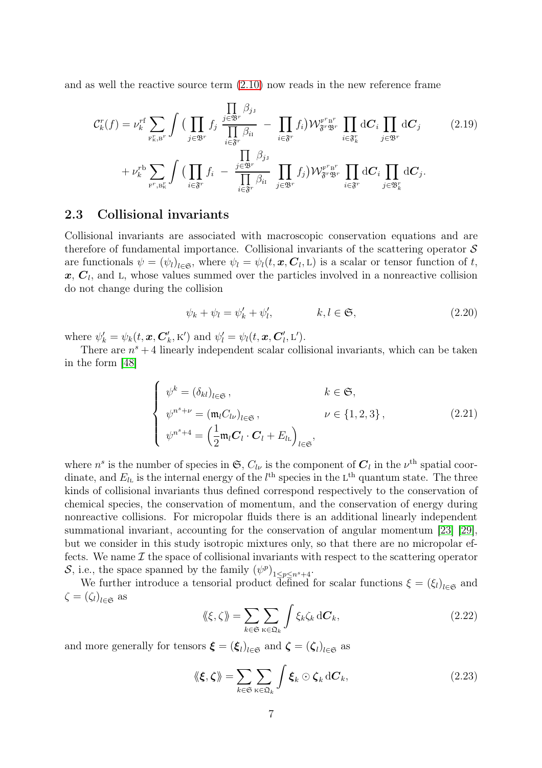and as well the reactive source term (2.10) now reads in the new reference frame

$$
\begin{aligned}
\mathcal{C}_k^r(f) = \nu_k^{r\mathrm{f}} \sum_{\mathrm{F}_{\mathrm{K}}^r,\mathrm{B}^r} \int \Big( \prod_{j\in\mathfrak{B}^r} f_j \, \frac{\prod\limits_{j\in\mathfrak{B}^r} \beta_{j_\mathrm{J}}}{\prod\limits_{i\in\mathfrak{F}^r} \beta_{i_\mathrm{I}}} \; - \; \prod_{i\in\mathfrak{F}^r} f_i \Big) \mathcal{W}_{\mathfrak{F}^r\mathfrak{B}^r}^{\mathrm{F}^r\mathrm{B}^r} \prod_{i\in\mathfrak{F}_k^r} \mathrm{d}\boldsymbol{C}_i \prod_{j\in\mathfrak{B}^r} \mathrm{d}\boldsymbol{C}_j \\
+ \, \nu_k^{r\mathrm{b}} \sum_{\mathrm{F}^r,\mathrm{B}_{\mathrm{K}}^r} \int \Big( \prod_{i\in\mathfrak{F}^r} f_i \; - \; \frac{\prod\limits_{j\in\mathfrak{B}^r} \beta_{j_\mathrm{J}}}{\prod\limits_{i\in\mathfrak{F}^r} \beta_{i_\mathrm{I}}} \; \prod_{j\in\mathfrak{B}^r} f_j \Big) \mathcal{W}_{\mathfrak{F}^r\mathfrak{B}^r}^{\mathrm{F}^r\mathrm{B}^r} \prod_{i\in\mathfrak{F}^r} \mathrm{d}\boldsymbol{C}_i \prod_{j\in\mathfrak{B}_k^r} \mathrm{d}\boldsymbol{C}_j.
\end{aligned}
\tag{2.19}
$$

## 2.3 Collisional invariants

Collisional invariants are associated with macroscopic conservation equations and are therefore of fundamental importance. Collisional invariants of the scattering operator $\mathcal{S}$ are functionals $\psi = (\psi_l)_{l\in\mathfrak{S}}$, where $\psi_l = \psi_l(t, \boldsymbol{x}, \boldsymbol{C}_l, \mathrm{L})$ is a scalar or tensor function of $t$, $\boldsymbol{x}$, $\boldsymbol{C}_l$, and $\mathrm{L}$, whose values summed over the particles involved in a nonreactive collision do not change during the collision

$$
\psi_k + \psi_l = \psi_k' + \psi_l', \qquad\qquad k, l \in \mathfrak{S}, \tag{2.20}
$$

where $\psi_k' = \psi_k(t, \boldsymbol{x}, \boldsymbol{C}_k', \mathrm{K}')$ and $\psi_l' = \psi_l(t, \boldsymbol{x}, \boldsymbol{C}_l', \mathrm{L}')$.

There are $n^s + 4$ linearly independent scalar collisional invariants, which can be taken in the form [48]

$$
\begin{cases}
\psi^k = (\delta_{kl})_{l\in\mathfrak{S}}\,, & k \in \mathfrak{S}, \\
\psi^{n^s+\nu} = (\mathfrak{m}_l C_{l\nu})_{l\in\mathfrak{S}}\,, & \nu \in \{1, 2, 3\}\,, \\
\psi^{n^s+4} = \Big(\dfrac{1}{2}\mathfrak{m}_l \boldsymbol{C}_l \cdot \boldsymbol{C}_l + E_{l\mathrm{L}}\Big)_{l\in\mathfrak{S}}, &
\end{cases}
\tag{2.21}
$$

where $n^s$ is the number of species in $\mathfrak{S}$, $C_{l\nu}$ is the component of $\boldsymbol{C}_l$ in the $\nu^{\text{th}}$ spatial coordinate, and $E_{l\mathrm{L}}$ is the internal energy of the $l^{\text{th}}$ species in the $\mathrm{L}^{\text{th}}$ quantum state. The three kinds of collisional invariants thus defined correspond respectively to the conservation of chemical species, the conservation of momentum, and the conservation of energy during nonreactive collisions. For micropolar fluids there is an additional linearly independent summational invariant, accounting for the conservation of angular momentum [23] [29], but we consider in this study isotropic mixtures only, so that there are no micropolar effects. We name $\mathcal{I}$ the space of collisional invariants with respect to the scattering operator $\mathcal{S}$, i.e., the space spanned by the family $(\psi^p)_{1\leq p\leq n^s+4}$.

We further introduce a tensorial product defined for scalar functions $\xi = (\xi_l)_{l\in\mathfrak{S}}$ and $\zeta = (\zeta_l)_{l\in\mathfrak{S}}$ as

$$
\langle\!\langle \xi, \zeta \rangle\!\rangle = \sum_{k\in\mathfrak{S}} \sum_{\mathrm{K}\in\mathfrak{Q}_k} \int \xi_k \zeta_k \, \mathrm{d}\boldsymbol{C}_k, \tag{2.22}
$$

and more generally for tensors $\boldsymbol{\xi} = (\boldsymbol{\xi}_l)_{l\in\mathfrak{S}}$ and $\boldsymbol{\zeta} = (\boldsymbol{\zeta}_l)_{l\in\mathfrak{S}}$ as

$$
\langle\!\langle \boldsymbol{\xi}, \boldsymbol{\zeta} \rangle\!\rangle = \sum_{k\in\mathfrak{S}} \sum_{\mathrm{K}\in\mathfrak{Q}_k} \int \boldsymbol{\xi}_k \odot \boldsymbol{\zeta}_k \, \mathrm{d}\boldsymbol{C}_k, \tag{2.23}
$$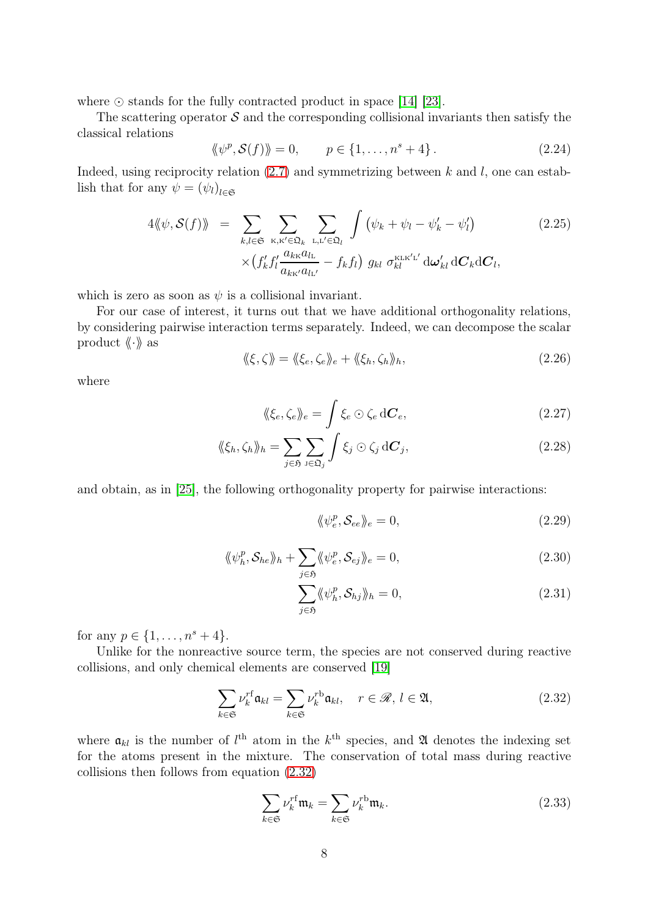where $\odot$ stands for the fully contracted product in space [14] [23].

The scattering operator $\mathcal{S}$ and the corresponding collisional invariants then satisfy the classical relations

$$\langle\!\langle \psi^p, \mathcal{S}(f) \rangle\!\rangle = 0, \qquad p \in \{1, \ldots, n^s + 4\}. \tag{2.24}$$

Indeed, using reciprocity relation (2.7) and symmetrizing between $k$ and $l$, one can establish that for any $\psi = (\psi_l)_{l \in \mathfrak{S}}$

$$\begin{aligned} 4\langle\!\langle \psi, \mathcal{S}(f) \rangle\!\rangle \;=\; & \sum_{k,l \in \mathfrak{S}} \sum_{\mathrm{K},\mathrm{K}' \in \mathfrak{Q}_k} \sum_{\mathrm{L},\mathrm{L}' \in \mathfrak{Q}_l} \int \big(\psi_k + \psi_l - \psi_k' - \psi_l'\big) \\ & \times \big(f_k' f_l' \frac{a_{k\mathrm{K}} a_{l\mathrm{L}}}{a_{k\mathrm{K}'} a_{l\mathrm{L}'}} - f_k f_l\big) \; g_{kl} \; \sigma_{kl}^{\mathrm{KLK'L'}} \, \mathrm{d}\boldsymbol{\omega}_{kl}' \, \mathrm{d}\boldsymbol{C}_k \mathrm{d}\boldsymbol{C}_l, \end{aligned} \tag{2.25}$$

which is zero as soon as $\psi$ is a collisional invariant.

For our case of interest, it turns out that we have additional orthogonality relations, by considering pairwise interaction terms separately. Indeed, we can decompose the scalar product $\langle\!\langle \cdot \rangle\!\rangle$ as

$$\langle\!\langle \xi, \zeta \rangle\!\rangle = \langle\!\langle \xi_e, \zeta_e \rangle\!\rangle_e + \langle\!\langle \xi_h, \zeta_h \rangle\!\rangle_h, \tag{2.26}$$

where

$$\langle\!\langle \xi_e, \zeta_e \rangle\!\rangle_e = \int \xi_e \odot \zeta_e \, \mathrm{d}\boldsymbol{C}_e, \tag{2.27}$$

$$\langle\!\langle \xi_h, \zeta_h \rangle\!\rangle_h = \sum_{j \in \mathfrak{H}} \sum_{\mathrm{J} \in \mathfrak{Q}_j} \int \xi_j \odot \zeta_j \, \mathrm{d}\boldsymbol{C}_j, \tag{2.28}$$

and obtain, as in [25], the following orthogonality property for pairwise interactions:

$$\langle\!\langle \psi_e^p, \mathcal{S}_{ee} \rangle\!\rangle_e = 0, \tag{2.29}$$

$$\langle\!\langle \psi_h^p, \mathcal{S}_{he} \rangle\!\rangle_h + \sum_{j \in \mathfrak{H}} \langle\!\langle \psi_e^p, \mathcal{S}_{ej} \rangle\!\rangle_e = 0, \tag{2.30}$$

$$\sum_{j \in \mathfrak{H}} \langle\!\langle \psi_h^p, \mathcal{S}_{hj} \rangle\!\rangle_h = 0, \tag{2.31}$$

for any $p \in \{1, \ldots, n^s + 4\}$.

Unlike for the nonreactive source term, the species are not conserved during reactive collisions, and only chemical elements are conserved [19]

$$\sum_{k \in \mathfrak{S}} \nu_k^{r\mathrm{f}} \mathfrak{a}_{kl} = \sum_{k \in \mathfrak{S}} \nu_k^{r\mathrm{b}} \mathfrak{a}_{kl}, \quad r \in \mathscr{R}, \, l \in \mathfrak{A}, \tag{2.32}$$

where $\mathfrak{a}_{kl}$ is the number of $l^{\text{th}}$ atom in the $k^{\text{th}}$ species, and $\mathfrak{A}$ denotes the indexing set for the atoms present in the mixture. The conservation of total mass during reactive collisions then follows from equation (2.32)

$$\sum_{k \in \mathfrak{S}} \nu_k^{r\mathrm{f}} \mathfrak{m}_k = \sum_{k \in \mathfrak{S}} \nu_k^{r\mathrm{b}} \mathfrak{m}_k. \tag{2.33}$$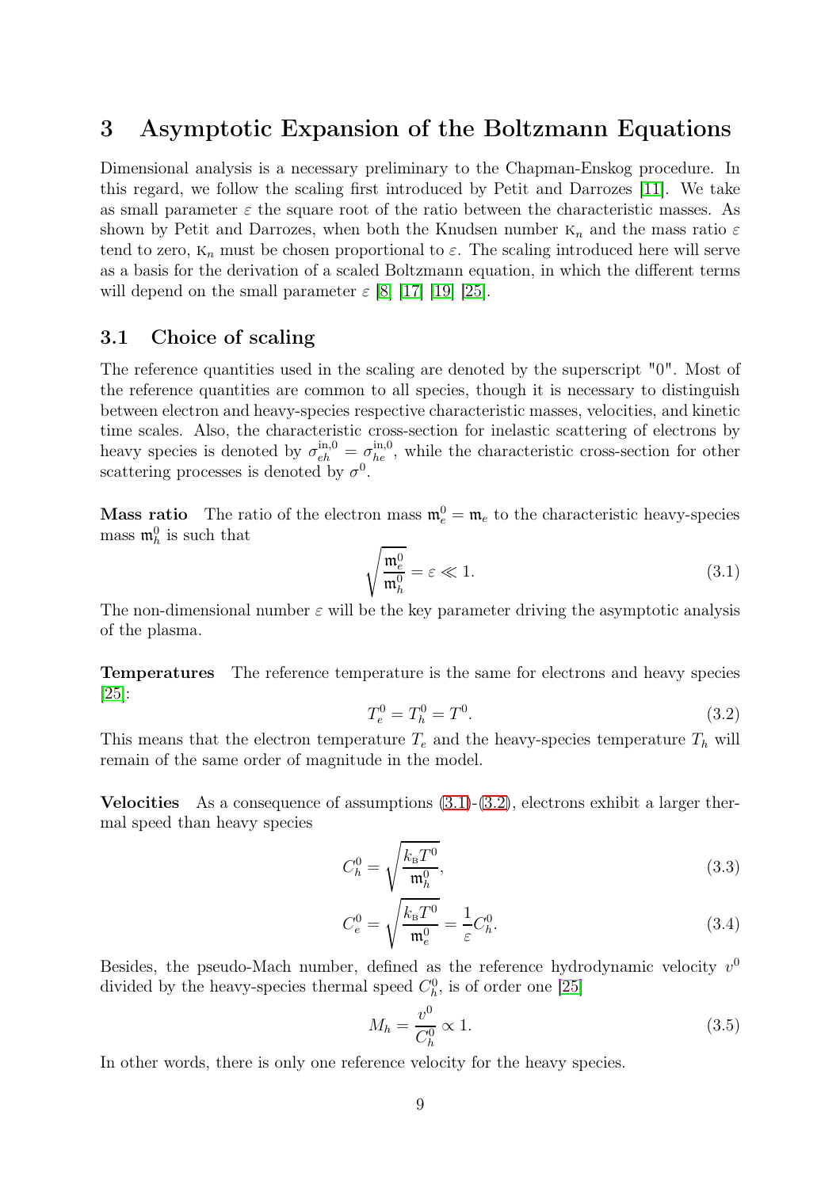# 3 Asymptotic Expansion of the Boltzmann Equations

Dimensional analysis is a necessary preliminary to the Chapman-Enskog procedure. In this regard, we follow the scaling first introduced by Petit and Darrozes [11]. We take as small parameter $\varepsilon$ the square root of the ratio between the characteristic masses. As shown by Petit and Darrozes, when both the Knudsen number $\mathrm{K}_n$ and the mass ratio $\varepsilon$ tend to zero, $\mathrm{K}_n$ must be chosen proportional to $\varepsilon$. The scaling introduced here will serve as a basis for the derivation of a scaled Boltzmann equation, in which the different terms will depend on the small parameter $\varepsilon$ [8] [17] [19] [25].

## 3.1 Choice of scaling

The reference quantities used in the scaling are denoted by the superscript "0". Most of the reference quantities are common to all species, though it is necessary to distinguish between electron and heavy-species respective characteristic masses, velocities, and kinetic time scales. Also, the characteristic cross-section for inelastic scattering of electrons by heavy species is denoted by $\sigma_{eh}^{\text{in},0} = \sigma_{he}^{\text{in},0}$, while the characteristic cross-section for other scattering processes is denoted by $\sigma^0$.

**Mass ratio** The ratio of the electron mass $\mathfrak{m}_e^0 = \mathfrak{m}_e$ to the characteristic heavy-species mass $\mathfrak{m}_h^0$ is such that

$$\sqrt{\frac{\mathfrak{m}_e^0}{\mathfrak{m}_h^0}} = \varepsilon \ll 1. \tag{3.1}$$

The non-dimensional number $\varepsilon$ will be the key parameter driving the asymptotic analysis of the plasma.

**Temperatures** The reference temperature is the same for electrons and heavy species [25]:

$$T_e^0 = T_h^0 = T^0. \tag{3.2}$$

This means that the electron temperature $T_e$ and the heavy-species temperature $T_h$ will remain of the same order of magnitude in the model.

**Velocities** As a consequence of assumptions (3.1)-(3.2), electrons exhibit a larger thermal speed than heavy species

$$C_h^0 = \sqrt{\frac{k_{\text{B}} T^0}{\mathfrak{m}_h^0}}, \tag{3.3}$$

$$C_e^0 = \sqrt{\frac{k_{\text{B}} T^0}{\mathfrak{m}_e^0}} = \frac{1}{\varepsilon} C_h^0. \tag{3.4}$$

Besides, the pseudo-Mach number, defined as the reference hydrodynamic velocity $v^0$ divided by the heavy-species thermal speed $C_h^0$, is of order one [25]

$$M_h = \frac{v^0}{C_h^0} \propto 1. \tag{3.5}$$

In other words, there is only one reference velocity for the heavy species.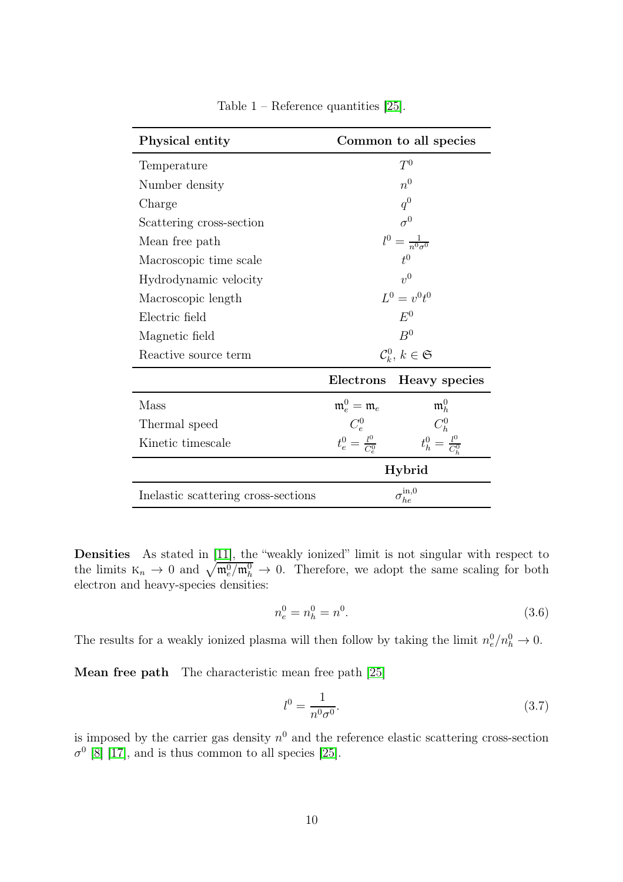Table 1 – Reference quantities [25].

| Physical entity | Common to all species | |
|---|---|---|
| Temperature | $T^0$ | |
| Number density | $n^0$ | |
| Charge | $q^0$ | |
| Scattering cross-section | $\sigma^0$ | |
| Mean free path | $l^0 = \frac{1}{n^0\sigma^0}$ | |
| Macroscopic time scale | $t^0$ | |
| Hydrodynamic velocity | $v^0$ | |
| Macroscopic length | $L^0 = v^0 t^0$ | |
| Electric field | $E^0$ | |
| Magnetic field | $B^0$ | |
| Reactive source term | $\mathcal{C}_k^0,\ k \in \mathfrak{S}$ | |
| | **Electrons** | **Heavy species** |
| Mass | $\mathfrak{m}_e^0 = \mathfrak{m}_e$ | $\mathfrak{m}_h^0$ |
| Thermal speed | $C_e^0$ | $C_h^0$ |
| Kinetic timescale | $t_e^0 = \frac{l^0}{C_e^0}$ | $t_h^0 = \frac{l^0}{C_h^0}$ |
| | **Hybrid** | |
| Inelastic scattering cross-sections | $\sigma_{he}^{\text{in},0}$ | |

**Densities** As stated in [11], the "weakly ionized" limit is not singular with respect to the limits $\mathrm{K}_n \to 0$ and $\sqrt{\mathfrak{m}_e^0/\mathfrak{m}_h^0} \to 0$. Therefore, we adopt the same scaling for both electron and heavy-species densities:

$$n_e^0 = n_h^0 = n^0. \tag{3.6}$$

The results for a weakly ionized plasma will then follow by taking the limit $n_e^0/n_h^0 \to 0$.

**Mean free path** The characteristic mean free path [25]

$$l^0 = \frac{1}{n^0\sigma^0}. \tag{3.7}$$

is imposed by the carrier gas density $n^0$ and the reference elastic scattering cross-section $\sigma^0$ [8] [17], and is thus common to all species [25].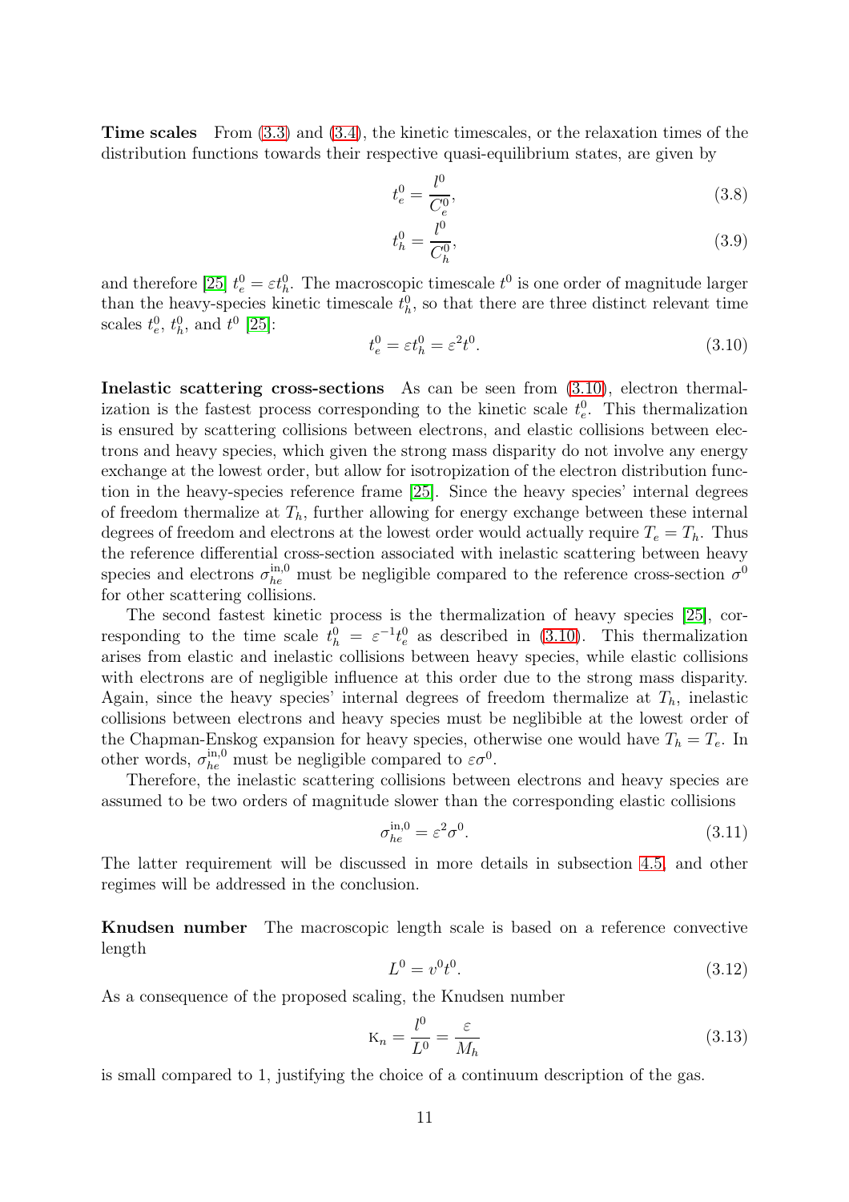**Time scales** From (3.3) and (3.4), the kinetic timescales, or the relaxation times of the distribution functions towards their respective quasi-equilibrium states, are given by

$$t_e^0 = \frac{l^0}{C_e^0}, \tag{3.8}$$

$$t_h^0 = \frac{l^0}{C_h^0}, \tag{3.9}$$

and therefore [25] $t_e^0 = \varepsilon t_h^0$. The macroscopic timescale $t^0$ is one order of magnitude larger than the heavy-species kinetic timescale $t_h^0$, so that there are three distinct relevant time scales $t_e^0$, $t_h^0$, and $t^0$ [25]:

$$t_e^0 = \varepsilon t_h^0 = \varepsilon^2 t^0. \tag{3.10}$$

**Inelastic scattering cross-sections** As can be seen from (3.10), electron thermalization is the fastest process corresponding to the kinetic scale $t_e^0$. This thermalization is ensured by scattering collisions between electrons, and elastic collisions between electrons and heavy species, which given the strong mass disparity do not involve any energy exchange at the lowest order, but allow for isotropization of the electron distribution function in the heavy-species reference frame [25]. Since the heavy species' internal degrees of freedom thermalize at $T_h$, further allowing for energy exchange between these internal degrees of freedom and electrons at the lowest order would actually require $T_e = T_h$. Thus the reference differential cross-section associated with inelastic scattering between heavy species and electrons $\sigma_{he}^{\mathrm{in},0}$ must be negligible compared to the reference cross-section $\sigma^0$ for other scattering collisions.

The second fastest kinetic process is the thermalization of heavy species [25], corresponding to the time scale $t_h^0 = \varepsilon^{-1} t_e^0$ as described in (3.10). This thermalization arises from elastic and inelastic collisions between heavy species, while elastic collisions with electrons are of negligible influence at this order due to the strong mass disparity. Again, since the heavy species' internal degrees of freedom thermalize at $T_h$, inelastic collisions between electrons and heavy species must be neglibible at the lowest order of the Chapman-Enskog expansion for heavy species, otherwise one would have $T_h = T_e$. In other words, $\sigma_{he}^{\mathrm{in},0}$ must be negligible compared to $\varepsilon\sigma^0$.

Therefore, the inelastic scattering collisions between electrons and heavy species are assumed to be two orders of magnitude slower than the corresponding elastic collisions

$$\sigma_{he}^{\mathrm{in},0} = \varepsilon^2 \sigma^0. \tag{3.11}$$

The latter requirement will be discussed in more details in subsection 4.5, and other regimes will be addressed in the conclusion.

**Knudsen number** The macroscopic length scale is based on a reference convective length

$$L^0 = v^0 t^0. \tag{3.12}$$

As a consequence of the proposed scaling, the Knudsen number

$$\mathrm{K}_n = \frac{l^0}{L^0} = \frac{\varepsilon}{M_h} \tag{3.13}$$

is small compared to 1, justifying the choice of a continuum description of the gas.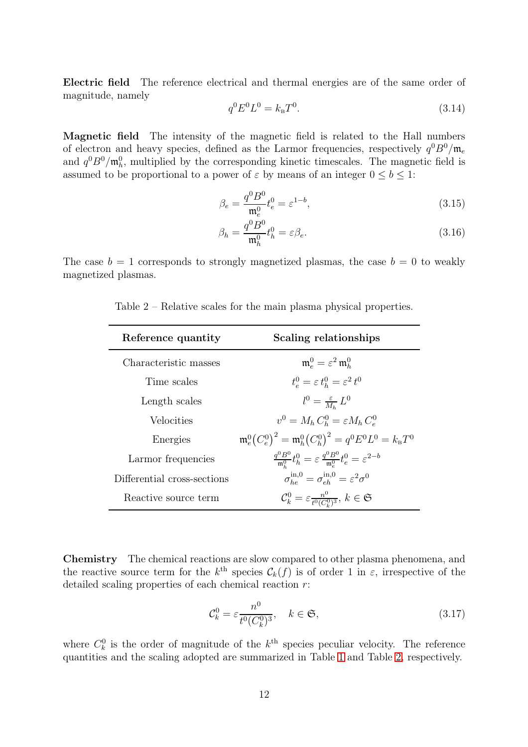**Electric field** The reference electrical and thermal energies are of the same order of magnitude, namely

$$q^0 E^0 L^0 = k_{\text{B}} T^0. \tag{3.14}$$

**Magnetic field** The intensity of the magnetic field is related to the Hall numbers of electron and heavy species, defined as the Larmor frequencies, respectively $q^0 B^0/\mathfrak{m}_e$ and $q^0 B^0/\mathfrak{m}_h^0$, multiplied by the corresponding kinetic timescales. The magnetic field is assumed to be proportional to a power of $\varepsilon$ by means of an integer $0 \leq b \leq 1$:

$$\beta_e = \frac{q^0 B^0}{\mathfrak{m}_e^0} t_e^0 = \varepsilon^{1-b}, \tag{3.15}$$

$$\beta_h = \frac{q^0 B^0}{\mathfrak{m}_h^0} t_h^0 = \varepsilon \beta_e. \tag{3.16}$$

The case $b = 1$ corresponds to strongly magnetized plasmas, the case $b = 0$ to weakly magnetized plasmas.

Table 2 – Relative scales for the main plasma physical properties.

| **Reference quantity** | **Scaling relationships** |
|---|---|
| Characteristic masses | $\mathfrak{m}_e^0 = \varepsilon^2 \, \mathfrak{m}_h^0$ |
| Time scales | $t_e^0 = \varepsilon \, t_h^0 = \varepsilon^2 \, t^0$ |
| Length scales | $l^0 = \frac{\varepsilon}{M_h} L^0$ |
| Velocities | $v^0 = M_h \, C_h^0 = \varepsilon M_h \, C_e^0$ |
| Energies | $\mathfrak{m}_e^0 \big(C_e^0\big)^2 = \mathfrak{m}_h^0 \big(C_h^0\big)^2 = q^0 E^0 L^0 = k_{\text{B}} T^0$ |
| Larmor frequencies | $\frac{q^0 B^0}{\mathfrak{m}_h^0} t_h^0 = \varepsilon \, \frac{q^0 B^0}{\mathfrak{m}_e^0} t_e^0 = \varepsilon^{2-b}$ |
| Differential cross-sections | $\sigma_{he}^{\text{in},0} = \sigma_{eh}^{\text{in},0} = \varepsilon^2 \sigma^0$ |
| Reactive source term | $\mathcal{C}_k^0 = \varepsilon \frac{n^0}{t^0 (C_k^0)^3}, \ k \in \mathfrak{S}$ |

**Chemistry** The chemical reactions are slow compared to other plasma phenomena, and the reactive source term for the $k^{\text{th}}$ species $\mathcal{C}_k(f)$ is of order 1 in $\varepsilon$, irrespective of the detailed scaling properties of each chemical reaction $r$:

$$\mathcal{C}_k^0 = \varepsilon \frac{n^0}{t^0 (C_k^0)^3}, \quad k \in \mathfrak{S}, \tag{3.17}$$

where $C_k^0$ is the order of magnitude of the $k^{\text{th}}$ species peculiar velocity. The reference quantities and the scaling adopted are summarized in Table 1 and Table 2, respectively.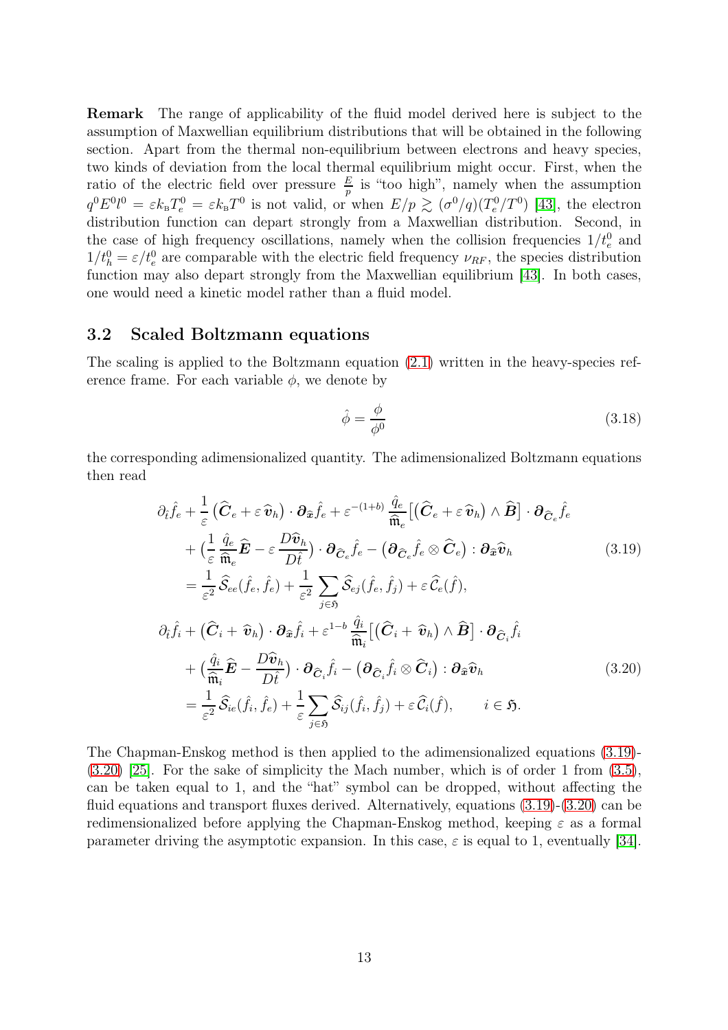**Remark** The range of applicability of the fluid model derived here is subject to the assumption of Maxwellian equilibrium distributions that will be obtained in the following section. Apart from the thermal non-equilibrium between electrons and heavy species, two kinds of deviation from the local thermal equilibrium might occur. First, when the ratio of the electric field over pressure $\frac{E}{p}$ is "too high", namely when the assumption $q^0 E^0 l^0 = \varepsilon k_{\mathrm{B}} T_e^0 = \varepsilon k_{\mathrm{B}} T^0$ is not valid, or when $E/p \gtrsim (\sigma^0/q)(T_e^0/T^0)$ [43], the electron distribution function can depart strongly from a Maxwellian distribution. Second, in the case of high frequency oscillations, namely when the collision frequencies $1/t_e^0$ and $1/t_h^0 = \varepsilon/t_e^0$ are comparable with the electric field frequency $\nu_{RF}$, the species distribution function may also depart strongly from the Maxwellian equilibrium [43]. In both cases, one would need a kinetic model rather than a fluid model.

## 3.2 Scaled Boltzmann equations

The scaling is applied to the Boltzmann equation (2.1) written in the heavy-species reference frame. For each variable $\phi$, we denote by

$$\hat{\phi} = \frac{\phi}{\phi^0} \tag{3.18}$$

the corresponding adimensionalized quantity. The adimensionalized Boltzmann equations then read

$$\begin{aligned}
&\partial_{\hat{t}} \hat{f}_e + \frac{1}{\varepsilon}\big(\widehat{\boldsymbol{C}}_e + \varepsilon\, \widehat{\boldsymbol{v}}_h\big)\cdot \boldsymbol{\partial}_{\hat{\boldsymbol{x}}} \hat{f}_e + \varepsilon^{-(1+b)}\,\frac{\hat{q}_e}{\widehat{\mathfrak{m}}_e}\big[\big(\widehat{\boldsymbol{C}}_e + \varepsilon\, \widehat{\boldsymbol{v}}_h\big)\wedge \widehat{\boldsymbol{B}}\big]\cdot \boldsymbol{\partial}_{\widehat{\boldsymbol{C}}_e} \hat{f}_e \\
&\quad + \big(\frac{1}{\varepsilon}\,\frac{\hat{q}_e}{\widehat{\mathfrak{m}}_e}\widehat{\boldsymbol{E}} - \varepsilon\,\frac{D\widehat{\boldsymbol{v}}_h}{D\hat{t}}\big)\cdot \boldsymbol{\partial}_{\widehat{\boldsymbol{C}}_e} \hat{f}_e - \big(\boldsymbol{\partial}_{\widehat{\boldsymbol{C}}_e} \hat{f}_e \otimes \widehat{\boldsymbol{C}}_e\big) : \boldsymbol{\partial}_{\hat{\boldsymbol{x}}} \widehat{\boldsymbol{v}}_h \\
&\quad = \frac{1}{\varepsilon^2}\,\widehat{\mathcal{S}}_{ee}(\hat{f}_e, \hat{f}_e) + \frac{1}{\varepsilon^2}\sum_{j\in\mathfrak{H}} \widehat{\mathcal{S}}_{ej}(\hat{f}_e, \hat{f}_j) + \varepsilon\, \widehat{\mathcal{C}}_e(\hat{f}),
\end{aligned} \tag{3.19}$$

$$\begin{aligned}
&\partial_{\hat{t}} \hat{f}_i + \big(\widehat{\boldsymbol{C}}_i + \widehat{\boldsymbol{v}}_h\big)\cdot \boldsymbol{\partial}_{\hat{\boldsymbol{x}}} \hat{f}_i + \varepsilon^{1-b}\,\frac{\hat{q}_i}{\widehat{\mathfrak{m}}_i}\big[\big(\widehat{\boldsymbol{C}}_i + \widehat{\boldsymbol{v}}_h\big)\wedge \widehat{\boldsymbol{B}}\big]\cdot \boldsymbol{\partial}_{\widehat{\boldsymbol{C}}_i} \hat{f}_i \\
&\quad + \big(\frac{\hat{q}_i}{\widehat{\mathfrak{m}}_i}\widehat{\boldsymbol{E}} - \frac{D\widehat{\boldsymbol{v}}_h}{D\hat{t}}\big)\cdot \boldsymbol{\partial}_{\widehat{\boldsymbol{C}}_i} \hat{f}_i - \big(\boldsymbol{\partial}_{\widehat{\boldsymbol{C}}_i} \hat{f}_i \otimes \widehat{\boldsymbol{C}}_i\big) : \boldsymbol{\partial}_{\hat{\boldsymbol{x}}} \widehat{\boldsymbol{v}}_h \\
&\quad = \frac{1}{\varepsilon^2}\,\widehat{\mathcal{S}}_{ie}(\hat{f}_i, \hat{f}_e) + \frac{1}{\varepsilon}\sum_{j\in\mathfrak{H}} \widehat{\mathcal{S}}_{ij}(\hat{f}_i, \hat{f}_j) + \varepsilon\, \widehat{\mathcal{C}}_i(\hat{f}), \qquad i \in \mathfrak{H}.
\end{aligned} \tag{3.20}$$

The Chapman-Enskog method is then applied to the adimensionalized equations (3.19)-(3.20) [25]. For the sake of simplicity the Mach number, which is of order 1 from (3.5), can be taken equal to 1, and the "hat" symbol can be dropped, without affecting the fluid equations and transport fluxes derived. Alternatively, equations (3.19)-(3.20) can be redimensionalized before applying the Chapman-Enskog method, keeping $\varepsilon$ as a formal parameter driving the asymptotic expansion. In this case, $\varepsilon$ is equal to 1, eventually [34].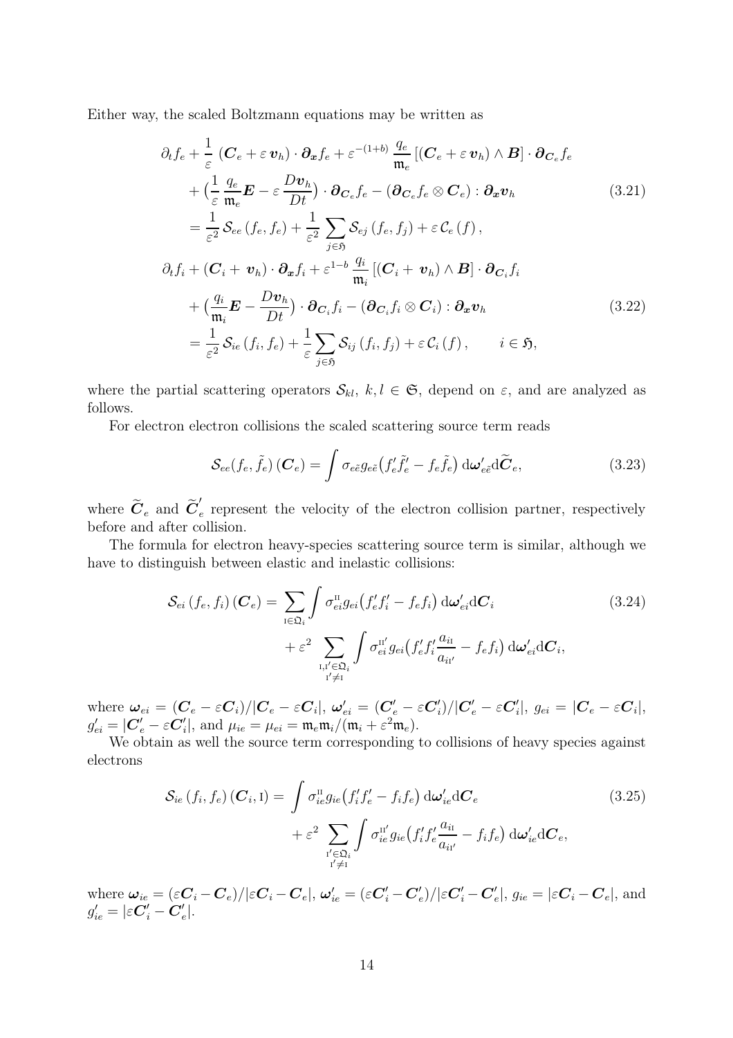Either way, the scaled Boltzmann equations may be written as

$$
\begin{aligned}
&\partial_t f_e + \frac{1}{\varepsilon}\,(\boldsymbol{C}_e + \varepsilon\,\boldsymbol{v}_h)\cdot\boldsymbol{\partial_x} f_e + \varepsilon^{-(1+b)}\,\frac{q_e}{\mathfrak{m}_e}\,[(\boldsymbol{C}_e + \varepsilon\,\boldsymbol{v}_h)\wedge\boldsymbol{B}]\cdot\boldsymbol{\partial}_{\boldsymbol{C}_e} f_e \\
&\qquad + \Big(\frac{1}{\varepsilon}\,\frac{q_e}{\mathfrak{m}_e}\boldsymbol{E} - \varepsilon\,\frac{D\boldsymbol{v}_h}{Dt}\Big)\cdot\boldsymbol{\partial}_{\boldsymbol{C}_e} f_e - (\boldsymbol{\partial}_{\boldsymbol{C}_e} f_e\otimes\boldsymbol{C}_e):\boldsymbol{\partial_x}\boldsymbol{v}_h \\
&\qquad = \frac{1}{\varepsilon^2}\,\mathcal{S}_{ee}\,(f_e,f_e) + \frac{1}{\varepsilon^2}\,\sum_{j\in\mathfrak{H}}\mathcal{S}_{ej}\,(f_e,f_j) + \varepsilon\,\mathcal{C}_e\,(f)\,,
\end{aligned}
\tag{3.21}
$$

$$
\begin{aligned}
&\partial_t f_i + (\boldsymbol{C}_i + \boldsymbol{v}_h)\cdot\boldsymbol{\partial_x} f_i + \varepsilon^{1-b}\,\frac{q_i}{\mathfrak{m}_i}\,[(\boldsymbol{C}_i + \boldsymbol{v}_h)\wedge\boldsymbol{B}]\cdot\boldsymbol{\partial}_{\boldsymbol{C}_i} f_i \\
&\qquad + \Big(\frac{q_i}{\mathfrak{m}_i}\boldsymbol{E} - \frac{D\boldsymbol{v}_h}{Dt}\Big)\cdot\boldsymbol{\partial}_{\boldsymbol{C}_i} f_i - (\boldsymbol{\partial}_{\boldsymbol{C}_i} f_i\otimes\boldsymbol{C}_i):\boldsymbol{\partial_x}\boldsymbol{v}_h \\
&\qquad = \frac{1}{\varepsilon^2}\,\mathcal{S}_{ie}\,(f_i,f_e) + \frac{1}{\varepsilon}\sum_{j\in\mathfrak{H}}\mathcal{S}_{ij}\,(f_i,f_j) + \varepsilon\,\mathcal{C}_i\,(f)\,, \qquad i\in\mathfrak{H},
\end{aligned}
\tag{3.22}
$$

where the partial scattering operators $\mathcal{S}_{kl}$, $k,l\in\mathfrak{S}$, depend on $\varepsilon$, and are analyzed as follows.

For electron electron collisions the scaled scattering source term reads

$$
\mathcal{S}_{ee}(f_e,\tilde{f}_e)\,(\boldsymbol{C}_e) = \int \sigma_{e\tilde{e}}\,g_{e\tilde{e}}\big(f_e'\tilde{f}_e' - f_e\tilde{f}_e\big)\,\mathrm{d}\boldsymbol{\omega}_{e\tilde{e}}'\mathrm{d}\widetilde{\boldsymbol{C}}_e,
\tag{3.23}
$$

where $\widetilde{\boldsymbol{C}}_e$ and $\widetilde{\boldsymbol{C}}_e'$ represent the velocity of the electron collision partner, respectively before and after collision.

The formula for electron heavy-species scattering source term is similar, although we have to distinguish between elastic and inelastic collisions:

$$
\begin{aligned}
\mathcal{S}_{ei}\,(f_e,f_i)\,(\boldsymbol{C}_e) = &\sum_{\mathrm{I}\in\mathfrak{Q}_i}\int \sigma_{ei}^{\mathrm{II}}\,g_{ei}\big(f_e'f_i' - f_ef_i\big)\,\mathrm{d}\boldsymbol{\omega}_{ei}'\mathrm{d}\boldsymbol{C}_i \\
&+ \varepsilon^2\sum_{\substack{\mathrm{I},\mathrm{I}'\in\mathfrak{Q}_i\\ \mathrm{I}'\neq\mathrm{I}}}\int \sigma_{ei}^{\mathrm{II}'}\,g_{ei}\big(f_e'f_i'\frac{a_{i\mathrm{I}}}{a_{i\mathrm{I}'}} - f_ef_i\big)\,\mathrm{d}\boldsymbol{\omega}_{ei}'\mathrm{d}\boldsymbol{C}_i,
\end{aligned}
\tag{3.24}
$$

where $\boldsymbol{\omega}_{ei} = (\boldsymbol{C}_e - \varepsilon\boldsymbol{C}_i)/|\boldsymbol{C}_e - \varepsilon\boldsymbol{C}_i|$, $\boldsymbol{\omega}_{ei}' = (\boldsymbol{C}_e' - \varepsilon\boldsymbol{C}_i')/|\boldsymbol{C}_e' - \varepsilon\boldsymbol{C}_i'|$, $g_{ei} = |\boldsymbol{C}_e - \varepsilon\boldsymbol{C}_i|$, $g_{ei}' = |\boldsymbol{C}_e' - \varepsilon\boldsymbol{C}_i'|$, and $\mu_{ie} = \mu_{ei} = \mathfrak{m}_e\mathfrak{m}_i/(\mathfrak{m}_i + \varepsilon^2\mathfrak{m}_e)$.

We obtain as well the source term corresponding to collisions of heavy species against electrons

$$
\begin{aligned}
\mathcal{S}_{ie}\,(f_i,f_e)\,(\boldsymbol{C}_i,\mathrm{I}) = &\int \sigma_{ie}^{\mathrm{II}}\,g_{ie}\big(f_i'f_e' - f_if_e\big)\,\mathrm{d}\boldsymbol{\omega}_{ie}'\mathrm{d}\boldsymbol{C}_e \\
&+ \varepsilon^2\sum_{\substack{\mathrm{I}'\in\mathfrak{Q}_i\\ \mathrm{I}'\neq\mathrm{I}}}\int \sigma_{ie}^{\mathrm{II}'}\,g_{ie}\big(f_i'f_e'\frac{a_{i\mathrm{I}}}{a_{i\mathrm{I}'}} - f_if_e\big)\,\mathrm{d}\boldsymbol{\omega}_{ie}'\mathrm{d}\boldsymbol{C}_e,
\end{aligned}
\tag{3.25}
$$

where $\boldsymbol{\omega}_{ie} = (\varepsilon\boldsymbol{C}_i - \boldsymbol{C}_e)/|\varepsilon\boldsymbol{C}_i - \boldsymbol{C}_e|$, $\boldsymbol{\omega}_{ie}' = (\varepsilon\boldsymbol{C}_i' - \boldsymbol{C}_e')/|\varepsilon\boldsymbol{C}_i' - \boldsymbol{C}_e'|$, $g_{ie} = |\varepsilon\boldsymbol{C}_i - \boldsymbol{C}_e|$, and $g_{ie}' = |\varepsilon\boldsymbol{C}_i' - \boldsymbol{C}_e'|$.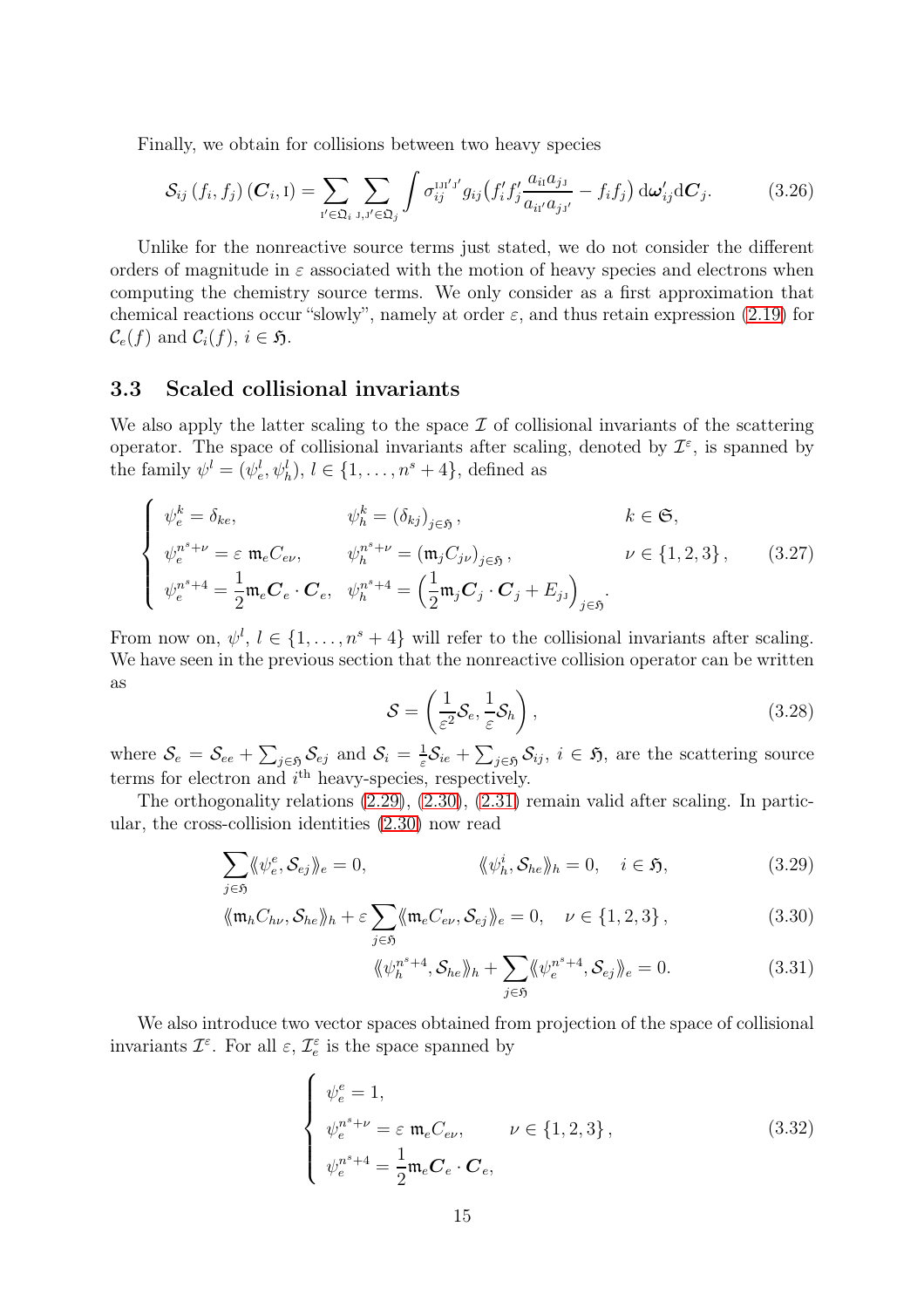Finally, we obtain for collisions between two heavy species

$$\mathcal{S}_{ij}\left(f_i, f_j\right)\left(\boldsymbol{C}_i, \mathrm{I}\right) = \sum_{\mathrm{I}' \in \mathfrak{Q}_i} \sum_{\mathrm{J}, \mathrm{J}' \in \mathfrak{Q}_j} \int \sigma_{ij}^{\mathrm{IJI}'\mathrm{J}'} g_{ij} \big( f_i' f_j' \frac{a_{i\mathrm{I}} a_{j\mathrm{J}}}{a_{i\mathrm{I}'} a_{j\mathrm{J}'}} - f_i f_j \big) \, \mathrm{d}\boldsymbol{\omega}_{ij}' \mathrm{d}\boldsymbol{C}_j. \tag{3.26}$$

Unlike for the nonreactive source terms just stated, we do not consider the different orders of magnitude in $\varepsilon$ associated with the motion of heavy species and electrons when computing the chemistry source terms. We only consider as a first approximation that chemical reactions occur "slowly", namely at order $\varepsilon$, and thus retain expression (2.19) for $\mathcal{C}_e(f)$ and $\mathcal{C}_i(f)$, $i \in \mathfrak{H}$.

## 3.3 Scaled collisional invariants

We also apply the latter scaling to the space $\mathcal{I}$ of collisional invariants of the scattering operator. The space of collisional invariants after scaling, denoted by $\mathcal{I}^\varepsilon$, is spanned by the family $\psi^l = (\psi_e^l, \psi_h^l)$, $l \in \{1, \ldots, n^s + 4\}$, defined as

$$\begin{cases} \psi_e^k = \delta_{ke}, & \psi_h^k = \left(\delta_{kj}\right)_{j \in \mathfrak{H}}, \qquad\qquad\qquad k \in \mathfrak{S}, \\ \psi_e^{n^s+\nu} = \varepsilon \; \mathfrak{m}_e C_{e\nu}, & \psi_h^{n^s+\nu} = \left(\mathfrak{m}_j C_{j\nu}\right)_{j \in \mathfrak{H}}, \qquad\qquad \nu \in \{1,2,3\}, \\ \psi_e^{n^s+4} = \dfrac{1}{2} \mathfrak{m}_e \boldsymbol{C}_e \cdot \boldsymbol{C}_e, & \psi_h^{n^s+4} = \left( \dfrac{1}{2} \mathfrak{m}_j \boldsymbol{C}_j \cdot \boldsymbol{C}_j + E_{j\mathrm{J}} \right)_{j \in \mathfrak{H}}. \end{cases} \tag{3.27}$$

From now on, $\psi^l$, $l \in \{1, \ldots, n^s + 4\}$ will refer to the collisional invariants after scaling. We have seen in the previous section that the nonreactive collision operator can be written as

$$\mathcal{S} = \left( \frac{1}{\varepsilon^2} \mathcal{S}_e, \frac{1}{\varepsilon} \mathcal{S}_h \right), \tag{3.28}$$

where $\mathcal{S}_e = \mathcal{S}_{ee} + \sum_{j \in \mathfrak{H}} \mathcal{S}_{ej}$ and $\mathcal{S}_i = \frac{1}{\varepsilon} \mathcal{S}_{ie} + \sum_{j \in \mathfrak{H}} \mathcal{S}_{ij}$, $i \in \mathfrak{H}$, are the scattering source terms for electron and $i^{\text{th}}$ heavy-species, respectively.

The orthogonality relations (2.29), (2.30), (2.31) remain valid after scaling. In particular, the cross-collision identities (2.30) now read

$$\sum_{j \in \mathfrak{H}} \langle\!\langle \psi_e^e, \mathcal{S}_{ej} \rangle\!\rangle_e = 0, \qquad\qquad \langle\!\langle \psi_h^i, \mathcal{S}_{he} \rangle\!\rangle_h = 0, \quad i \in \mathfrak{H}, \tag{3.29}$$

$$\langle\!\langle \mathfrak{m}_h C_{h\nu}, \mathcal{S}_{he} \rangle\!\rangle_h + \varepsilon \sum_{j \in \mathfrak{H}} \langle\!\langle \mathfrak{m}_e C_{e\nu}, \mathcal{S}_{ej} \rangle\!\rangle_e = 0, \quad \nu \in \{1,2,3\}, \tag{3.30}$$

$$\langle\!\langle \psi_h^{n^s+4}, \mathcal{S}_{he} \rangle\!\rangle_h + \sum_{j \in \mathfrak{H}} \langle\!\langle \psi_e^{n^s+4}, \mathcal{S}_{ej} \rangle\!\rangle_e = 0. \tag{3.31}$$

We also introduce two vector spaces obtained from projection of the space of collisional invariants $\mathcal{I}^\varepsilon$. For all $\varepsilon$, $\mathcal{I}_e^\varepsilon$ is the space spanned by

$$\begin{cases} \psi_e^e = 1, \\ \psi_e^{n^s+\nu} = \varepsilon \; \mathfrak{m}_e C_{e\nu}, \qquad \nu \in \{1,2,3\}, \\ \psi_e^{n^s+4} = \dfrac{1}{2} \mathfrak{m}_e \boldsymbol{C}_e \cdot \boldsymbol{C}_e, \end{cases} \tag{3.32}$$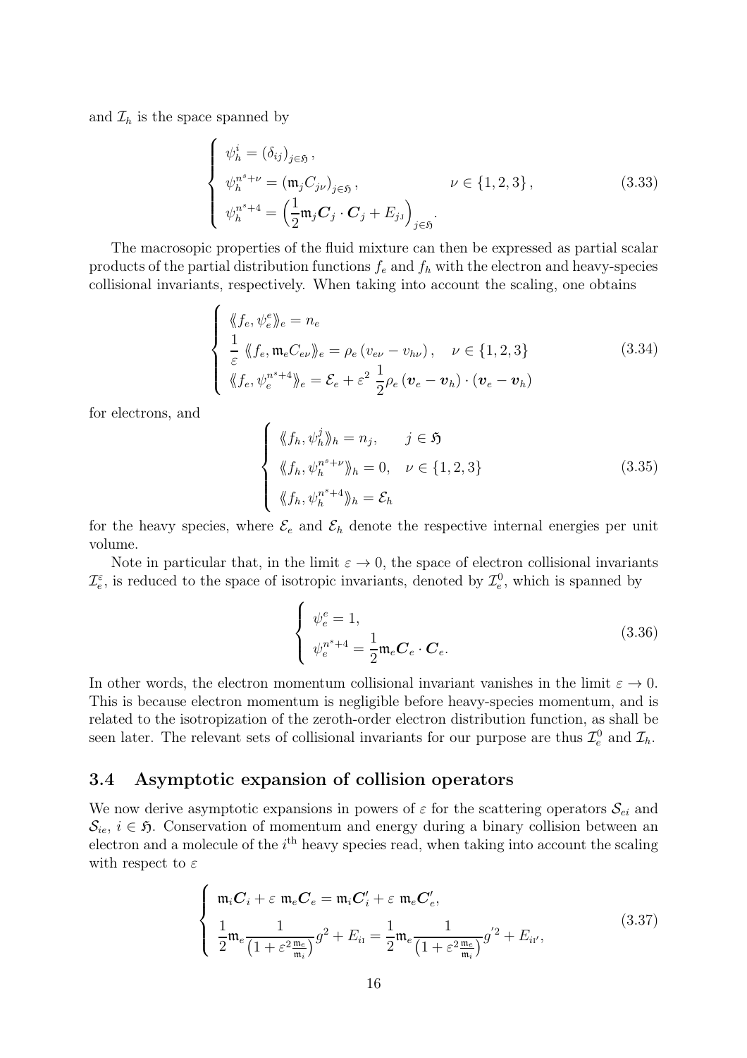and $\mathcal{I}_h$ is the space spanned by

$$
\left\{
\begin{array}{ll}
\psi_h^i = (\delta_{ij})_{j\in\mathfrak{H}}, & \\
\psi_h^{n^s+\nu} = (\mathfrak{m}_j C_{j\nu})_{j\in\mathfrak{H}}, & \nu \in \{1,2,3\}, \\
\psi_h^{n^s+4} = \Big(\dfrac{1}{2}\mathfrak{m}_j \boldsymbol{C}_j \cdot \boldsymbol{C}_j + E_{j\mathrm{J}}\Big)_{j\in\mathfrak{H}}. &
\end{array}
\right.
\tag{3.33}
$$

The macrosopic properties of the fluid mixture can then be expressed as partial scalar products of the partial distribution functions $f_e$ and $f_h$ with the electron and heavy-species collisional invariants, respectively. When taking into account the scaling, one obtains

$$
\left\{
\begin{array}{l}
\langle\!\langle f_e, \psi_e^e \rangle\!\rangle_e = n_e \\
\dfrac{1}{\varepsilon}\, \langle\!\langle f_e, \mathfrak{m}_e C_{e\nu} \rangle\!\rangle_e = \rho_e\,(v_{e\nu} - v_{h\nu}), \quad \nu \in \{1,2,3\} \\
\langle\!\langle f_e, \psi_e^{n^s+4} \rangle\!\rangle_e = \mathcal{E}_e + \varepsilon^2\, \dfrac{1}{2}\rho_e\,(\boldsymbol{v}_e - \boldsymbol{v}_h)\cdot(\boldsymbol{v}_e - \boldsymbol{v}_h)
\end{array}
\right.
\tag{3.34}
$$

for electrons, and

$$
\left\{
\begin{array}{ll}
\langle\!\langle f_h, \psi_h^j \rangle\!\rangle_h = n_j, & j \in \mathfrak{H} \\
\langle\!\langle f_h, \psi_h^{n^s+\nu} \rangle\!\rangle_h = 0, & \nu \in \{1,2,3\} \\
\langle\!\langle f_h, \psi_h^{n^s+4} \rangle\!\rangle_h = \mathcal{E}_h &
\end{array}
\right.
\tag{3.35}
$$

for the heavy species, where $\mathcal{E}_e$ and $\mathcal{E}_h$ denote the respective internal energies per unit volume.

Note in particular that, in the limit $\varepsilon \to 0$, the space of electron collisional invariants $\mathcal{I}_e^\varepsilon$, is reduced to the space of isotropic invariants, denoted by $\mathcal{I}_e^0$, which is spanned by

$$
\left\{
\begin{array}{l}
\psi_e^e = 1, \\
\psi_e^{n^s+4} = \dfrac{1}{2}\mathfrak{m}_e \boldsymbol{C}_e \cdot \boldsymbol{C}_e.
\end{array}
\right.
\tag{3.36}
$$

In other words, the electron momentum collisional invariant vanishes in the limit $\varepsilon \to 0$. This is because electron momentum is negligible before heavy-species momentum, and is related to the isotropization of the zeroth-order electron distribution function, as shall be seen later. The relevant sets of collisional invariants for our purpose are thus $\mathcal{I}_e^0$ and $\mathcal{I}_h$.

## 3.4 Asymptotic expansion of collision operators

We now derive asymptotic expansions in powers of $\varepsilon$ for the scattering operators $\mathcal{S}_{ei}$ and $\mathcal{S}_{ie}$, $i \in \mathfrak{H}$. Conservation of momentum and energy during a binary collision between an electron and a molecule of the $i^{\text{th}}$ heavy species read, when taking into account the scaling with respect to $\varepsilon$

$$
\left\{
\begin{array}{l}
\mathfrak{m}_i \boldsymbol{C}_i + \varepsilon\ \mathfrak{m}_e \boldsymbol{C}_e = \mathfrak{m}_i \boldsymbol{C}_i' + \varepsilon\ \mathfrak{m}_e \boldsymbol{C}_e', \\
\dfrac{1}{2}\mathfrak{m}_e \dfrac{1}{\left(1+\varepsilon^2 \frac{\mathfrak{m}_e}{\mathfrak{m}_i}\right)} g^2 + E_{i\mathrm{I}} = \dfrac{1}{2}\mathfrak{m}_e \dfrac{1}{\left(1+\varepsilon^2 \frac{\mathfrak{m}_e}{\mathfrak{m}_i}\right)} g'^2 + E_{i\mathrm{I}'},
\end{array}
\right.
\tag{3.37}
$$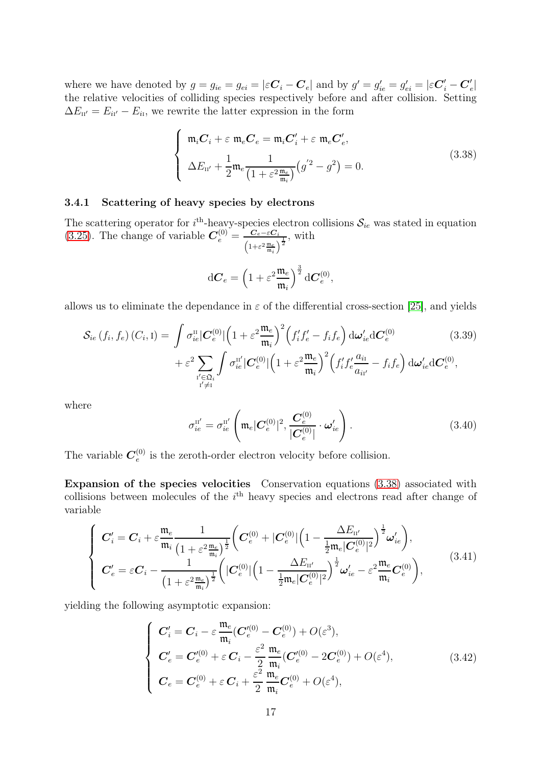where we have denoted by $g = g_{ie} = g_{ei} = |\varepsilon \boldsymbol{C}_i - \boldsymbol{C}_e|$ and by $g' = g'_{ie} = g'_{ei} = |\varepsilon \boldsymbol{C}'_i - \boldsymbol{C}'_e|$ the relative velocities of colliding species respectively before and after collision. Setting $\Delta E_{\text{II}'} = E_{i\text{I}'} - E_{i\text{I}}$, we rewrite the latter expression in the form

$$
\left\{
\begin{array}{l}
\mathfrak{m}_i \boldsymbol{C}_i + \varepsilon\ \mathfrak{m}_e \boldsymbol{C}_e = \mathfrak{m}_i \boldsymbol{C}'_i + \varepsilon\ \mathfrak{m}_e \boldsymbol{C}'_e, \\[2mm]
\Delta E_{\text{II}'} + \dfrac{1}{2} \mathfrak{m}_e \dfrac{1}{\left(1 + \varepsilon^2 \frac{\mathfrak{m}_e}{\mathfrak{m}_i}\right)} \left(g'^2 - g^2\right) = 0.
\end{array}
\right.
\tag{3.38}
$$

### 3.4.1 Scattering of heavy species by electrons

The scattering operator for $i^{\text{th}}$-heavy-species electron collisions $\mathcal{S}_{ie}$ was stated in equation (3.25). The change of variable $\boldsymbol{C}_e^{(0)} = \frac{\boldsymbol{C}_e - \varepsilon \boldsymbol{C}_i}{\left(1+\varepsilon^2 \frac{\mathfrak{m}_e}{\mathfrak{m}_i}\right)^{\frac{1}{2}}}$, with

$$
\mathrm{d}\boldsymbol{C}_e = \left(1 + \varepsilon^2 \frac{\mathfrak{m}_e}{\mathfrak{m}_i}\right)^{\frac{3}{2}} \mathrm{d}\boldsymbol{C}_e^{(0)},
$$

allows us to eliminate the dependance in $\varepsilon$ of the differential cross-section [25], and yields

$$
\begin{aligned}
\mathcal{S}_{ie}\left(f_i, f_e\right)\left(C_i, \text{I}\right) = &\int \sigma_{ie}^{\text{II}} |\boldsymbol{C}_e^{(0)}| \left(1 + \varepsilon^2 \frac{\mathfrak{m}_e}{\mathfrak{m}_i}\right)^2 \left(f'_i f'_e - f_i f_e\right) \mathrm{d}\boldsymbol{\omega}'_{ie} \mathrm{d}\boldsymbol{C}_e^{(0)} \\
&+ \varepsilon^2 \sum_{\substack{\text{I}' \in \mathfrak{Q}_i \\ \text{I}' \neq \text{I}}} \int \sigma_{ie}^{\text{II}'} |\boldsymbol{C}_e^{(0)}| \left(1 + \varepsilon^2 \frac{\mathfrak{m}_e}{\mathfrak{m}_i}\right)^2 \left(f'_i f'_e \frac{a_{i\text{I}}}{a_{i\text{I}'}} - f_i f_e\right) \mathrm{d}\boldsymbol{\omega}'_{ie} \mathrm{d}\boldsymbol{C}_e^{(0)},
\end{aligned}
\tag{3.39}
$$

where

$$
\sigma_{ie}^{\text{II}'} = \sigma_{ie}^{\text{II}'} \left( \mathfrak{m}_e |\boldsymbol{C}_e^{(0)}|^2, \frac{\boldsymbol{C}_e^{(0)}}{|\boldsymbol{C}_e^{(0)}|} \cdot \boldsymbol{\omega}'_{ie} \right).
\tag{3.40}
$$

The variable $\boldsymbol{C}_e^{(0)}$ is the zeroth-order electron velocity before collision.

**Expansion of the species velocities** Conservation equations (3.38) associated with collisions between molecules of the $i^{\text{th}}$ heavy species and electrons read after change of variable

$$
\left\{
\begin{array}{l}
\boldsymbol{C}'_i = \boldsymbol{C}_i + \varepsilon \dfrac{\mathfrak{m}_e}{\mathfrak{m}_i} \dfrac{1}{\left(1 + \varepsilon^2 \frac{\mathfrak{m}_e}{\mathfrak{m}_i}\right)^{\frac{1}{2}}} \left( \boldsymbol{C}_e^{(0)} + |\boldsymbol{C}_e^{(0)}| \left(1 - \dfrac{\Delta E_{\text{II}'}}{\frac{1}{2}\mathfrak{m}_e |\boldsymbol{C}_e^{(0)}|^2}\right)^{\frac{1}{2}} \boldsymbol{\omega}'_{ie} \right), \\[4mm]
\boldsymbol{C}'_e = \varepsilon \boldsymbol{C}_i - \dfrac{1}{\left(1 + \varepsilon^2 \frac{\mathfrak{m}_e}{\mathfrak{m}_i}\right)^{\frac{1}{2}}} \left( |\boldsymbol{C}_e^{(0)}| \left(1 - \dfrac{\Delta E_{\text{II}'}}{\frac{1}{2}\mathfrak{m}_e |\boldsymbol{C}_e^{(0)}|^2}\right)^{\frac{1}{2}} \boldsymbol{\omega}'_{ie} - \varepsilon^2 \dfrac{\mathfrak{m}_e}{\mathfrak{m}_i} \boldsymbol{C}_e^{(0)} \right),
\end{array}
\right.
\tag{3.41}
$$

yielding the following asymptotic expansion:

$$
\left\{
\begin{array}{l}
\boldsymbol{C}'_i = \boldsymbol{C}_i - \varepsilon \dfrac{\mathfrak{m}_e}{\mathfrak{m}_i} (\boldsymbol{C}_e'^{(0)} - \boldsymbol{C}_e^{(0)}) + O(\varepsilon^3), \\[2mm]
\boldsymbol{C}'_e = \boldsymbol{C}_e'^{(0)} + \varepsilon\, \boldsymbol{C}_i - \dfrac{\varepsilon^2}{2} \dfrac{\mathfrak{m}_e}{\mathfrak{m}_i} (\boldsymbol{C}_e'^{(0)} - 2\boldsymbol{C}_e^{(0)}) + O(\varepsilon^4), \\[2mm]
\boldsymbol{C}_e = \boldsymbol{C}_e^{(0)} + \varepsilon\, \boldsymbol{C}_i + \dfrac{\varepsilon^2}{2} \dfrac{\mathfrak{m}_e}{\mathfrak{m}_i} \boldsymbol{C}_e^{(0)} + O(\varepsilon^4),
\end{array}
\right.
\tag{3.42}
$$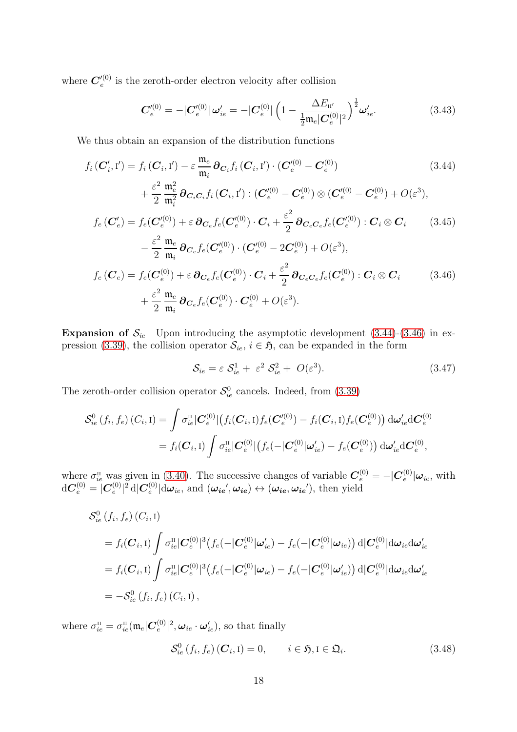where $\boldsymbol{C}_e'^{(0)}$ is the zeroth-order electron velocity after collision

$$
\boldsymbol{C}_e'^{(0)} = -|\boldsymbol{C}_e'^{(0)}|\,\boldsymbol{\omega}_{ie}' = -|\boldsymbol{C}_e^{(0)}|\left(1 - \frac{\Delta E_{\mathrm{II}'}}{\frac{1}{2}\mathfrak{m}_e|\boldsymbol{C}_e^{(0)}|^2}\right)^{\frac{1}{2}}\boldsymbol{\omega}_{ie}'. \tag{3.43}
$$

We thus obtain an expansion of the distribution functions

$$
\begin{aligned}
f_i\left(\boldsymbol{C}_i', \mathrm{I}'\right) = {} & f_i\left(\boldsymbol{C}_i, \mathrm{I}'\right) - \varepsilon\,\frac{\mathfrak{m}_e}{\mathfrak{m}_i}\,\boldsymbol{\partial}_{\boldsymbol{C}_i} f_i\left(\boldsymbol{C}_i, \mathrm{I}'\right)\cdot(\boldsymbol{C}_e'^{(0)} - \boldsymbol{C}_e^{(0)}) \\
& + \frac{\varepsilon^2}{2}\,\frac{\mathfrak{m}_e^2}{\mathfrak{m}_i^2}\,\boldsymbol{\partial}_{\boldsymbol{C}_i\boldsymbol{C}_i} f_i\left(\boldsymbol{C}_i, \mathrm{I}'\right) : (\boldsymbol{C}_e'^{(0)} - \boldsymbol{C}_e^{(0)})\otimes(\boldsymbol{C}_e'^{(0)} - \boldsymbol{C}_e^{(0)}) + O(\varepsilon^3),
\end{aligned} \tag{3.44}
$$

$$
\begin{aligned}
f_e\left(\boldsymbol{C}_e'\right) = {} & f_e(\boldsymbol{C}_e'^{(0)}) + \varepsilon\,\boldsymbol{\partial}_{\boldsymbol{C}_e} f_e(\boldsymbol{C}_e'^{(0)})\cdot\boldsymbol{C}_i + \frac{\varepsilon^2}{2}\,\boldsymbol{\partial}_{\boldsymbol{C}_e\boldsymbol{C}_e} f_e(\boldsymbol{C}_e'^{(0)}) : \boldsymbol{C}_i\otimes\boldsymbol{C}_i \\
& - \frac{\varepsilon^2}{2}\,\frac{\mathfrak{m}_e}{\mathfrak{m}_i}\,\boldsymbol{\partial}_{\boldsymbol{C}_e} f_e(\boldsymbol{C}_e'^{(0)})\cdot(\boldsymbol{C}_e'^{(0)} - 2\boldsymbol{C}_e^{(0)}) + O(\varepsilon^3),
\end{aligned} \tag{3.45}
$$

$$
\begin{aligned}
f_e\left(\boldsymbol{C}_e\right) = {} & f_e(\boldsymbol{C}_e^{(0)}) + \varepsilon\,\boldsymbol{\partial}_{\boldsymbol{C}_e} f_e(\boldsymbol{C}_e^{(0)})\cdot\boldsymbol{C}_i + \frac{\varepsilon^2}{2}\,\boldsymbol{\partial}_{\boldsymbol{C}_e\boldsymbol{C}_e} f_e(\boldsymbol{C}_e^{(0)}) : \boldsymbol{C}_i\otimes\boldsymbol{C}_i \\
& + \frac{\varepsilon^2}{2}\,\frac{\mathfrak{m}_e}{\mathfrak{m}_i}\,\boldsymbol{\partial}_{\boldsymbol{C}_e} f_e(\boldsymbol{C}_e^{(0)})\cdot\boldsymbol{C}_e^{(0)} + O(\varepsilon^3).
\end{aligned} \tag{3.46}
$$

**Expansion of $\mathcal{S}_{ie}$** Upon introducing the asymptotic development (3.44)-(3.46) in expression (3.39), the collision operator $\mathcal{S}_{ie}$, $i \in \mathfrak{H}$, can be expanded in the form

$$
\mathcal{S}_{ie} = \varepsilon\;\mathcal{S}_{ie}^1 + \;\varepsilon^2\;\mathcal{S}_{ie}^2 + \;O(\varepsilon^3). \tag{3.47}
$$

The zeroth-order collision operator $\mathcal{S}_{ie}^0$ cancels. Indeed, from (3.39)

$$
\begin{aligned}
\mathcal{S}_{ie}^0\left(f_i, f_e\right)\left(C_i, \mathrm{I}\right) &= \int \sigma_{ie}^{\mathrm{II}}|\boldsymbol{C}_e^{(0)}|\big(f_i(\boldsymbol{C}_i,\mathrm{I})f_e(\boldsymbol{C}_e'^{(0)}) - f_i(\boldsymbol{C}_i,\mathrm{I})f_e(\boldsymbol{C}_e^{(0)})\big)\,\mathrm{d}\boldsymbol{\omega}_{ie}'\mathrm{d}\boldsymbol{C}_e^{(0)} \\
&= f_i(\boldsymbol{C}_i,\mathrm{I})\int \sigma_{ie}^{\mathrm{II}}|\boldsymbol{C}_e^{(0)}|\big(f_e(-|\boldsymbol{C}_e^{(0)}|\boldsymbol{\omega}_{ie}') - f_e(\boldsymbol{C}_e^{(0)})\big)\,\mathrm{d}\boldsymbol{\omega}_{ie}'\mathrm{d}\boldsymbol{C}_e^{(0)},
\end{aligned}
$$

where $\sigma_{ie}^{\mathrm{II}}$ was given in (3.40). The successive changes of variable $\boldsymbol{C}_e^{(0)} = -|\boldsymbol{C}_e^{(0)}|\boldsymbol{\omega}_{ie}$, with $\mathrm{d}\boldsymbol{C}_e^{(0)} = |\boldsymbol{C}_e^{(0)}|^2\,\mathrm{d}|\boldsymbol{C}_e^{(0)}|\mathrm{d}\boldsymbol{\omega}_{ie}$, and $(\boldsymbol{\omega_{ie}}', \boldsymbol{\omega_{ie}}) \leftrightarrow (\boldsymbol{\omega_{ie}}, \boldsymbol{\omega_{ie}}')$, then yield

$$
\begin{aligned}
&\mathcal{S}_{ie}^0\left(f_i, f_e\right)\left(C_i, \mathrm{I}\right) \\
&= f_i(\boldsymbol{C}_i,\mathrm{I})\int \sigma_{ie}^{\mathrm{II}}|\boldsymbol{C}_e^{(0)}|^3\big(f_e(-|\boldsymbol{C}_e^{(0)}|\boldsymbol{\omega}_{ie}') - f_e(-|\boldsymbol{C}_e^{(0)}|\boldsymbol{\omega}_{ie})\big)\,\mathrm{d}|\boldsymbol{C}_e^{(0)}|\mathrm{d}\boldsymbol{\omega}_{ie}\mathrm{d}\boldsymbol{\omega}_{ie}' \\
&= f_i(\boldsymbol{C}_i,\mathrm{I})\int \sigma_{ie}^{\mathrm{II}}|\boldsymbol{C}_e^{(0)}|^3\big(f_e(-|\boldsymbol{C}_e^{(0)}|\boldsymbol{\omega}_{ie}) - f_e(-|\boldsymbol{C}_e^{(0)}|\boldsymbol{\omega}_{ie}')\big)\,\mathrm{d}|\boldsymbol{C}_e^{(0)}|\mathrm{d}\boldsymbol{\omega}_{ie}\mathrm{d}\boldsymbol{\omega}_{ie}' \\
&= -\mathcal{S}_{ie}^0\left(f_i, f_e\right)\left(C_i, \mathrm{I}\right),
\end{aligned}
$$

where $\sigma_{ie}^{\mathrm{II}} = \sigma_{ie}^{\mathrm{II}}(\mathfrak{m}_e|\boldsymbol{C}_e^{(0)}|^2, \boldsymbol{\omega}_{ie}\cdot\boldsymbol{\omega}_{ie}')$, so that finally

$$
\mathcal{S}_{ie}^0\left(f_i, f_e\right)\left(\boldsymbol{C}_i, \mathrm{I}\right) = 0, \qquad i \in \mathfrak{H}, \mathrm{I} \in \mathfrak{Q}_i. \tag{3.48}
$$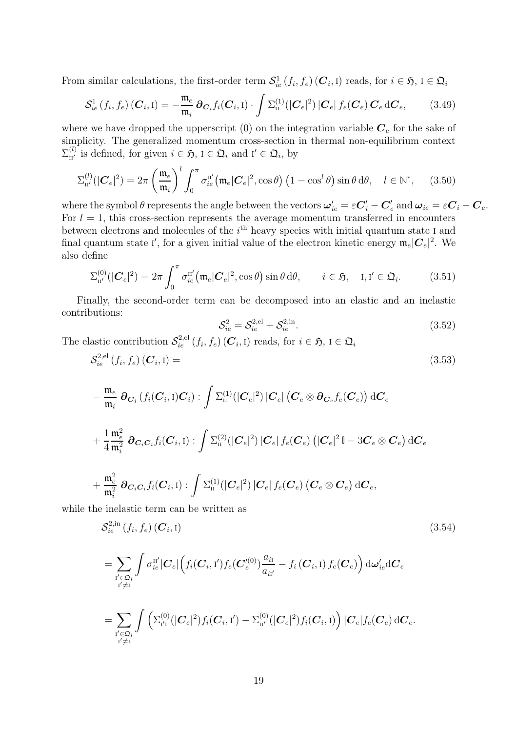From similar calculations, the first-order term $\mathcal{S}^1_{ie}\left(f_i, f_e\right)(\boldsymbol{C}_i, \mathrm{I})$ reads, for $i \in \mathfrak{H}$, $\mathrm{I} \in \mathfrak{Q}_i$

$$
\mathcal{S}^1_{ie}\left(f_i, f_e\right)(\boldsymbol{C}_i, \mathrm{I}) = -\frac{\mathfrak{m}_e}{\mathfrak{m}_i} \,\boldsymbol{\partial}_{\boldsymbol{C}_i} f_i(\boldsymbol{C}_i, \mathrm{I}) \cdot \int \Sigma^{(1)}_{\mathrm{II}}(|\boldsymbol{C}_e|^2)\, |\boldsymbol{C}_e|\, f_e(\boldsymbol{C}_e)\, \boldsymbol{C}_e \,\mathrm{d}\boldsymbol{C}_e, \tag{3.49}
$$

where we have dropped the upperscript (0) on the integration variable $\boldsymbol{C}_e$ for the sake of simplicity. The generalized momentum cross-section in thermal non-equilibrium context $\Sigma^{(l)}_{\mathrm{II}'}$ is defined, for given $i \in \mathfrak{H}$, $\mathrm{I} \in \mathfrak{Q}_i$ and $\mathrm{I}' \in \mathfrak{Q}_i$, by

$$
\Sigma^{(l)}_{\mathrm{II}'}(|\boldsymbol{C}_e|^2) = 2\pi \left(\frac{\mathfrak{m}_e}{\mathfrak{m}_i}\right)^l \int_0^\pi \sigma^{\mathrm{II}'}_{ie}\big(\mathfrak{m}_e|\boldsymbol{C}_e|^2, \cos\theta\big)\left(1 - \cos^l\theta\right)\sin\theta \,\mathrm{d}\theta, \quad l \in \mathbb{N}^*, \tag{3.50}
$$

where the symbol $\theta$ represents the angle between the vectors $\boldsymbol{\omega}'_{ie} = \varepsilon \boldsymbol{C}'_i - \boldsymbol{C}'_e$ and $\boldsymbol{\omega}_{ie} = \varepsilon \boldsymbol{C}_i - \boldsymbol{C}_e$. For $l = 1$, this cross-section represents the average momentum transferred in encounters between electrons and molecules of the $i^{\text{th}}$ heavy species with initial quantum state I and final quantum state I′, for a given initial value of the electron kinetic energy $\mathfrak{m}_e|\boldsymbol{C}_e|^2$. We also define

$$
\Sigma^{(0)}_{\mathrm{II}'}(|\boldsymbol{C}_e|^2) = 2\pi \int_0^\pi \sigma^{\mathrm{II}'}_{ie}\big(\mathfrak{m}_e|\boldsymbol{C}_e|^2, \cos\theta\big)\sin\theta \,\mathrm{d}\theta, \qquad i \in \mathfrak{H}, \quad \mathrm{I}, \mathrm{I}' \in \mathfrak{Q}_i. \tag{3.51}
$$

Finally, the second-order term can be decomposed into an elastic and an inelastic contributions:

$$
\mathcal{S}^2_{ie} = \mathcal{S}^{2,\mathrm{el}}_{ie} + \mathcal{S}^{2,\mathrm{in}}_{ie}. \tag{3.52}
$$

The elastic contribution $\mathcal{S}^{2,\mathrm{el}}_{ie}\left(f_i, f_e\right)(\boldsymbol{C}_i, \mathrm{I})$ reads, for $i \in \mathfrak{H}$, $\mathrm{I} \in \mathfrak{Q}_i$

$$
\begin{aligned}
&\mathcal{S}^{2,\mathrm{el}}_{ie}\left(f_i, f_e\right)(\boldsymbol{C}_i, \mathrm{I}) = \qquad (3.53) \\
&- \frac{\mathfrak{m}_e}{\mathfrak{m}_i}\, \boldsymbol{\partial}_{\boldsymbol{C}_i}\left(f_i(\boldsymbol{C}_i, \mathrm{I})\boldsymbol{C}_i\right) : \int \Sigma^{(1)}_{\mathrm{II}}(|\boldsymbol{C}_e|^2)\, |\boldsymbol{C}_e| \left(\boldsymbol{C}_e \otimes \boldsymbol{\partial}_{\boldsymbol{C}_e} f_e(\boldsymbol{C}_e)\right) \mathrm{d}\boldsymbol{C}_e \\
&+ \frac{1}{4}\frac{\mathfrak{m}_e^2}{\mathfrak{m}_i^2}\, \boldsymbol{\partial}_{\boldsymbol{C}_i \boldsymbol{C}_i} f_i(\boldsymbol{C}_i, \mathrm{I}) : \int \Sigma^{(2)}_{\mathrm{II}}(|\boldsymbol{C}_e|^2)\, |\boldsymbol{C}_e|\, f_e(\boldsymbol{C}_e) \left(|\boldsymbol{C}_e|^2\, \mathbb{I} - 3\boldsymbol{C}_e \otimes \boldsymbol{C}_e\right) \mathrm{d}\boldsymbol{C}_e \\
&+ \frac{\mathfrak{m}_e^2}{\mathfrak{m}_i^2}\, \boldsymbol{\partial}_{\boldsymbol{C}_i \boldsymbol{C}_i} f_i(\boldsymbol{C}_i, \mathrm{I}) : \int \Sigma^{(1)}_{\mathrm{II}}(|\boldsymbol{C}_e|^2)\, |\boldsymbol{C}_e|\, f_e(\boldsymbol{C}_e) \left(\boldsymbol{C}_e \otimes \boldsymbol{C}_e\right) \mathrm{d}\boldsymbol{C}_e,
\end{aligned}
$$

while the inelastic term can be written as

$$
\begin{aligned}
&\mathcal{S}^{2,\mathrm{in}}_{ie}\left(f_i, f_e\right)(\boldsymbol{C}_i, \mathrm{I}) \qquad (3.54) \\
&= \sum_{\substack{\mathrm{I}' \in \mathfrak{Q}_i \\ \mathrm{I}' \neq \mathrm{I}}} \int \sigma^{\mathrm{II}'}_{ie} |\boldsymbol{C}_e| \Big( f_i(\boldsymbol{C}_i, \mathrm{I}') f_e(\boldsymbol{C}'^{(0)}_e) \frac{a_{i\mathrm{I}}}{a_{i\mathrm{I}'}} - f_i\left(\boldsymbol{C}_i, \mathrm{I}\right) f_e(\boldsymbol{C}_e) \Big) \,\mathrm{d}\boldsymbol{\omega}'_{ie} \mathrm{d}\boldsymbol{C}_e \\
&= \sum_{\substack{\mathrm{I}' \in \mathfrak{Q}_i \\ \mathrm{I}' \neq \mathrm{I}}} \int \left( \Sigma^{(0)}_{\mathrm{I}'\mathrm{I}}(|\boldsymbol{C}_e|^2) f_i(\boldsymbol{C}_i, \mathrm{I}') - \Sigma^{(0)}_{\mathrm{II}'}(|\boldsymbol{C}_e|^2) f_i(\boldsymbol{C}_i, \mathrm{I}) \right) |\boldsymbol{C}_e| f_e(\boldsymbol{C}_e) \,\mathrm{d}\boldsymbol{C}_e.
\end{aligned}
$$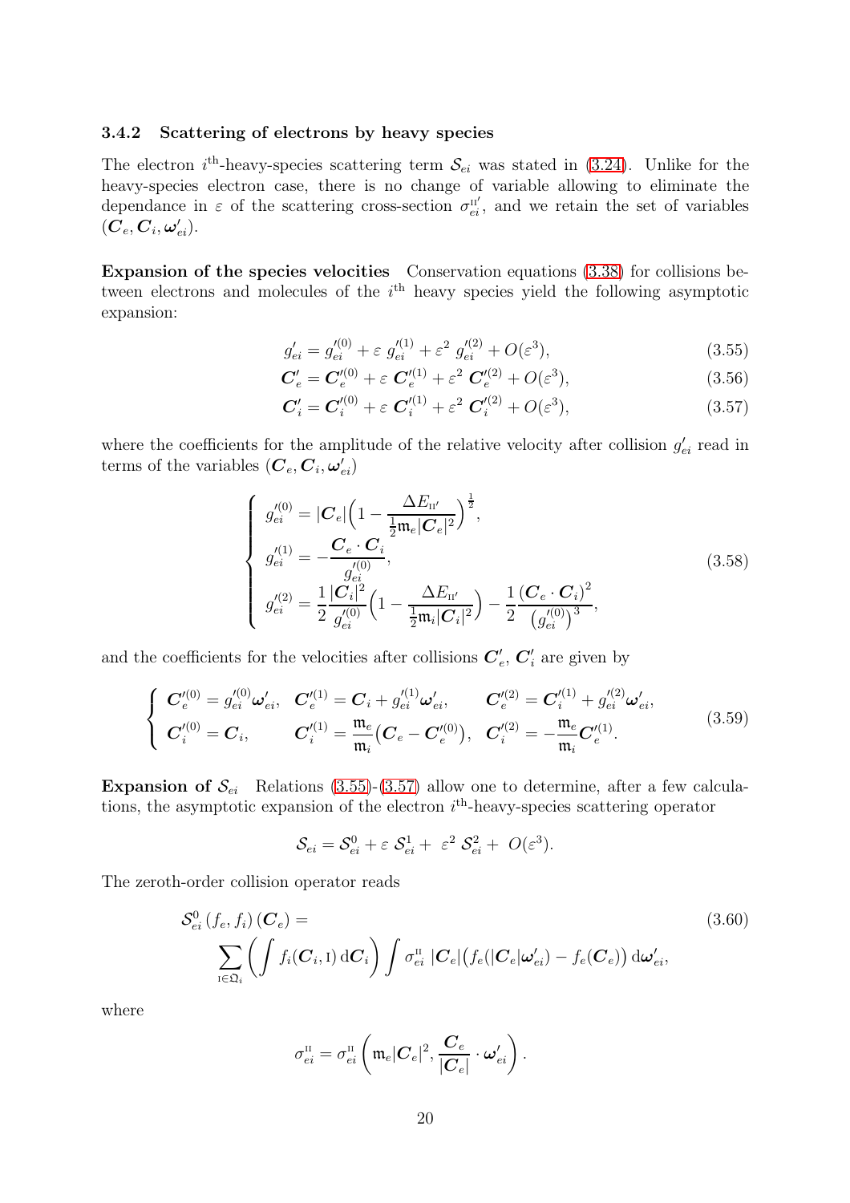### 3.4.2 Scattering of electrons by heavy species

The electron $i^{\text{th}}$-heavy-species scattering term $\mathcal{S}_{ei}$ was stated in (3.24). Unlike for the heavy-species electron case, there is no change of variable allowing to eliminate the dependance in $\varepsilon$ of the scattering cross-section $\sigma_{ei}^{\text{II}'}$, and we retain the set of variables $(\boldsymbol{C}_e, \boldsymbol{C}_i, \boldsymbol{\omega}'_{ei})$.

**Expansion of the species velocities** Conservation equations (3.38) for collisions between electrons and molecules of the $i^{\text{th}}$ heavy species yield the following asymptotic expansion:

$$g'_{ei} = g'^{(0)}_{ei} + \varepsilon\; g'^{(1)}_{ei} + \varepsilon^2\; g'^{(2)}_{ei} + O(\varepsilon^3), \tag{3.55}$$

$$\boldsymbol{C}'_e = \boldsymbol{C}'^{(0)}_e + \varepsilon\; \boldsymbol{C}'^{(1)}_e + \varepsilon^2\; \boldsymbol{C}'^{(2)}_e + O(\varepsilon^3), \tag{3.56}$$

$$\boldsymbol{C}'_i = \boldsymbol{C}'^{(0)}_i + \varepsilon\; \boldsymbol{C}'^{(1)}_i + \varepsilon^2\; \boldsymbol{C}'^{(2)}_i + O(\varepsilon^3), \tag{3.57}$$

where the coefficients for the amplitude of the relative velocity after collision $g'_{ei}$ read in terms of the variables $(\boldsymbol{C}_e, \boldsymbol{C}_i, \boldsymbol{\omega}'_{ei})$

$$\left\{ \begin{aligned} g'^{(0)}_{ei} &= |\boldsymbol{C}_e|\Big(1 - \frac{\Delta E_{\text{II}'}}{\frac{1}{2}\mathfrak{m}_e|\boldsymbol{C}_e|^2}\Big)^{\frac{1}{2}}, \\ g'^{(1)}_{ei} &= -\frac{\boldsymbol{C}_e \cdot \boldsymbol{C}_i}{g'^{(0)}_{ei}}, \\ g'^{(2)}_{ei} &= \frac{1}{2}\frac{|\boldsymbol{C}_i|^2}{g'^{(0)}_{ei}}\Big(1 - \frac{\Delta E_{\text{II}'}}{\frac{1}{2}\mathfrak{m}_i|\boldsymbol{C}_i|^2}\Big) - \frac{1}{2}\frac{(\boldsymbol{C}_e \cdot \boldsymbol{C}_i)^2}{\big(g'^{(0)}_{ei}\big)^3}, \end{aligned} \right. \tag{3.58}$$

and the coefficients for the velocities after collisions $\boldsymbol{C}'_e$, $\boldsymbol{C}'_i$ are given by

$$\left\{ \begin{array}{lll} \boldsymbol{C}'^{(0)}_e = g'^{(0)}_{ei}\boldsymbol{\omega}'_{ei}, & \boldsymbol{C}'^{(1)}_e = \boldsymbol{C}_i + g'^{(1)}_{ei}\boldsymbol{\omega}'_{ei}, & \boldsymbol{C}'^{(2)}_e = \boldsymbol{C}'^{(1)}_i + g'^{(2)}_{ei}\boldsymbol{\omega}'_{ei}, \\ \boldsymbol{C}'^{(0)}_i = \boldsymbol{C}_i, & \boldsymbol{C}'^{(1)}_i = \dfrac{\mathfrak{m}_e}{\mathfrak{m}_i}\big(\boldsymbol{C}_e - \boldsymbol{C}'^{(0)}_e\big), & \boldsymbol{C}'^{(2)}_i = -\dfrac{\mathfrak{m}_e}{\mathfrak{m}_i}\boldsymbol{C}'^{(1)}_e. \end{array} \right. \tag{3.59}$$

**Expansion of $\mathcal{S}_{ei}$** Relations (3.55)-(3.57) allow one to determine, after a few calculations, the asymptotic expansion of the electron $i^{\text{th}}$-heavy-species scattering operator

$$\mathcal{S}_{ei} = \mathcal{S}^0_{ei} + \varepsilon\; \mathcal{S}^1_{ei} + \;\varepsilon^2\; \mathcal{S}^2_{ei} + \;O(\varepsilon^3).$$

The zeroth-order collision operator reads

$$\mathcal{S}^0_{ei}\left(f_e, f_i\right)(\boldsymbol{C}_e) = \sum_{\text{I}\in\mathfrak{Q}_i}\left(\int f_i(\boldsymbol{C}_i, \text{I})\,\mathrm{d}\boldsymbol{C}_i\right)\int \sigma^{\text{II}}_{ei}\;|\boldsymbol{C}_e|\big(f_e(|\boldsymbol{C}_e|\boldsymbol{\omega}'_{ei}) - f_e(\boldsymbol{C}_e)\big)\,\mathrm{d}\boldsymbol{\omega}'_{ei}, \tag{3.60}$$

where

$$\sigma^{\text{II}}_{ei} = \sigma^{\text{II}}_{ei}\left(\mathfrak{m}_e|\boldsymbol{C}_e|^2, \frac{\boldsymbol{C}_e}{|\boldsymbol{C}_e|}\cdot\boldsymbol{\omega}'_{ei}\right).$$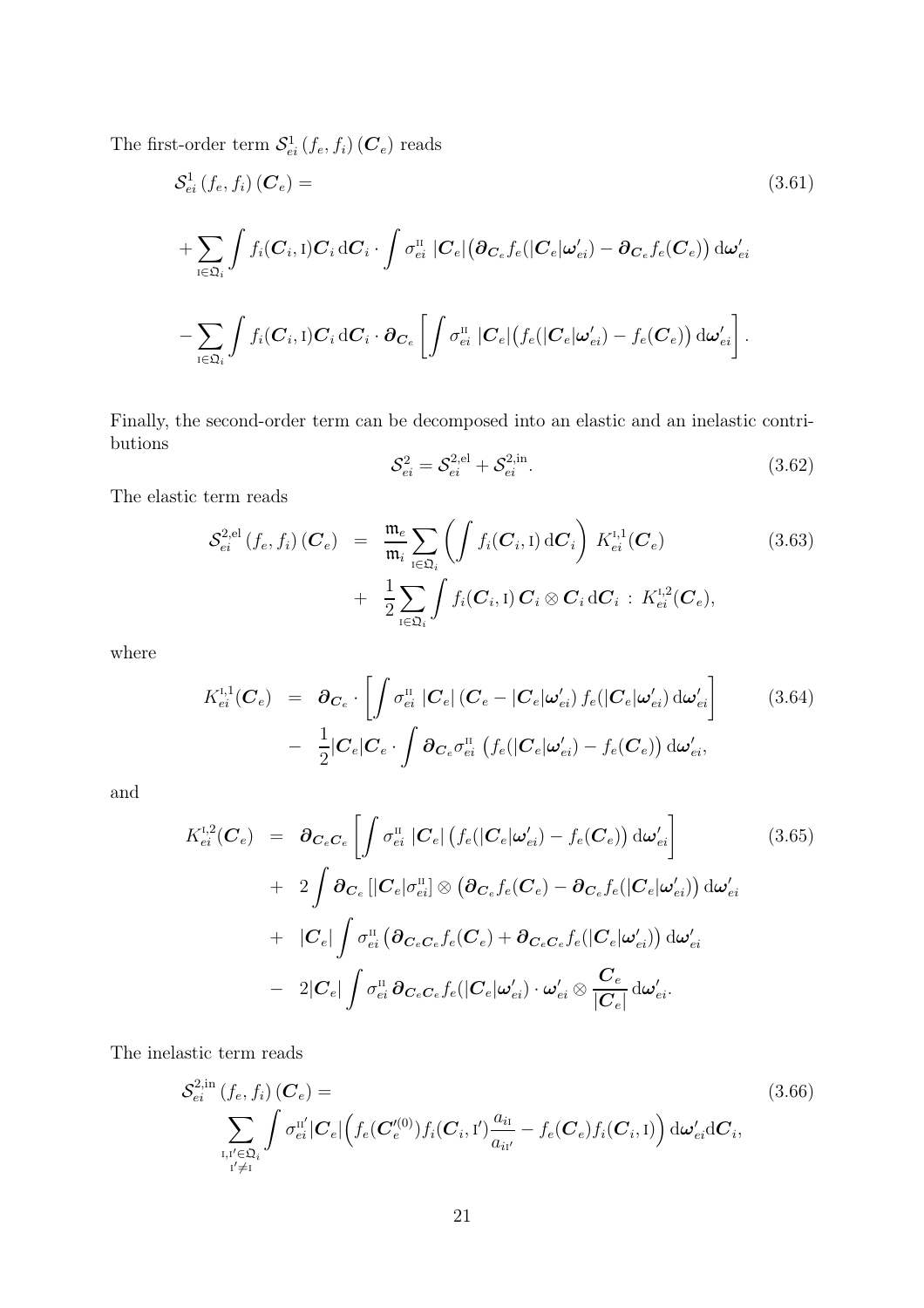The first-order term $\mathcal{S}^1_{ei}(f_e, f_i)(\boldsymbol{C}_e)$ reads

$$
\begin{aligned}
&\mathcal{S}^1_{ei}(f_e, f_i)(\boldsymbol{C}_e) = \\
&+\sum_{\text{I}\in\mathfrak{Q}_i}\int f_i(\boldsymbol{C}_i,\text{I})\boldsymbol{C}_i\,\mathrm{d}\boldsymbol{C}_i\cdot\int\sigma^{\text{II}}_{ei}\,|\boldsymbol{C}_e|\big(\boldsymbol{\partial}_{\boldsymbol{C}_e}f_e(|\boldsymbol{C}_e|\boldsymbol{\omega}'_{ei})-\boldsymbol{\partial}_{\boldsymbol{C}_e}f_e(\boldsymbol{C}_e)\big)\,\mathrm{d}\boldsymbol{\omega}'_{ei} \\
&-\sum_{\text{I}\in\mathfrak{Q}_i}\int f_i(\boldsymbol{C}_i,\text{I})\boldsymbol{C}_i\,\mathrm{d}\boldsymbol{C}_i\cdot\boldsymbol{\partial}_{\boldsymbol{C}_e}\left[\int\sigma^{\text{II}}_{ei}\,|\boldsymbol{C}_e|\big(f_e(|\boldsymbol{C}_e|\boldsymbol{\omega}'_{ei})-f_e(\boldsymbol{C}_e)\big)\,\mathrm{d}\boldsymbol{\omega}'_{ei}\right].
\end{aligned}
\tag{3.61}
$$

Finally, the second-order term can be decomposed into an elastic and an inelastic contributions

$$
\mathcal{S}^2_{ei} = \mathcal{S}^{2,\text{el}}_{ei} + \mathcal{S}^{2,\text{in}}_{ei}.
\tag{3.62}
$$

The elastic term reads

$$
\begin{aligned}
\mathcal{S}^{2,\text{el}}_{ei}(f_e, f_i)(\boldsymbol{C}_e) &= \frac{\mathfrak{m}_e}{\mathfrak{m}_i}\sum_{\text{I}\in\mathfrak{Q}_i}\left(\int f_i(\boldsymbol{C}_i,\text{I})\,\mathrm{d}\boldsymbol{C}_i\right)\,K^{\text{I},1}_{ei}(\boldsymbol{C}_e) \\
&+\ \frac{1}{2}\sum_{\text{I}\in\mathfrak{Q}_i}\int f_i(\boldsymbol{C}_i,\text{I})\,\boldsymbol{C}_i\otimes\boldsymbol{C}_i\,\mathrm{d}\boldsymbol{C}_i\,:\,K^{\text{I},2}_{ei}(\boldsymbol{C}_e),
\end{aligned}
\tag{3.63}
$$

where

$$
\begin{aligned}
K^{\text{I},1}_{ei}(\boldsymbol{C}_e) &= \boldsymbol{\partial}_{\boldsymbol{C}_e}\cdot\left[\int\sigma^{\text{II}}_{ei}\,|\boldsymbol{C}_e|\,(\boldsymbol{C}_e-|\boldsymbol{C}_e|\boldsymbol{\omega}'_{ei})\,f_e(|\boldsymbol{C}_e|\boldsymbol{\omega}'_{ei})\,\mathrm{d}\boldsymbol{\omega}'_{ei}\right] \\
&-\ \frac{1}{2}|\boldsymbol{C}_e|\boldsymbol{C}_e\cdot\int\boldsymbol{\partial}_{\boldsymbol{C}_e}\sigma^{\text{II}}_{ei}\,\big(f_e(|\boldsymbol{C}_e|\boldsymbol{\omega}'_{ei})-f_e(\boldsymbol{C}_e)\big)\,\mathrm{d}\boldsymbol{\omega}'_{ei},
\end{aligned}
\tag{3.64}
$$

and

$$
\begin{aligned}
K^{\text{I},2}_{ei}(\boldsymbol{C}_e) &= \boldsymbol{\partial}_{\boldsymbol{C}_e\boldsymbol{C}_e}\left[\int\sigma^{\text{II}}_{ei}\,|\boldsymbol{C}_e|\,\big(f_e(|\boldsymbol{C}_e|\boldsymbol{\omega}'_{ei})-f_e(\boldsymbol{C}_e)\big)\,\mathrm{d}\boldsymbol{\omega}'_{ei}\right] \\
&+\ 2\int\boldsymbol{\partial}_{\boldsymbol{C}_e}\left[|\boldsymbol{C}_e|\sigma^{\text{II}}_{ei}\right]\otimes\big(\boldsymbol{\partial}_{\boldsymbol{C}_e}f_e(\boldsymbol{C}_e)-\boldsymbol{\partial}_{\boldsymbol{C}_e}f_e(|\boldsymbol{C}_e|\boldsymbol{\omega}'_{ei})\big)\,\mathrm{d}\boldsymbol{\omega}'_{ei} \\
&+\ |\boldsymbol{C}_e|\int\sigma^{\text{II}}_{ei}\,\big(\boldsymbol{\partial}_{\boldsymbol{C}_e\boldsymbol{C}_e}f_e(\boldsymbol{C}_e)+\boldsymbol{\partial}_{\boldsymbol{C}_e\boldsymbol{C}_e}f_e(|\boldsymbol{C}_e|\boldsymbol{\omega}'_{ei})\big)\,\mathrm{d}\boldsymbol{\omega}'_{ei} \\
&-\ 2|\boldsymbol{C}_e|\int\sigma^{\text{II}}_{ei}\,\boldsymbol{\partial}_{\boldsymbol{C}_e\boldsymbol{C}_e}f_e(|\boldsymbol{C}_e|\boldsymbol{\omega}'_{ei})\cdot\boldsymbol{\omega}'_{ei}\otimes\frac{\boldsymbol{C}_e}{|\boldsymbol{C}_e|}\,\mathrm{d}\boldsymbol{\omega}'_{ei}.
\end{aligned}
\tag{3.65}
$$

The inelastic term reads

$$
\begin{aligned}
&\mathcal{S}^{2,\text{in}}_{ei}(f_e, f_i)(\boldsymbol{C}_e) = \\
&\sum_{\substack{\text{I},\text{I}'\in\mathfrak{Q}_i\\ \text{I}'\neq\text{I}}}\int\sigma^{\text{II}'}_{ei}|\boldsymbol{C}_e|\Big(f_e(\boldsymbol{C}'^{(0)}_e)f_i(\boldsymbol{C}_i,\text{I}')\frac{a_{i\text{I}}}{a_{i\text{I}'}}-f_e(\boldsymbol{C}_e)f_i(\boldsymbol{C}_i,\text{I})\Big)\,\mathrm{d}\boldsymbol{\omega}'_{ei}\mathrm{d}\boldsymbol{C}_i,
\end{aligned}
\tag{3.66}
$$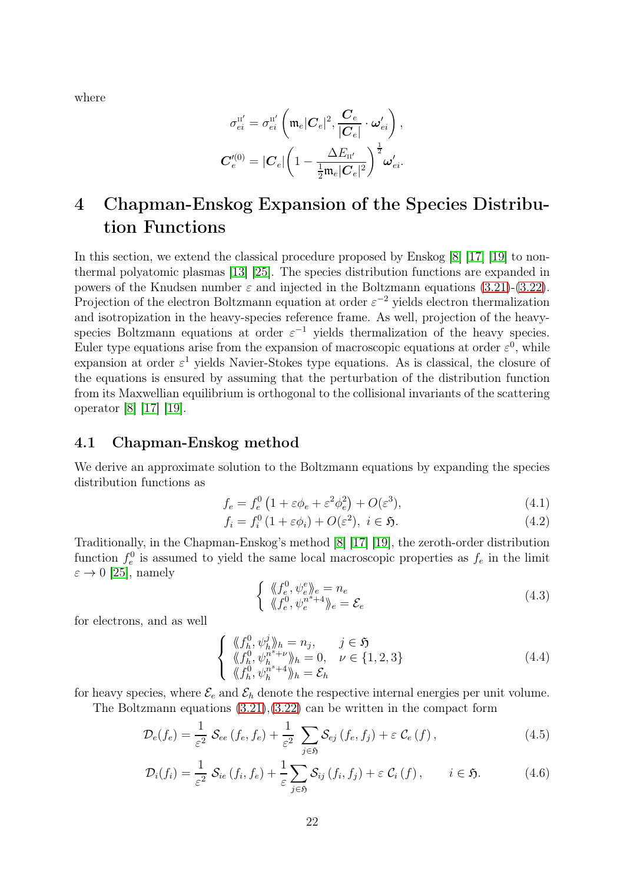where

$$
\sigma_{ei}^{\text{II}'} = \sigma_{ei}^{\text{II}'}\left(\mathfrak{m}_e|\boldsymbol{C}_e|^2, \frac{\boldsymbol{C}_e}{|\boldsymbol{C}_e|}\cdot\boldsymbol{\omega}'_{ei}\right),
$$

$$
\boldsymbol{C}_e'^{(0)} = |\boldsymbol{C}_e|\left(1 - \frac{\Delta E_{\text{II}'}}{\frac{1}{2}\mathfrak{m}_e|\boldsymbol{C}_e|^2}\right)^{\frac{1}{2}}\boldsymbol{\omega}'_{ei}.
$$

# 4 Chapman-Enskog Expansion of the Species Distribution Functions

In this section, we extend the classical procedure proposed by Enskog [8] [17] [19] to non-thermal polyatomic plasmas [13] [25]. The species distribution functions are expanded in powers of the Knudsen number $\varepsilon$ and injected in the Boltzmann equations (3.21)-(3.22). Projection of the electron Boltzmann equation at order $\varepsilon^{-2}$ yields electron thermalization and isotropization in the heavy-species reference frame. As well, projection of the heavy-species Boltzmann equations at order $\varepsilon^{-1}$ yields thermalization of the heavy species. Euler type equations arise from the expansion of macroscopic equations at order $\varepsilon^0$, while expansion at order $\varepsilon^1$ yields Navier-Stokes type equations. As is classical, the closure of the equations is ensured by assuming that the perturbation of the distribution function from its Maxwellian equilibrium is orthogonal to the collisional invariants of the scattering operator [8] [17] [19].

## 4.1 Chapman-Enskog method

We derive an approximate solution to the Boltzmann equations by expanding the species distribution functions as

$$
f_e = f_e^0\left(1 + \varepsilon\phi_e + \varepsilon^2\phi_e^2\right) + O(\varepsilon^3), \tag{4.1}
$$

$$
f_i = f_i^0\left(1 + \varepsilon\phi_i\right) + O(\varepsilon^2),\ \ i \in \mathfrak{H}. \tag{4.2}
$$

Traditionally, in the Chapman-Enskog's method [8] [17] [19], the zeroth-order distribution function $f_e^0$ is assumed to yield the same local macroscopic properties as $f_e$ in the limit $\varepsilon \to 0$ [25], namely

$$
\begin{cases} \langle\!\langle f_e^0, \psi_e^e \rangle\!\rangle_e = n_e \\ \langle\!\langle f_e^0, \psi_e^{n^s+4} \rangle\!\rangle_e = \mathcal{E}_e \end{cases} \tag{4.3}
$$

for electrons, and as well

$$
\begin{cases} \langle\!\langle f_h^0, \psi_h^j \rangle\!\rangle_h = n_j, & j \in \mathfrak{H} \\ \langle\!\langle f_h^0, \psi_h^{n^s+\nu} \rangle\!\rangle_h = 0, & \nu \in \{1,2,3\} \\ \langle\!\langle f_h^0, \psi_h^{n^s+4} \rangle\!\rangle_h = \mathcal{E}_h \end{cases} \tag{4.4}
$$

for heavy species, where $\mathcal{E}_e$ and $\mathcal{E}_h$ denote the respective internal energies per unit volume.

The Boltzmann equations (3.21),(3.22) can be written in the compact form

$$
\mathcal{D}_e(f_e) = \frac{1}{\varepsilon^2}\ \mathcal{S}_{ee}\left(f_e, f_e\right) + \frac{1}{\varepsilon^2}\ \sum_{j\in\mathfrak{H}} \mathcal{S}_{ej}\left(f_e, f_j\right) + \varepsilon\ \mathcal{C}_e\left(f\right), \tag{4.5}
$$

$$
\mathcal{D}_i(f_i) = \frac{1}{\varepsilon^2}\ \mathcal{S}_{ie}\left(f_i, f_e\right) + \frac{1}{\varepsilon}\sum_{j\in\mathfrak{H}} \mathcal{S}_{ij}\left(f_i, f_j\right) + \varepsilon\ \mathcal{C}_i\left(f\right), \qquad i \in \mathfrak{H}. \tag{4.6}
$$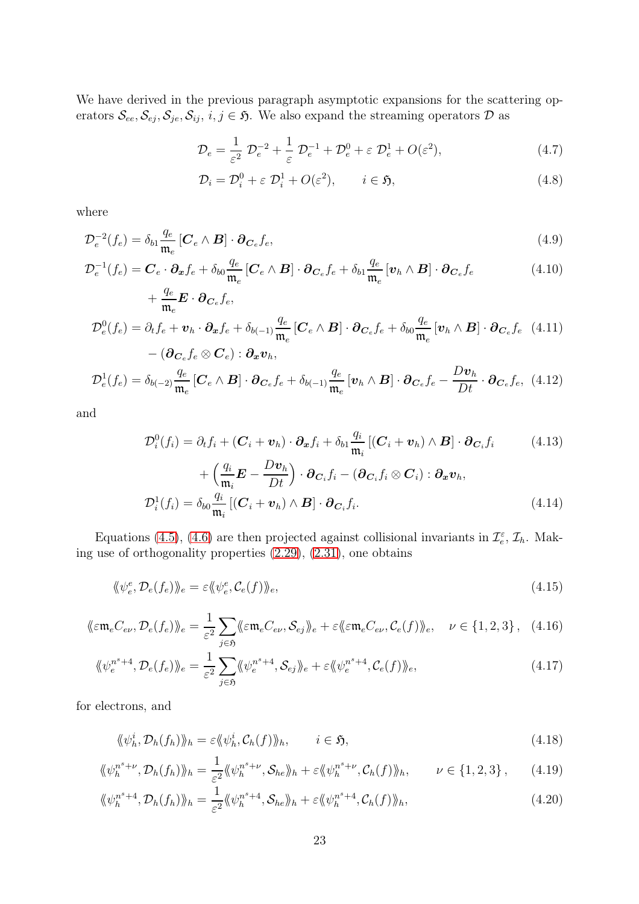We have derived in the previous paragraph asymptotic expansions for the scattering operators $\mathcal{S}_{ee}, \mathcal{S}_{ej}, \mathcal{S}_{je}, \mathcal{S}_{ij}$, $i, j \in \mathfrak{H}$. We also expand the streaming operators $\mathcal{D}$ as

$$\mathcal{D}_e = \frac{1}{\varepsilon^2}\ \mathcal{D}_e^{-2} + \frac{1}{\varepsilon}\ \mathcal{D}_e^{-1} + \mathcal{D}_e^{0} + \varepsilon\ \mathcal{D}_e^{1} + O(\varepsilon^2), \tag{4.7}$$

$$\mathcal{D}_i = \mathcal{D}_i^{0} + \varepsilon\ \mathcal{D}_i^{1} + O(\varepsilon^2), \qquad i \in \mathfrak{H}, \tag{4.8}$$

where

$$\mathcal{D}_e^{-2}(f_e) = \delta_{b1}\frac{q_e}{\mathfrak{m}_e}\left[\boldsymbol{C}_e \wedge \boldsymbol{B}\right]\cdot \boldsymbol{\partial}_{\boldsymbol{C}_e} f_e, \tag{4.9}$$

$$\begin{aligned}\mathcal{D}_e^{-1}(f_e) = {} & \boldsymbol{C}_e\cdot\boldsymbol{\partial}_{\boldsymbol{x}} f_e + \delta_{b0}\frac{q_e}{\mathfrak{m}_e}\left[\boldsymbol{C}_e \wedge \boldsymbol{B}\right]\cdot \boldsymbol{\partial}_{\boldsymbol{C}_e} f_e + \delta_{b1}\frac{q_e}{\mathfrak{m}_e}\left[\boldsymbol{v}_h \wedge \boldsymbol{B}\right]\cdot \boldsymbol{\partial}_{\boldsymbol{C}_e} f_e \\ & + \frac{q_e}{\mathfrak{m}_e}\boldsymbol{E}\cdot\boldsymbol{\partial}_{\boldsymbol{C}_e} f_e,\end{aligned} \tag{4.10}$$

$$\begin{aligned}\mathcal{D}_e^{0}(f_e) = {} & \partial_t f_e + \boldsymbol{v}_h\cdot\boldsymbol{\partial}_{\boldsymbol{x}} f_e + \delta_{b(-1)}\frac{q_e}{\mathfrak{m}_e}\left[\boldsymbol{C}_e \wedge \boldsymbol{B}\right]\cdot \boldsymbol{\partial}_{\boldsymbol{C}_e} f_e + \delta_{b0}\frac{q_e}{\mathfrak{m}_e}\left[\boldsymbol{v}_h \wedge \boldsymbol{B}\right]\cdot \boldsymbol{\partial}_{\boldsymbol{C}_e} f_e \\ & - \left(\boldsymbol{\partial}_{\boldsymbol{C}_e} f_e \otimes \boldsymbol{C}_e\right) : \boldsymbol{\partial}_{\boldsymbol{x}}\boldsymbol{v}_h,\end{aligned} \tag{4.11}$$

$$\mathcal{D}_e^{1}(f_e) = \delta_{b(-2)}\frac{q_e}{\mathfrak{m}_e}\left[\boldsymbol{C}_e \wedge \boldsymbol{B}\right]\cdot \boldsymbol{\partial}_{\boldsymbol{C}_e} f_e + \delta_{b(-1)}\frac{q_e}{\mathfrak{m}_e}\left[\boldsymbol{v}_h \wedge \boldsymbol{B}\right]\cdot \boldsymbol{\partial}_{\boldsymbol{C}_e} f_e - \frac{D\boldsymbol{v}_h}{Dt}\cdot\boldsymbol{\partial}_{\boldsymbol{C}_e} f_e, \tag{4.12}$$

and

$$\begin{aligned}\mathcal{D}_i^{0}(f_i) = {} & \partial_t f_i + (\boldsymbol{C}_i + \boldsymbol{v}_h)\cdot\boldsymbol{\partial}_{\boldsymbol{x}} f_i + \delta_{b1}\frac{q_i}{\mathfrak{m}_i}\left[(\boldsymbol{C}_i + \boldsymbol{v}_h) \wedge \boldsymbol{B}\right]\cdot \boldsymbol{\partial}_{\boldsymbol{C}_i} f_i \\ & + \Big(\frac{q_i}{\mathfrak{m}_i}\boldsymbol{E} - \frac{D\boldsymbol{v}_h}{Dt}\Big)\cdot\boldsymbol{\partial}_{\boldsymbol{C}_i} f_i - \left(\boldsymbol{\partial}_{\boldsymbol{C}_i} f_i \otimes \boldsymbol{C}_i\right) : \boldsymbol{\partial}_{\boldsymbol{x}}\boldsymbol{v}_h,\end{aligned} \tag{4.13}$$

$$\mathcal{D}_i^{1}(f_i) = \delta_{b0}\frac{q_i}{\mathfrak{m}_i}\left[(\boldsymbol{C}_i + \boldsymbol{v}_h) \wedge \boldsymbol{B}\right]\cdot \boldsymbol{\partial}_{\boldsymbol{C}_i} f_i. \tag{4.14}$$

Equations (4.5), (4.6) are then projected against collisional invariants in $\mathcal{I}_e^{\varepsilon}$, $\mathcal{I}_h$. Making use of orthogonality properties (2.29), (2.31), one obtains

$$\langle\!\langle \psi_e^e, \mathcal{D}_e(f_e)\rangle\!\rangle_e = \varepsilon \langle\!\langle \psi_e^e, \mathcal{C}_e(f)\rangle\!\rangle_e, \tag{4.15}$$

$$\langle\!\langle \varepsilon\mathfrak{m}_e C_{e\nu}, \mathcal{D}_e(f_e)\rangle\!\rangle_e = \frac{1}{\varepsilon^2}\sum_{j\in\mathfrak{H}} \langle\!\langle \varepsilon\mathfrak{m}_e C_{e\nu}, \mathcal{S}_{ej}\rangle\!\rangle_e + \varepsilon \langle\!\langle \varepsilon\mathfrak{m}_e C_{e\nu}, \mathcal{C}_e(f)\rangle\!\rangle_e, \quad \nu\in\{1,2,3\}, \tag{4.16}$$

$$\langle\!\langle \psi_e^{n^s+4}, \mathcal{D}_e(f_e)\rangle\!\rangle_e = \frac{1}{\varepsilon^2}\sum_{j\in\mathfrak{H}} \langle\!\langle \psi_e^{n^s+4}, \mathcal{S}_{ej}\rangle\!\rangle_e + \varepsilon \langle\!\langle \psi_e^{n^s+4}, \mathcal{C}_e(f)\rangle\!\rangle_e, \tag{4.17}$$

for electrons, and

$$\langle\!\langle \psi_h^i, \mathcal{D}_h(f_h)\rangle\!\rangle_h = \varepsilon \langle\!\langle \psi_h^i, \mathcal{C}_h(f)\rangle\!\rangle_h, \qquad i\in\mathfrak{H}, \tag{4.18}$$

$$\langle\!\langle \psi_h^{n^s+\nu}, \mathcal{D}_h(f_h)\rangle\!\rangle_h = \frac{1}{\varepsilon^2}\langle\!\langle \psi_h^{n^s+\nu}, \mathcal{S}_{he}\rangle\!\rangle_h + \varepsilon \langle\!\langle \psi_h^{n^s+\nu}, \mathcal{C}_h(f)\rangle\!\rangle_h, \qquad \nu\in\{1,2,3\}, \tag{4.19}$$

$$\langle\!\langle \psi_h^{n^s+4}, \mathcal{D}_h(f_h)\rangle\!\rangle_h = \frac{1}{\varepsilon^2}\langle\!\langle \psi_h^{n^s+4}, \mathcal{S}_{he}\rangle\!\rangle_h + \varepsilon \langle\!\langle \psi_h^{n^s+4}, \mathcal{C}_h(f)\rangle\!\rangle_h, \tag{4.20}$$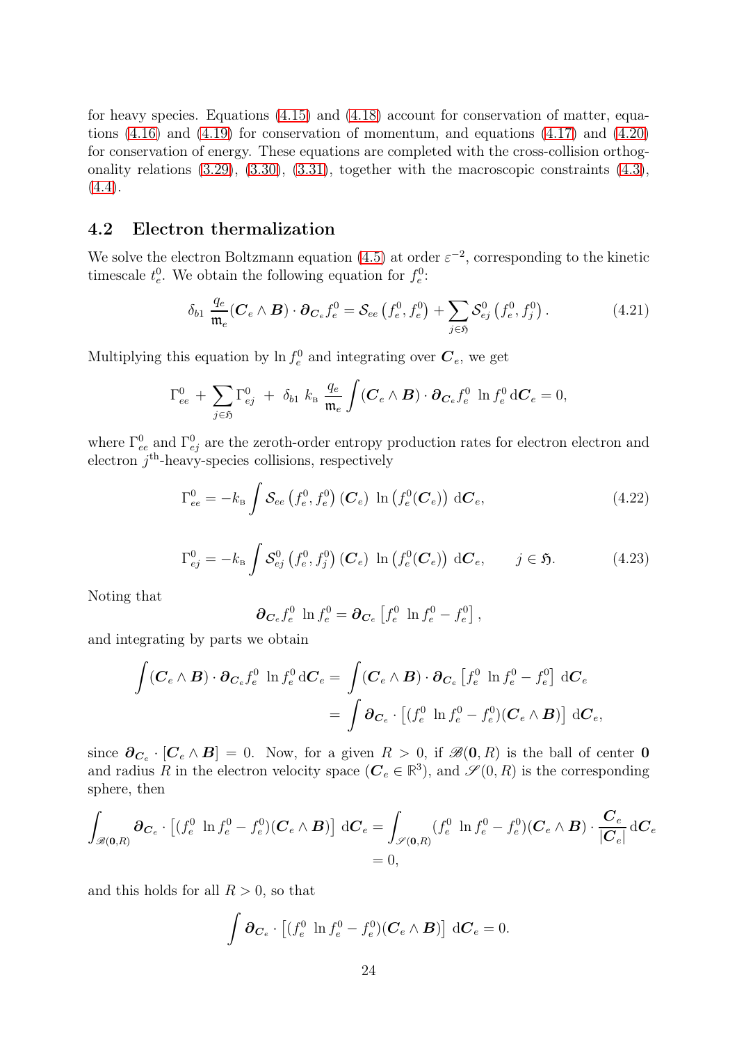for heavy species. Equations (4.15) and (4.18) account for conservation of matter, equations (4.16) and (4.19) for conservation of momentum, and equations (4.17) and (4.20) for conservation of energy. These equations are completed with the cross-collision orthogonality relations (3.29), (3.30), (3.31), together with the macroscopic constraints (4.3), (4.4).

## 4.2 Electron thermalization

We solve the electron Boltzmann equation (4.5) at order $\varepsilon^{-2}$, corresponding to the kinetic timescale $t_e^0$. We obtain the following equation for $f_e^0$:

$$\delta_{b1} \, \frac{q_e}{\mathfrak{m}_e} (\boldsymbol{C}_e \wedge \boldsymbol{B}) \cdot \boldsymbol{\partial}_{\boldsymbol{C}_e} f_e^0 = \mathcal{S}_{ee}\left(f_e^0, f_e^0\right) + \sum_{j \in \mathfrak{H}} \mathcal{S}_{ej}^0\left(f_e^0, f_j^0\right). \tag{4.21}$$

Multiplying this equation by $\ln f_e^0$ and integrating over $\boldsymbol{C}_e$, we get

$$\Gamma_{ee}^0 + \sum_{j \in \mathfrak{H}} \Gamma_{ej}^0 \; + \; \delta_{b1} \; k_{\text{B}} \, \frac{q_e}{\mathfrak{m}_e} \int (\boldsymbol{C}_e \wedge \boldsymbol{B}) \cdot \boldsymbol{\partial}_{\boldsymbol{C}_e} f_e^0 \; \ln f_e^0 \, \mathrm{d}\boldsymbol{C}_e = 0,$$

where $\Gamma_{ee}^0$ and $\Gamma_{ej}^0$ are the zeroth-order entropy production rates for electron electron and electron $j^{\text{th}}$-heavy-species collisions, respectively

$$\Gamma_{ee}^0 = -k_{\text{B}} \int \mathcal{S}_{ee}\left(f_e^0, f_e^0\right)(\boldsymbol{C}_e) \; \ln\left(f_e^0(\boldsymbol{C}_e)\right) \, \mathrm{d}\boldsymbol{C}_e, \tag{4.22}$$

$$\Gamma_{ej}^0 = -k_{\text{B}} \int \mathcal{S}_{ej}^0\left(f_e^0, f_j^0\right)(\boldsymbol{C}_e) \; \ln\left(f_e^0(\boldsymbol{C}_e)\right) \, \mathrm{d}\boldsymbol{C}_e, \qquad j \in \mathfrak{H}. \tag{4.23}$$

Noting that

$$\boldsymbol{\partial}_{\boldsymbol{C}_e} f_e^0 \; \ln f_e^0 = \boldsymbol{\partial}_{\boldsymbol{C}_e} \left[ f_e^0 \; \ln f_e^0 - f_e^0 \right],$$

and integrating by parts we obtain

$$\begin{aligned}
\int (\boldsymbol{C}_e \wedge \boldsymbol{B}) \cdot \boldsymbol{\partial}_{\boldsymbol{C}_e} f_e^0 \; \ln f_e^0 \, \mathrm{d}\boldsymbol{C}_e &= \int (\boldsymbol{C}_e \wedge \boldsymbol{B}) \cdot \boldsymbol{\partial}_{\boldsymbol{C}_e} \left[ f_e^0 \; \ln f_e^0 - f_e^0 \right] \, \mathrm{d}\boldsymbol{C}_e \\
&= \int \boldsymbol{\partial}_{\boldsymbol{C}_e} \cdot \left[ (f_e^0 \; \ln f_e^0 - f_e^0)(\boldsymbol{C}_e \wedge \boldsymbol{B}) \right] \, \mathrm{d}\boldsymbol{C}_e,
\end{aligned}$$

since $\boldsymbol{\partial}_{\boldsymbol{C}_e} \cdot [\boldsymbol{C}_e \wedge \boldsymbol{B}] = 0$. Now, for a given $R > 0$, if $\mathscr{B}(\boldsymbol{0}, R)$ is the ball of center $\boldsymbol{0}$ and radius $R$ in the electron velocity space ($\boldsymbol{C}_e \in \mathbb{R}^3$), and $\mathscr{S}(0, R)$ is the corresponding sphere, then

$$\begin{aligned}
\int_{\mathscr{B}(\boldsymbol{0},R)} \boldsymbol{\partial}_{\boldsymbol{C}_e} \cdot \left[ (f_e^0 \; \ln f_e^0 - f_e^0)(\boldsymbol{C}_e \wedge \boldsymbol{B}) \right] \, \mathrm{d}\boldsymbol{C}_e &= \int_{\mathscr{S}(\boldsymbol{0},R)} (f_e^0 \; \ln f_e^0 - f_e^0)(\boldsymbol{C}_e \wedge \boldsymbol{B}) \cdot \frac{\boldsymbol{C}_e}{|\boldsymbol{C}_e|} \, \mathrm{d}\boldsymbol{C}_e \\
&= 0,
\end{aligned}$$

and this holds for all $R > 0$, so that

$$\int \boldsymbol{\partial}_{\boldsymbol{C}_e} \cdot \left[ (f_e^0 \; \ln f_e^0 - f_e^0)(\boldsymbol{C}_e \wedge \boldsymbol{B}) \right] \, \mathrm{d}\boldsymbol{C}_e = 0.$$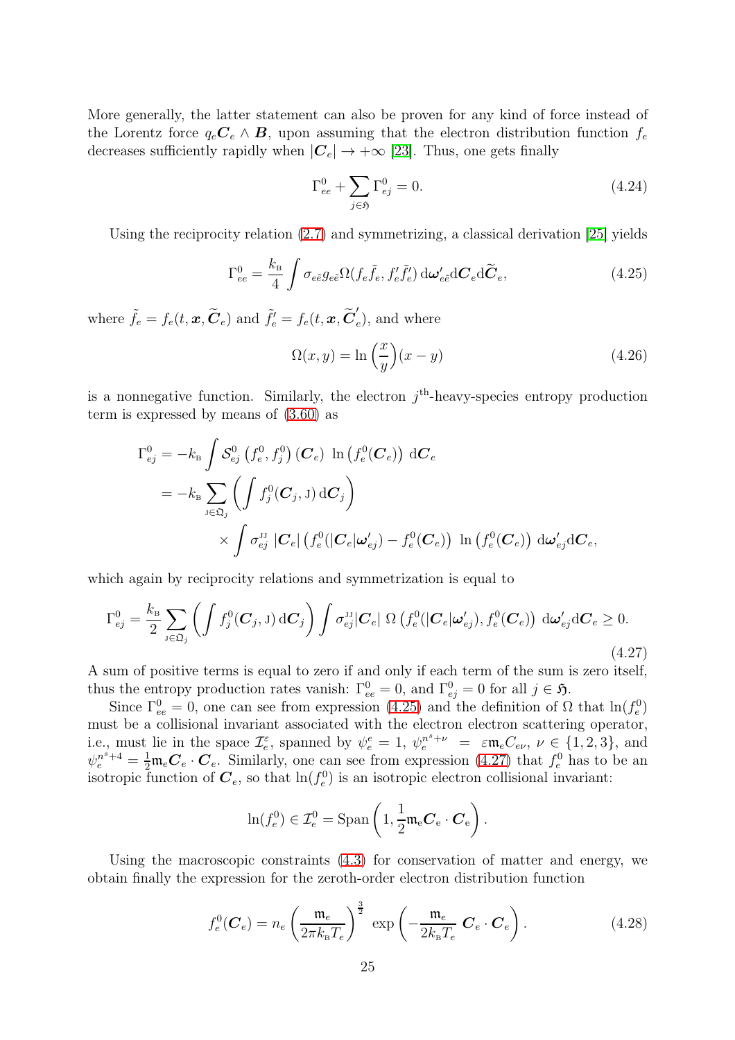More generally, the latter statement can also be proven for any kind of force instead of the Lorentz force $q_e \boldsymbol{C}_e \wedge \boldsymbol{B}$, upon assuming that the electron distribution function $f_e$ decreases sufficiently rapidly when $|\boldsymbol{C}_e| \to +\infty$ [23]. Thus, one gets finally

$$\Gamma_{ee}^0 + \sum_{j \in \mathfrak{H}} \Gamma_{ej}^0 = 0. \tag{4.24}$$

Using the reciprocity relation (2.7) and symmetrizing, a classical derivation [25] yields

$$\Gamma_{ee}^0 = \frac{k_{\mathrm{B}}}{4} \int \sigma_{e\tilde{e}} g_{e\tilde{e}} \Omega(f_e \tilde{f}_e, f_e' \tilde{f}_e') \, \mathrm{d}\boldsymbol{\omega}_{e\tilde{e}}' \mathrm{d}\boldsymbol{C}_e \mathrm{d}\widetilde{\boldsymbol{C}}_e, \tag{4.25}$$

where $\tilde{f}_e = f_e(t, \boldsymbol{x}, \widetilde{\boldsymbol{C}}_e)$ and $\tilde{f}_e' = f_e(t, \boldsymbol{x}, \widetilde{\boldsymbol{C}}_e')$, and where

$$\Omega(x, y) = \ln\left(\frac{x}{y}\right)(x - y) \tag{4.26}$$

is a nonnegative function. Similarly, the electron $j^{\text{th}}$-heavy-species entropy production term is expressed by means of (3.60) as

$$\begin{aligned}
\Gamma_{ej}^0 &= -k_{\mathrm{B}} \int \mathcal{S}_{ej}^0 \left(f_e^0, f_j^0\right)(\boldsymbol{C}_e) \; \ln\left(f_e^0(\boldsymbol{C}_e)\right) \, \mathrm{d}\boldsymbol{C}_e \\
&= -k_{\mathrm{B}} \sum_{\mathrm{J} \in \mathfrak{Q}_j} \left( \int f_j^0(\boldsymbol{C}_j, \mathrm{J}) \, \mathrm{d}\boldsymbol{C}_j \right) \\
&\qquad \times \int \sigma_{ej}^{\mathrm{JJ}} \, |\boldsymbol{C}_e| \left( f_e^0(|\boldsymbol{C}_e| \boldsymbol{\omega}_{ej}') - f_e^0(\boldsymbol{C}_e) \right) \; \ln\left(f_e^0(\boldsymbol{C}_e)\right) \, \mathrm{d}\boldsymbol{\omega}_{ej}' \mathrm{d}\boldsymbol{C}_e,
\end{aligned}$$

which again by reciprocity relations and symmetrization is equal to

$$\Gamma_{ej}^0 = \frac{k_{\mathrm{B}}}{2} \sum_{\mathrm{J} \in \mathfrak{Q}_j} \left( \int f_j^0(\boldsymbol{C}_j, \mathrm{J}) \, \mathrm{d}\boldsymbol{C}_j \right) \int \sigma_{ej}^{\mathrm{JJ}} |\boldsymbol{C}_e| \; \Omega\left(f_e^0(|\boldsymbol{C}_e| \boldsymbol{\omega}_{ej}'), f_e^0(\boldsymbol{C}_e)\right) \, \mathrm{d}\boldsymbol{\omega}_{ej}' \mathrm{d}\boldsymbol{C}_e \geq 0. \tag{4.27}$$

A sum of positive terms is equal to zero if and only if each term of the sum is zero itself, thus the entropy production rates vanish: $\Gamma_{ee}^0 = 0$, and $\Gamma_{ej}^0 = 0$ for all $j \in \mathfrak{H}$.

Since $\Gamma_{ee}^0 = 0$, one can see from expression (4.25) and the definition of $\Omega$ that $\ln(f_e^0)$ must be a collisional invariant associated with the electron electron scattering operator, i.e., must lie in the space $\mathcal{I}_e^{\varepsilon}$, spanned by $\psi_e^e = 1$, $\psi_e^{n^s+\nu} = \varepsilon \mathfrak{m}_e C_{e\nu}$, $\nu \in \{1, 2, 3\}$, and $\psi_e^{n^s+4} = \frac{1}{2} \mathfrak{m}_e \boldsymbol{C}_e \cdot \boldsymbol{C}_e$. Similarly, one can see from expression (4.27) that $f_e^0$ has to be an isotropic function of $\boldsymbol{C}_e$, so that $\ln(f_e^0)$ is an isotropic electron collisional invariant:

$$\ln(f_e^0) \in \mathcal{I}_e^0 = \operatorname{Span}\left(1, \frac{1}{2} \mathfrak{m}_{\mathrm{e}} \boldsymbol{C}_e \cdot \boldsymbol{C}_{\mathrm{e}}\right).$$

Using the macroscopic constraints (4.3) for conservation of matter and energy, we obtain finally the expression for the zeroth-order electron distribution function

$$f_e^0(\boldsymbol{C}_e) = n_e \left(\frac{\mathfrak{m}_e}{2\pi k_{\mathrm{B}} T_e}\right)^{\frac{3}{2}} \exp\left(-\frac{\mathfrak{m}_e}{2 k_{\mathrm{B}} T_e} \, \boldsymbol{C}_e \cdot \boldsymbol{C}_e\right). \tag{4.28}$$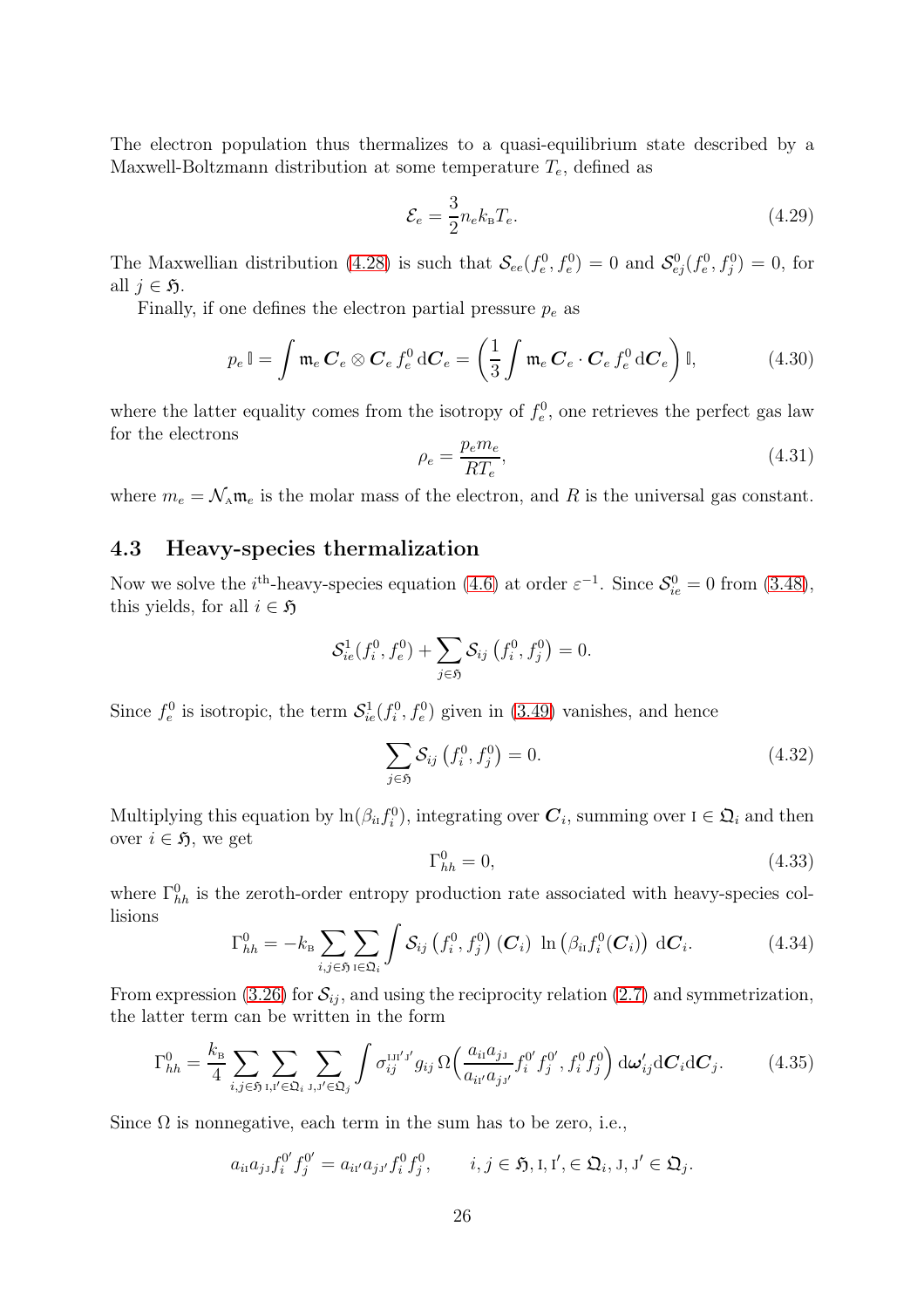The electron population thus thermalizes to a quasi-equilibrium state described by a Maxwell-Boltzmann distribution at some temperature $T_e$, defined as

$$\mathcal{E}_e = \frac{3}{2} n_e k_{\mathrm{B}} T_e. \tag{4.29}$$

The Maxwellian distribution (4.28) is such that $\mathcal{S}_{ee}(f_e^0, f_e^0) = 0$ and $\mathcal{S}_{ej}^0(f_e^0, f_j^0) = 0$, for all $j \in \mathfrak{H}$.

Finally, if one defines the electron partial pressure $p_e$ as

$$p_e\, \mathbb{I} = \int \mathfrak{m}_e\, \boldsymbol{C}_e \otimes \boldsymbol{C}_e\, f_e^0\, \mathrm{d}\boldsymbol{C}_e = \left( \frac{1}{3} \int \mathfrak{m}_e\, \boldsymbol{C}_e \cdot \boldsymbol{C}_e\, f_e^0\, \mathrm{d}\boldsymbol{C}_e \right) \mathbb{I}, \tag{4.30}$$

where the latter equality comes from the isotropy of $f_e^0$, one retrieves the perfect gas law for the electrons

$$\rho_e = \frac{p_e m_e}{R T_e}, \tag{4.31}$$

where $m_e = \mathcal{N}_{\mathrm{A}} \mathfrak{m}_e$ is the molar mass of the electron, and $R$ is the universal gas constant.

## 4.3 Heavy-species thermalization

Now we solve the $i^{\text{th}}$-heavy-species equation (4.6) at order $\varepsilon^{-1}$. Since $\mathcal{S}_{ie}^0 = 0$ from (3.48), this yields, for all $i \in \mathfrak{H}$

$$\mathcal{S}_{ie}^1(f_i^0, f_e^0) + \sum_{j \in \mathfrak{H}} \mathcal{S}_{ij}\left(f_i^0, f_j^0\right) = 0.$$

Since $f_e^0$ is isotropic, the term $\mathcal{S}_{ie}^1(f_i^0, f_e^0)$ given in (3.49) vanishes, and hence

$$\sum_{j \in \mathfrak{H}} \mathcal{S}_{ij}\left(f_i^0, f_j^0\right) = 0. \tag{4.32}$$

Multiplying this equation by $\ln(\beta_{i\mathrm{I}} f_i^0)$, integrating over $\boldsymbol{C}_i$, summing over $\mathrm{I} \in \mathfrak{Q}_i$ and then over $i \in \mathfrak{H}$, we get

$$\Gamma_{hh}^0 = 0, \tag{4.33}$$

where $\Gamma_{hh}^0$ is the zeroth-order entropy production rate associated with heavy-species collisions

$$\Gamma_{hh}^0 = -k_{\mathrm{B}} \sum_{i,j \in \mathfrak{H}} \sum_{\mathrm{I} \in \mathfrak{Q}_i} \int \mathcal{S}_{ij}\left(f_i^0, f_j^0\right)(\boldsymbol{C}_i)\ \ln\left(\beta_{i\mathrm{I}} f_i^0(\boldsymbol{C}_i)\right)\, \mathrm{d}\boldsymbol{C}_i. \tag{4.34}$$

From expression (3.26) for $\mathcal{S}_{ij}$, and using the reciprocity relation (2.7) and symmetrization, the latter term can be written in the form

$$\Gamma_{hh}^0 = \frac{k_{\mathrm{B}}}{4} \sum_{i,j \in \mathfrak{H}} \sum_{\mathrm{I},\mathrm{I}' \in \mathfrak{Q}_i} \sum_{\mathrm{J},\mathrm{J}' \in \mathfrak{Q}_j} \int \sigma_{ij}^{\mathrm{IJI'J'}} g_{ij}\, \Omega\Big( \frac{a_{i\mathrm{I}} a_{j\mathrm{J}}}{a_{i\mathrm{I}'} a_{j\mathrm{J}'}} f_i^{0'} f_j^{0'}, f_i^0 f_j^0 \Big)\, \mathrm{d}\boldsymbol{\omega}'_{ij} \mathrm{d}\boldsymbol{C}_i \mathrm{d}\boldsymbol{C}_j. \tag{4.35}$$

Since $\Omega$ is nonnegative, each term in the sum has to be zero, i.e.,

$$a_{i\mathrm{I}} a_{j\mathrm{J}} f_i^{0'} f_j^{0'} = a_{i\mathrm{I}'} a_{j\mathrm{J}'} f_i^0 f_j^0, \qquad i, j \in \mathfrak{H}, \mathrm{I}, \mathrm{I}', \in \mathfrak{Q}_i, \mathrm{J}, \mathrm{J}' \in \mathfrak{Q}_j.$$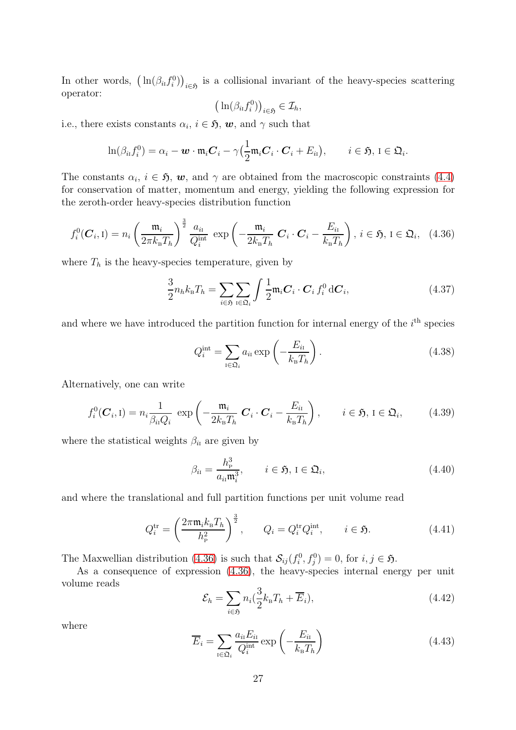In other words, $\big(\ln(\beta_{i\mathrm{I}} f_i^0)\big)_{i\in\mathfrak{H}}$ is a collisional invariant of the heavy-species scattering operator:

$$\big(\ln(\beta_{i\mathrm{I}} f_i^0)\big)_{i\in\mathfrak{H}} \in \mathcal{I}_h,$$

i.e., there exists constants $\alpha_i$, $i \in \mathfrak{H}$, $\boldsymbol{w}$, and $\gamma$ such that

$$\ln(\beta_{i\mathrm{I}} f_i^0) = \alpha_i - \boldsymbol{w}\cdot \mathfrak{m}_i \boldsymbol{C}_i - \gamma\big(\frac{1}{2}\mathfrak{m}_i \boldsymbol{C}_i\cdot\boldsymbol{C}_i + E_{i\mathrm{I}}\big), \qquad i\in\mathfrak{H},\ \mathrm{I}\in\mathfrak{Q}_i.$$

The constants $\alpha_i$, $i\in\mathfrak{H}$, $\boldsymbol{w}$, and $\gamma$ are obtained from the macroscopic constraints (4.4) for conservation of matter, momentum and energy, yielding the following expression for the zeroth-order heavy-species distribution function

$$f_i^0(\boldsymbol{C}_i,\mathrm{I}) = n_i\left(\frac{\mathfrak{m}_i}{2\pi k_{\mathrm{B}} T_h}\right)^{\frac{3}{2}} \frac{a_{i\mathrm{I}}}{Q_i^{\mathrm{int}}}\ \exp\left(-\frac{\mathfrak{m}_i}{2k_{\mathrm{B}}T_h}\,\boldsymbol{C}_i\cdot\boldsymbol{C}_i - \frac{E_{i\mathrm{I}}}{k_{\mathrm{B}}T_h}\right),\ i\in\mathfrak{H},\ \mathrm{I}\in\mathfrak{Q}_i,\quad (4.36)$$

where $T_h$ is the heavy-species temperature, given by

$$\frac{3}{2} n_h k_{\mathrm{B}} T_h = \sum_{i\in\mathfrak{H}}\sum_{\mathrm{I}\in\mathfrak{Q}_i}\int \frac{1}{2}\mathfrak{m}_i\boldsymbol{C}_i\cdot\boldsymbol{C}_i\, f_i^0\,\mathrm{d}\boldsymbol{C}_i, \qquad (4.37)$$

and where we have introduced the partition function for internal energy of the $i^{\mathrm{th}}$ species

$$Q_i^{\mathrm{int}} = \sum_{\mathrm{I}\in\mathfrak{Q}_i} a_{i\mathrm{I}} \exp\left(-\frac{E_{i\mathrm{I}}}{k_{\mathrm{B}}T_h}\right). \qquad (4.38)$$

Alternatively, one can write

$$f_i^0(\boldsymbol{C}_i,\mathrm{I}) = n_i\frac{1}{\beta_{i\mathrm{I}} Q_i}\ \exp\left(-\frac{\mathfrak{m}_i}{2k_{\mathrm{B}}T_h}\,\boldsymbol{C}_i\cdot\boldsymbol{C}_i - \frac{E_{i\mathrm{I}}}{k_{\mathrm{B}}T_h}\right), \qquad i\in\mathfrak{H},\ \mathrm{I}\in\mathfrak{Q}_i, \qquad (4.39)$$

where the statistical weights $\beta_{i\mathrm{I}}$ are given by

$$\beta_{i\mathrm{I}} = \frac{h_{\mathrm{P}}^3}{a_{i\mathrm{I}}\mathfrak{m}_i^3}, \qquad i\in\mathfrak{H},\ \mathrm{I}\in\mathfrak{Q}_i, \qquad (4.40)$$

and where the translational and full partition functions per unit volume read

$$Q_i^{\mathrm{tr}} = \left(\frac{2\pi\mathfrak{m}_i k_{\mathrm{B}} T_h}{h_{\mathrm{P}}^2}\right)^{\frac{3}{2}}, \qquad Q_i = Q_i^{\mathrm{tr}} Q_i^{\mathrm{int}}, \qquad i\in\mathfrak{H}. \qquad (4.41)$$

The Maxwellian distribution (4.36) is such that $\mathcal{S}_{ij}(f_i^0, f_j^0) = 0$, for $i,j\in\mathfrak{H}$.

As a consequence of expression (4.36), the heavy-species internal energy per unit volume reads

$$\mathcal{E}_h = \sum_{i\in\mathfrak{H}} n_i\big(\frac{3}{2}k_{\mathrm{B}}T_h + \overline{E}_i\big), \qquad (4.42)$$

where

$$\overline{E}_i = \sum_{\mathrm{I}\in\mathfrak{Q}_i} \frac{a_{i\mathrm{I}} E_{i\mathrm{I}}}{Q_i^{\mathrm{int}}}\exp\left(-\frac{E_{i\mathrm{I}}}{k_{\mathrm{B}}T_h}\right) \qquad (4.43)$$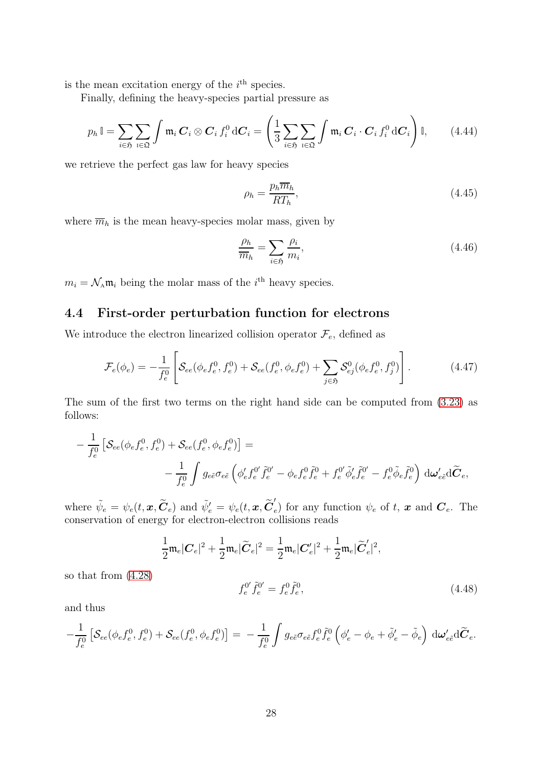is the mean excitation energy of the $i^{\text{th}}$ species.

Finally, defining the heavy-species partial pressure as

$$p_h \, \mathbb{I} = \sum_{i \in \mathfrak{H}} \sum_{\mathrm{I} \in \mathfrak{Q}} \int \mathfrak{m}_i \, \boldsymbol{C}_i \otimes \boldsymbol{C}_i \, f_i^0 \, \mathrm{d}\boldsymbol{C}_i = \left( \frac{1}{3} \sum_{i \in \mathfrak{H}} \sum_{\mathrm{I} \in \mathfrak{Q}} \int \mathfrak{m}_i \, \boldsymbol{C}_i \cdot \boldsymbol{C}_i \, f_i^0 \, \mathrm{d}\boldsymbol{C}_i \right) \mathbb{I}, \tag{4.44}$$

we retrieve the perfect gas law for heavy species

$$\rho_h = \frac{p_h \overline{m}_h}{R T_h}, \tag{4.45}$$

where $\overline{m}_h$ is the mean heavy-species molar mass, given by

$$\frac{\rho_h}{\overline{m}_h} = \sum_{i \in \mathfrak{H}} \frac{\rho_i}{m_i}, \tag{4.46}$$

$m_i = \mathcal{N}_{\mathrm{A}} \mathfrak{m}_i$ being the molar mass of the $i^{\text{th}}$ heavy species.

## 4.4 First-order perturbation function for electrons

We introduce the electron linearized collision operator $\mathcal{F}_e$, defined as

$$\mathcal{F}_e(\phi_e) = -\frac{1}{f_e^0} \left[ \mathcal{S}_{ee}(\phi_e f_e^0, f_e^0) + \mathcal{S}_{ee}(f_e^0, \phi_e f_e^0) + \sum_{j \in \mathfrak{H}} \mathcal{S}_{ej}^0(\phi_e f_e^0, f_j^0) \right]. \tag{4.47}$$

The sum of the first two terms on the right hand side can be computed from (3.23) as follows:

$$-\frac{1}{f_e^0} \left[ \mathcal{S}_{ee}(\phi_e f_e^0, f_e^0) + \mathcal{S}_{ee}(f_e^0, \phi_e f_e^0) \right] = \\ -\frac{1}{f_e^0} \int g_{e\tilde{e}} \sigma_{e\tilde{e}} \left( \phi_e' f_e^{0\prime} \tilde{f}_e^{0\prime} - \phi_e f_e^0 \tilde{f}_e^0 + f_e^{0\prime} \tilde{\phi}_e' \tilde{f}_e^{0\prime} - f_e^0 \tilde{\phi}_e \tilde{f}_e^0 \right) \mathrm{d}\boldsymbol{\omega}_{e\tilde{e}}' \mathrm{d}\widetilde{\boldsymbol{C}}_e,$$

where $\tilde{\psi}_e = \psi_e(t, \boldsymbol{x}, \widetilde{\boldsymbol{C}}_e)$ and $\tilde{\psi}_e' = \psi_e(t, \boldsymbol{x}, \widetilde{\boldsymbol{C}}_e')$ for any function $\psi_e$ of $t$, $\boldsymbol{x}$ and $\boldsymbol{C}_e$. The conservation of energy for electron-electron collisions reads

$$\frac{1}{2} \mathfrak{m}_e |\boldsymbol{C}_e|^2 + \frac{1}{2} \mathfrak{m}_e |\widetilde{\boldsymbol{C}}_e|^2 = \frac{1}{2} \mathfrak{m}_e |\boldsymbol{C}_e'|^2 + \frac{1}{2} \mathfrak{m}_e |\widetilde{\boldsymbol{C}}_e'|^2,$$

so that from (4.28)

$$f_e^{0\prime} \tilde{f}_e^{0\prime} = f_e^0 \tilde{f}_e^0, \tag{4.48}$$

and thus

$$-\frac{1}{f_e^0} \left[ \mathcal{S}_{ee}(\phi_e f_e^0, f_e^0) + \mathcal{S}_{ee}(f_e^0, \phi_e f_e^0) \right] = -\frac{1}{f_e^0} \int g_{e\tilde{e}} \sigma_{e\tilde{e}} f_e^0 \tilde{f}_e^0 \left( \phi_e' - \phi_e + \tilde{\phi}_e' - \tilde{\phi}_e \right) \mathrm{d}\boldsymbol{\omega}_{e\tilde{e}}' \mathrm{d}\widetilde{\boldsymbol{C}}_e.$$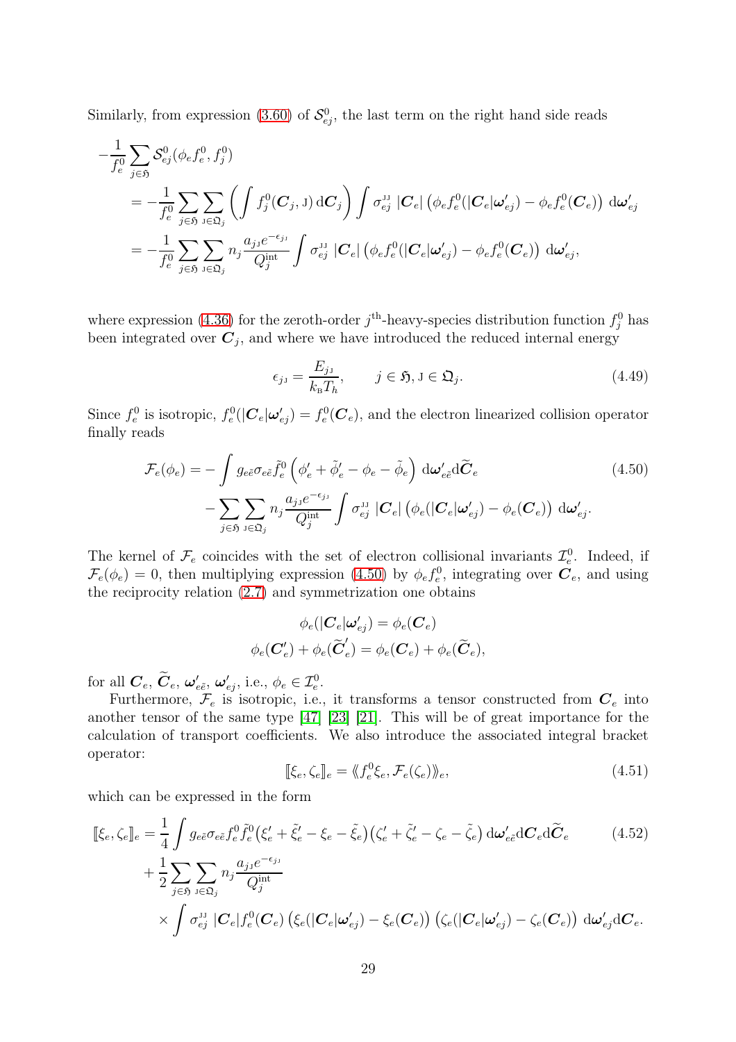Similarly, from expression (3.60) of $\mathcal{S}^0_{ej}$, the last term on the right hand side reads

$$
\begin{aligned}
-\frac{1}{f_e^0} \sum_{j\in\mathfrak{H}} \mathcal{S}^0_{ej}(\phi_e f_e^0, f_j^0)
&= -\frac{1}{f_e^0} \sum_{j\in\mathfrak{H}} \sum_{\mathrm{J}\in\mathfrak{Q}_j} \left( \int f_j^0(\boldsymbol{C}_j, \mathrm{J})\, \mathrm{d}\boldsymbol{C}_j \right) \int \sigma_{ej}^{\mathrm{JJ}}\, |\boldsymbol{C}_e| \left( \phi_e f_e^0(|\boldsymbol{C}_e|\boldsymbol{\omega}'_{ej}) - \phi_e f_e^0(\boldsymbol{C}_e) \right) \mathrm{d}\boldsymbol{\omega}'_{ej} \\
&= -\frac{1}{f_e^0} \sum_{j\in\mathfrak{H}} \sum_{\mathrm{J}\in\mathfrak{Q}_j} n_j \frac{a_{j\mathrm{J}} e^{-\epsilon_{j\mathrm{J}}}}{Q_j^{\mathrm{int}}} \int \sigma_{ej}^{\mathrm{JJ}}\, |\boldsymbol{C}_e| \left( \phi_e f_e^0(|\boldsymbol{C}_e|\boldsymbol{\omega}'_{ej}) - \phi_e f_e^0(\boldsymbol{C}_e) \right) \mathrm{d}\boldsymbol{\omega}'_{ej},
\end{aligned}
$$

where expression (4.36) for the zeroth-order $j^{\text{th}}$-heavy-species distribution function $f_j^0$ has been integrated over $\boldsymbol{C}_j$, and where we have introduced the reduced internal energy

$$
\epsilon_{j\mathrm{J}} = \frac{E_{j\mathrm{J}}}{k_{\mathrm{B}} T_h}, \qquad j \in \mathfrak{H}, \mathrm{J} \in \mathfrak{Q}_j. \tag{4.49}
$$

Since $f_e^0$ is isotropic, $f_e^0(|\boldsymbol{C}_e|\boldsymbol{\omega}'_{ej}) = f_e^0(\boldsymbol{C}_e)$, and the electron linearized collision operator finally reads

$$
\begin{aligned}
\mathcal{F}_e(\phi_e) = &- \int g_{e\tilde{e}} \sigma_{e\tilde{e}} \tilde{f}_e^0 \left( \phi'_e + \tilde{\phi}'_e - \phi_e - \tilde{\phi}_e \right) \mathrm{d}\boldsymbol{\omega}'_{e\tilde{e}} \mathrm{d}\widetilde{\boldsymbol{C}}_e \\
&- \sum_{j\in\mathfrak{H}} \sum_{\mathrm{J}\in\mathfrak{Q}_j} n_j \frac{a_{j\mathrm{J}} e^{-\epsilon_{j\mathrm{J}}}}{Q_j^{\mathrm{int}}} \int \sigma_{ej}^{\mathrm{JJ}}\, |\boldsymbol{C}_e| \left( \phi_e(|\boldsymbol{C}_e|\boldsymbol{\omega}'_{ej}) - \phi_e(\boldsymbol{C}_e) \right) \mathrm{d}\boldsymbol{\omega}'_{ej}.
\end{aligned} \tag{4.50}
$$

The kernel of $\mathcal{F}_e$ coincides with the set of electron collisional invariants $\mathcal{I}_e^0$. Indeed, if $\mathcal{F}_e(\phi_e) = 0$, then multiplying expression (4.50) by $\phi_e f_e^0$, integrating over $\boldsymbol{C}_e$, and using the reciprocity relation (2.7) and symmetrization one obtains

$$
\begin{aligned}
\phi_e(|\boldsymbol{C}_e|\boldsymbol{\omega}'_{ej}) &= \phi_e(\boldsymbol{C}_e) \\
\phi_e(\boldsymbol{C}'_e) + \phi_e(\widetilde{\boldsymbol{C}}'_e) &= \phi_e(\boldsymbol{C}_e) + \phi_e(\widetilde{\boldsymbol{C}}_e),
\end{aligned}
$$

for all $\boldsymbol{C}_e$, $\widetilde{\boldsymbol{C}}_e$, $\boldsymbol{\omega}'_{e\tilde{e}}$, $\boldsymbol{\omega}'_{ej}$, i.e., $\phi_e \in \mathcal{I}_e^0$.

Furthermore, $\mathcal{F}_e$ is isotropic, i.e., it transforms a tensor constructed from $\boldsymbol{C}_e$ into another tensor of the same type [47] [23] [21]. This will be of great importance for the calculation of transport coefficients. We also introduce the associated integral bracket operator:

$$
[\![\xi_e, \zeta_e]\!]_e = \langle\!\langle f_e^0 \xi_e, \mathcal{F}_e(\zeta_e) \rangle\!\rangle_e, \tag{4.51}
$$

which can be expressed in the form

$$
\begin{aligned}
[\![\xi_e, \zeta_e]\!]_e = &\frac{1}{4} \int g_{e\tilde{e}} \sigma_{e\tilde{e}} f_e^0 \tilde{f}_e^0 \big( \xi'_e + \tilde{\xi}'_e - \xi_e - \tilde{\xi}_e \big) \big( \zeta'_e + \tilde{\zeta}'_e - \zeta_e - \tilde{\zeta}_e \big)\, \mathrm{d}\boldsymbol{\omega}'_{e\tilde{e}} \mathrm{d}\boldsymbol{C}_e \mathrm{d}\widetilde{\boldsymbol{C}}_e \\
&+ \frac{1}{2} \sum_{j\in\mathfrak{H}} \sum_{\mathrm{J}\in\mathfrak{Q}_j} n_j \frac{a_{j\mathrm{J}} e^{-\epsilon_{j\mathrm{J}}}}{Q_j^{\mathrm{int}}} \\
&\times \int \sigma_{ej}^{\mathrm{JJ}}\, |\boldsymbol{C}_e| f_e^0(\boldsymbol{C}_e) \left( \xi_e(|\boldsymbol{C}_e|\boldsymbol{\omega}'_{ej}) - \xi_e(\boldsymbol{C}_e) \right) \left( \zeta_e(|\boldsymbol{C}_e|\boldsymbol{\omega}'_{ej}) - \zeta_e(\boldsymbol{C}_e) \right) \mathrm{d}\boldsymbol{\omega}'_{ej} \mathrm{d}\boldsymbol{C}_e.
\end{aligned} \tag{4.52}
$$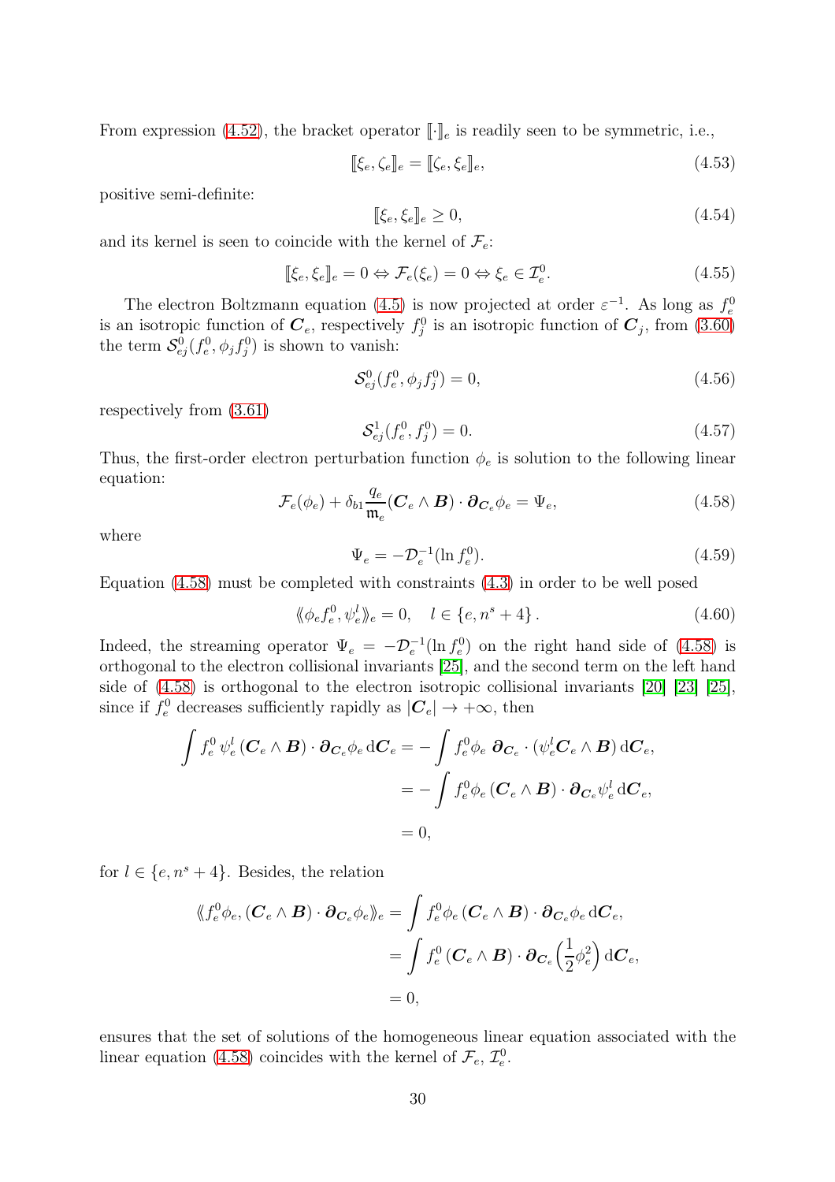From expression (4.52), the bracket operator $[\![\cdot]\!]_e$ is readily seen to be symmetric, i.e.,

$$[\![\xi_e, \zeta_e]\!]_e = [\![\zeta_e, \xi_e]\!]_e, \tag{4.53}$$

positive semi-definite:

$$[\![\xi_e, \xi_e]\!]_e \geq 0, \tag{4.54}$$

and its kernel is seen to coincide with the kernel of $\mathcal{F}_e$:

$$[\![\xi_e, \xi_e]\!]_e = 0 \Leftrightarrow \mathcal{F}_e(\xi_e) = 0 \Leftrightarrow \xi_e \in \mathcal{I}_e^0. \tag{4.55}$$

The electron Boltzmann equation (4.5) is now projected at order $\varepsilon^{-1}$. As long as $f_e^0$ is an isotropic function of $\boldsymbol{C}_e$, respectively $f_j^0$ is an isotropic function of $\boldsymbol{C}_j$, from (3.60) the term $\mathcal{S}_{ej}^0(f_e^0, \phi_j f_j^0)$ is shown to vanish:

$$\mathcal{S}_{ej}^0(f_e^0, \phi_j f_j^0) = 0, \tag{4.56}$$

respectively from (3.61)

$$\mathcal{S}_{ej}^1(f_e^0, f_j^0) = 0. \tag{4.57}$$

Thus, the first-order electron perturbation function $\phi_e$ is solution to the following linear equation:

$$\mathcal{F}_e(\phi_e) + \delta_{b1}\frac{q_e}{\mathfrak{m}_e}(\boldsymbol{C}_e \wedge \boldsymbol{B}) \cdot \boldsymbol{\partial}_{\boldsymbol{C}_e}\phi_e = \Psi_e, \tag{4.58}$$

where

$$\Psi_e = -\mathcal{D}_e^{-1}(\ln f_e^0). \tag{4.59}$$

Equation (4.58) must be completed with constraints (4.3) in order to be well posed

$$\langle\!\langle \phi_e f_e^0, \psi_e^l \rangle\!\rangle_e = 0, \quad l \in \{e, n^s + 4\}. \tag{4.60}$$

Indeed, the streaming operator $\Psi_e = -\mathcal{D}_e^{-1}(\ln f_e^0)$ on the right hand side of (4.58) is orthogonal to the electron collisional invariants [25], and the second term on the left hand side of (4.58) is orthogonal to the electron isotropic collisional invariants [20] [23] [25], since if $f_e^0$ decreases sufficiently rapidly as $|\boldsymbol{C}_e| \to +\infty$, then

$$
\begin{aligned}
\int f_e^0\, \psi_e^l\, (\boldsymbol{C}_e \wedge \boldsymbol{B}) \cdot \boldsymbol{\partial}_{\boldsymbol{C}_e}\phi_e \,\mathrm{d}\boldsymbol{C}_e &= -\int f_e^0 \phi_e\; \boldsymbol{\partial}_{\boldsymbol{C}_e} \cdot (\psi_e^l \boldsymbol{C}_e \wedge \boldsymbol{B}) \,\mathrm{d}\boldsymbol{C}_e, \\
&= -\int f_e^0 \phi_e \,(\boldsymbol{C}_e \wedge \boldsymbol{B}) \cdot \boldsymbol{\partial}_{\boldsymbol{C}_e}\psi_e^l \,\mathrm{d}\boldsymbol{C}_e, \\
&= 0,
\end{aligned}
$$

for $l \in \{e, n^s + 4\}$. Besides, the relation

$$
\begin{aligned}
\langle\!\langle f_e^0 \phi_e, (\boldsymbol{C}_e \wedge \boldsymbol{B}) \cdot \boldsymbol{\partial}_{\boldsymbol{C}_e}\phi_e \rangle\!\rangle_e &= \int f_e^0 \phi_e \,(\boldsymbol{C}_e \wedge \boldsymbol{B}) \cdot \boldsymbol{\partial}_{\boldsymbol{C}_e}\phi_e \,\mathrm{d}\boldsymbol{C}_e, \\
&= \int f_e^0 \,(\boldsymbol{C}_e \wedge \boldsymbol{B}) \cdot \boldsymbol{\partial}_{\boldsymbol{C}_e}\Big(\frac{1}{2}\phi_e^2\Big) \,\mathrm{d}\boldsymbol{C}_e, \\
&= 0,
\end{aligned}
$$

ensures that the set of solutions of the homogeneous linear equation associated with the linear equation (4.58) coincides with the kernel of $\mathcal{F}_e$, $\mathcal{I}_e^0$.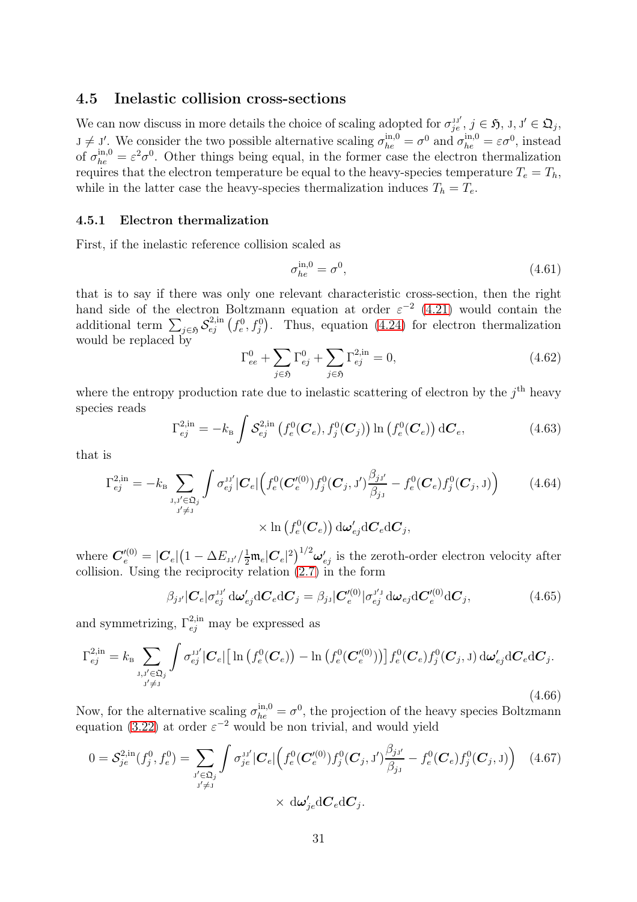## 4.5 Inelastic collision cross-sections

We can now discuss in more details the choice of scaling adopted for $\sigma_{je}^{\text{JJ}'}$, $j \in \mathfrak{H}$, $\text{J}, \text{J}' \in \mathfrak{Q}_j$, $\text{J} \neq \text{J}'$. We consider the two possible alternative scaling $\sigma_{he}^{\text{in},0} = \sigma^0$ and $\sigma_{he}^{\text{in},0} = \varepsilon\sigma^0$, instead of $\sigma_{he}^{\text{in},0} = \varepsilon^2\sigma^0$. Other things being equal, in the former case the electron thermalization requires that the electron temperature be equal to the heavy-species temperature $T_e = T_h$, while in the latter case the heavy-species thermalization induces $T_h = T_e$.

### 4.5.1 Electron thermalization

First, if the inelastic reference collision scaled as

$$\sigma_{he}^{\text{in},0} = \sigma^0, \tag{4.61}$$

that is to say if there was only one relevant characteristic cross-section, then the right hand side of the electron Boltzmann equation at order $\varepsilon^{-2}$ (4.21) would contain the additional term $\sum_{j\in\mathfrak{H}} \mathcal{S}_{ej}^{2,\text{in}}\left(f_e^0, f_j^0\right)$. Thus, equation (4.24) for electron thermalization would be replaced by

$$\Gamma_{ee}^0 + \sum_{j\in\mathfrak{H}} \Gamma_{ej}^0 + \sum_{j\in\mathfrak{H}} \Gamma_{ej}^{2,\text{in}} = 0, \tag{4.62}$$

where the entropy production rate due to inelastic scattering of electron by the $j^{\text{th}}$ heavy species reads

$$\Gamma_{ej}^{2,\text{in}} = -k_{\text{B}} \int \mathcal{S}_{ej}^{2,\text{in}}\left(f_e^0(\boldsymbol{C}_e), f_j^0(\boldsymbol{C}_j)\right) \ln\left(f_e^0(\boldsymbol{C}_e)\right) \mathrm{d}\boldsymbol{C}_e, \tag{4.63}$$

that is

$$\Gamma_{ej}^{2,\text{in}} = -k_{\text{B}} \sum_{\substack{\text{J},\text{J}'\in\mathfrak{Q}_j \\ \text{J}'\neq\text{J}}} \int \sigma_{ej}^{\text{JJ}'} |\boldsymbol{C}_e| \Big( f_e^0(\boldsymbol{C}_e'^{(0)}) f_j^0(\boldsymbol{C}_j, \text{J}') \frac{\beta_{j\text{J}'}}{\beta_{j\text{J}}} - f_e^0(\boldsymbol{C}_e) f_j^0(\boldsymbol{C}_j, \text{J}) \Big) \tag{4.64}$$

$$\times \ln\left(f_e^0(\boldsymbol{C}_e)\right) \mathrm{d}\boldsymbol{\omega}_{ej}' \mathrm{d}\boldsymbol{C}_e \mathrm{d}\boldsymbol{C}_j,$$

where $\boldsymbol{C}_e'^{(0)} = |\boldsymbol{C}_e|\big(1 - \Delta E_{\text{JJ}'}/\tfrac{1}{2}\mathfrak{m}_e|\boldsymbol{C}_e|^2\big)^{1/2}\boldsymbol{\omega}_{ej}'$ is the zeroth-order electron velocity after collision. Using the reciprocity relation (2.7) in the form

$$\beta_{j\text{J}'} |\boldsymbol{C}_e| \sigma_{ej}^{\text{JJ}'} \,\mathrm{d}\boldsymbol{\omega}_{ej}' \mathrm{d}\boldsymbol{C}_e \mathrm{d}\boldsymbol{C}_j = \beta_{j\text{J}} |\boldsymbol{C}_e'^{(0)}| \sigma_{ej}^{\text{J}'\text{J}} \,\mathrm{d}\boldsymbol{\omega}_{ej} \mathrm{d}\boldsymbol{C}_e'^{(0)} \mathrm{d}\boldsymbol{C}_j, \tag{4.65}$$

and symmetrizing, $\Gamma_{ej}^{2,\text{in}}$ may be expressed as

$$\Gamma_{ej}^{2,\text{in}} = k_{\text{B}} \sum_{\substack{\text{J},\text{J}'\in\mathfrak{Q}_j \\ \text{J}'\neq\text{J}}} \int \sigma_{ej}^{\text{JJ}'} |\boldsymbol{C}_e| \big[ \ln\left(f_e^0(\boldsymbol{C}_e)\right) - \ln\left(f_e^0(\boldsymbol{C}_e'^{(0)})\right) \big] f_e^0(\boldsymbol{C}_e) f_j^0(\boldsymbol{C}_j, \text{J}) \,\mathrm{d}\boldsymbol{\omega}_{ej}' \mathrm{d}\boldsymbol{C}_e \mathrm{d}\boldsymbol{C}_j. \tag{4.66}$$

Now, for the alternative scaling $\sigma_{he}^{\text{in},0} = \sigma^0$, the projection of the heavy species Boltzmann equation (3.22) at order $\varepsilon^{-2}$ would be non trivial, and would yield

$$0 = \mathcal{S}_{je}^{2,\text{in}}(f_j^0, f_e^0) = \sum_{\substack{\text{J}'\in\mathfrak{Q}_j \\ \text{J}'\neq\text{J}}} \int \sigma_{je}^{\text{JJ}'} |\boldsymbol{C}_e| \Big( f_e^0(\boldsymbol{C}_e'^{(0)}) f_j^0(\boldsymbol{C}_j, \text{J}') \frac{\beta_{j\text{J}'}}{\beta_{j\text{J}}} - f_e^0(\boldsymbol{C}_e) f_j^0(\boldsymbol{C}_j, \text{J}) \Big) \tag{4.67}$$

$$\times \,\mathrm{d}\boldsymbol{\omega}_{je}' \mathrm{d}\boldsymbol{C}_e \mathrm{d}\boldsymbol{C}_j.$$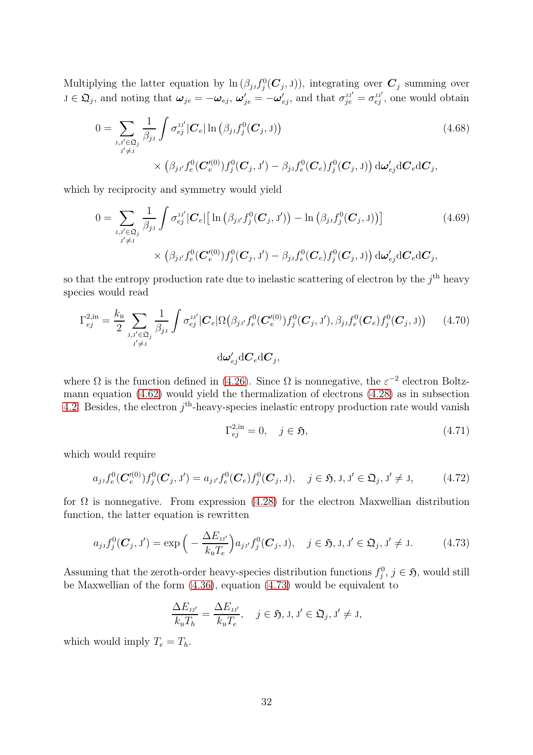Multiplying the latter equation by $\ln\left(\beta_{j\mathrm{J}} f_j^0(\boldsymbol{C}_j, \mathrm{J})\right)$, integrating over $\boldsymbol{C}_j$ summing over $\mathrm{J} \in \mathfrak{Q}_j$, and noting that $\boldsymbol{\omega}_{je} = -\boldsymbol{\omega}_{ej}$, $\boldsymbol{\omega}'_{je} = -\boldsymbol{\omega}'_{ej}$, and that $\sigma_{je}^{\mathrm{JJ}'} = \sigma_{ej}^{\mathrm{JJ}'}$, one would obtain

$$
\begin{aligned}
0 = \sum_{\substack{\mathrm{J},\mathrm{J}' \in \mathfrak{Q}_j \\ \mathrm{J}' \neq \mathrm{J}}} \frac{1}{\beta_{j\mathrm{J}}} \int \sigma_{ej}^{\mathrm{JJ}'} |\boldsymbol{C}_e| \ln\left(\beta_{j\mathrm{J}} f_j^0(\boldsymbol{C}_j, \mathrm{J})\right) \\
\times \left(\beta_{j\mathrm{J}'} f_e^0(\boldsymbol{C}_e'^{(0)}) f_j^0(\boldsymbol{C}_j, \mathrm{J}') - \beta_{j\mathrm{J}} f_e^0(\boldsymbol{C}_e) f_j^0(\boldsymbol{C}_j, \mathrm{J})\right) \mathrm{d}\boldsymbol{\omega}'_{ej} \mathrm{d}\boldsymbol{C}_e \mathrm{d}\boldsymbol{C}_j,
\end{aligned}
\tag{4.68}
$$

which by reciprocity and symmetry would yield

$$
\begin{aligned}
0 = \sum_{\substack{\mathrm{J},\mathrm{J}' \in \mathfrak{Q}_j \\ \mathrm{J}' \neq \mathrm{J}}} \frac{1}{\beta_{j\mathrm{J}}} \int \sigma_{ej}^{\mathrm{JJ}'} |\boldsymbol{C}_e| \left[\ln\left(\beta_{j\mathrm{J}'} f_j^0(\boldsymbol{C}_j, \mathrm{J}')\right) - \ln\left(\beta_{j\mathrm{J}} f_j^0(\boldsymbol{C}_j, \mathrm{J})\right)\right] \\
\times \left(\beta_{j\mathrm{J}'} f_e^0(\boldsymbol{C}_e'^{(0)}) f_j^0(\boldsymbol{C}_j, \mathrm{J}') - \beta_{j\mathrm{J}} f_e^0(\boldsymbol{C}_e) f_j^0(\boldsymbol{C}_j, \mathrm{J})\right) \mathrm{d}\boldsymbol{\omega}'_{ej} \mathrm{d}\boldsymbol{C}_e \mathrm{d}\boldsymbol{C}_j,
\end{aligned}
\tag{4.69}
$$

so that the entropy production rate due to inelastic scattering of electron by the $j^{\text{th}}$ heavy species would read

$$
\begin{aligned}
\Gamma_{ej}^{2,\text{in}} = \frac{k_{\mathrm{B}}}{2} \sum_{\substack{\mathrm{J},\mathrm{J}' \in \mathfrak{Q}_j \\ \mathrm{J}' \neq \mathrm{J}}} \frac{1}{\beta_{j\mathrm{J}}} \int \sigma_{ej}^{\mathrm{JJ}'} |\boldsymbol{C}_e| \Omega\big(\beta_{j\mathrm{J}'} f_e^0(\boldsymbol{C}_e'^{(0)}) f_j^0(\boldsymbol{C}_j, \mathrm{J}'), \beta_{j\mathrm{J}} f_e^0(\boldsymbol{C}_e) f_j^0(\boldsymbol{C}_j, \mathrm{J})\big) \\
\mathrm{d}\boldsymbol{\omega}'_{ej} \mathrm{d}\boldsymbol{C}_e \mathrm{d}\boldsymbol{C}_j,
\end{aligned}
\tag{4.70}
$$

where $\Omega$ is the function defined in (4.26). Since $\Omega$ is nonnegative, the $\varepsilon^{-2}$ electron Boltzmann equation (4.62) would yield the thermalization of electrons (4.28) as in subsection 4.2. Besides, the electron $j^{\text{th}}$-heavy-species inelastic entropy production rate would vanish

$$
\Gamma_{ej}^{2,\text{in}} = 0, \quad j \in \mathfrak{H},
\tag{4.71}
$$

which would require

$$
a_{j\mathrm{J}} f_e^0(\boldsymbol{C}_e'^{(0)}) f_j^0(\boldsymbol{C}_j, \mathrm{J}') = a_{j\mathrm{J}'} f_e^0(\boldsymbol{C}_e) f_j^0(\boldsymbol{C}_j, \mathrm{J}), \quad j \in \mathfrak{H}, \mathrm{J}, \mathrm{J}' \in \mathfrak{Q}_j, \mathrm{J}' \neq \mathrm{J},
\tag{4.72}
$$

for $\Omega$ is nonnegative. From expression (4.28) for the electron Maxwellian distribution function, the latter equation is rewritten

$$
a_{j\mathrm{J}} f_j^0(\boldsymbol{C}_j, \mathrm{J}') = \exp\Big(-\frac{\Delta E_{\mathrm{JJ}'}}{k_{\mathrm{B}} T_e}\Big) a_{j\mathrm{J}'} f_j^0(\boldsymbol{C}_j, \mathrm{J}), \quad j \in \mathfrak{H}, \mathrm{J}, \mathrm{J}' \in \mathfrak{Q}_j, \mathrm{J}' \neq \mathrm{J}.
\tag{4.73}
$$

Assuming that the zeroth-order heavy-species distribution functions $f_j^0$, $j \in \mathfrak{H}$, would still be Maxwellian of the form (4.36), equation (4.73) would be equivalent to

$$
\frac{\Delta E_{\mathrm{JJ}'}}{k_{\mathrm{B}} T_h} = \frac{\Delta E_{\mathrm{JJ}'}}{k_{\mathrm{B}} T_e}, \quad j \in \mathfrak{H}, \mathrm{J}, \mathrm{J}' \in \mathfrak{Q}_j, \mathrm{J}' \neq \mathrm{J},
$$

which would imply $T_e = T_h$.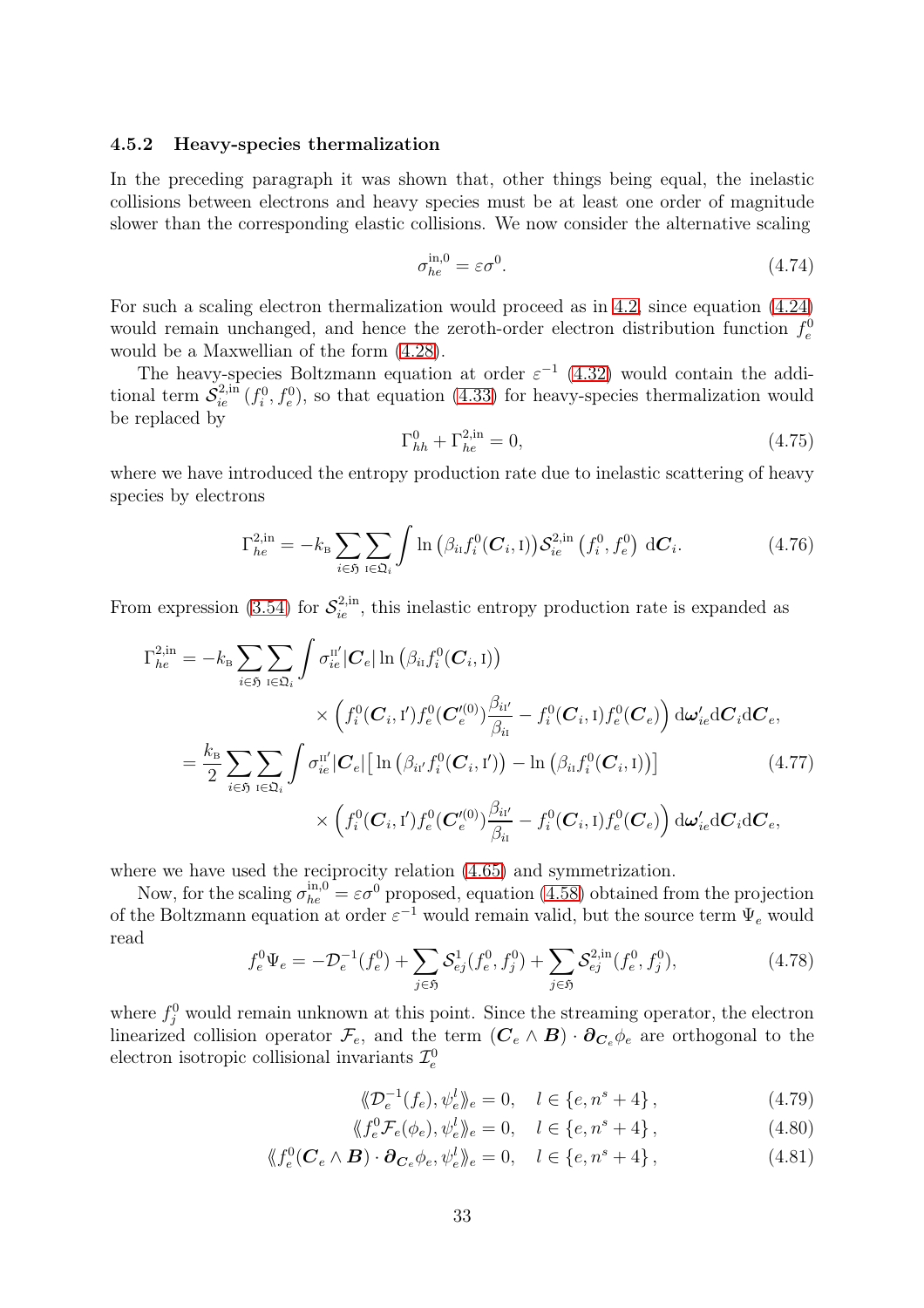### 4.5.2 Heavy-species thermalization

In the preceding paragraph it was shown that, other things being equal, the inelastic collisions between electrons and heavy species must be at least one order of magnitude slower than the corresponding elastic collisions. We now consider the alternative scaling

$$\sigma_{he}^{\mathrm{in},0} = \varepsilon \sigma^0. \tag{4.74}$$

For such a scaling electron thermalization would proceed as in 4.2, since equation (4.24) would remain unchanged, and hence the zeroth-order electron distribution function $f_e^0$ would be a Maxwellian of the form (4.28).

The heavy-species Boltzmann equation at order $\varepsilon^{-1}$ (4.32) would contain the additional term $\mathcal{S}_{ie}^{2,\mathrm{in}}(f_i^0, f_e^0)$, so that equation (4.33) for heavy-species thermalization would be replaced by

$$\Gamma_{hh}^0 + \Gamma_{he}^{2,\mathrm{in}} = 0, \tag{4.75}$$

where we have introduced the entropy production rate due to inelastic scattering of heavy species by electrons

$$\Gamma_{he}^{2,\mathrm{in}} = -k_{\mathrm{B}} \sum_{i\in\mathfrak{H}} \sum_{\mathrm{I}\in\mathfrak{Q}_i} \int \ln\big(\beta_{i\mathrm{I}} f_i^0(\boldsymbol{C}_i, \mathrm{I})\big) \mathcal{S}_{ie}^{2,\mathrm{in}}\left(f_i^0, f_e^0\right) \, \mathrm{d}\boldsymbol{C}_i. \tag{4.76}$$

From expression (3.54) for $\mathcal{S}_{ie}^{2,\mathrm{in}}$, this inelastic entropy production rate is expanded as

$$\begin{aligned}
\Gamma_{he}^{2,\mathrm{in}} &= -k_{\mathrm{B}} \sum_{i\in\mathfrak{H}} \sum_{\mathrm{I}\in\mathfrak{Q}_i} \int \sigma_{ie}^{\mathrm{II}'} |\boldsymbol{C}_e| \ln\big(\beta_{i\mathrm{I}} f_i^0(\boldsymbol{C}_i, \mathrm{I})\big) \\
&\qquad \times \Big( f_i^0(\boldsymbol{C}_i, \mathrm{I}') f_e^0(\boldsymbol{C}_e'^{(0)}) \frac{\beta_{i\mathrm{I}'}}{\beta_{i\mathrm{I}}} - f_i^0(\boldsymbol{C}_i, \mathrm{I}) f_e^0(\boldsymbol{C}_e) \Big) \, \mathrm{d}\boldsymbol{\omega}_{ie}' \mathrm{d}\boldsymbol{C}_i \mathrm{d}\boldsymbol{C}_e, \\
&= \frac{k_{\mathrm{B}}}{2} \sum_{i\in\mathfrak{H}} \sum_{\mathrm{I}\in\mathfrak{Q}_i} \int \sigma_{ie}^{\mathrm{II}'} |\boldsymbol{C}_e| \big[ \ln\big(\beta_{i\mathrm{I}'} f_i^0(\boldsymbol{C}_i, \mathrm{I}')\big) - \ln\big(\beta_{i\mathrm{I}} f_i^0(\boldsymbol{C}_i, \mathrm{I})\big) \big] \\
&\qquad \times \Big( f_i^0(\boldsymbol{C}_i, \mathrm{I}') f_e^0(\boldsymbol{C}_e'^{(0)}) \frac{\beta_{i\mathrm{I}'}}{\beta_{i\mathrm{I}}} - f_i^0(\boldsymbol{C}_i, \mathrm{I}) f_e^0(\boldsymbol{C}_e) \Big) \, \mathrm{d}\boldsymbol{\omega}_{ie}' \mathrm{d}\boldsymbol{C}_i \mathrm{d}\boldsymbol{C}_e,
\end{aligned} \tag{4.77}$$

where we have used the reciprocity relation (4.65) and symmetrization.

Now, for the scaling $\sigma_{he}^{\mathrm{in},0} = \varepsilon\sigma^0$ proposed, equation (4.58) obtained from the projection of the Boltzmann equation at order $\varepsilon^{-1}$ would remain valid, but the source term $\Psi_e$ would read

$$f_e^0 \Psi_e = -\mathcal{D}_e^{-1}(f_e^0) + \sum_{j\in\mathfrak{H}} \mathcal{S}_{ej}^1(f_e^0, f_j^0) + \sum_{j\in\mathfrak{H}} \mathcal{S}_{ej}^{2,\mathrm{in}}(f_e^0, f_j^0), \tag{4.78}$$

where $f_j^0$ would remain unknown at this point. Since the streaming operator, the electron linearized collision operator $\mathcal{F}_e$, and the term $(\boldsymbol{C}_e \wedge \boldsymbol{B}) \cdot \boldsymbol{\partial}_{\boldsymbol{C}_e} \phi_e$ are orthogonal to the electron isotropic collisional invariants $\mathcal{I}_e^c$

$$\langle\!\langle \mathcal{D}_e^{-1}(f_e), \psi_e^l \rangle\!\rangle_e = 0, \quad l \in \{e, n^s+4\}, \tag{4.79}$$

$$\langle\!\langle f_e^0 \mathcal{F}_e(\phi_e), \psi_e^l \rangle\!\rangle_e = 0, \quad l \in \{e, n^s+4\}, \tag{4.80}$$

$$\langle\!\langle f_e^0 (\boldsymbol{C}_e \wedge \boldsymbol{B}) \cdot \boldsymbol{\partial}_{\boldsymbol{C}_e} \phi_e, \psi_e^l \rangle\!\rangle_e = 0, \quad l \in \{e, n^s+4\}, \tag{4.81}$$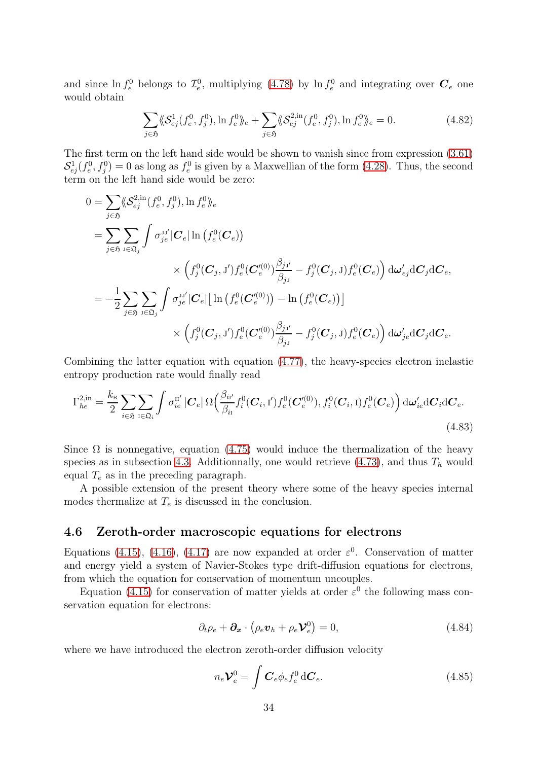and since $\ln f_e^0$ belongs to $\mathcal{I}_e^0$, multiplying (4.78) by $\ln f_e^0$ and integrating over $\boldsymbol{C}_e$ one would obtain

$$\sum_{j\in\mathfrak{H}} \langle\!\langle \mathcal{S}_{ej}^1(f_e^0, f_j^0), \ln f_e^0 \rangle\!\rangle_e + \sum_{j\in\mathfrak{H}} \langle\!\langle \mathcal{S}_{ej}^{2,\text{in}}(f_e^0, f_j^0), \ln f_e^0 \rangle\!\rangle_e = 0. \tag{4.82}$$

The first term on the left hand side would be shown to vanish since from expression (3.61) $\mathcal{S}_{ej}^1(f_e^0, f_j^0) = 0$ as long as $f_e^0$ is given by a Maxwellian of the form (4.28). Thus, the second term on the left hand side would be zero:

$$\begin{aligned}
0 &= \sum_{j\in\mathfrak{H}} \langle\!\langle \mathcal{S}_{ej}^{2,\text{in}}(f_e^0, f_j^0), \ln f_e^0 \rangle\!\rangle_e \\
&= \sum_{j\in\mathfrak{H}} \sum_{\text{J}\in\mathfrak{Q}_j} \int \sigma_{je}^{\text{JJ}'} |\boldsymbol{C}_e| \ln\big(f_e^0(\boldsymbol{C}_e)\big) \\
&\qquad\qquad \times \Big( f_j^0(\boldsymbol{C}_j, \text{J}') f_e^0(\boldsymbol{C}_e'^{(0)}) \frac{\beta_{j\text{J}'}}{\beta_{j\text{J}}} - f_j^0(\boldsymbol{C}_j, \text{J}) f_e^0(\boldsymbol{C}_e) \Big) \,\mathrm{d}\boldsymbol{\omega}_{ej}' \mathrm{d}\boldsymbol{C}_j \mathrm{d}\boldsymbol{C}_e, \\
&= -\frac{1}{2} \sum_{j\in\mathfrak{H}} \sum_{\text{J}\in\mathfrak{Q}_j} \int \sigma_{je}^{\text{JJ}'} |\boldsymbol{C}_e| \big[ \ln\big(f_e^0(\boldsymbol{C}_e'^{(0)})\big) - \ln\big(f_e^0(\boldsymbol{C}_e)\big) \big] \\
&\qquad\qquad \times \Big( f_j^0(\boldsymbol{C}_j, \text{J}') f_e^0(\boldsymbol{C}_e'^{(0)}) \frac{\beta_{j\text{J}'}}{\beta_{j\text{J}}} - f_j^0(\boldsymbol{C}_j, \text{J}) f_e^0(\boldsymbol{C}_e) \Big) \,\mathrm{d}\boldsymbol{\omega}_{je}' \mathrm{d}\boldsymbol{C}_j \mathrm{d}\boldsymbol{C}_e.
\end{aligned}$$

Combining the latter equation with equation (4.77), the heavy-species electron inelastic entropy production rate would finally read

$$\Gamma_{he}^{2,\text{in}} = \frac{k_{\text{B}}}{2} \sum_{i\in\mathfrak{H}} \sum_{\text{I}\in\mathfrak{Q}_i} \int \sigma_{ie}^{\text{II}'} |\boldsymbol{C}_e| \, \Omega\Big( \frac{\beta_{i\text{I}'}}{\beta_{i\text{I}}} f_i^0(\boldsymbol{C}_i, \text{I}') f_e^0(\boldsymbol{C}_e'^{(0)}), f_i^0(\boldsymbol{C}_i, \text{I}) f_e^0(\boldsymbol{C}_e) \Big) \,\mathrm{d}\boldsymbol{\omega}_{ie}' \mathrm{d}\boldsymbol{C}_i \mathrm{d}\boldsymbol{C}_e. \tag{4.83}$$

Since $\Omega$ is nonnegative, equation (4.75) would induce the thermalization of the heavy species as in subsection 4.3. Additionnally, one would retrieve (4.73), and thus $T_h$ would equal $T_e$ as in the preceding paragraph.

A possible extension of the present theory where some of the heavy species internal modes thermalize at $T_e$ is discussed in the conclusion.

## 4.6 Zeroth-order macroscopic equations for electrons

Equations (4.15), (4.16), (4.17) are now expanded at order $\varepsilon^0$. Conservation of matter and energy yield a system of Navier-Stokes type drift-diffusion equations for electrons, from which the equation for conservation of momentum uncouples.

Equation (4.15) for conservation of matter yields at order $\varepsilon^0$ the following mass conservation equation for electrons:

$$\partial_t \rho_e + \boldsymbol{\partial_x} \cdot \big( \rho_e \boldsymbol{v}_h + \rho_e \boldsymbol{\mathcal{V}}_e^0 \big) = 0, \tag{4.84}$$

where we have introduced the electron zeroth-order diffusion velocity

$$n_e \boldsymbol{\mathcal{V}}_e^0 = \int \boldsymbol{C}_e \phi_e f_e^0 \,\mathrm{d}\boldsymbol{C}_e. \tag{4.85}$$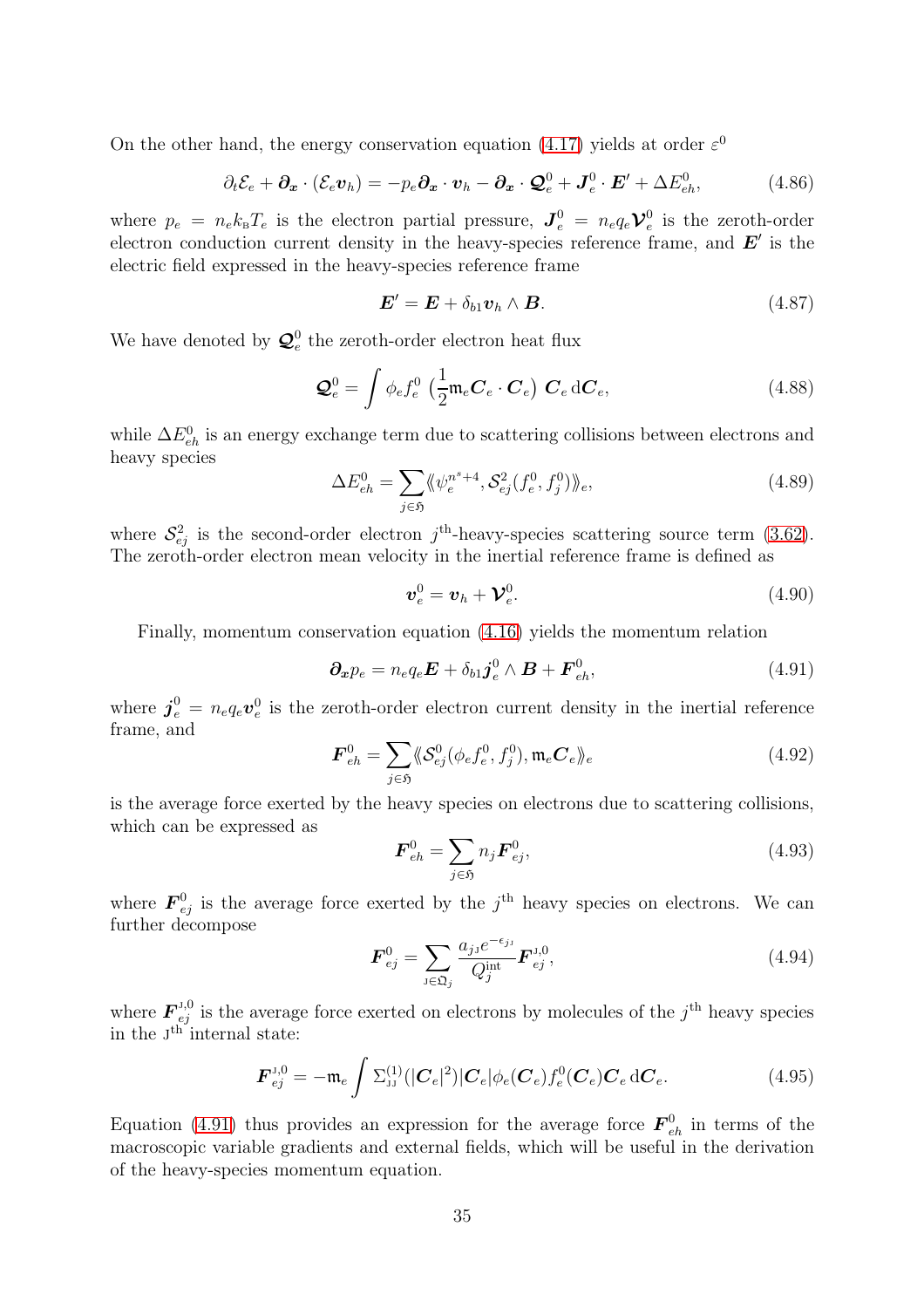On the other hand, the energy conservation equation (4.17) yields at order $\varepsilon^0$

$$\partial_t \mathcal{E}_e + \boldsymbol{\partial_x} \cdot (\mathcal{E}_e \boldsymbol{v}_h) = -p_e \boldsymbol{\partial_x} \cdot \boldsymbol{v}_h - \boldsymbol{\partial_x} \cdot \boldsymbol{\mathcal{Q}}_e^0 + \boldsymbol{J}_e^0 \cdot \boldsymbol{E}' + \Delta E_{eh}^0, \tag{4.86}$$

where $p_e = n_e k_{\mathrm{B}} T_e$ is the electron partial pressure, $\boldsymbol{J}_e^0 = n_e q_e \boldsymbol{\mathcal{V}}_e^0$ is the zeroth-order electron conduction current density in the heavy-species reference frame, and $\boldsymbol{E}'$ is the electric field expressed in the heavy-species reference frame

$$\boldsymbol{E}' = \boldsymbol{E} + \delta_{b1} \boldsymbol{v}_h \wedge \boldsymbol{B}. \tag{4.87}$$

We have denoted by $\boldsymbol{\mathcal{Q}}_e^0$ the zeroth-order electron heat flux

$$\boldsymbol{\mathcal{Q}}_e^0 = \int \phi_e f_e^0 \left( \tfrac{1}{2} \mathfrak{m}_e \boldsymbol{C}_e \cdot \boldsymbol{C}_e \right) \boldsymbol{C}_e \, \mathrm{d}\boldsymbol{C}_e, \tag{4.88}$$

while $\Delta E_{eh}^0$ is an energy exchange term due to scattering collisions between electrons and heavy species

$$\Delta E_{eh}^0 = \sum_{j \in \mathfrak{H}} \langle\!\langle \psi_e^{n^s+4}, \mathcal{S}_{ej}^2(f_e^0, f_j^0) \rangle\!\rangle_e, \tag{4.89}$$

where $\mathcal{S}_{ej}^2$ is the second-order electron $j^{\text{th}}$-heavy-species scattering source term (3.62). The zeroth-order electron mean velocity in the inertial reference frame is defined as

$$\boldsymbol{v}_e^0 = \boldsymbol{v}_h + \boldsymbol{\mathcal{V}}_e^0. \tag{4.90}$$

Finally, momentum conservation equation (4.16) yields the momentum relation

$$\boldsymbol{\partial_x} p_e = n_e q_e \boldsymbol{E} + \delta_{b1} \boldsymbol{j}_e^0 \wedge \boldsymbol{B} + \boldsymbol{F}_{eh}^0, \tag{4.91}$$

where $\boldsymbol{j}_e^0 = n_e q_e \boldsymbol{v}_e^0$ is the zeroth-order electron current density in the inertial reference frame, and

$$\boldsymbol{F}_{eh}^0 = \sum_{j \in \mathfrak{H}} \langle\!\langle \mathcal{S}_{ej}^0(\phi_e f_e^0, f_j^0), \mathfrak{m}_e \boldsymbol{C}_e \rangle\!\rangle_e \tag{4.92}$$

is the average force exerted by the heavy species on electrons due to scattering collisions, which can be expressed as

$$\boldsymbol{F}_{eh}^0 = \sum_{j \in \mathfrak{H}} n_j \boldsymbol{F}_{ej}^0, \tag{4.93}$$

where $\boldsymbol{F}_{ej}^0$ is the average force exerted by the $j^{\text{th}}$ heavy species on electrons. We can further decompose

$$\boldsymbol{F}_{ej}^0 = \sum_{\mathrm{J} \in \mathfrak{Q}_j} \frac{a_{j\mathrm{J}} e^{-\epsilon_{j\mathrm{J}}}}{Q_j^{\mathrm{int}}} \boldsymbol{F}_{ej}^{\mathrm{J},0}, \tag{4.94}$$

where $\boldsymbol{F}_{ej}^{\mathrm{J},0}$ is the average force exerted on electrons by molecules of the $j^{\text{th}}$ heavy species in the $\mathrm{J}^{\text{th}}$ internal state:

$$\boldsymbol{F}_{ej}^{\mathrm{J},0} = -\mathfrak{m}_e \int \Sigma_{\mathrm{JJ}}^{(1)}(|\boldsymbol{C}_e|^2) |\boldsymbol{C}_e| \phi_e(\boldsymbol{C}_e) f_e^0(\boldsymbol{C}_e) \boldsymbol{C}_e \, \mathrm{d}\boldsymbol{C}_e. \tag{4.95}$$

Equation (4.91) thus provides an expression for the average force $\boldsymbol{F}_{eh}^0$ in terms of the macroscopic variable gradients and external fields, which will be useful in the derivation of the heavy-species momentum equation.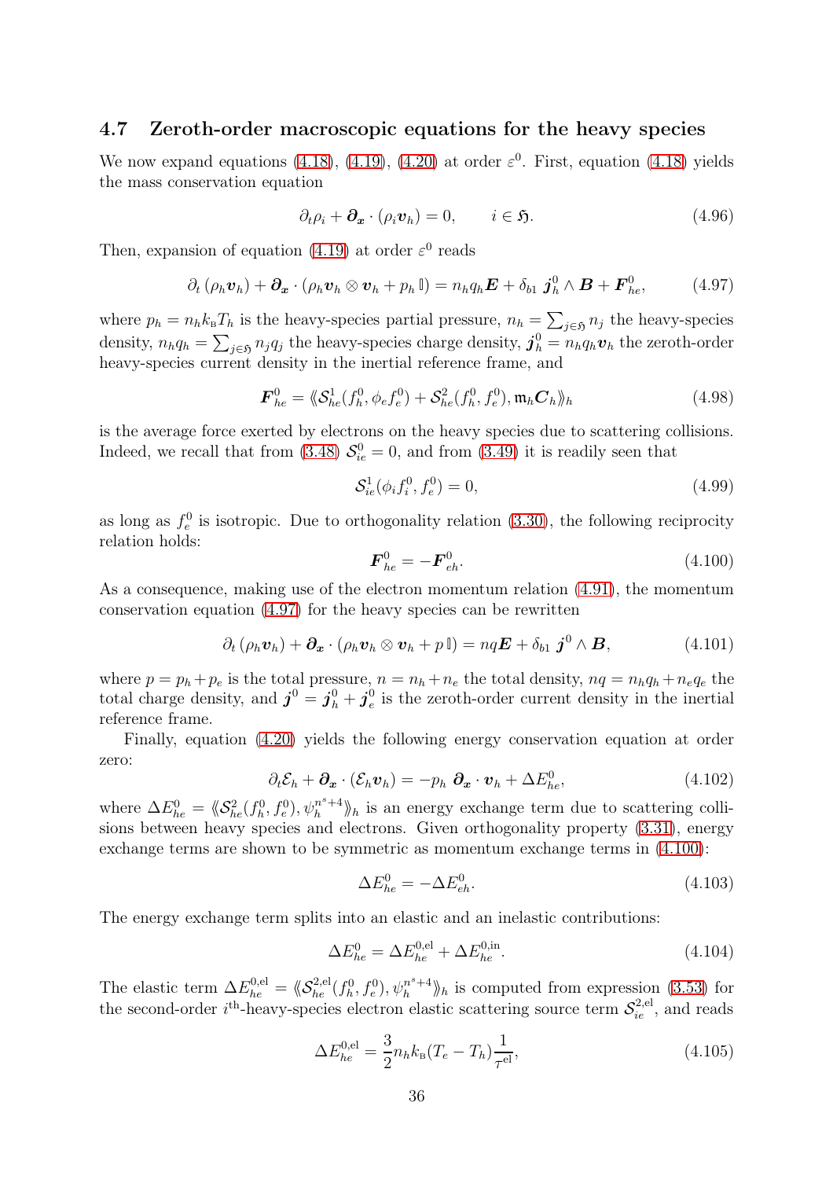### 4.7 Zeroth-order macroscopic equations for the heavy species

We now expand equations (4.18), (4.19), (4.20) at order $\varepsilon^0$. First, equation (4.18) yields the mass conservation equation

$$\partial_t \rho_i + \boldsymbol{\partial_x} \cdot (\rho_i \boldsymbol{v}_h) = 0, \qquad i \in \mathfrak{H}. \tag{4.96}$$

Then, expansion of equation (4.19) at order $\varepsilon^0$ reads

$$\partial_t (\rho_h \boldsymbol{v}_h) + \boldsymbol{\partial_x} \cdot (\rho_h \boldsymbol{v}_h \otimes \boldsymbol{v}_h + p_h \, \mathbb{I}) = n_h q_h \boldsymbol{E} + \delta_{b1} \, \boldsymbol{j}_h^0 \wedge \boldsymbol{B} + \boldsymbol{F}_{he}^0, \tag{4.97}$$

where $p_h = n_h k_{\mathrm{B}} T_h$ is the heavy-species partial pressure, $n_h = \sum_{j \in \mathfrak{H}} n_j$ the heavy-species density, $n_h q_h = \sum_{j \in \mathfrak{H}} n_j q_j$ the heavy-species charge density, $\boldsymbol{j}_h^0 = n_h q_h \boldsymbol{v}_h$ the zeroth-order heavy-species current density in the inertial reference frame, and

$$\boldsymbol{F}_{he}^0 = \langle\!\langle \mathcal{S}_{he}^1(f_h^0, \phi_e f_e^0) + \mathcal{S}_{he}^2(f_h^0, f_e^0), \mathfrak{m}_h \boldsymbol{C}_h \rangle\!\rangle_h \tag{4.98}$$

is the average force exerted by electrons on the heavy species due to scattering collisions. Indeed, we recall that from (3.48) $\mathcal{S}_{ie}^0 = 0$, and from (3.49) it is readily seen that

$$\mathcal{S}_{ie}^1(\phi_i f_i^0, f_e^0) = 0, \tag{4.99}$$

as long as $f_e^0$ is isotropic. Due to orthogonality relation (3.30), the following reciprocity relation holds:

$$\boldsymbol{F}_{he}^0 = -\boldsymbol{F}_{eh}^0. \tag{4.100}$$

As a consequence, making use of the electron momentum relation (4.91), the momentum conservation equation (4.97) for the heavy species can be rewritten

$$\partial_t (\rho_h \boldsymbol{v}_h) + \boldsymbol{\partial_x} \cdot (\rho_h \boldsymbol{v}_h \otimes \boldsymbol{v}_h + p \, \mathbb{I}) = nq \boldsymbol{E} + \delta_{b1} \, \boldsymbol{j}^0 \wedge \boldsymbol{B}, \tag{4.101}$$

where $p = p_h + p_e$ is the total pressure, $n = n_h + n_e$ the total density, $nq = n_h q_h + n_e q_e$ the total charge density, and $\boldsymbol{j}^0 = \boldsymbol{j}_h^0 + \boldsymbol{j}_e^0$ is the zeroth-order current density in the inertial reference frame.

Finally, equation (4.20) yields the following energy conservation equation at order zero:

$$\partial_t \mathcal{E}_h + \boldsymbol{\partial_x} \cdot (\mathcal{E}_h \boldsymbol{v}_h) = -p_h \, \boldsymbol{\partial_x} \cdot \boldsymbol{v}_h + \Delta E_{he}^0, \tag{4.102}$$

where $\Delta E_{he}^0 = \langle\!\langle \mathcal{S}_{he}^2(f_h^0, f_e^0), \psi_h^{n^s+4} \rangle\!\rangle_h$ is an energy exchange term due to scattering collisions between heavy species and electrons. Given orthogonality property (3.31), energy exchange terms are shown to be symmetric as momentum exchange terms in (4.100):

$$\Delta E_{he}^0 = -\Delta E_{eh}^0. \tag{4.103}$$

The energy exchange term splits into an elastic and an inelastic contributions:

$$\Delta E_{he}^0 = \Delta E_{he}^{0,\mathrm{el}} + \Delta E_{he}^{0,\mathrm{in}}. \tag{4.104}$$

The elastic term $\Delta E_{he}^{0,\mathrm{el}} = \langle\!\langle \mathcal{S}_{he}^{2,\mathrm{el}}(f_h^0, f_e^0), \psi_h^{n^s+4} \rangle\!\rangle_h$ is computed from expression (3.53) for the second-order $i^{\text{th}}$-heavy-species electron elastic scattering source term $\mathcal{S}_{ie}^{2,\mathrm{el}}$, and reads

$$\Delta E_{he}^{0,\mathrm{el}} = \frac{3}{2} n_h k_{\mathrm{B}} (T_e - T_h) \frac{1}{\tau^{\mathrm{el}}}, \tag{4.105}$$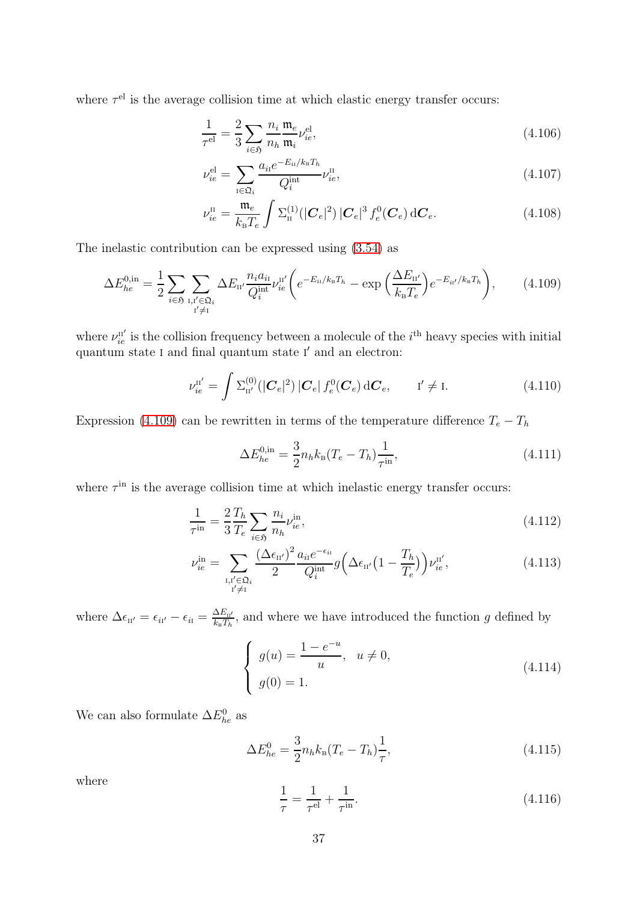where $\tau^{\mathrm{el}}$ is the average collision time at which elastic energy transfer occurs:

$$\frac{1}{\tau^{\mathrm{el}}} = \frac{2}{3} \sum_{i \in \mathfrak{H}} \frac{n_i}{n_h} \frac{\mathfrak{m}_e}{\mathfrak{m}_i} \nu_{ie}^{\mathrm{el}}, \tag{4.106}$$

$$\nu_{ie}^{\mathrm{el}} = \sum_{\mathrm{I} \in \mathfrak{Q}_i} \frac{a_{i\mathrm{I}} e^{-E_{i\mathrm{I}}/k_{\mathrm{B}} T_h}}{Q_i^{\mathrm{int}}} \nu_{ie}^{\mathrm{II}}, \tag{4.107}$$

$$\nu_{ie}^{\mathrm{II}} = \frac{\mathfrak{m}_e}{k_{\mathrm{B}} T_e} \int \Sigma_{\mathrm{II}}^{(1)}(|\boldsymbol{C}_e|^2)\, |\boldsymbol{C}_e|^3\, f_e^0(\boldsymbol{C}_e)\, \mathrm{d}\boldsymbol{C}_e. \tag{4.108}$$

The inelastic contribution can be expressed using (3.54) as

$$\Delta E_{he}^{0,\mathrm{in}} = \frac{1}{2} \sum_{i \in \mathfrak{H}} \sum_{\substack{\mathrm{I},\mathrm{I}' \in \mathfrak{Q}_i \\ \mathrm{I}' \neq \mathrm{I}}} \Delta E_{\mathrm{II}'} \frac{n_i a_{i\mathrm{I}}}{Q_i^{\mathrm{int}}} \nu_{ie}^{\mathrm{II}'} \Big( e^{-E_{i\mathrm{I}}/k_{\mathrm{B}} T_h} - \exp\Big(\frac{\Delta E_{\mathrm{II}'}}{k_{\mathrm{B}} T_e}\Big) e^{-E_{i\mathrm{I}'}/k_{\mathrm{B}} T_h} \Big), \tag{4.109}$$

where $\nu_{ie}^{\mathrm{II}'}$ is the collision frequency between a molecule of the $i^{\mathrm{th}}$ heavy species with initial quantum state $\mathrm{I}$ and final quantum state $\mathrm{I}'$ and an electron:

$$\nu_{ie}^{\mathrm{II}'} = \int \Sigma_{\mathrm{II}'}^{(0)}(|\boldsymbol{C}_e|^2)\, |\boldsymbol{C}_e|\, f_e^0(\boldsymbol{C}_e)\, \mathrm{d}\boldsymbol{C}_e, \qquad \mathrm{I}' \neq \mathrm{I}. \tag{4.110}$$

Expression (4.109) can be rewritten in terms of the temperature difference $T_e - T_h$

$$\Delta E_{he}^{0,\mathrm{in}} = \frac{3}{2} n_h k_{\mathrm{B}} (T_e - T_h) \frac{1}{\tau^{\mathrm{in}}}, \tag{4.111}$$

where $\tau^{\mathrm{in}}$ is the average collision time at which inelastic energy transfer occurs:

$$\frac{1}{\tau^{\mathrm{in}}} = \frac{2}{3} \frac{T_h}{T_e} \sum_{i \in \mathfrak{H}} \frac{n_i}{n_h} \nu_{ie}^{\mathrm{in}}, \tag{4.112}$$

$$\nu_{ie}^{\mathrm{in}} = \sum_{\substack{\mathrm{I},\mathrm{I}' \in \mathfrak{Q}_i \\ \mathrm{I}' \neq \mathrm{I}}} \frac{(\Delta \epsilon_{\mathrm{II}'})^2}{2} \frac{a_{i\mathrm{I}} e^{-\epsilon_{i\mathrm{I}}}}{Q_i^{\mathrm{int}}} g\Big(\Delta \epsilon_{\mathrm{II}'}\big(1 - \frac{T_h}{T_e}\big)\Big) \nu_{ie}^{\mathrm{II}'}, \tag{4.113}$$

where $\Delta \epsilon_{\mathrm{II}'} = \epsilon_{i\mathrm{I}'} - \epsilon_{i\mathrm{I}} = \frac{\Delta E_{\mathrm{II}'}}{k_{\mathrm{B}} T_h}$, and where we have introduced the function $g$ defined by

$$\begin{cases} g(u) = \dfrac{1 - e^{-u}}{u}, & u \neq 0, \\ g(0) = 1. \end{cases} \tag{4.114}$$

We can also formulate $\Delta E_{he}^0$ as

$$\Delta E_{he}^{0} = \frac{3}{2} n_h k_{\mathrm{B}} (T_e - T_h) \frac{1}{\tau}, \tag{4.115}$$

where

$$\frac{1}{\tau} = \frac{1}{\tau^{\mathrm{el}}} + \frac{1}{\tau^{\mathrm{in}}}. \tag{4.116}$$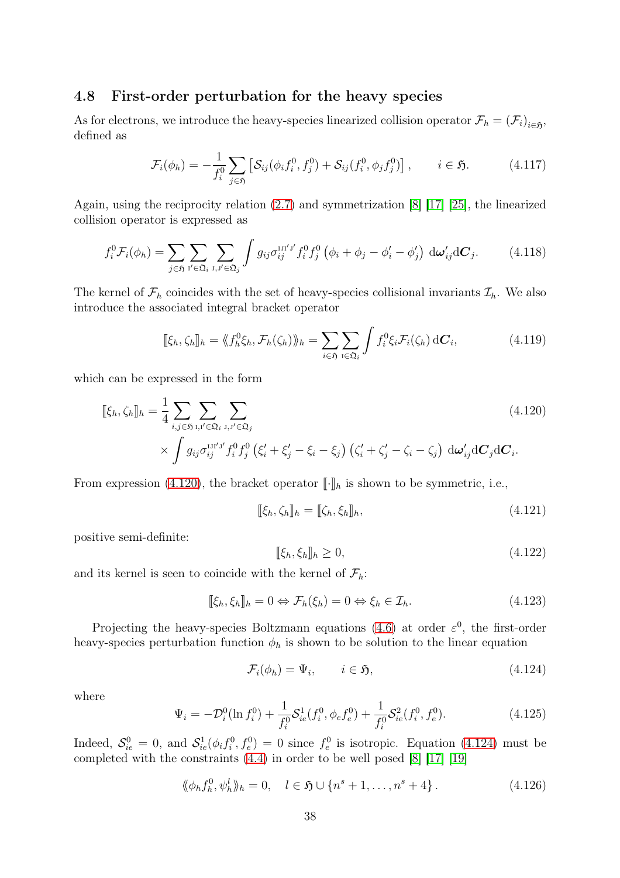## 4.8 First-order perturbation for the heavy species

As for electrons, we introduce the heavy-species linearized collision operator $\mathcal{F}_h = (\mathcal{F}_i)_{i \in \mathfrak{H}}$, defined as

$$\mathcal{F}_i(\phi_h) = -\frac{1}{f_i^0} \sum_{j \in \mathfrak{H}} \left[ \mathcal{S}_{ij}(\phi_i f_i^0, f_j^0) + \mathcal{S}_{ij}(f_i^0, \phi_j f_j^0) \right], \qquad i \in \mathfrak{H}. \tag{4.117}$$

Again, using the reciprocity relation (2.7) and symmetrization [8] [17] [25], the linearized collision operator is expressed as

$$f_i^0 \mathcal{F}_i(\phi_h) = \sum_{j \in \mathfrak{H}} \sum_{\mathrm{I}' \in \mathfrak{Q}_i} \sum_{\mathrm{J}, \mathrm{J}' \in \mathfrak{Q}_j} \int g_{ij} \sigma_{ij}^{\mathrm{IJI'J'}} f_i^0 f_j^0 \left( \phi_i + \phi_j - \phi_i' - \phi_j' \right) \, \mathrm{d}\boldsymbol{\omega}_{ij}' \mathrm{d}\boldsymbol{C}_j. \tag{4.118}$$

The kernel of $\mathcal{F}_h$ coincides with the set of heavy-species collisional invariants $\mathcal{I}_h$. We also introduce the associated integral bracket operator

$$[\![\xi_h, \zeta_h]\!]_h = \langle\!\langle f_h^0 \xi_h, \mathcal{F}_h(\zeta_h) \rangle\!\rangle_h = \sum_{i \in \mathfrak{H}} \sum_{\mathrm{I} \in \mathfrak{Q}_i} \int f_i^0 \xi_i \mathcal{F}_i(\zeta_h) \, \mathrm{d}\boldsymbol{C}_i, \tag{4.119}$$

which can be expressed in the form

$$\begin{aligned} [\![\xi_h, \zeta_h]\!]_h = \frac{1}{4} & \sum_{i,j \in \mathfrak{H}} \sum_{\mathrm{I}, \mathrm{I}' \in \mathfrak{Q}_i} \sum_{\mathrm{J}, \mathrm{J}' \in \mathfrak{Q}_j} \\ & \times \int g_{ij} \sigma_{ij}^{\mathrm{IJI'J'}} f_i^0 f_j^0 \left( \xi_i' + \xi_j' - \xi_i - \xi_j \right) \left( \zeta_i' + \zeta_j' - \zeta_i - \zeta_j \right) \, \mathrm{d}\boldsymbol{\omega}_{ij}' \mathrm{d}\boldsymbol{C}_j \mathrm{d}\boldsymbol{C}_i. \end{aligned} \tag{4.120}$$

From expression (4.120), the bracket operator $[\![\cdot]\!]_h$ is shown to be symmetric, i.e.,

$$[\![\xi_h, \zeta_h]\!]_h = [\![\zeta_h, \xi_h]\!]_h, \tag{4.121}$$

positive semi-definite:

$$[\![\xi_h, \xi_h]\!]_h \geq 0, \tag{4.122}$$

and its kernel is seen to coincide with the kernel of $\mathcal{F}_h$:

$$[\![\xi_h, \xi_h]\!]_h = 0 \Leftrightarrow \mathcal{F}_h(\xi_h) = 0 \Leftrightarrow \xi_h \in \mathcal{I}_h. \tag{4.123}$$

Projecting the heavy-species Boltzmann equations (4.6) at order $\varepsilon^0$, the first-order heavy-species perturbation function $\phi_h$ is shown to be solution to the linear equation

$$\mathcal{F}_i(\phi_h) = \Psi_i, \qquad i \in \mathfrak{H}, \tag{4.124}$$

where

$$\Psi_i = -\mathcal{D}_i^0(\ln f_i^0) + \frac{1}{f_i^0} \mathcal{S}_{ie}^1(f_i^0, \phi_e f_e^0) + \frac{1}{f_i^0} \mathcal{S}_{ie}^2(f_i^0, f_e^0). \tag{4.125}$$

Indeed, $\mathcal{S}_{ie}^0 = 0$, and $\mathcal{S}_{ie}^1(\phi_i f_i^0, f_e^0) = 0$ since $f_e^0$ is isotropic. Equation (4.124) must be completed with the constraints (4.4) in order to be well posed [8] [17] [19]

$$\langle\!\langle \phi_h f_h^0, \psi_h^l \rangle\!\rangle_h = 0, \quad l \in \mathfrak{H} \cup \{n^s + 1, \ldots, n^s + 4\}. \tag{4.126}$$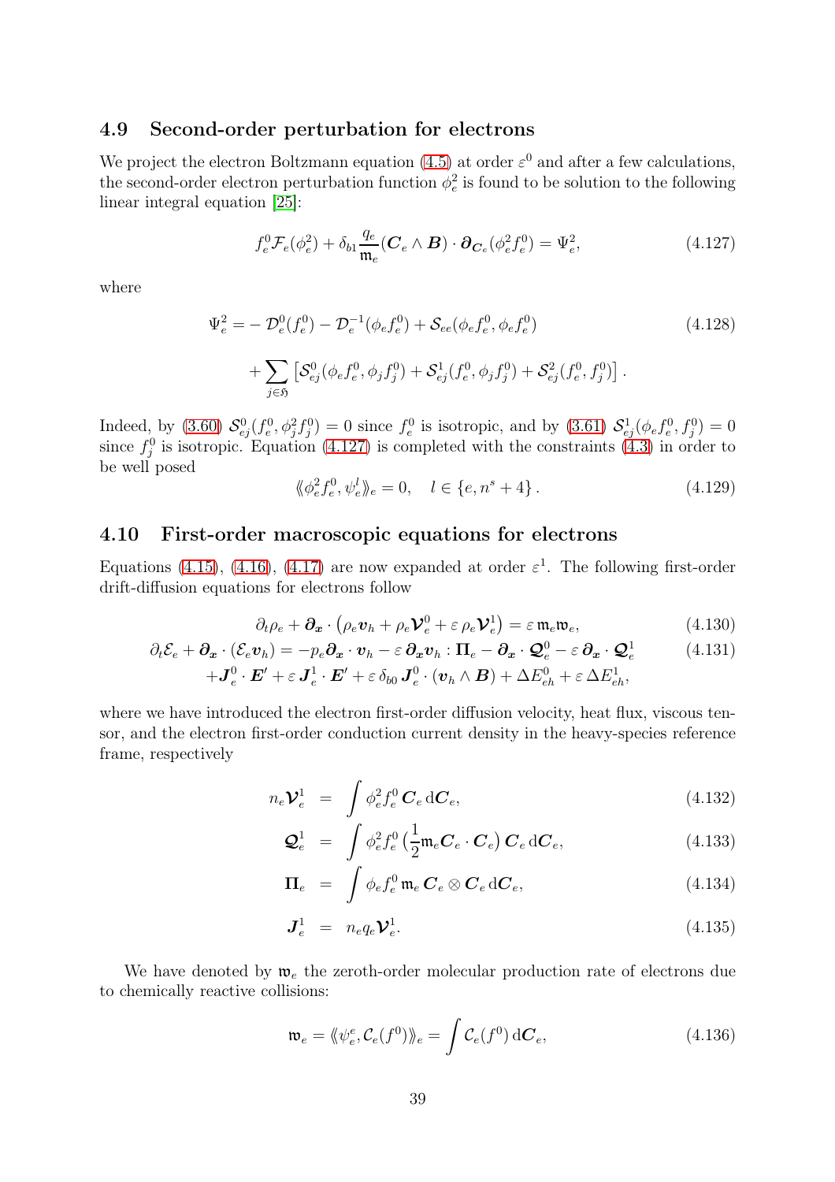## 4.9 Second-order perturbation for electrons

We project the electron Boltzmann equation (4.5) at order $\varepsilon^0$ and after a few calculations, the second-order electron perturbation function $\phi_e^2$ is found to be solution to the following linear integral equation [25]:

$$f_e^0 \mathcal{F}_e(\phi_e^2) + \delta_{b1} \frac{q_e}{\mathfrak{m}_e} (\boldsymbol{C}_e \wedge \boldsymbol{B}) \cdot \boldsymbol{\partial}_{\boldsymbol{C}_e}(\phi_e^2 f_e^0) = \Psi_e^2, \tag{4.127}$$

where

$$\begin{aligned}\Psi_e^2 = & -\mathcal{D}_e^0(f_e^0) - \mathcal{D}_e^{-1}(\phi_e f_e^0) + \mathcal{S}_{ee}(\phi_e f_e^0, \phi_e f_e^0) \\ & + \sum_{j \in \mathfrak{H}} \left[ \mathcal{S}_{ej}^0(\phi_e f_e^0, \phi_j f_j^0) + \mathcal{S}_{ej}^1(f_e^0, \phi_j f_j^0) + \mathcal{S}_{ej}^2(f_e^0, f_j^0) \right].\end{aligned} \tag{4.128}$$

Indeed, by (3.60) $\mathcal{S}_{ej}^0(f_e^0, \phi_j^2 f_j^0) = 0$ since $f_e^0$ is isotropic, and by (3.61) $\mathcal{S}_{ej}^1(\phi_e f_e^0, f_j^0) = 0$ since $f_j^0$ is isotropic. Equation (4.127) is completed with the constraints (4.3) in order to be well posed

$$\langle\!\langle \phi_e^2 f_e^0, \psi_e^l \rangle\!\rangle_e = 0, \quad l \in \{e, n^s + 4\}. \tag{4.129}$$

## 4.10 First-order macroscopic equations for electrons

Equations (4.15), (4.16), (4.17) are now expanded at order $\varepsilon^1$. The following first-order drift-diffusion equations for electrons follow

$$\partial_t \rho_e + \boldsymbol{\partial}_{\boldsymbol{x}} \cdot \left( \rho_e \boldsymbol{v}_h + \rho_e \boldsymbol{\mathcal{V}}_e^0 + \varepsilon\, \rho_e \boldsymbol{\mathcal{V}}_e^1 \right) = \varepsilon\, \mathfrak{m}_e \mathfrak{w}_e, \tag{4.130}$$

$$\begin{aligned}\partial_t \mathcal{E}_e + \boldsymbol{\partial}_{\boldsymbol{x}} \cdot (\mathcal{E}_e \boldsymbol{v}_h) = & -p_e \boldsymbol{\partial}_{\boldsymbol{x}} \cdot \boldsymbol{v}_h - \varepsilon\, \boldsymbol{\partial}_{\boldsymbol{x}} \boldsymbol{v}_h : \boldsymbol{\Pi}_e - \boldsymbol{\partial}_{\boldsymbol{x}} \cdot \boldsymbol{\mathcal{Q}}_e^0 - \varepsilon\, \boldsymbol{\partial}_{\boldsymbol{x}} \cdot \boldsymbol{\mathcal{Q}}_e^1 \\ & + \boldsymbol{J}_e^0 \cdot \boldsymbol{E}' + \varepsilon\, \boldsymbol{J}_e^1 \cdot \boldsymbol{E}' + \varepsilon\, \delta_{b0}\, \boldsymbol{J}_e^0 \cdot (\boldsymbol{v}_h \wedge \boldsymbol{B}) + \Delta E_{eh}^0 + \varepsilon\, \Delta E_{eh}^1,\end{aligned} \tag{4.131}$$

where we have introduced the electron first-order diffusion velocity, heat flux, viscous tensor, and the electron first-order conduction current density in the heavy-species reference frame, respectively

$$n_e \boldsymbol{\mathcal{V}}_e^1 = \int \phi_e^2 f_e^0\, \boldsymbol{C}_e \, \mathrm{d}\boldsymbol{C}_e, \tag{4.132}$$

$$\boldsymbol{\mathcal{Q}}_e^1 = \int \phi_e^2 f_e^0 \left( \frac{1}{2} \mathfrak{m}_e \boldsymbol{C}_e \cdot \boldsymbol{C}_e \right) \boldsymbol{C}_e \, \mathrm{d}\boldsymbol{C}_e, \tag{4.133}$$

$$\boldsymbol{\Pi}_e = \int \phi_e f_e^0\, \mathfrak{m}_e\, \boldsymbol{C}_e \otimes \boldsymbol{C}_e \, \mathrm{d}\boldsymbol{C}_e, \tag{4.134}$$

$$\boldsymbol{J}_e^1 = n_e q_e \boldsymbol{\mathcal{V}}_e^1. \tag{4.135}$$

We have denoted by $\mathfrak{w}_e$ the zeroth-order molecular production rate of electrons due to chemically reactive collisions:

$$\mathfrak{w}_e = \langle\!\langle \psi_e^e, \mathcal{C}_e(f^0) \rangle\!\rangle_e = \int \mathcal{C}_e(f^0) \, \mathrm{d}\boldsymbol{C}_e, \tag{4.136}$$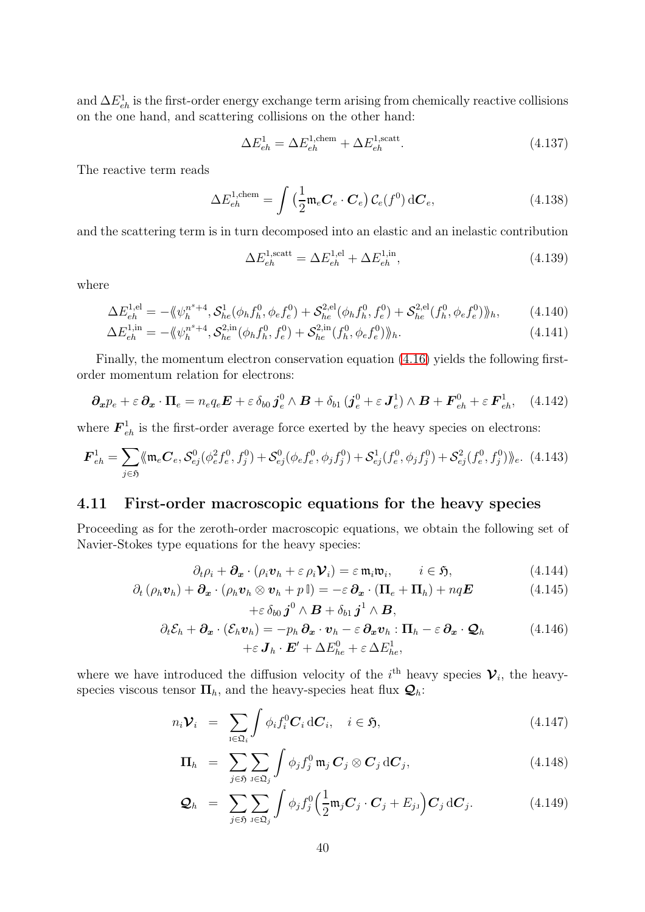and $\Delta E^1_{eh}$ is the first-order energy exchange term arising from chemically reactive collisions on the one hand, and scattering collisions on the other hand:

$$\Delta E^1_{eh} = \Delta E^{1,\mathrm{chem}}_{eh} + \Delta E^{1,\mathrm{scatt}}_{eh}. \tag{4.137}$$

The reactive term reads

$$\Delta E^{1,\mathrm{chem}}_{eh} = \int \big(\frac{1}{2}\mathfrak{m}_e \boldsymbol{C}_e \cdot \boldsymbol{C}_e\big)\, \mathcal{C}_e(f^0)\, \mathrm{d}\boldsymbol{C}_e, \tag{4.138}$$

and the scattering term is in turn decomposed into an elastic and an inelastic contribution

$$\Delta E^{1,\mathrm{scatt}}_{eh} = \Delta E^{1,\mathrm{el}}_{eh} + \Delta E^{1,\mathrm{in}}_{eh}, \tag{4.139}$$

where

$$\Delta E^{1,\mathrm{el}}_{eh} = -\langle\!\langle \psi_h^{n^s+4}, \mathcal{S}^1_{he}(\phi_h f_h^0, \phi_e f_e^0) + \mathcal{S}^{2,\mathrm{el}}_{he}(\phi_h f_h^0, f_e^0) + \mathcal{S}^{2,\mathrm{el}}_{he}(f_h^0, \phi_e f_e^0)\rangle\!\rangle_h, \tag{4.140}$$

$$\Delta E^{1,\mathrm{in}}_{eh} = -\langle\!\langle \psi_h^{n^s+4}, \mathcal{S}^{2,\mathrm{in}}_{he}(\phi_h f_h^0, f_e^0) + \mathcal{S}^{2,\mathrm{in}}_{he}(f_h^0, \phi_e f_e^0)\rangle\!\rangle_h. \tag{4.141}$$

Finally, the momentum electron conservation equation (4.16) yields the following first-order momentum relation for electrons:

$$\boldsymbol{\partial_x} p_e + \varepsilon\, \boldsymbol{\partial_x} \cdot \boldsymbol{\Pi}_e = n_e q_e \boldsymbol{E} + \varepsilon\, \delta_{b0}\, \boldsymbol{j}_e^0 \wedge \boldsymbol{B} + \delta_{b1}\, (\boldsymbol{j}_e^0 + \varepsilon\, \boldsymbol{J}_e^1) \wedge \boldsymbol{B} + \boldsymbol{F}^0_{eh} + \varepsilon\, \boldsymbol{F}^1_{eh}, \tag{4.142}$$

where $\boldsymbol{F}^1_{eh}$ is the first-order average force exerted by the heavy species on electrons:

$$\boldsymbol{F}^1_{eh} = \sum_{j\in\mathfrak{H}} \langle\!\langle \mathfrak{m}_e \boldsymbol{C}_e, \mathcal{S}^0_{ej}(\phi_e^2 f_e^0, f_j^0) + \mathcal{S}^0_{ej}(\phi_e f_e^0, \phi_j f_j^0) + \mathcal{S}^1_{ej}(f_e^0, \phi_j f_j^0) + \mathcal{S}^2_{ej}(f_e^0, f_j^0)\rangle\!\rangle_e. \tag{4.143}$$

## 4.11 First-order macroscopic equations for the heavy species

Proceeding as for the zeroth-order macroscopic equations, we obtain the following set of Navier-Stokes type equations for the heavy species:

$$\partial_t \rho_i + \boldsymbol{\partial_x} \cdot (\rho_i \boldsymbol{v}_h + \varepsilon\, \rho_i \boldsymbol{\mathcal{V}}_i) = \varepsilon\, \mathfrak{m}_i \mathfrak{w}_i, \qquad i \in \mathfrak{H}, \tag{4.144}$$

$$\begin{aligned} \partial_t (\rho_h \boldsymbol{v}_h) + \boldsymbol{\partial_x} \cdot (\rho_h \boldsymbol{v}_h \otimes \boldsymbol{v}_h + p\, \mathbb{I}) &= -\varepsilon\, \boldsymbol{\partial_x} \cdot (\boldsymbol{\Pi}_e + \boldsymbol{\Pi}_h) + nq\boldsymbol{E} \\ &\quad + \varepsilon\, \delta_{b0}\, \boldsymbol{j}^0 \wedge \boldsymbol{B} + \delta_{b1}\, \boldsymbol{j}^1 \wedge \boldsymbol{B}, \end{aligned} \tag{4.145}$$

$$\begin{aligned} \partial_t \mathcal{E}_h + \boldsymbol{\partial_x} \cdot (\mathcal{E}_h \boldsymbol{v}_h) &= -p_h\, \boldsymbol{\partial_x} \cdot \boldsymbol{v}_h - \varepsilon\, \boldsymbol{\partial_x} \boldsymbol{v}_h : \boldsymbol{\Pi}_h - \varepsilon\, \boldsymbol{\partial_x} \cdot \boldsymbol{\mathcal{Q}}_h \\ &\quad + \varepsilon\, \boldsymbol{J}_h \cdot \boldsymbol{E}' + \Delta E^0_{he} + \varepsilon\, \Delta E^1_{he}, \end{aligned} \tag{4.146}$$

where we have introduced the diffusion velocity of the $i^{\text{th}}$ heavy species $\boldsymbol{\mathcal{V}}_i$, the heavy-species viscous tensor $\boldsymbol{\Pi}_h$, and the heavy-species heat flux $\boldsymbol{\mathcal{Q}}_h$:

$$n_i \boldsymbol{\mathcal{V}}_i = \sum_{\imath\in\mathfrak{Q}_i} \int \phi_i f_i^0 \boldsymbol{C}_i \, \mathrm{d}\boldsymbol{C}_i, \quad i \in \mathfrak{H}, \tag{4.147}$$

$$\boldsymbol{\Pi}_h = \sum_{j\in\mathfrak{H}} \sum_{\jmath\in\mathfrak{Q}_j} \int \phi_j f_j^0\, \mathfrak{m}_j\, \boldsymbol{C}_j \otimes \boldsymbol{C}_j \, \mathrm{d}\boldsymbol{C}_j, \tag{4.148}$$

$$\boldsymbol{\mathcal{Q}}_h = \sum_{j\in\mathfrak{H}} \sum_{\jmath\in\mathfrak{Q}_j} \int \phi_j f_j^0 \Big(\frac{1}{2}\mathfrak{m}_j \boldsymbol{C}_j \cdot \boldsymbol{C}_j + E_{j\jmath}\Big) \boldsymbol{C}_j \, \mathrm{d}\boldsymbol{C}_j. \tag{4.149}$$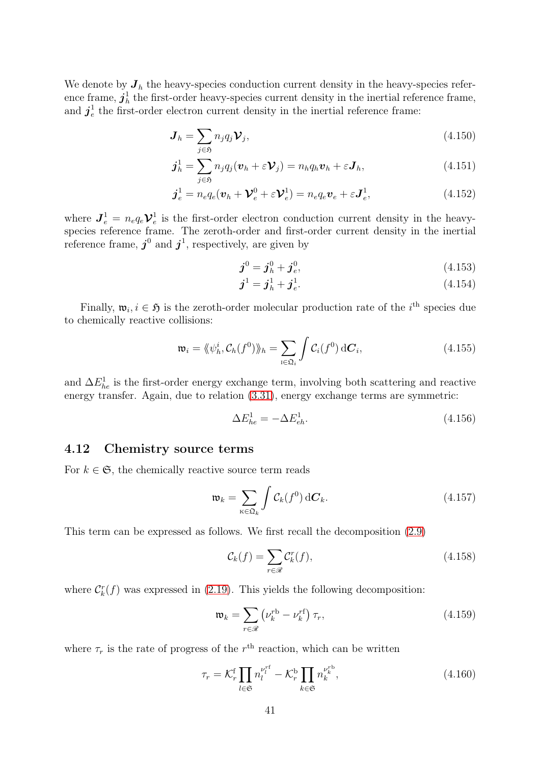We denote by $\boldsymbol{J}_h$ the heavy-species conduction current density in the heavy-species reference frame, $\boldsymbol{j}_h^1$ the first-order heavy-species current density in the inertial reference frame, and $\boldsymbol{j}_e^1$ the first-order electron current density in the inertial reference frame:

$$\boldsymbol{J}_h = \sum_{j\in\mathfrak{H}} n_j q_j \boldsymbol{\mathcal{V}}_j, \tag{4.150}$$

$$\boldsymbol{j}_h^1 = \sum_{j\in\mathfrak{H}} n_j q_j (\boldsymbol{v}_h + \varepsilon \boldsymbol{\mathcal{V}}_j) = n_h q_h \boldsymbol{v}_h + \varepsilon \boldsymbol{J}_h, \tag{4.151}$$

$$\boldsymbol{j}_e^1 = n_e q_e (\boldsymbol{v}_h + \boldsymbol{\mathcal{V}}_e^0 + \varepsilon \boldsymbol{\mathcal{V}}_e^1) = n_e q_e \boldsymbol{v}_e + \varepsilon \boldsymbol{J}_e^1, \tag{4.152}$$

where $\boldsymbol{J}_e^1 = n_e q_e \boldsymbol{\mathcal{V}}_e^1$ is the first-order electron conduction current density in the heavy-species reference frame. The zeroth-order and first-order current density in the inertial reference frame, $\boldsymbol{j}^0$ and $\boldsymbol{j}^1$, respectively, are given by

$$\boldsymbol{j}^0 = \boldsymbol{j}_h^0 + \boldsymbol{j}_e^0, \tag{4.153}$$

$$\boldsymbol{j}^1 = \boldsymbol{j}_h^1 + \boldsymbol{j}_e^1. \tag{4.154}$$

Finally, $\mathfrak{w}_i, i \in \mathfrak{H}$ is the zeroth-order molecular production rate of the $i^{\text{th}}$ species due to chemically reactive collisions:

$$\mathfrak{w}_i = \langle\!\langle \psi_h^i, \mathcal{C}_h(f^0) \rangle\!\rangle_h = \sum_{\text{I}\in\mathfrak{Q}_i} \int \mathcal{C}_i(f^0)\,\mathrm{d}\boldsymbol{C}_i, \tag{4.155}$$

and $\Delta E_{he}^1$ is the first-order energy exchange term, involving both scattering and reactive energy transfer. Again, due to relation (3.31), energy exchange terms are symmetric:

$$\Delta E_{he}^1 = -\Delta E_{eh}^1. \tag{4.156}$$

## 4.12 Chemistry source terms

For $k \in \mathfrak{S}$, the chemically reactive source term reads

$$\mathfrak{w}_k = \sum_{\text{K}\in\mathfrak{Q}_k} \int \mathcal{C}_k(f^0)\,\mathrm{d}\boldsymbol{C}_k. \tag{4.157}$$

This term can be expressed as follows. We first recall the decomposition (2.9)

$$\mathcal{C}_k(f) = \sum_{r\in\mathscr{R}} \mathcal{C}_k^r(f), \tag{4.158}$$

where $\mathcal{C}_k^r(f)$ was expressed in (2.19). This yields the following decomposition:

$$\mathfrak{w}_k = \sum_{r\in\mathscr{R}} \left(\nu_k^{r\text{b}} - \nu_k^{r\text{f}}\right) \tau_r, \tag{4.159}$$

where $\tau_r$ is the rate of progress of the $r^{\text{th}}$ reaction, which can be written

$$\tau_r = \mathcal{K}_r^{\text{f}} \prod_{l\in\mathfrak{S}} n_l^{\nu_l^{r\text{f}}} - \mathcal{K}_r^{\text{b}} \prod_{k\in\mathfrak{S}} n_k^{\nu_k^{r\text{b}}}, \tag{4.160}$$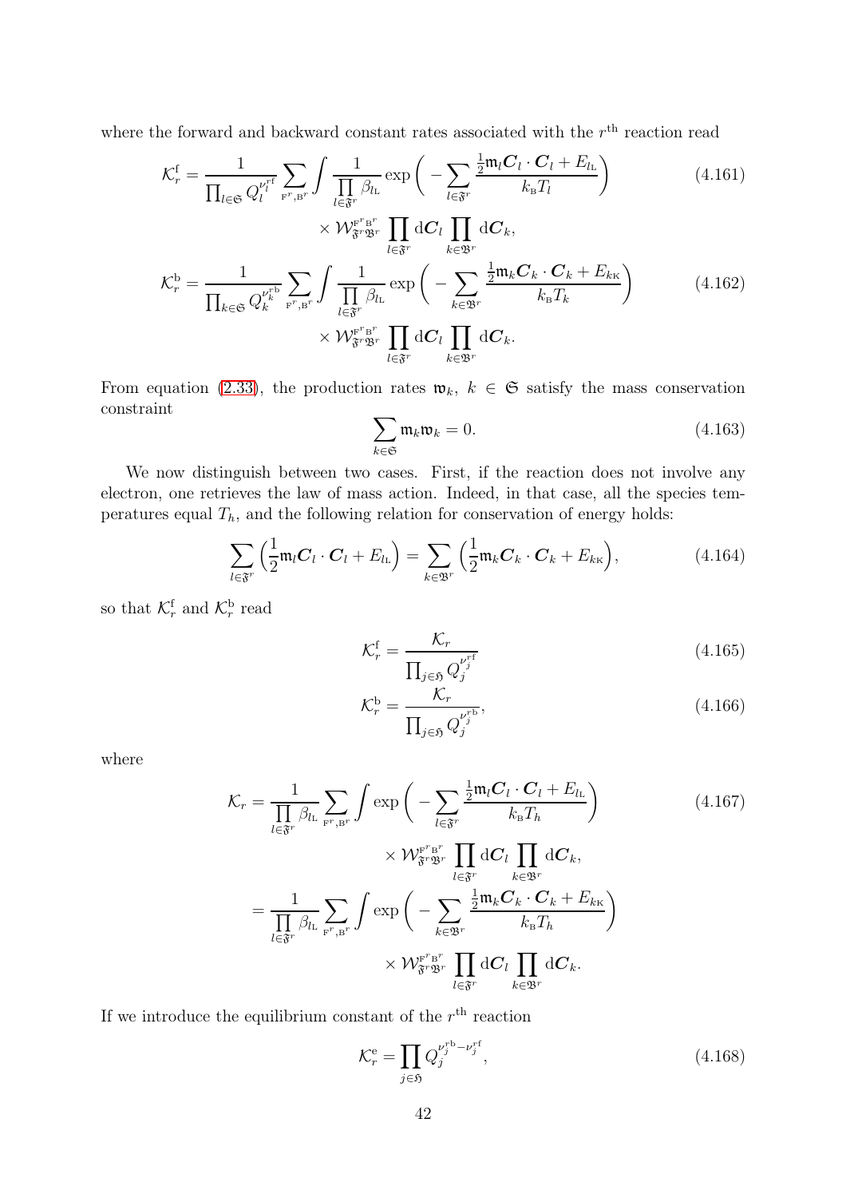where the forward and backward constant rates associated with the $r^{\text{th}}$ reaction read

$$
\begin{aligned}
\mathcal{K}_r^{\mathrm{f}} = \frac{1}{\prod_{l\in\mathfrak{S}} Q_l^{\nu_l^{r\mathrm{f}}}} \sum_{\mathrm{F}^r,\mathrm{B}^r} \int \frac{1}{\prod\limits_{l\in\mathfrak{F}^r} \beta_{l_\mathrm{L}}} \exp\bigg( -\sum_{l\in\mathfrak{F}^r} \frac{\frac{1}{2}\mathfrak{m}_l \boldsymbol{C}_l\cdot\boldsymbol{C}_l + E_{l_\mathrm{L}}}{k_\mathrm{B} T_l} \bigg) \\
\times \mathcal{W}_{\mathfrak{F}^r\mathfrak{B}^r}^{\mathrm{F}^r\mathrm{B}^r} \prod_{l\in\mathfrak{F}^r} \mathrm{d}\boldsymbol{C}_l \prod_{k\in\mathfrak{B}^r} \mathrm{d}\boldsymbol{C}_k,
\end{aligned}
\tag{4.161}
$$

$$
\begin{aligned}
\mathcal{K}_r^{\mathrm{b}} = \frac{1}{\prod_{k\in\mathfrak{S}} Q_k^{\nu_k^{r\mathrm{b}}}} \sum_{\mathrm{F}^r,\mathrm{B}^r} \int \frac{1}{\prod\limits_{l\in\mathfrak{F}^r} \beta_{l_\mathrm{L}}} \exp\bigg( -\sum_{k\in\mathfrak{B}^r} \frac{\frac{1}{2}\mathfrak{m}_k \boldsymbol{C}_k\cdot\boldsymbol{C}_k + E_{k_\mathrm{K}}}{k_\mathrm{B} T_k} \bigg) \\
\times \mathcal{W}_{\mathfrak{F}^r\mathfrak{B}^r}^{\mathrm{F}^r\mathrm{B}^r} \prod_{l\in\mathfrak{F}^r} \mathrm{d}\boldsymbol{C}_l \prod_{k\in\mathfrak{B}^r} \mathrm{d}\boldsymbol{C}_k.
\end{aligned}
\tag{4.162}
$$

From equation (2.33), the production rates $\mathfrak{w}_k,\ k\in\mathfrak{S}$ satisfy the mass conservation constraint

$$
\sum_{k\in\mathfrak{S}} \mathfrak{m}_k \mathfrak{w}_k = 0. \tag{4.163}
$$

We now distinguish between two cases. First, if the reaction does not involve any electron, one retrieves the law of mass action. Indeed, in that case, all the species temperatures equal $T_h$, and the following relation for conservation of energy holds:

$$
\sum_{l\in\mathfrak{F}^r} \Big( \frac{1}{2}\mathfrak{m}_l \boldsymbol{C}_l\cdot\boldsymbol{C}_l + E_{l_\mathrm{L}} \Big) = \sum_{k\in\mathfrak{B}^r} \Big( \frac{1}{2}\mathfrak{m}_k \boldsymbol{C}_k\cdot\boldsymbol{C}_k + E_{k_\mathrm{K}} \Big), \tag{4.164}
$$

so that $\mathcal{K}_r^{\mathrm{f}}$ and $\mathcal{K}_r^{\mathrm{b}}$ read

$$
\mathcal{K}_r^{\mathrm{f}} = \frac{\mathcal{K}_r}{\prod_{j\in\mathfrak{H}} Q_j^{\nu_j^{r\mathrm{f}}}} \tag{4.165}
$$

$$
\mathcal{K}_r^{\mathrm{b}} = \frac{\mathcal{K}_r}{\prod_{j\in\mathfrak{H}} Q_j^{\nu_j^{r\mathrm{b}}}}, \tag{4.166}
$$

where

$$
\begin{aligned}
\mathcal{K}_r &= \frac{1}{\prod\limits_{l\in\mathfrak{F}^r} \beta_{l_\mathrm{L}}} \sum_{\mathrm{F}^r,\mathrm{B}^r} \int \exp\bigg( -\sum_{l\in\mathfrak{F}^r} \frac{\frac{1}{2}\mathfrak{m}_l \boldsymbol{C}_l\cdot\boldsymbol{C}_l + E_{l_\mathrm{L}}}{k_\mathrm{B} T_h} \bigg) \\
&\qquad\qquad \times \mathcal{W}_{\mathfrak{F}^r\mathfrak{B}^r}^{\mathrm{F}^r\mathrm{B}^r} \prod_{l\in\mathfrak{F}^r} \mathrm{d}\boldsymbol{C}_l \prod_{k\in\mathfrak{B}^r} \mathrm{d}\boldsymbol{C}_k, \\
&= \frac{1}{\prod\limits_{l\in\mathfrak{F}^r} \beta_{l_\mathrm{L}}} \sum_{\mathrm{F}^r,\mathrm{B}^r} \int \exp\bigg( -\sum_{k\in\mathfrak{B}^r} \frac{\frac{1}{2}\mathfrak{m}_k \boldsymbol{C}_k\cdot\boldsymbol{C}_k + E_{k_\mathrm{K}}}{k_\mathrm{B} T_h} \bigg) \\
&\qquad\qquad \times \mathcal{W}_{\mathfrak{F}^r\mathfrak{B}^r}^{\mathrm{F}^r\mathrm{B}^r} \prod_{l\in\mathfrak{F}^r} \mathrm{d}\boldsymbol{C}_l \prod_{k\in\mathfrak{B}^r} \mathrm{d}\boldsymbol{C}_k.
\end{aligned}
\tag{4.167}
$$

If we introduce the equilibrium constant of the $r^{\text{th}}$ reaction

$$
\mathcal{K}_r^{\mathrm{e}} = \prod_{j\in\mathfrak{H}} Q_j^{\nu_j^{r\mathrm{b}} - \nu_j^{r\mathrm{f}}}, \tag{4.168}
$$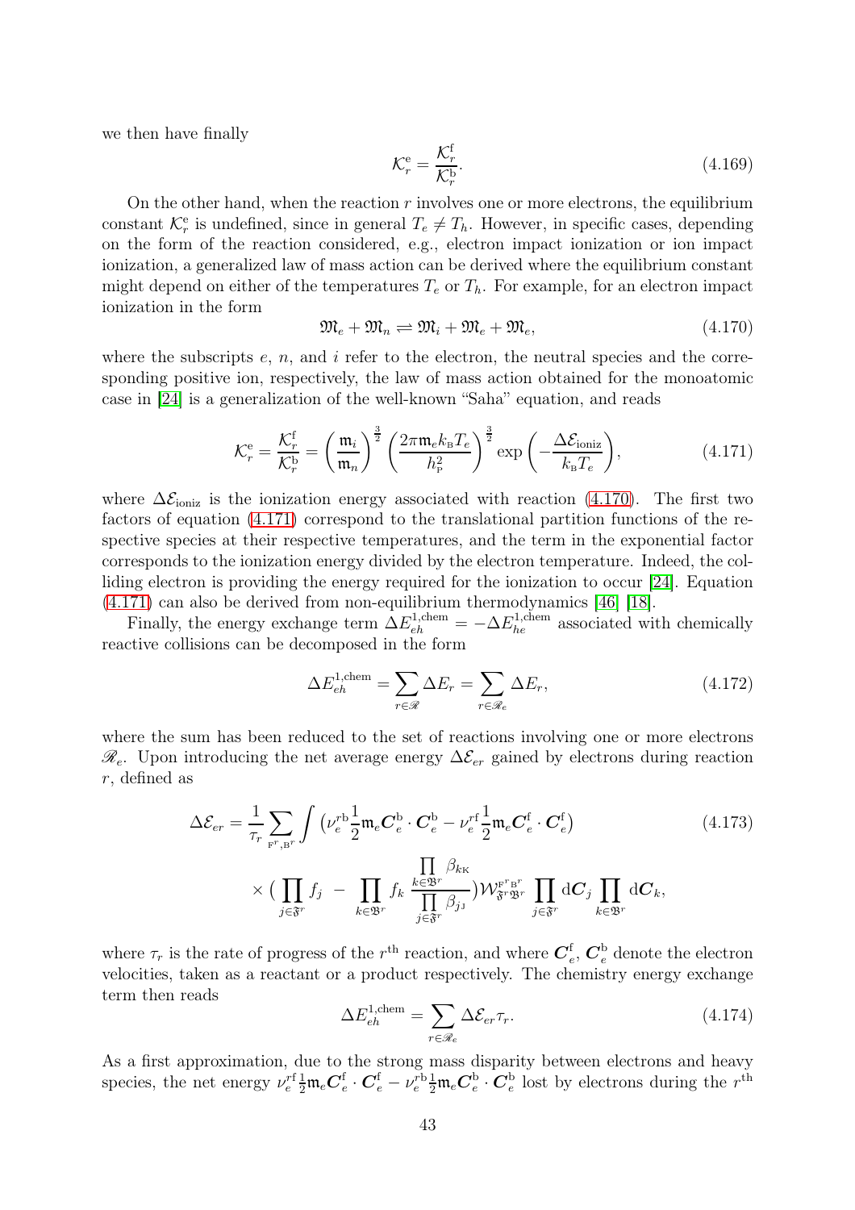we then have finally

$$\mathcal{K}_r^{\mathrm{e}} = \frac{\mathcal{K}_r^{\mathrm{f}}}{\mathcal{K}_r^{\mathrm{b}}}. \tag{4.169}$$

On the other hand, when the reaction $r$ involves one or more electrons, the equilibrium constant $\mathcal{K}_r^{\mathrm{e}}$ is undefined, since in general $T_e \neq T_h$. However, in specific cases, depending on the form of the reaction considered, e.g., electron impact ionization or ion impact ionization, a generalized law of mass action can be derived where the equilibrium constant might depend on either of the temperatures $T_e$ or $T_h$. For example, for an electron impact ionization in the form

$$\mathfrak{M}_e + \mathfrak{M}_n \rightleftharpoons \mathfrak{M}_i + \mathfrak{M}_e + \mathfrak{M}_e, \tag{4.170}$$

where the subscripts $e$, $n$, and $i$ refer to the electron, the neutral species and the corresponding positive ion, respectively, the law of mass action obtained for the monoatomic case in [24] is a generalization of the well-known "Saha" equation, and reads

$$\mathcal{K}_r^{\mathrm{e}} = \frac{\mathcal{K}_r^{\mathrm{f}}}{\mathcal{K}_r^{\mathrm{b}}} = \left(\frac{\mathfrak{m}_i}{\mathfrak{m}_n}\right)^{\frac{3}{2}} \left(\frac{2\pi \mathfrak{m}_e k_{\mathrm{B}} T_e}{h_{\mathrm{P}}^2}\right)^{\frac{3}{2}} \exp\left(-\frac{\Delta\mathcal{E}_{\mathrm{ioniz}}}{k_{\mathrm{B}} T_e}\right), \tag{4.171}$$

where $\Delta\mathcal{E}_{\mathrm{ioniz}}$ is the ionization energy associated with reaction (4.170). The first two factors of equation (4.171) correspond to the translational partition functions of the respective species at their respective temperatures, and the term in the exponential factor corresponds to the ionization energy divided by the electron temperature. Indeed, the colliding electron is providing the energy required for the ionization to occur [24]. Equation (4.171) can also be derived from non-equilibrium thermodynamics [46] [18].

Finally, the energy exchange term $\Delta E_{eh}^{1,\mathrm{chem}} = -\Delta E_{he}^{1,\mathrm{chem}}$ associated with chemically reactive collisions can be decomposed in the form

$$\Delta E_{eh}^{1,\mathrm{chem}} = \sum_{r\in\mathscr{R}} \Delta E_r = \sum_{r\in\mathscr{R}_e} \Delta E_r, \tag{4.172}$$

where the sum has been reduced to the set of reactions involving one or more electrons $\mathscr{R}_e$. Upon introducing the net average energy $\Delta\mathcal{E}_{er}$ gained by electrons during reaction $r$, defined as

$$\begin{aligned}\Delta\mathcal{E}_{er} = \frac{1}{\tau_r} \sum_{\mathrm{F}^r,\mathrm{B}^r} \int \big(\nu_e^{r\mathrm{b}} \frac{1}{2}\mathfrak{m}_e \boldsymbol{C}_e^{\mathrm{b}}\cdot\boldsymbol{C}_e^{\mathrm{b}} - \nu_e^{r\mathrm{f}} \frac{1}{2}\mathfrak{m}_e \boldsymbol{C}_e^{\mathrm{f}}\cdot\boldsymbol{C}_e^{\mathrm{f}}\big) \\ \times \big( \prod_{j\in\mathfrak{F}^r} f_j \; - \; \prod_{k\in\mathfrak{B}^r} f_k \, \frac{\prod\limits_{k\in\mathfrak{B}^r}\beta_{k_{\mathrm{K}}}}{\prod\limits_{j\in\mathfrak{F}^r}\beta_{j_{\mathrm{J}}}} \big) \mathcal{W}_{\mathfrak{F}^r\mathfrak{B}^r}^{\mathrm{F}^r\mathrm{B}^r} \prod_{j\in\mathfrak{F}^r} \mathrm{d}\boldsymbol{C}_j \prod_{k\in\mathfrak{B}^r} \mathrm{d}\boldsymbol{C}_k,\end{aligned} \tag{4.173}$$

where $\tau_r$ is the rate of progress of the $r^{\mathrm{th}}$ reaction, and where $\boldsymbol{C}_e^{\mathrm{f}}$, $\boldsymbol{C}_e^{\mathrm{b}}$ denote the electron velocities, taken as a reactant or a product respectively. The chemistry energy exchange term then reads

$$\Delta E_{eh}^{1,\mathrm{chem}} = \sum_{r\in\mathscr{R}_e} \Delta\mathcal{E}_{er}\tau_r. \tag{4.174}$$

As a first approximation, due to the strong mass disparity between electrons and heavy species, the net energy $\nu_e^{r\mathrm{f}} \frac{1}{2}\mathfrak{m}_e \boldsymbol{C}_e^{\mathrm{f}}\cdot\boldsymbol{C}_e^{\mathrm{f}} - \nu_e^{r\mathrm{b}} \frac{1}{2}\mathfrak{m}_e \boldsymbol{C}_e^{\mathrm{b}}\cdot\boldsymbol{C}_e^{\mathrm{b}}$ lost by electrons during the $r^{\mathrm{th}}$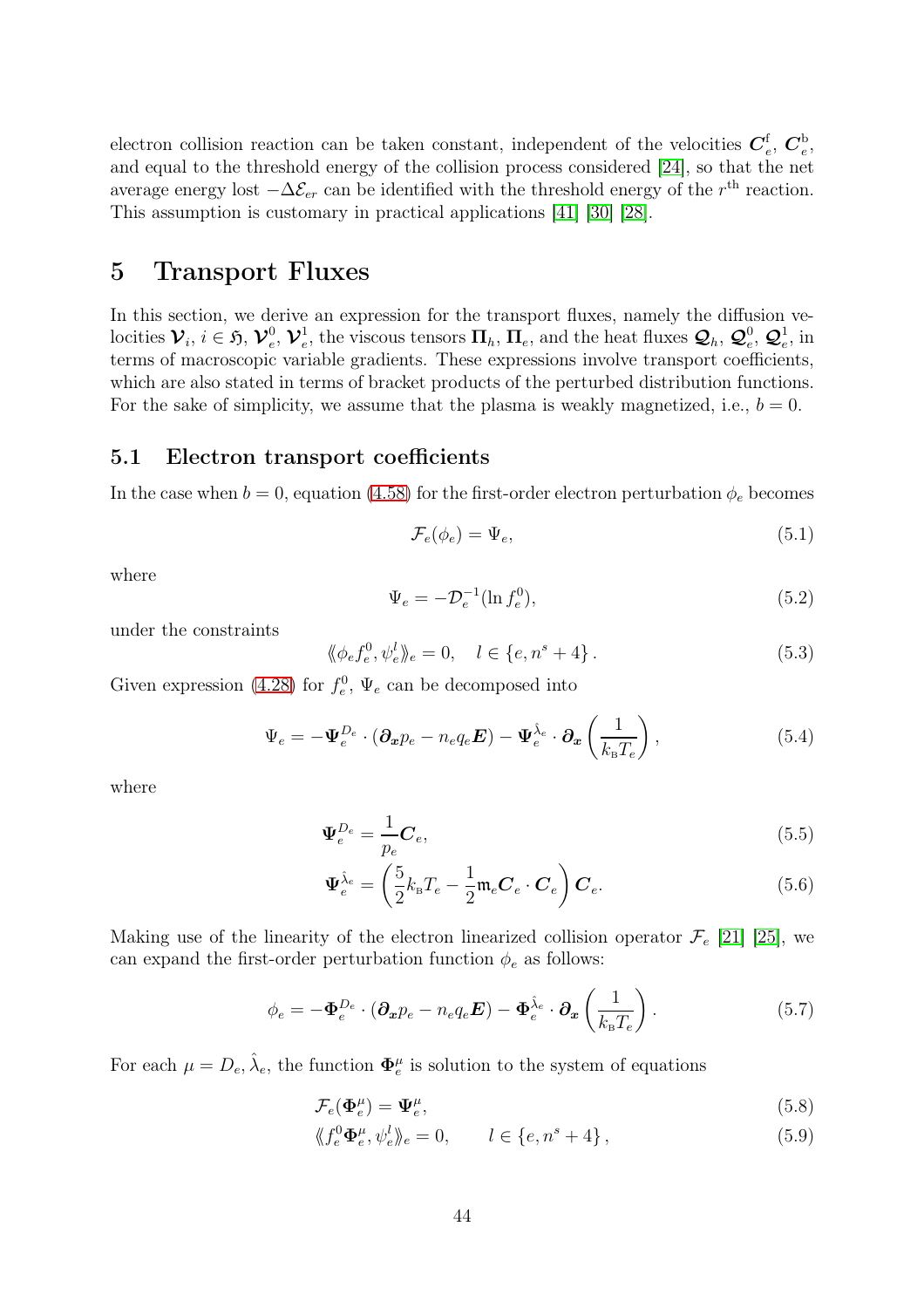electron collision reaction can be taken constant, independent of the velocities $\boldsymbol{C}_e^{\mathrm{f}}$, $\boldsymbol{C}_e^{\mathrm{b}}$, and equal to the threshold energy of the collision process considered [24], so that the net average energy lost $-\Delta\mathcal{E}_{er}$ can be identified with the threshold energy of the $r^{\text{th}}$ reaction. This assumption is customary in practical applications [41] [30] [28].

# 5 Transport Fluxes

In this section, we derive an expression for the transport fluxes, namely the diffusion velocities $\boldsymbol{\mathcal{V}}_i$, $i \in \mathfrak{H}$, $\boldsymbol{\mathcal{V}}_e^0$, $\boldsymbol{\mathcal{V}}_e^1$, the viscous tensors $\boldsymbol{\Pi}_h$, $\boldsymbol{\Pi}_e$, and the heat fluxes $\boldsymbol{\mathcal{Q}}_h$, $\boldsymbol{\mathcal{Q}}_e^0$, $\boldsymbol{\mathcal{Q}}_e^1$, in terms of macroscopic variable gradients. These expressions involve transport coefficients, which are also stated in terms of bracket products of the perturbed distribution functions. For the sake of simplicity, we assume that the plasma is weakly magnetized, i.e., $b = 0$.

## 5.1 Electron transport coefficients

In the case when $b = 0$, equation (4.58) for the first-order electron perturbation $\phi_e$ becomes

$$\mathcal{F}_e(\phi_e) = \Psi_e, \tag{5.1}$$

where

$$\Psi_e = -\mathcal{D}_e^{-1}(\ln f_e^0), \tag{5.2}$$

under the constraints

$$\langle\!\langle \phi_e f_e^0, \psi_e^l \rangle\!\rangle_e = 0, \quad l \in \{e, n^s + 4\}. \tag{5.3}$$

Given expression (4.28) for $f_e^0$, $\Psi_e$ can be decomposed into

$$\Psi_e = -\boldsymbol{\Psi}_e^{D_e} \cdot (\boldsymbol{\partial_x} p_e - n_e q_e \boldsymbol{E}) - \boldsymbol{\Psi}_e^{\hat{\lambda}_e} \cdot \boldsymbol{\partial_x}\left(\frac{1}{k_{\mathrm{B}} T_e}\right), \tag{5.4}$$

where

$$\boldsymbol{\Psi}_e^{D_e} = \frac{1}{p_e}\boldsymbol{C}_e, \tag{5.5}$$

$$\boldsymbol{\Psi}_e^{\hat{\lambda}_e} = \left(\frac{5}{2}k_{\mathrm{B}}T_e - \frac{1}{2}\mathfrak{m}_e \boldsymbol{C}_e \cdot \boldsymbol{C}_e\right)\boldsymbol{C}_e. \tag{5.6}$$

Making use of the linearity of the electron linearized collision operator $\mathcal{F}_e$ [21] [25], we can expand the first-order perturbation function $\phi_e$ as follows:

$$\phi_e = -\boldsymbol{\Phi}_e^{D_e} \cdot (\boldsymbol{\partial_x} p_e - n_e q_e \boldsymbol{E}) - \boldsymbol{\Phi}_e^{\hat{\lambda}_e} \cdot \boldsymbol{\partial_x}\left(\frac{1}{k_{\mathrm{B}} T_e}\right). \tag{5.7}$$

For each $\mu = D_e, \hat{\lambda}_e$, the function $\boldsymbol{\Phi}_e^{\mu}$ is solution to the system of equations

$$\mathcal{F}_e(\boldsymbol{\Phi}_e^{\mu}) = \boldsymbol{\Psi}_e^{\mu}, \tag{5.8}$$

$$\langle\!\langle f_e^0 \boldsymbol{\Phi}_e^{\mu}, \psi_e^l \rangle\!\rangle_e = 0, \qquad l \in \{e, n^s + 4\}, \tag{5.9}$$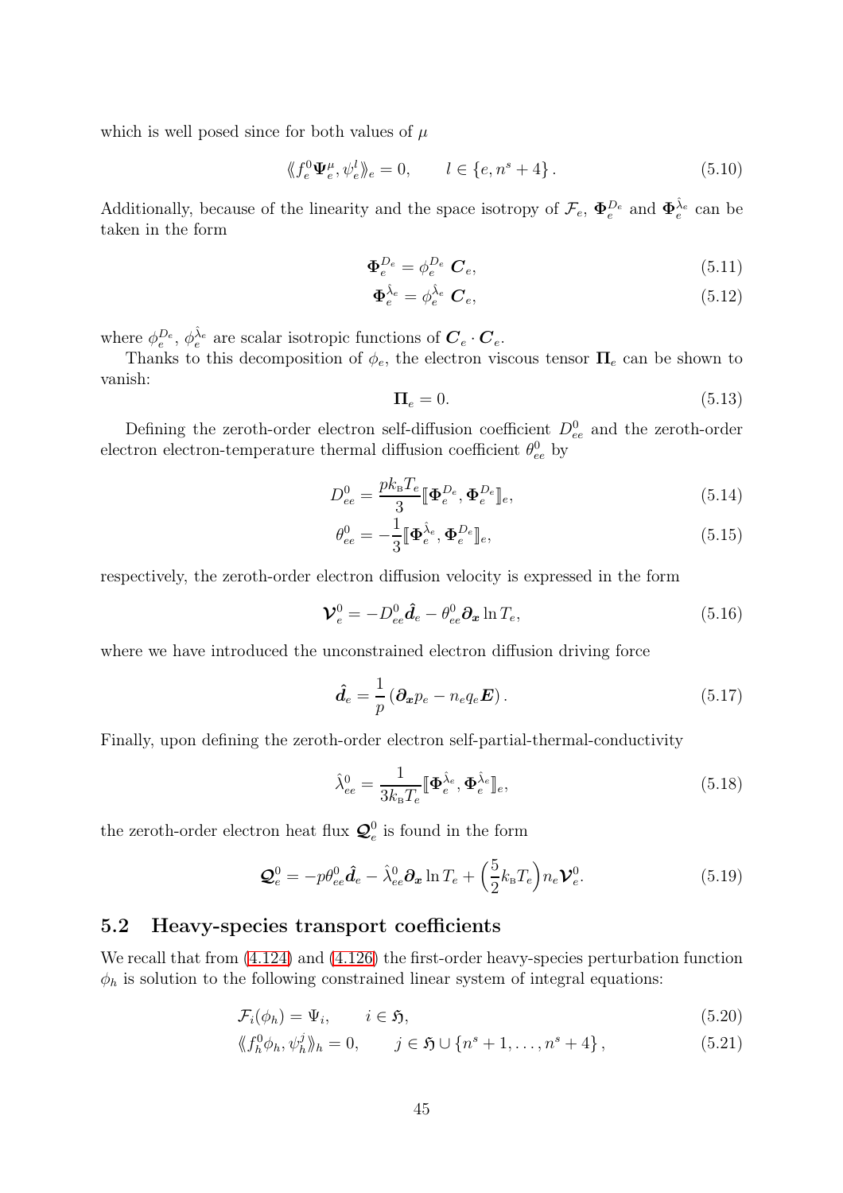which is well posed since for both values of $\mu$

$$\langle\!\langle f_e^0 \boldsymbol{\Psi}_e^\mu, \psi_e^l \rangle\!\rangle_e = 0, \qquad l \in \{e, n^s+4\}. \tag{5.10}$$

Additionally, because of the linearity and the space isotropy of $\mathcal{F}_e$, $\boldsymbol{\Phi}_e^{D_e}$ and $\boldsymbol{\Phi}_e^{\hat{\lambda}_e}$ can be taken in the form

$$\boldsymbol{\Phi}_e^{D_e} = \phi_e^{D_e} \; \boldsymbol{C}_e, \tag{5.11}$$

$$\boldsymbol{\Phi}_e^{\hat{\lambda}_e} = \phi_e^{\hat{\lambda}_e} \; \boldsymbol{C}_e, \tag{5.12}$$

where $\phi_e^{D_e}$, $\phi_e^{\hat{\lambda}_e}$ are scalar isotropic functions of $\boldsymbol{C}_e \cdot \boldsymbol{C}_e$.

Thanks to this decomposition of $\phi_e$, the electron viscous tensor $\boldsymbol{\Pi}_e$ can be shown to vanish:

$$\boldsymbol{\Pi}_e = 0. \tag{5.13}$$

Defining the zeroth-order electron self-diffusion coefficient $D_{ee}^0$ and the zeroth-order electron electron-temperature thermal diffusion coefficient $\theta_{ee}^0$ by

$$D_{ee}^0 = \frac{p k_{\mathrm{B}} T_e}{3} [\![ \boldsymbol{\Phi}_e^{D_e}, \boldsymbol{\Phi}_e^{D_e} ]\!]_e, \tag{5.14}$$

$$\theta_{ee}^0 = -\frac{1}{3} [\![ \boldsymbol{\Phi}_e^{\hat{\lambda}_e}, \boldsymbol{\Phi}_e^{D_e} ]\!]_e, \tag{5.15}$$

respectively, the zeroth-order electron diffusion velocity is expressed in the form

$$\boldsymbol{\mathcal{V}}_e^0 = -D_{ee}^0 \hat{\boldsymbol{d}}_e - \theta_{ee}^0 \boldsymbol{\partial_x} \ln T_e, \tag{5.16}$$

where we have introduced the unconstrained electron diffusion driving force

$$\hat{\boldsymbol{d}}_e = \frac{1}{p} \left( \boldsymbol{\partial_x} p_e - n_e q_e \boldsymbol{E} \right). \tag{5.17}$$

Finally, upon defining the zeroth-order electron self-partial-thermal-conductivity

$$\hat{\lambda}_{ee}^0 = \frac{1}{3 k_{\mathrm{B}} T_e} [\![ \boldsymbol{\Phi}_e^{\hat{\lambda}_e}, \boldsymbol{\Phi}_e^{\hat{\lambda}_e} ]\!]_e, \tag{5.18}$$

the zeroth-order electron heat flux $\boldsymbol{\mathcal{Q}}_e^0$ is found in the form

$$\boldsymbol{\mathcal{Q}}_e^0 = -p \theta_{ee}^0 \hat{\boldsymbol{d}}_e - \hat{\lambda}_{ee}^0 \boldsymbol{\partial_x} \ln T_e + \Big( \frac{5}{2} k_{\mathrm{B}} T_e \Big) n_e \boldsymbol{\mathcal{V}}_e^0. \tag{5.19}$$

## 5.2 Heavy-species transport coefficients

We recall that from (4.124) and (4.126) the first-order heavy-species perturbation function $\phi_h$ is solution to the following constrained linear system of integral equations:

$$\mathcal{F}_i(\phi_h) = \Psi_i, \qquad i \in \mathfrak{H}, \tag{5.20}$$

$$\langle\!\langle f_h^0 \phi_h, \psi_h^j \rangle\!\rangle_h = 0, \qquad j \in \mathfrak{H} \cup \{n^s+1, \ldots, n^s+4\}, \tag{5.21}$$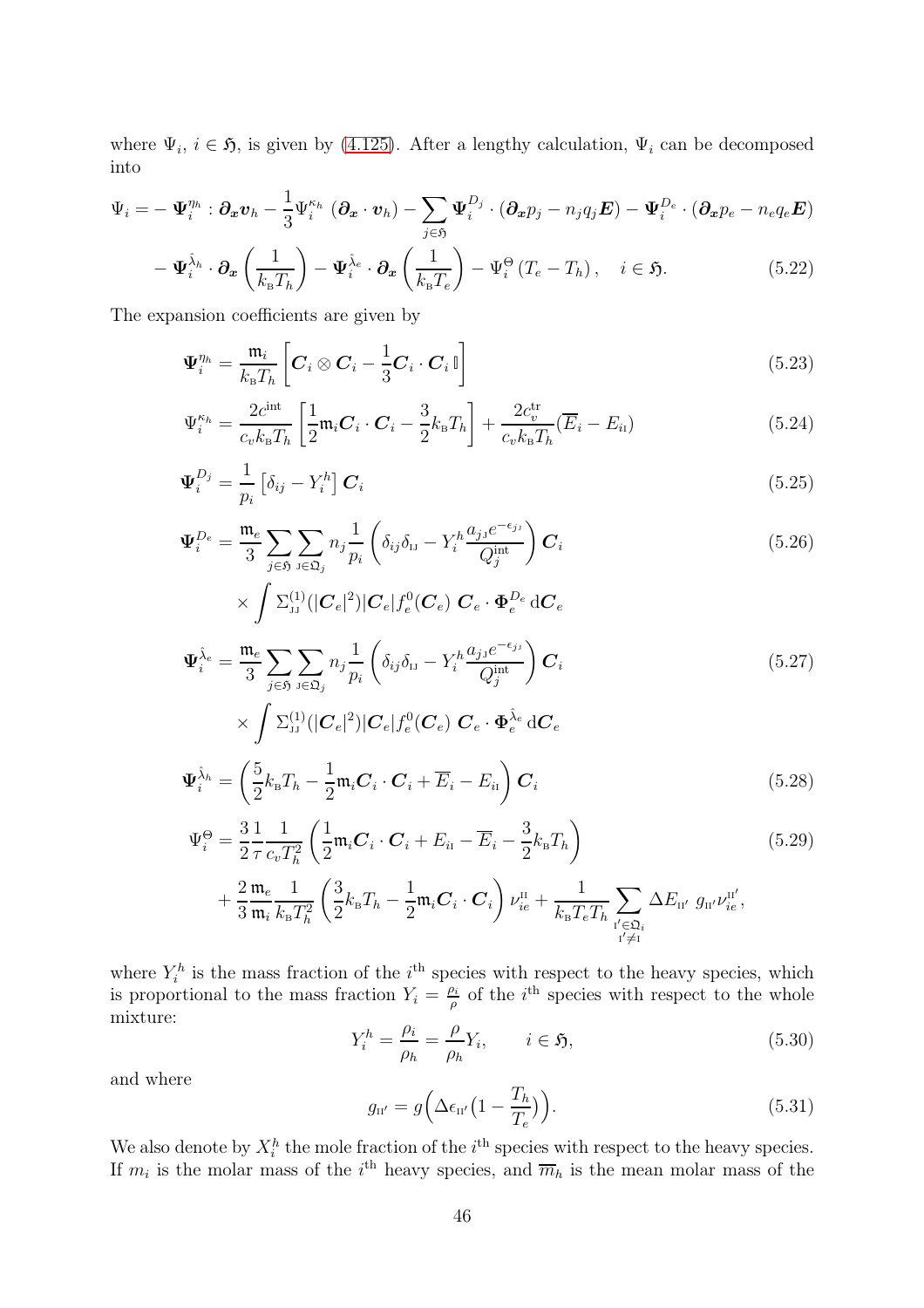where $\Psi_i$, $i \in \mathfrak{H}$, is given by (4.125). After a lengthy calculation, $\Psi_i$ can be decomposed into

$$
\begin{aligned}
\Psi_i = & -\boldsymbol{\Psi}_i^{\eta_h} : \boldsymbol{\partial_x v}_h - \frac{1}{3}\Psi_i^{\kappa_h}\,(\boldsymbol{\partial_x}\cdot \boldsymbol{v}_h) - \sum_{j\in\mathfrak{H}} \boldsymbol{\Psi}_i^{D_j}\cdot(\boldsymbol{\partial_x} p_j - n_j q_j \boldsymbol{E}) - \boldsymbol{\Psi}_i^{D_e}\cdot(\boldsymbol{\partial_x} p_e - n_e q_e \boldsymbol{E}) \\
& - \boldsymbol{\Psi}_i^{\hat{\lambda}_h}\cdot \boldsymbol{\partial_x}\left(\frac{1}{k_{\mathrm{B}}T_h}\right) - \boldsymbol{\Psi}_i^{\hat{\lambda}_e}\cdot \boldsymbol{\partial_x}\left(\frac{1}{k_{\mathrm{B}}T_e}\right) - \Psi_i^{\Theta}\,(T_e - T_h)\,, \quad i \in \mathfrak{H}. 
\end{aligned} \tag{5.22}
$$

The expansion coefficients are given by

$$
\boldsymbol{\Psi}_i^{\eta_h} = \frac{\mathfrak{m}_i}{k_{\mathrm{B}}T_h}\left[\boldsymbol{C}_i\otimes\boldsymbol{C}_i - \frac{1}{3}\boldsymbol{C}_i\cdot\boldsymbol{C}_i\,\mathbb{I}\right] \tag{5.23}
$$

$$
\Psi_i^{\kappa_h} = \frac{2c^{\mathrm{int}}}{c_v k_{\mathrm{B}}T_h}\left[\frac{1}{2}\mathfrak{m}_i\boldsymbol{C}_i\cdot\boldsymbol{C}_i - \frac{3}{2}k_{\mathrm{B}}T_h\right] + \frac{2c_v^{\mathrm{tr}}}{c_v k_{\mathrm{B}}T_h}(\overline{E}_i - E_{i\mathrm{I}}) \tag{5.24}
$$

$$
\boldsymbol{\Psi}_i^{D_j} = \frac{1}{p_i}\left[\delta_{ij} - Y_i^h\right]\boldsymbol{C}_i \tag{5.25}
$$

$$
\begin{aligned}
\boldsymbol{\Psi}_i^{D_e} = & \frac{\mathfrak{m}_e}{3}\sum_{j\in\mathfrak{H}}\sum_{\mathrm{J}\in\mathfrak{Q}_j} n_j\frac{1}{p_i}\left(\delta_{ij}\delta_{\mathrm{IJ}} - Y_i^h\frac{a_{j\mathrm{J}}e^{-\epsilon_{j\mathrm{J}}}}{Q_j^{\mathrm{int}}}\right)\boldsymbol{C}_i \\
& \times \int \Sigma_{\mathrm{JJ}}^{(1)}(|\boldsymbol{C}_e|^2)|\boldsymbol{C}_e| f_e^0(\boldsymbol{C}_e)\;\boldsymbol{C}_e\cdot\boldsymbol{\Phi}_e^{D_e}\,\mathrm{d}\boldsymbol{C}_e
\end{aligned} \tag{5.26}
$$

$$
\begin{aligned}
\boldsymbol{\Psi}_i^{\hat{\lambda}_e} = & \frac{\mathfrak{m}_e}{3}\sum_{j\in\mathfrak{H}}\sum_{\mathrm{J}\in\mathfrak{Q}_j} n_j\frac{1}{p_i}\left(\delta_{ij}\delta_{\mathrm{IJ}} - Y_i^h\frac{a_{j\mathrm{J}}e^{-\epsilon_{j\mathrm{J}}}}{Q_j^{\mathrm{int}}}\right)\boldsymbol{C}_i \\
& \times \int \Sigma_{\mathrm{JJ}}^{(1)}(|\boldsymbol{C}_e|^2)|\boldsymbol{C}_e| f_e^0(\boldsymbol{C}_e)\;\boldsymbol{C}_e\cdot\boldsymbol{\Phi}_e^{\hat{\lambda}_e}\,\mathrm{d}\boldsymbol{C}_e
\end{aligned} \tag{5.27}
$$

$$
\boldsymbol{\Psi}_i^{\hat{\lambda}_h} = \left(\frac{5}{2}k_{\mathrm{B}}T_h - \frac{1}{2}\mathfrak{m}_i\boldsymbol{C}_i\cdot\boldsymbol{C}_i + \overline{E}_i - E_{i\mathrm{I}}\right)\boldsymbol{C}_i \tag{5.28}
$$

$$
\begin{aligned}
\Psi_i^{\Theta} = & \frac{3}{2}\frac{1}{\tau}\frac{1}{c_v T_h^2}\left(\frac{1}{2}\mathfrak{m}_i\boldsymbol{C}_i\cdot\boldsymbol{C}_i + E_{i\mathrm{I}} - \overline{E}_i - \frac{3}{2}k_{\mathrm{B}}T_h\right) \\
& + \frac{2}{3}\frac{\mathfrak{m}_e}{\mathfrak{m}_i}\frac{1}{k_{\mathrm{B}}T_h^2}\left(\frac{3}{2}k_{\mathrm{B}}T_h - \frac{1}{2}\mathfrak{m}_i\boldsymbol{C}_i\cdot\boldsymbol{C}_i\right)\nu_{ie}^{\mathrm{II}} + \frac{1}{k_{\mathrm{B}}T_e T_h}\sum_{\substack{\mathrm{I}'\in\mathfrak{Q}_i\\ \mathrm{I}'\neq\mathrm{I}}}\Delta E_{\mathrm{II}'}\;g_{\mathrm{II}'}\nu_{ie}^{\mathrm{II}'},
\end{aligned} \tag{5.29}
$$

where $Y_i^h$ is the mass fraction of the $i^{\mathrm{th}}$ species with respect to the heavy species, which is proportional to the mass fraction $Y_i = \frac{\rho_i}{\rho}$ of the $i^{\mathrm{th}}$ species with respect to the whole mixture:

$$
Y_i^h = \frac{\rho_i}{\rho_h} = \frac{\rho}{\rho_h}Y_i, \qquad i \in \mathfrak{H}, \tag{5.30}
$$

and where

$$
g_{\mathrm{II}'} = g\Big(\Delta\epsilon_{\mathrm{II}'}\big(1 - \frac{T_h}{T_e}\big)\Big). \tag{5.31}
$$

We also denote by $X_i^h$ the mole fraction of the $i^{\mathrm{th}}$ species with respect to the heavy species. If $m_i$ is the molar mass of the $i^{\mathrm{th}}$ heavy species, and $\overline{m}_h$ is the mean molar mass of the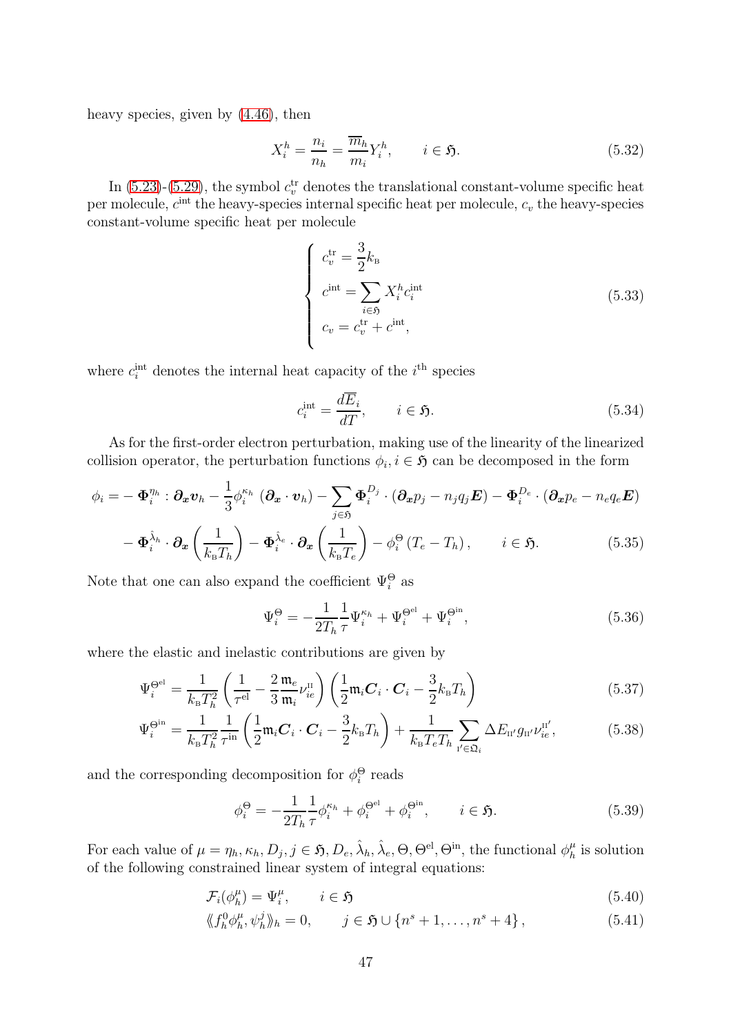heavy species, given by (4.46), then

$$X_i^h = \frac{n_i}{n_h} = \frac{\overline{m}_h}{m_i} Y_i^h, \qquad i \in \mathfrak{H}. \tag{5.32}$$

In (5.23)-(5.29), the symbol $c_v^{\text{tr}}$ denotes the translational constant-volume specific heat per molecule, $c^{\text{int}}$ the heavy-species internal specific heat per molecule, $c_v$ the heavy-species constant-volume specific heat per molecule

$$\begin{cases} c_v^{\text{tr}} = \dfrac{3}{2} k_{\text{B}} \\ c^{\text{int}} = \displaystyle\sum_{i \in \mathfrak{H}} X_i^h c_i^{\text{int}} \\ c_v = c_v^{\text{tr}} + c^{\text{int}}, \end{cases} \tag{5.33}$$

where $c_i^{\text{int}}$ denotes the internal heat capacity of the $i^{\text{th}}$ species

$$c_i^{\text{int}} = \frac{d\overline{E}_i}{dT}, \qquad i \in \mathfrak{H}. \tag{5.34}$$

As for the first-order electron perturbation, making use of the linearity of the linearized collision operator, the perturbation functions $\phi_i, i \in \mathfrak{H}$ can be decomposed in the form

$$\begin{aligned} \phi_i = &- \boldsymbol{\Phi}_i^{\eta_h} : \boldsymbol{\partial_x} \boldsymbol{v}_h - \frac{1}{3} \phi_i^{\kappa_h} \left( \boldsymbol{\partial_x} \cdot \boldsymbol{v}_h \right) - \sum_{j \in \mathfrak{H}} \boldsymbol{\Phi}_i^{D_j} \cdot \left( \boldsymbol{\partial_x} p_j - n_j q_j \boldsymbol{E} \right) - \boldsymbol{\Phi}_i^{D_e} \cdot \left( \boldsymbol{\partial_x} p_e - n_e q_e \boldsymbol{E} \right) \\ &- \boldsymbol{\Phi}_i^{\hat{\lambda}_h} \cdot \boldsymbol{\partial_x} \left( \frac{1}{k_{\text{B}} T_h} \right) - \boldsymbol{\Phi}_i^{\hat{\lambda}_e} \cdot \boldsymbol{\partial_x} \left( \frac{1}{k_{\text{B}} T_e} \right) - \phi_i^{\Theta} \left( T_e - T_h \right), \qquad i \in \mathfrak{H}. \end{aligned} \tag{5.35}$$

Note that one can also expand the coefficient $\Psi_i^{\Theta}$ as

$$\Psi_i^{\Theta} = -\frac{1}{2T_h} \frac{1}{\tau} \Psi_i^{\kappa_h} + \Psi_i^{\Theta^{\text{el}}} + \Psi_i^{\Theta^{\text{in}}}, \tag{5.36}$$

where the elastic and inelastic contributions are given by

$$\Psi_i^{\Theta^{\text{el}}} = \frac{1}{k_{\text{B}} T_h^2} \left( \frac{1}{\tau^{\text{el}}} - \frac{2}{3} \frac{\mathfrak{m}_e}{\mathfrak{m}_i} \nu_{ie}^{\text{II}} \right) \left( \frac{1}{2} \mathfrak{m}_i \boldsymbol{C}_i \cdot \boldsymbol{C}_i - \frac{3}{2} k_{\text{B}} T_h \right) \tag{5.37}$$

$$\Psi_i^{\Theta^{\text{in}}} = \frac{1}{k_{\text{B}} T_h^2} \frac{1}{\tau^{\text{in}}} \left( \frac{1}{2} \mathfrak{m}_i \boldsymbol{C}_i \cdot \boldsymbol{C}_i - \frac{3}{2} k_{\text{B}} T_h \right) + \frac{1}{k_{\text{B}} T_e T_h} \sum_{\text{I}' \in \mathfrak{Q}_i} \Delta E_{\text{II}'} g_{\text{II}'} \nu_{ie}^{\text{II}'}, \tag{5.38}$$

and the corresponding decomposition for $\phi_i^{\Theta}$ reads

$$\phi_i^{\Theta} = -\frac{1}{2T_h} \frac{1}{\tau} \phi_i^{\kappa_h} + \phi_i^{\Theta^{\text{el}}} + \phi_i^{\Theta^{\text{in}}}, \qquad i \in \mathfrak{H}. \tag{5.39}$$

For each value of $\mu = \eta_h, \kappa_h, D_j, j \in \mathfrak{H}, D_e, \hat{\lambda}_h, \hat{\lambda}_e, \Theta, \Theta^{\text{el}}, \Theta^{\text{in}}$, the functional $\phi_h^{\mu}$ is solution of the following constrained linear system of integral equations:

$$\mathcal{F}_i(\phi_h^{\mu}) = \Psi_i^{\mu}, \qquad i \in \mathfrak{H} \tag{5.40}$$

$$\langle\!\langle f_h^0 \phi_h^{\mu}, \psi_h^j \rangle\!\rangle_h = 0, \qquad j \in \mathfrak{H} \cup \{ n^s + 1, \ldots, n^s + 4 \}, \tag{5.41}$$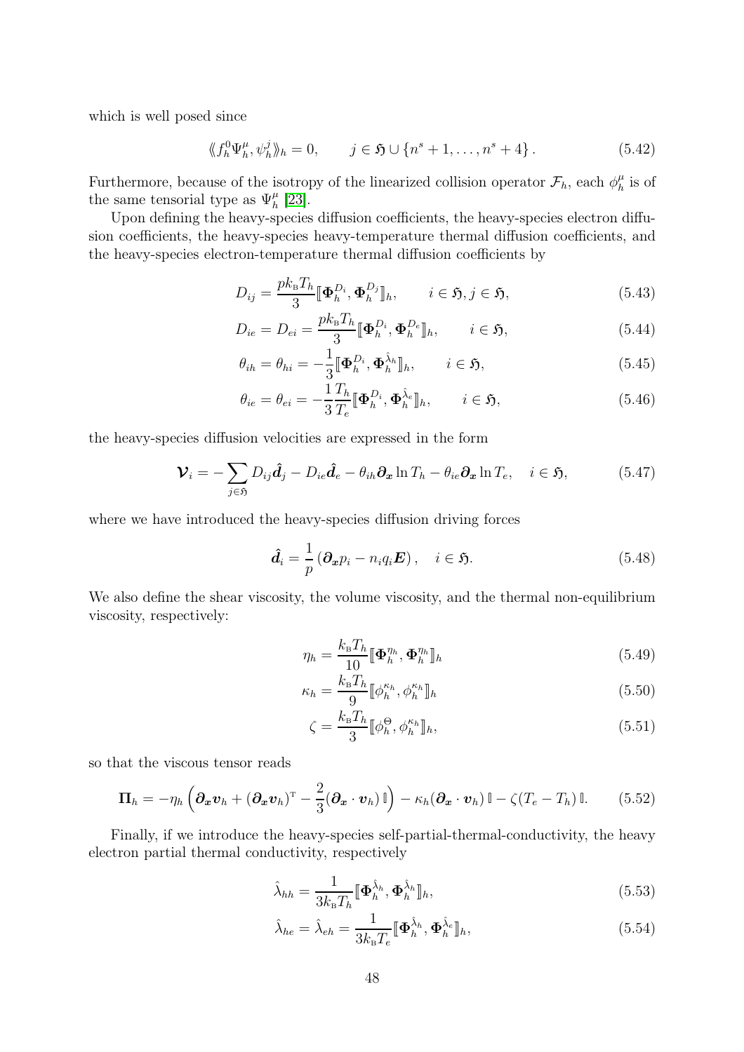which is well posed since

$$\langle\!\langle f_h^0 \Psi_h^\mu, \psi_h^j \rangle\!\rangle_h = 0, \qquad j \in \mathfrak{H} \cup \{n^s+1, \dots, n^s+4\}\,. \tag{5.42}$$

Furthermore, because of the isotropy of the linearized collision operator $\mathcal{F}_h$, each $\phi_h^\mu$ is of the same tensorial type as $\Psi_h^\mu$ [23].

Upon defining the heavy-species diffusion coefficients, the heavy-species electron diffusion coefficients, the heavy-species heavy-temperature thermal diffusion coefficients, and the heavy-species electron-temperature thermal diffusion coefficients by

$$D_{ij} = \frac{pk_{\mathrm{B}}T_h}{3}[\![\boldsymbol{\Phi}_h^{D_i}, \boldsymbol{\Phi}_h^{D_j}]\!]_h, \qquad i \in \mathfrak{H}, j \in \mathfrak{H}, \tag{5.43}$$

$$D_{ie} = D_{ei} = \frac{pk_{\mathrm{B}}T_h}{3}[\![\boldsymbol{\Phi}_h^{D_i}, \boldsymbol{\Phi}_h^{D_e}]\!]_h, \qquad i \in \mathfrak{H}, \tag{5.44}$$

$$\theta_{ih} = \theta_{hi} = -\frac{1}{3}[\![\boldsymbol{\Phi}_h^{D_i}, \boldsymbol{\Phi}_h^{\hat{\lambda}_h}]\!]_h, \qquad i \in \mathfrak{H}, \tag{5.45}$$

$$\theta_{ie} = \theta_{ei} = -\frac{1}{3}\frac{T_h}{T_e}[\![\boldsymbol{\Phi}_h^{D_i}, \boldsymbol{\Phi}_h^{\hat{\lambda}_e}]\!]_h, \qquad i \in \mathfrak{H}, \tag{5.46}$$

the heavy-species diffusion velocities are expressed in the form

$$\boldsymbol{\mathcal{V}}_i = -\sum_{j\in\mathfrak{H}} D_{ij}\hat{\boldsymbol{d}}_j - D_{ie}\hat{\boldsymbol{d}}_e - \theta_{ih}\boldsymbol{\partial_x}\ln T_h - \theta_{ie}\boldsymbol{\partial_x}\ln T_e, \quad i \in \mathfrak{H}, \tag{5.47}$$

where we have introduced the heavy-species diffusion driving forces

$$\hat{\boldsymbol{d}}_i = \frac{1}{p}\left(\boldsymbol{\partial_x} p_i - n_i q_i \boldsymbol{E}\right), \quad i \in \mathfrak{H}. \tag{5.48}$$

We also define the shear viscosity, the volume viscosity, and the thermal non-equilibrium viscosity, respectively:

$$\eta_h = \frac{k_{\mathrm{B}}T_h}{10}[\![\boldsymbol{\Phi}_h^{\eta_h}, \boldsymbol{\Phi}_h^{\eta_h}]\!]_h \tag{5.49}$$

$$\kappa_h = \frac{k_{\mathrm{B}}T_h}{9}[\![\phi_h^{\kappa_h}, \phi_h^{\kappa_h}]\!]_h \tag{5.50}$$

$$\zeta = \frac{k_{\mathrm{B}}T_h}{3}[\![\phi_h^{\Theta}, \phi_h^{\kappa_h}]\!]_h, \tag{5.51}$$

so that the viscous tensor reads

$$\boldsymbol{\Pi}_h = -\eta_h\left(\boldsymbol{\partial_x}\boldsymbol{v}_h + (\boldsymbol{\partial_x}\boldsymbol{v}_h)^{\mathrm{T}} - \frac{2}{3}(\boldsymbol{\partial_x}\cdot\boldsymbol{v}_h)\,\mathbb{I}\right) - \kappa_h(\boldsymbol{\partial_x}\cdot\boldsymbol{v}_h)\,\mathbb{I} - \zeta(T_e - T_h)\,\mathbb{I}. \tag{5.52}$$

Finally, if we introduce the heavy-species self-partial-thermal-conductivity, the heavy electron partial thermal conductivity, respectively

$$\hat{\lambda}_{hh} = \frac{1}{3k_{\mathrm{B}}T_h}[\![\boldsymbol{\Phi}_h^{\hat{\lambda}_h}, \boldsymbol{\Phi}_h^{\hat{\lambda}_h}]\!]_h, \tag{5.53}$$

$$\hat{\lambda}_{he} = \hat{\lambda}_{eh} = \frac{1}{3k_{\mathrm{B}}T_e}[\![\boldsymbol{\Phi}_h^{\hat{\lambda}_h}, \boldsymbol{\Phi}_h^{\hat{\lambda}_e}]\!]_h, \tag{5.54}$$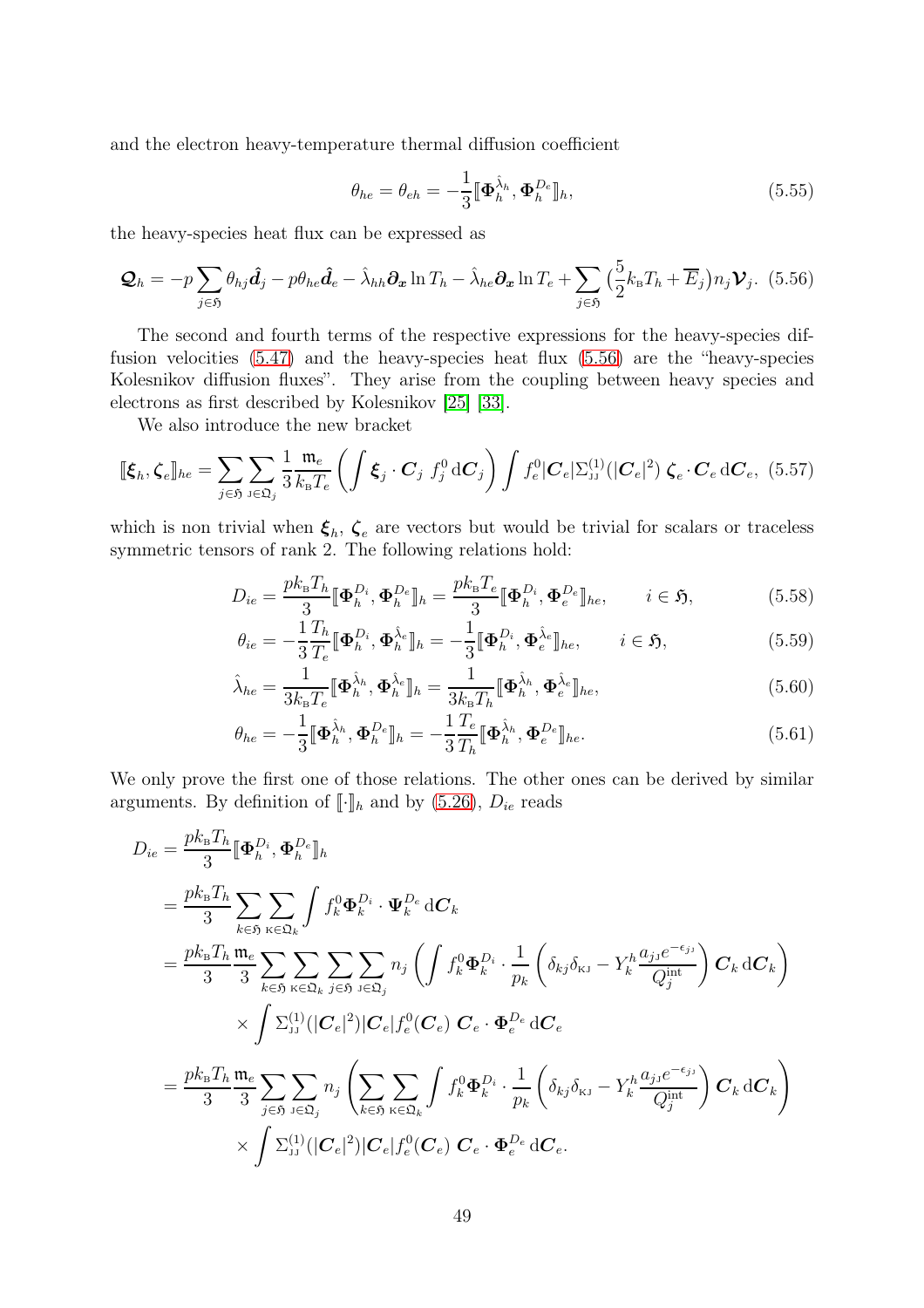and the electron heavy-temperature thermal diffusion coefficient

$$\theta_{he} = \theta_{eh} = -\frac{1}{3}[\![\boldsymbol{\Phi}_h^{\hat{\lambda}_h}, \boldsymbol{\Phi}_h^{D_e}]\!]_h, \tag{5.55}$$

the heavy-species heat flux can be expressed as

$$\boldsymbol{\mathcal{Q}}_h = -p\sum_{j\in\mathfrak{H}} \theta_{hj}\hat{\boldsymbol{d}}_j - p\theta_{he}\hat{\boldsymbol{d}}_e - \hat{\lambda}_{hh}\boldsymbol{\partial_x}\ln T_h - \hat{\lambda}_{he}\boldsymbol{\partial_x}\ln T_e + \sum_{j\in\mathfrak{H}}\big(\frac{5}{2}k_{\mathrm{B}}T_h + \overline{E}_j\big)n_j\boldsymbol{\mathcal{V}}_j. \tag{5.56}$$

The second and fourth terms of the respective expressions for the heavy-species diffusion velocities (5.47) and the heavy-species heat flux (5.56) are the "heavy-species Kolesnikov diffusion fluxes". They arise from the coupling between heavy species and electrons as first described by Kolesnikov [25] [33].

We also introduce the new bracket

$$[\![\boldsymbol{\xi}_h, \boldsymbol{\zeta}_e]\!]_{he} = \sum_{j\in\mathfrak{H}}\sum_{\mathrm{J}\in\mathfrak{Q}_j} \frac{1}{3}\frac{\mathfrak{m}_e}{k_{\mathrm{B}}T_e}\left(\int \boldsymbol{\xi}_j\cdot\boldsymbol{C}_j\; f_j^0\,\mathrm{d}\boldsymbol{C}_j\right)\int f_e^0|\boldsymbol{C}_e|\Sigma_{\mathrm{JJ}}^{(1)}(|\boldsymbol{C}_e|^2)\,\boldsymbol{\zeta}_e\cdot\boldsymbol{C}_e\,\mathrm{d}\boldsymbol{C}_e, \tag{5.57}$$

which is non trivial when $\boldsymbol{\xi}_h$, $\boldsymbol{\zeta}_e$ are vectors but would be trivial for scalars or traceless symmetric tensors of rank 2. The following relations hold:

$$D_{ie} = \frac{pk_{\mathrm{B}}T_h}{3}[\![\boldsymbol{\Phi}_h^{D_i}, \boldsymbol{\Phi}_h^{D_e}]\!]_h = \frac{pk_{\mathrm{B}}T_e}{3}[\![\boldsymbol{\Phi}_h^{D_i}, \boldsymbol{\Phi}_e^{D_e}]\!]_{he}, \qquad i\in\mathfrak{H}, \tag{5.58}$$

$$\theta_{ie} = -\frac{1}{3}\frac{T_h}{T_e}[\![\boldsymbol{\Phi}_h^{D_i}, \boldsymbol{\Phi}_h^{\hat{\lambda}_e}]\!]_h = -\frac{1}{3}[\![\boldsymbol{\Phi}_h^{D_i}, \boldsymbol{\Phi}_e^{\hat{\lambda}_e}]\!]_{he}, \qquad i\in\mathfrak{H}, \tag{5.59}$$

$$\hat{\lambda}_{he} = \frac{1}{3k_{\mathrm{B}}T_e}[\![\boldsymbol{\Phi}_h^{\hat{\lambda}_h}, \boldsymbol{\Phi}_h^{\hat{\lambda}_e}]\!]_h = \frac{1}{3k_{\mathrm{B}}T_h}[\![\boldsymbol{\Phi}_h^{\hat{\lambda}_h}, \boldsymbol{\Phi}_e^{\hat{\lambda}_e}]\!]_{he}, \tag{5.60}$$

$$\theta_{he} = -\frac{1}{3}[\![\boldsymbol{\Phi}_h^{\hat{\lambda}_h}, \boldsymbol{\Phi}_h^{D_e}]\!]_h = -\frac{1}{3}\frac{T_e}{T_h}[\![\boldsymbol{\Phi}_h^{\hat{\lambda}_h}, \boldsymbol{\Phi}_e^{D_e}]\!]_{he}. \tag{5.61}$$

We only prove the first one of those relations. The other ones can be derived by similar arguments. By definition of $[\![\cdot]\!]_h$ and by (5.26), $D_{ie}$ reads

$$\begin{aligned}
D_{ie} &= \frac{pk_{\mathrm{B}}T_h}{3}[\![\boldsymbol{\Phi}_h^{D_i}, \boldsymbol{\Phi}_h^{D_e}]\!]_h \\
&= \frac{pk_{\mathrm{B}}T_h}{3}\sum_{k\in\mathfrak{H}}\sum_{\mathrm{K}\in\mathfrak{Q}_k}\int f_k^0\boldsymbol{\Phi}_k^{D_i}\cdot\boldsymbol{\Psi}_k^{D_e}\,\mathrm{d}\boldsymbol{C}_k \\
&= \frac{pk_{\mathrm{B}}T_h}{3}\frac{\mathfrak{m}_e}{3}\sum_{k\in\mathfrak{H}}\sum_{\mathrm{K}\in\mathfrak{Q}_k}\sum_{j\in\mathfrak{H}}\sum_{\mathrm{J}\in\mathfrak{Q}_j} n_j\left(\int f_k^0\boldsymbol{\Phi}_k^{D_i}\cdot\frac{1}{p_k}\left(\delta_{kj}\delta_{\mathrm{KJ}} - Y_k^h\frac{a_{j\mathrm{J}}e^{-\epsilon_{j\mathrm{J}}}}{Q_j^{\mathrm{int}}}\right)\boldsymbol{C}_k\,\mathrm{d}\boldsymbol{C}_k\right) \\
&\qquad\times\int\Sigma_{\mathrm{JJ}}^{(1)}(|\boldsymbol{C}_e|^2)|\boldsymbol{C}_e|f_e^0(\boldsymbol{C}_e)\;\boldsymbol{C}_e\cdot\boldsymbol{\Phi}_e^{D_e}\,\mathrm{d}\boldsymbol{C}_e \\
&= \frac{pk_{\mathrm{B}}T_h}{3}\frac{\mathfrak{m}_e}{3}\sum_{j\in\mathfrak{H}}\sum_{\mathrm{J}\in\mathfrak{Q}_j} n_j\left(\sum_{k\in\mathfrak{H}}\sum_{\mathrm{K}\in\mathfrak{Q}_k}\int f_k^0\boldsymbol{\Phi}_k^{D_i}\cdot\frac{1}{p_k}\left(\delta_{kj}\delta_{\mathrm{KJ}} - Y_k^h\frac{a_{j\mathrm{J}}e^{-\epsilon_{j\mathrm{J}}}}{Q_j^{\mathrm{int}}}\right)\boldsymbol{C}_k\,\mathrm{d}\boldsymbol{C}_k\right) \\
&\qquad\times\int\Sigma_{\mathrm{JJ}}^{(1)}(|\boldsymbol{C}_e|^2)|\boldsymbol{C}_e|f_e^0(\boldsymbol{C}_e)\;\boldsymbol{C}_e\cdot\boldsymbol{\Phi}_e^{D_e}\,\mathrm{d}\boldsymbol{C}_e.
\end{aligned}$$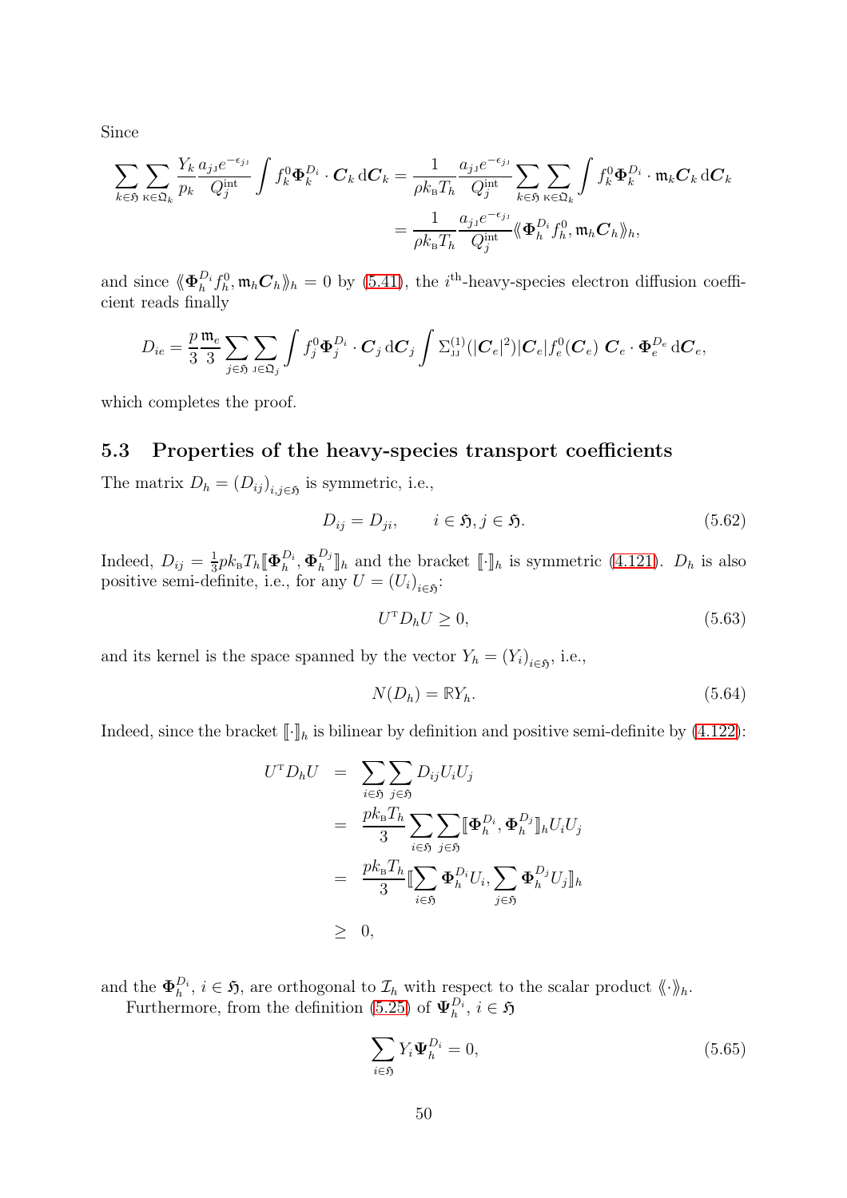Since

$$\sum_{k\in\mathfrak{H}}\sum_{\mathrm{K}\in\mathfrak{Q}_k}\frac{Y_k}{p_k}\frac{a_{j\mathrm{J}}e^{-\epsilon_{j\mathrm{J}}}}{Q_j^{\mathrm{int}}}\int f_k^0\boldsymbol{\Phi}_k^{D_i}\cdot\boldsymbol{C}_k\,\mathrm{d}\boldsymbol{C}_k = \frac{1}{\rho k_{\mathrm{B}}T_h}\frac{a_{j\mathrm{J}}e^{-\epsilon_{j\mathrm{J}}}}{Q_j^{\mathrm{int}}}\sum_{k\in\mathfrak{H}}\sum_{\mathrm{K}\in\mathfrak{Q}_k}\int f_k^0\boldsymbol{\Phi}_k^{D_i}\cdot\mathfrak{m}_k\boldsymbol{C}_k\,\mathrm{d}\boldsymbol{C}_k$$
$$= \frac{1}{\rho k_{\mathrm{B}}T_h}\frac{a_{j\mathrm{J}}e^{-\epsilon_{j\mathrm{J}}}}{Q_j^{\mathrm{int}}}\langle\!\langle\boldsymbol{\Phi}_h^{D_i}f_h^0,\mathfrak{m}_h\boldsymbol{C}_h\rangle\!\rangle_h,$$

and since $\langle\!\langle\boldsymbol{\Phi}_h^{D_i}f_h^0,\mathfrak{m}_h\boldsymbol{C}_h\rangle\!\rangle_h = 0$ by (5.41), the $i^{\text{th}}$-heavy-species electron diffusion coefficient reads finally

$$D_{ie} = \frac{p}{3}\frac{\mathfrak{m}_e}{3}\sum_{j\in\mathfrak{H}}\sum_{\mathrm{J}\in\mathfrak{Q}_j}\int f_j^0\boldsymbol{\Phi}_j^{D_i}\cdot\boldsymbol{C}_j\,\mathrm{d}\boldsymbol{C}_j\int\Sigma_{\mathrm{JJ}}^{(1)}(|\boldsymbol{C}_e|^2)|\boldsymbol{C}_e|f_e^0(\boldsymbol{C}_e)\;\boldsymbol{C}_e\cdot\boldsymbol{\Phi}_e^{D_e}\,\mathrm{d}\boldsymbol{C}_e,$$

which completes the proof.

## 5.3 Properties of the heavy-species transport coefficients

The matrix $D_h = (D_{ij})_{i,j\in\mathfrak{H}}$ is symmetric, i.e.,

$$D_{ij} = D_{ji}, \qquad i\in\mathfrak{H}, j\in\mathfrak{H}. \tag{5.62}$$

Indeed, $D_{ij} = \frac{1}{3}pk_{\mathrm{B}}T_h[\![\boldsymbol{\Phi}_h^{D_i},\boldsymbol{\Phi}_h^{D_j}]\!]_h$ and the bracket $[\![\cdot]\!]_h$ is symmetric (4.121). $D_h$ is also positive semi-definite, i.e., for any $U = (U_i)_{i\in\mathfrak{H}}$:

$$U^{\mathrm{T}}D_hU \geq 0, \tag{5.63}$$

and its kernel is the space spanned by the vector $Y_h = (Y_i)_{i\in\mathfrak{H}}$, i.e.,

$$N(D_h) = \mathbb{R}Y_h. \tag{5.64}$$

Indeed, since the bracket $[\![\cdot]\!]_h$ is bilinear by definition and positive semi-definite by (4.122):

$$\begin{aligned}
U^{\mathrm{T}}D_hU &= \sum_{i\in\mathfrak{H}}\sum_{j\in\mathfrak{H}}D_{ij}U_iU_j \\
&= \frac{pk_{\mathrm{B}}T_h}{3}\sum_{i\in\mathfrak{H}}\sum_{j\in\mathfrak{H}}[\![\boldsymbol{\Phi}_h^{D_i},\boldsymbol{\Phi}_h^{D_j}]\!]_hU_iU_j \\
&= \frac{pk_{\mathrm{B}}T_h}{3}[\![\sum_{i\in\mathfrak{H}}\boldsymbol{\Phi}_h^{D_i}U_i,\sum_{j\in\mathfrak{H}}\boldsymbol{\Phi}_h^{D_j}U_j]\!]_h \\
&\geq 0,
\end{aligned}$$

and the $\boldsymbol{\Phi}_h^{D_i}$, $i\in\mathfrak{H}$, are orthogonal to $\mathcal{I}_h$ with respect to the scalar product $\langle\!\langle\cdot\rangle\!\rangle_h$.

Furthermore, from the definition (5.25) of $\boldsymbol{\Psi}_h^{D_i}$, $i\in\mathfrak{H}$

$$\sum_{i\in\mathfrak{H}}Y_i\boldsymbol{\Psi}_h^{D_i} = 0, \tag{5.65}$$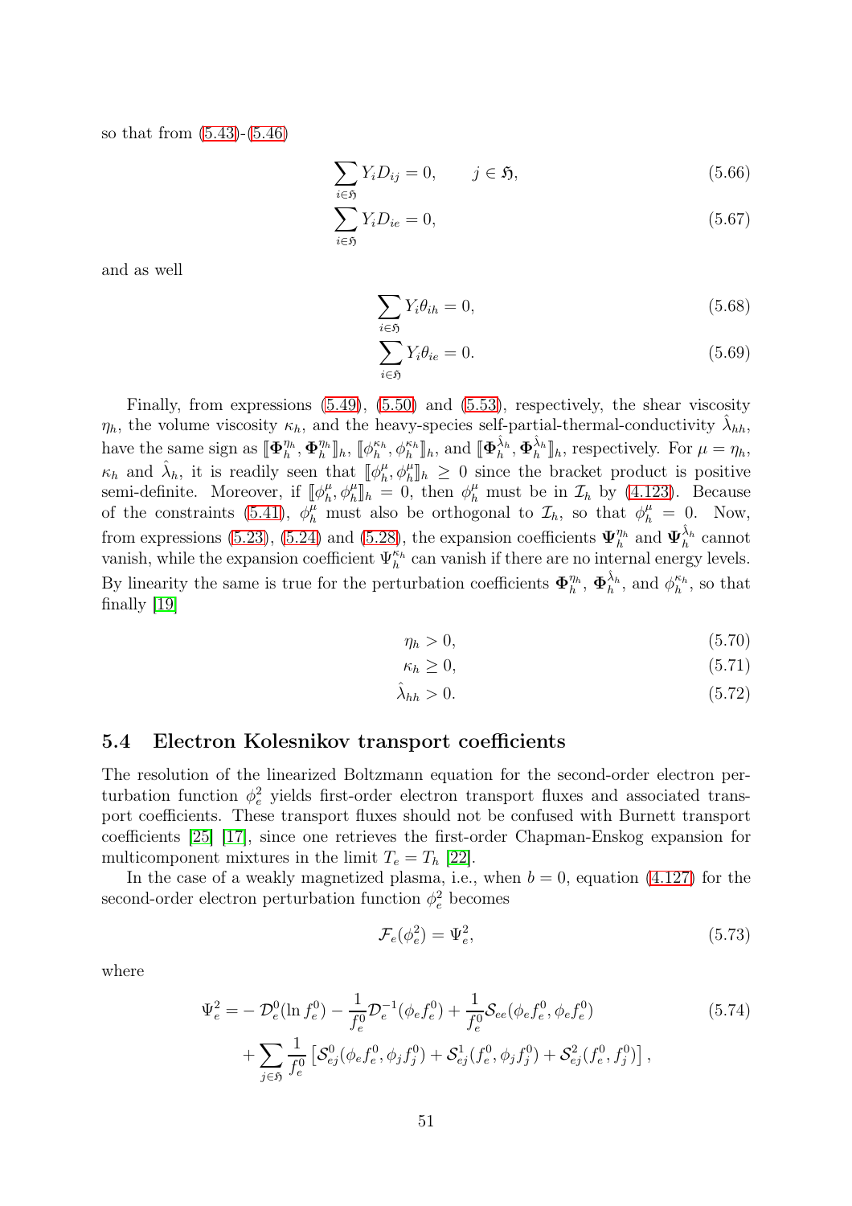so that from (5.43)-(5.46)

$$\sum_{i\in\mathfrak{H}} Y_i D_{ij} = 0, \qquad j \in \mathfrak{H}, \tag{5.66}$$

$$\sum_{i\in\mathfrak{H}} Y_i D_{ie} = 0, \tag{5.67}$$

and as well

$$\sum_{i\in\mathfrak{H}} Y_i \theta_{ih} = 0, \tag{5.68}$$

$$\sum_{i\in\mathfrak{H}} Y_i \theta_{ie} = 0. \tag{5.69}$$

Finally, from expressions (5.49), (5.50) and (5.53), respectively, the shear viscosity $\eta_h$, the volume viscosity $\kappa_h$, and the heavy-species self-partial-thermal-conductivity $\hat{\lambda}_{hh}$, have the same sign as $[\![\boldsymbol{\Phi}_h^{\eta_h}, \boldsymbol{\Phi}_h^{\eta_h}]\!]_h$, $[\![\phi_h^{\kappa_h}, \phi_h^{\kappa_h}]\!]_h$, and $[\![\boldsymbol{\Phi}_h^{\hat{\lambda}_h}, \boldsymbol{\Phi}_h^{\hat{\lambda}_h}]\!]_h$, respectively. For $\mu = \eta_h$, $\kappa_h$ and $\hat{\lambda}_h$, it is readily seen that $[\![\phi_h^{\mu}, \phi_h^{\mu}]\!]_h \geq 0$ since the bracket product is positive semi-definite. Moreover, if $[\![\phi_h^{\mu}, \phi_h^{\mu}]\!]_h = 0$, then $\phi_h^{\mu}$ must be in $\mathcal{I}_h$ by (4.123). Because of the constraints (5.41), $\phi_h^{\mu}$ must also be orthogonal to $\mathcal{I}_h$, so that $\phi_h^{\mu} = 0$. Now, from expressions (5.23), (5.24) and (5.28), the expansion coefficients $\boldsymbol{\Psi}_h^{\eta_h}$ and $\boldsymbol{\Psi}_h^{\hat{\lambda}_h}$ cannot vanish, while the expansion coefficient $\Psi_h^{\kappa_h}$ can vanish if there are no internal energy levels. By linearity the same is true for the perturbation coefficients $\boldsymbol{\Phi}_h^{\eta_h}$, $\boldsymbol{\Phi}_h^{\hat{\lambda}_h}$, and $\phi_h^{\kappa_h}$, so that finally [19]

$$\eta_h > 0, \tag{5.70}$$

$$\kappa_h \geq 0, \tag{5.71}$$

$$\hat{\lambda}_{hh} > 0. \tag{5.72}$$

## 5.4 Electron Kolesnikov transport coefficients

The resolution of the linearized Boltzmann equation for the second-order electron perturbation function $\phi_e^2$ yields first-order electron transport fluxes and associated transport coefficients. These transport fluxes should not be confused with Burnett transport coefficients [25] [17], since one retrieves the first-order Chapman-Enskog expansion for multicomponent mixtures in the limit $T_e = T_h$ [22].

In the case of a weakly magnetized plasma, i.e., when $b = 0$, equation (4.127) for the second-order electron perturbation function $\phi_e^2$ becomes

$$\mathcal{F}_e(\phi_e^2) = \Psi_e^2, \tag{5.73}$$

where

$$\begin{aligned}\Psi_e^2 = &-\mathcal{D}_e^0(\ln f_e^0) - \frac{1}{f_e^0}\mathcal{D}_e^{-1}(\phi_e f_e^0) + \frac{1}{f_e^0}\mathcal{S}_{ee}(\phi_e f_e^0, \phi_e f_e^0) \\ &+ \sum_{j\in\mathfrak{H}} \frac{1}{f_e^0}\left[\mathcal{S}_{ej}^0(\phi_e f_e^0, \phi_j f_j^0) + \mathcal{S}_{ej}^1(f_e^0, \phi_j f_j^0) + \mathcal{S}_{ej}^2(f_e^0, f_j^0)\right],\end{aligned} \tag{5.74}$$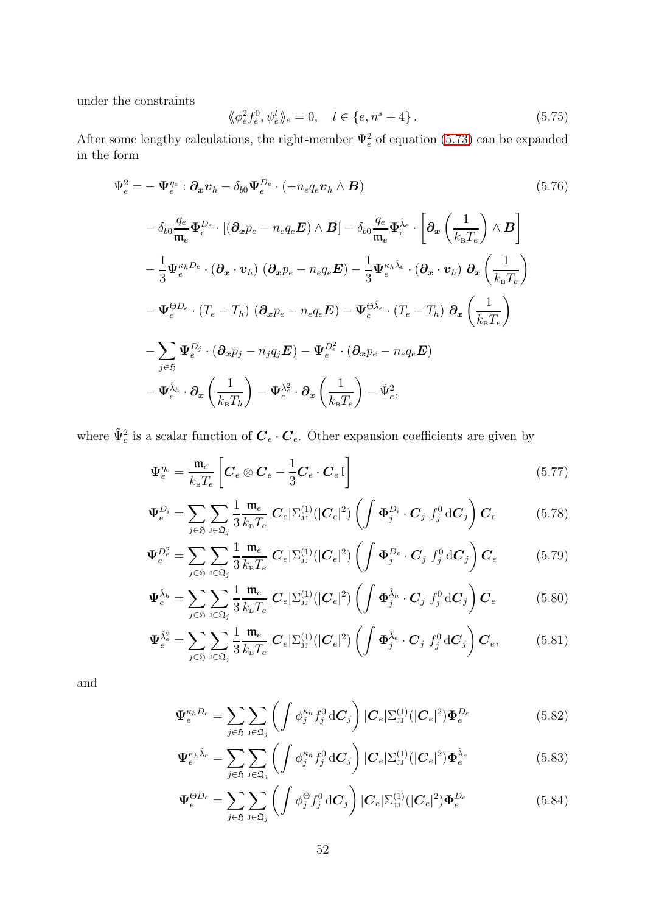under the constraints

$$\langle\!\langle \phi_e^2 f_e^0, \psi_e^l \rangle\!\rangle_e = 0, \quad l \in \{e, n^s+4\}. \tag{5.75}$$

After some lengthy calculations, the right-member $\Psi_e^2$ of equation (5.73) can be expanded in the form

$$\begin{aligned}
\Psi_e^2 = &- \boldsymbol{\Psi}_e^{\eta_e} : \boldsymbol{\partial_x v}_h - \delta_{b0} \boldsymbol{\Psi}_e^{D_e} \cdot (-n_e q_e \boldsymbol{v}_h \wedge \boldsymbol{B}) \\
&- \delta_{b0} \frac{q_e}{\mathfrak{m}_e} \boldsymbol{\Phi}_e^{D_e} \cdot [(\boldsymbol{\partial_x} p_e - n_e q_e \boldsymbol{E}) \wedge \boldsymbol{B}] - \delta_{b0} \frac{q_e}{\mathfrak{m}_e} \boldsymbol{\Phi}_e^{\hat{\lambda}_e} \cdot \left[ \boldsymbol{\partial_x} \left( \frac{1}{k_{\mathrm{B}} T_e} \right) \wedge \boldsymbol{B} \right] \\
&- \frac{1}{3} \boldsymbol{\Psi}_e^{\kappa_h D_e} \cdot (\boldsymbol{\partial_x} \cdot \boldsymbol{v}_h) \, (\boldsymbol{\partial_x} p_e - n_e q_e \boldsymbol{E}) - \frac{1}{3} \boldsymbol{\Psi}_e^{\kappa_h \hat{\lambda}_e} \cdot (\boldsymbol{\partial_x} \cdot \boldsymbol{v}_h) \, \boldsymbol{\partial_x} \left( \frac{1}{k_{\mathrm{B}} T_e} \right) \\
&- \boldsymbol{\Psi}_e^{\Theta D_e} \cdot (T_e - T_h) \, (\boldsymbol{\partial_x} p_e - n_e q_e \boldsymbol{E}) - \boldsymbol{\Psi}_e^{\Theta \hat{\lambda}_e} \cdot (T_e - T_h) \, \boldsymbol{\partial_x} \left( \frac{1}{k_{\mathrm{B}} T_e} \right) \\
&- \sum_{j \in \mathfrak{H}} \boldsymbol{\Psi}_e^{D_j} \cdot (\boldsymbol{\partial_x} p_j - n_j q_j \boldsymbol{E}) - \boldsymbol{\Psi}_e^{D_e^2} \cdot (\boldsymbol{\partial_x} p_e - n_e q_e \boldsymbol{E}) \\
&- \boldsymbol{\Psi}_e^{\hat{\lambda}_h} \cdot \boldsymbol{\partial_x} \left( \frac{1}{k_{\mathrm{B}} T_h} \right) - \boldsymbol{\Psi}_e^{\hat{\lambda}_e^2} \cdot \boldsymbol{\partial_x} \left( \frac{1}{k_{\mathrm{B}} T_e} \right) - \tilde{\Psi}_e^2,
\end{aligned} \tag{5.76}$$

where $\tilde{\Psi}_e^2$ is a scalar function of $\boldsymbol{C}_e \cdot \boldsymbol{C}_e$. Other expansion coefficients are given by

$$\boldsymbol{\Psi}_e^{\eta_e} = \frac{\mathfrak{m}_e}{k_{\mathrm{B}} T_e} \left[ \boldsymbol{C}_e \otimes \boldsymbol{C}_e - \frac{1}{3} \boldsymbol{C}_e \cdot \boldsymbol{C}_e \, \mathbb{I} \right] \tag{5.77}$$

$$\boldsymbol{\Psi}_e^{D_i} = \sum_{j \in \mathfrak{H}} \sum_{\mathrm{J} \in \mathfrak{Q}_j} \frac{1}{3} \frac{\mathfrak{m}_e}{k_{\mathrm{B}} T_e} |\boldsymbol{C}_e| \Sigma_{\mathrm{JJ}}^{(1)}(|\boldsymbol{C}_e|^2) \left( \int \boldsymbol{\Phi}_j^{D_i} \cdot \boldsymbol{C}_j \; f_j^0 \, \mathrm{d}\boldsymbol{C}_j \right) \boldsymbol{C}_e \tag{5.78}$$

$$\boldsymbol{\Psi}_e^{D_e^2} = \sum_{j \in \mathfrak{H}} \sum_{\mathrm{J} \in \mathfrak{Q}_j} \frac{1}{3} \frac{\mathfrak{m}_e}{k_{\mathrm{B}} T_e} |\boldsymbol{C}_e| \Sigma_{\mathrm{JJ}}^{(1)}(|\boldsymbol{C}_e|^2) \left( \int \boldsymbol{\Phi}_j^{D_e} \cdot \boldsymbol{C}_j \; f_j^0 \, \mathrm{d}\boldsymbol{C}_j \right) \boldsymbol{C}_e \tag{5.79}$$

$$\boldsymbol{\Psi}_e^{\hat{\lambda}_h} = \sum_{j \in \mathfrak{H}} \sum_{\mathrm{J} \in \mathfrak{Q}_j} \frac{1}{3} \frac{\mathfrak{m}_e}{k_{\mathrm{B}} T_e} |\boldsymbol{C}_e| \Sigma_{\mathrm{JJ}}^{(1)}(|\boldsymbol{C}_e|^2) \left( \int \boldsymbol{\Phi}_j^{\hat{\lambda}_h} \cdot \boldsymbol{C}_j \; f_j^0 \, \mathrm{d}\boldsymbol{C}_j \right) \boldsymbol{C}_e \tag{5.80}$$

$$\boldsymbol{\Psi}_e^{\hat{\lambda}_e^2} = \sum_{j \in \mathfrak{H}} \sum_{\mathrm{J} \in \mathfrak{Q}_j} \frac{1}{3} \frac{\mathfrak{m}_e}{k_{\mathrm{B}} T_e} |\boldsymbol{C}_e| \Sigma_{\mathrm{JJ}}^{(1)}(|\boldsymbol{C}_e|^2) \left( \int \boldsymbol{\Phi}_j^{\hat{\lambda}_e} \cdot \boldsymbol{C}_j \; f_j^0 \, \mathrm{d}\boldsymbol{C}_j \right) \boldsymbol{C}_e, \tag{5.81}$$

and

$$\boldsymbol{\Psi}_e^{\kappa_h D_e} = \sum_{j \in \mathfrak{H}} \sum_{\mathrm{J} \in \mathfrak{Q}_j} \left( \int \phi_j^{\kappa_h} f_j^0 \, \mathrm{d}\boldsymbol{C}_j \right) |\boldsymbol{C}_e| \Sigma_{\mathrm{JJ}}^{(1)}(|\boldsymbol{C}_e|^2) \boldsymbol{\Phi}_e^{D_e} \tag{5.82}$$

$$\boldsymbol{\Psi}_e^{\kappa_h \hat{\lambda}_e} = \sum_{j \in \mathfrak{H}} \sum_{\mathrm{J} \in \mathfrak{Q}_j} \left( \int \phi_j^{\kappa_h} f_j^0 \, \mathrm{d}\boldsymbol{C}_j \right) |\boldsymbol{C}_e| \Sigma_{\mathrm{JJ}}^{(1)}(|\boldsymbol{C}_e|^2) \boldsymbol{\Phi}_e^{\hat{\lambda}_e} \tag{5.83}$$

$$\boldsymbol{\Psi}_e^{\Theta D_e} = \sum_{j \in \mathfrak{H}} \sum_{\mathrm{J} \in \mathfrak{Q}_j} \left( \int \phi_j^{\Theta} f_j^0 \, \mathrm{d}\boldsymbol{C}_j \right) |\boldsymbol{C}_e| \Sigma_{\mathrm{JJ}}^{(1)}(|\boldsymbol{C}_e|^2) \boldsymbol{\Phi}_e^{D_e} \tag{5.84}$$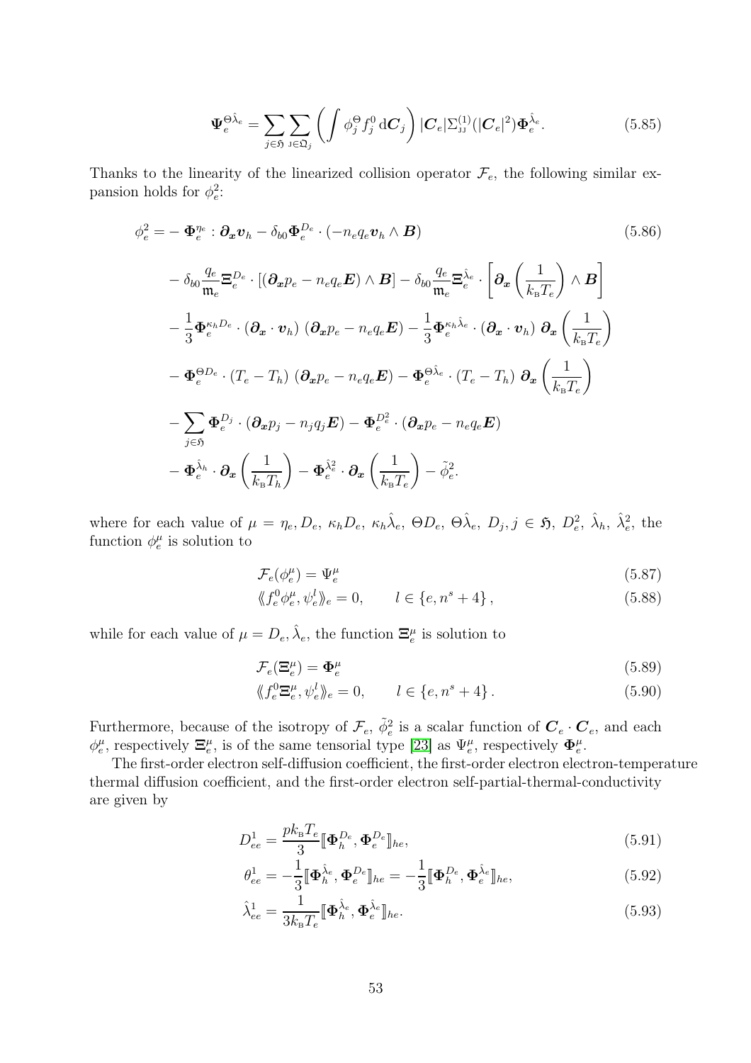$$\boldsymbol{\Psi}_e^{\Theta\hat{\lambda}_e} = \sum_{j\in\mathfrak{H}} \sum_{\mathrm{J}\in\mathfrak{Q}_j} \left( \int \phi_j^{\Theta} f_j^0 \,\mathrm{d}\boldsymbol{C}_j \right) |\boldsymbol{C}_e| \Sigma_{\mathrm{JJ}}^{(1)}(|\boldsymbol{C}_e|^2) \boldsymbol{\Phi}_e^{\hat{\lambda}_e}. \tag{5.85}$$

Thanks to the linearity of the linearized collision operator $\mathcal{F}_e$, the following similar expansion holds for $\phi_e^2$:

$$\begin{aligned}
\phi_e^2 = &- \boldsymbol{\Phi}_e^{\eta_e} : \boldsymbol{\partial_x} \boldsymbol{v}_h - \delta_{b0} \boldsymbol{\Phi}_e^{D_e} \cdot (-n_e q_e \boldsymbol{v}_h \wedge \boldsymbol{B}) \\
&- \delta_{b0} \frac{q_e}{\mathfrak{m}_e} \boldsymbol{\Xi}_e^{D_e} \cdot [(\boldsymbol{\partial_x} p_e - n_e q_e \boldsymbol{E}) \wedge \boldsymbol{B}] - \delta_{b0} \frac{q_e}{\mathfrak{m}_e} \boldsymbol{\Xi}_e^{\hat{\lambda}_e} \cdot \left[ \boldsymbol{\partial_x} \left( \frac{1}{k_{\mathrm{B}} T_e} \right) \wedge \boldsymbol{B} \right] \\
&- \frac{1}{3} \boldsymbol{\Phi}_e^{\kappa_h D_e} \cdot (\boldsymbol{\partial_x} \cdot \boldsymbol{v}_h) \, (\boldsymbol{\partial_x} p_e - n_e q_e \boldsymbol{E}) - \frac{1}{3} \boldsymbol{\Phi}_e^{\kappa_h \hat{\lambda}_e} \cdot (\boldsymbol{\partial_x} \cdot \boldsymbol{v}_h) \, \boldsymbol{\partial_x} \left( \frac{1}{k_{\mathrm{B}} T_e} \right) \\
&- \boldsymbol{\Phi}_e^{\Theta D_e} \cdot (T_e - T_h) \, (\boldsymbol{\partial_x} p_e - n_e q_e \boldsymbol{E}) - \boldsymbol{\Phi}_e^{\Theta \hat{\lambda}_e} \cdot (T_e - T_h) \, \boldsymbol{\partial_x} \left( \frac{1}{k_{\mathrm{B}} T_e} \right) \\
&- \sum_{j\in\mathfrak{H}} \boldsymbol{\Phi}_e^{D_j} \cdot (\boldsymbol{\partial_x} p_j - n_j q_j \boldsymbol{E}) - \boldsymbol{\Phi}_e^{D_e^2} \cdot (\boldsymbol{\partial_x} p_e - n_e q_e \boldsymbol{E}) \\
&- \boldsymbol{\Phi}_e^{\hat{\lambda}_h} \cdot \boldsymbol{\partial_x} \left( \frac{1}{k_{\mathrm{B}} T_h} \right) - \boldsymbol{\Phi}_e^{\hat{\lambda}_e^2} \cdot \boldsymbol{\partial_x} \left( \frac{1}{k_{\mathrm{B}} T_e} \right) - \tilde{\phi}_e^2.
\end{aligned} \tag{5.86}$$

where for each value of $\mu = \eta_e, D_e, \kappa_h D_e, \kappa_h \hat{\lambda}_e, \Theta D_e, \Theta \hat{\lambda}_e, D_j, j \in \mathfrak{H}, D_e^2, \hat{\lambda}_h, \hat{\lambda}_e^2$, the function $\phi_e^\mu$ is solution to

$$\mathcal{F}_e(\phi_e^\mu) = \Psi_e^\mu \tag{5.87}$$

$$\langle\!\langle f_e^0 \phi_e^\mu, \psi_e^l \rangle\!\rangle_e = 0, \qquad l \in \{e, n^s + 4\}, \tag{5.88}$$

while for each value of $\mu = D_e, \hat{\lambda}_e$, the function $\boldsymbol{\Xi}_e^\mu$ is solution to

$$\mathcal{F}_e(\boldsymbol{\Xi}_e^\mu) = \boldsymbol{\Phi}_e^\mu \tag{5.89}$$

$$\langle\!\langle f_e^0 \boldsymbol{\Xi}_e^\mu, \psi_e^l \rangle\!\rangle_e = 0, \qquad l \in \{e, n^s + 4\}. \tag{5.90}$$

Furthermore, because of the isotropy of $\mathcal{F}_e$, $\tilde{\phi}_e^2$ is a scalar function of $\boldsymbol{C}_e \cdot \boldsymbol{C}_e$, and each $\phi_e^\mu$, respectively $\boldsymbol{\Xi}_e^\mu$, is of the same tensorial type [23] as $\Psi_e^\mu$, respectively $\boldsymbol{\Phi}_e^\mu$.

The first-order electron self-diffusion coefficient, the first-order electron electron-temperature thermal diffusion coefficient, and the first-order electron self-partial-thermal-conductivity are given by

$$D_{ee}^1 = \frac{p k_{\mathrm{B}} T_e}{3} [\![ \boldsymbol{\Phi}_h^{D_e}, \boldsymbol{\Phi}_e^{D_e} ]\!]_{he}, \tag{5.91}$$

$$\theta_{ee}^1 = -\frac{1}{3} [\![ \boldsymbol{\Phi}_h^{\hat{\lambda}_e}, \boldsymbol{\Phi}_e^{D_e} ]\!]_{he} = -\frac{1}{3} [\![ \boldsymbol{\Phi}_h^{D_e}, \boldsymbol{\Phi}_e^{\hat{\lambda}_e} ]\!]_{he}, \tag{5.92}$$

$$\hat{\lambda}_{ee}^1 = \frac{1}{3 k_{\mathrm{B}} T_e} [\![ \boldsymbol{\Phi}_h^{\hat{\lambda}_e}, \boldsymbol{\Phi}_e^{\hat{\lambda}_e} ]\!]_{he}. \tag{5.93}$$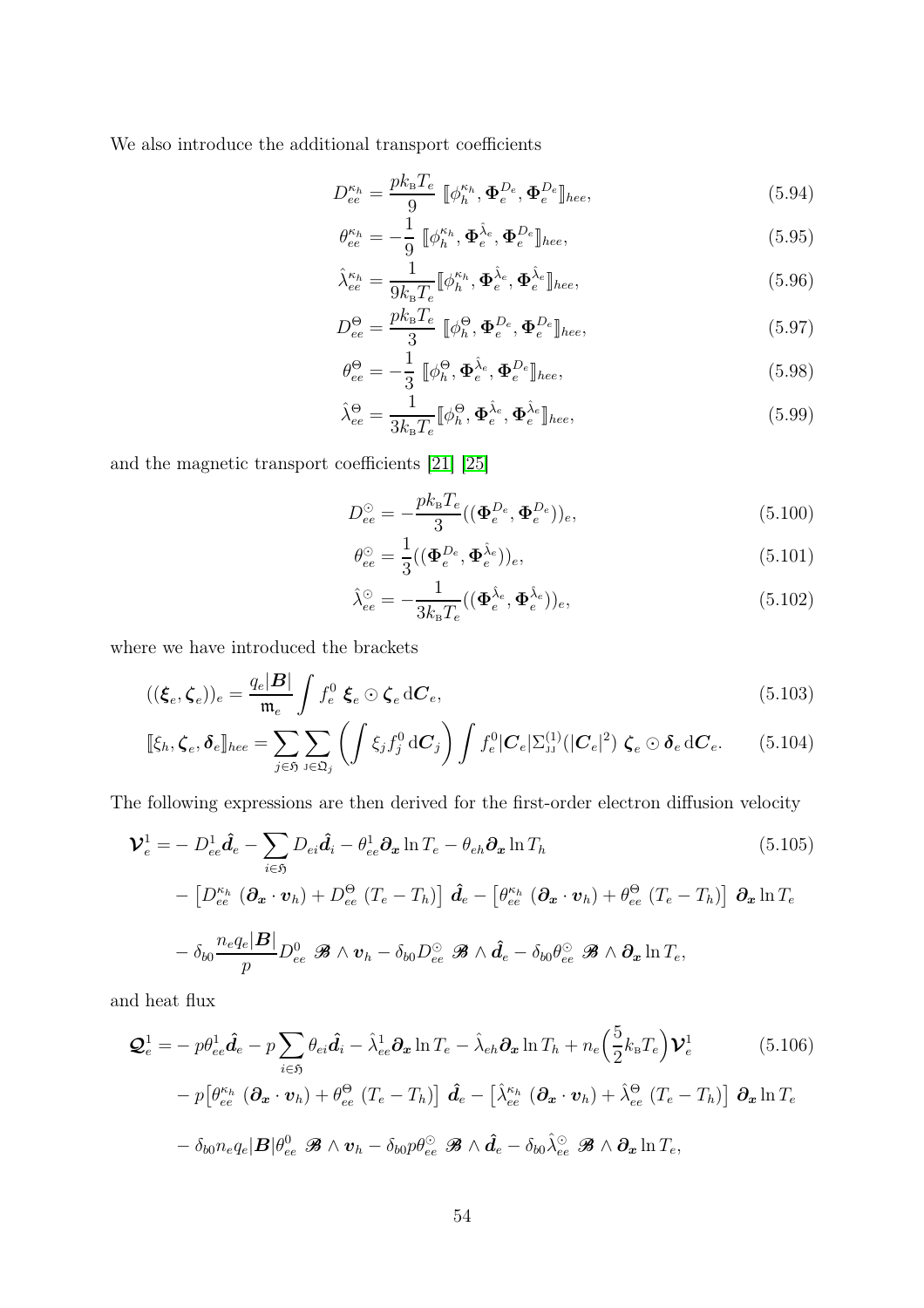We also introduce the additional transport coefficients

$$D_{ee}^{\kappa_h} = \frac{pk_{\rm B}T_e}{9}\ [\![\phi_h^{\kappa_h}, \boldsymbol{\Phi}_e^{D_e}, \boldsymbol{\Phi}_e^{D_e}]\!]_{hee}, \tag{5.94}$$

$$\theta_{ee}^{\kappa_h} = -\frac{1}{9}\ [\![\phi_h^{\kappa_h}, \boldsymbol{\Phi}_e^{\hat{\lambda}_e}, \boldsymbol{\Phi}_e^{D_e}]\!]_{hee}, \tag{5.95}$$

$$\hat{\lambda}_{ee}^{\kappa_h} = \frac{1}{9k_{\rm B}T_e}[\![\phi_h^{\kappa_h}, \boldsymbol{\Phi}_e^{\hat{\lambda}_e}, \boldsymbol{\Phi}_e^{\hat{\lambda}_e}]\!]_{hee}, \tag{5.96}$$

$$D_{ee}^{\Theta} = \frac{pk_{\rm B}T_e}{3}\ [\![\phi_h^{\Theta}, \boldsymbol{\Phi}_e^{D_e}, \boldsymbol{\Phi}_e^{D_e}]\!]_{hee}, \tag{5.97}$$

$$\theta_{ee}^{\Theta} = -\frac{1}{3}\ [\![\phi_h^{\Theta}, \boldsymbol{\Phi}_e^{\hat{\lambda}_e}, \boldsymbol{\Phi}_e^{D_e}]\!]_{hee}, \tag{5.98}$$

$$\hat{\lambda}_{ee}^{\Theta} = \frac{1}{3k_{\rm B}T_e}[\![\phi_h^{\Theta}, \boldsymbol{\Phi}_e^{\hat{\lambda}_e}, \boldsymbol{\Phi}_e^{\hat{\lambda}_e}]\!]_{hee}, \tag{5.99}$$

and the magnetic transport coefficients [21] [25]

$$D_{ee}^{\odot} = -\frac{pk_{\rm B}T_e}{3}((\boldsymbol{\Phi}_e^{D_e}, \boldsymbol{\Phi}_e^{D_e}))_e, \tag{5.100}$$

$$\theta_{ee}^{\odot} = \frac{1}{3}((\boldsymbol{\Phi}_e^{D_e}, \boldsymbol{\Phi}_e^{\hat{\lambda}_e}))_e, \tag{5.101}$$

$$\hat{\lambda}_{ee}^{\odot} = -\frac{1}{3k_{\rm B}T_e}((\boldsymbol{\Phi}_e^{\hat{\lambda}_e}, \boldsymbol{\Phi}_e^{\hat{\lambda}_e}))_e, \tag{5.102}$$

where we have introduced the brackets

$$((\boldsymbol{\xi}_e, \boldsymbol{\zeta}_e))_e = \frac{q_e|\boldsymbol{B}|}{\mathfrak{m}_e}\int f_e^0\ \boldsymbol{\xi}_e \odot \boldsymbol{\zeta}_e \,\mathrm{d}\boldsymbol{C}_e, \tag{5.103}$$

$$[\![\xi_h, \boldsymbol{\zeta}_e, \boldsymbol{\delta}_e]\!]_{hee} = \sum_{j\in\mathfrak{H}}\sum_{\rm J\in\mathfrak{Q}_j}\left(\int \xi_j f_j^0 \,\mathrm{d}\boldsymbol{C}_j\right)\int f_e^0|\boldsymbol{C}_e|\Sigma_{\rm JJ}^{(1)}(|\boldsymbol{C}_e|^2)\ \boldsymbol{\zeta}_e \odot \boldsymbol{\delta}_e \,\mathrm{d}\boldsymbol{C}_e. \tag{5.104}$$

The following expressions are then derived for the first-order electron diffusion velocity

$$\begin{aligned}
\boldsymbol{\mathcal{V}}_e^1 = &- D_{ee}^1\hat{\boldsymbol{d}}_e - \sum_{i\in\mathfrak{H}} D_{ei}\hat{\boldsymbol{d}}_i - \theta_{ee}^1\boldsymbol{\partial_x}\ln T_e - \theta_{eh}\boldsymbol{\partial_x}\ln T_h \\
&- \left[D_{ee}^{\kappa_h}\ (\boldsymbol{\partial_x}\cdot\boldsymbol{v}_h) + D_{ee}^{\Theta}\ (T_e - T_h)\right]\ \hat{\boldsymbol{d}}_e - \left[\theta_{ee}^{\kappa_h}\ (\boldsymbol{\partial_x}\cdot\boldsymbol{v}_h) + \theta_{ee}^{\Theta}\ (T_e - T_h)\right]\ \boldsymbol{\partial_x}\ln T_e \\
&- \delta_{b0}\frac{n_e q_e|\boldsymbol{B}|}{p}D_{ee}^0\ \boldsymbol{\mathscr{B}}\wedge\boldsymbol{v}_h - \delta_{b0}D_{ee}^{\odot}\ \boldsymbol{\mathscr{B}}\wedge\hat{\boldsymbol{d}}_e - \delta_{b0}\theta_{ee}^{\odot}\ \boldsymbol{\mathscr{B}}\wedge\boldsymbol{\partial_x}\ln T_e,
\end{aligned} \tag{5.105}$$

and heat flux

$$\begin{aligned}
\boldsymbol{\mathcal{Q}}_e^1 = &- p\theta_{ee}^1\hat{\boldsymbol{d}}_e - p\sum_{i\in\mathfrak{H}}\theta_{ei}\hat{\boldsymbol{d}}_i - \hat{\lambda}_{ee}^1\boldsymbol{\partial_x}\ln T_e - \hat{\lambda}_{eh}\boldsymbol{\partial_x}\ln T_h + n_e\Big(\frac{5}{2}k_{\rm B}T_e\Big)\boldsymbol{\mathcal{V}}_e^1 \\
&- p\big[\theta_{ee}^{\kappa_h}\ (\boldsymbol{\partial_x}\cdot\boldsymbol{v}_h) + \theta_{ee}^{\Theta}\ (T_e - T_h)\big]\ \hat{\boldsymbol{d}}_e - \big[\hat{\lambda}_{ee}^{\kappa_h}\ (\boldsymbol{\partial_x}\cdot\boldsymbol{v}_h) + \hat{\lambda}_{ee}^{\Theta}\ (T_e - T_h)\big]\ \boldsymbol{\partial_x}\ln T_e \\
&- \delta_{b0}n_e q_e|\boldsymbol{B}|\theta_{ee}^0\ \boldsymbol{\mathscr{B}}\wedge\boldsymbol{v}_h - \delta_{b0}p\theta_{ee}^{\odot}\ \boldsymbol{\mathscr{B}}\wedge\hat{\boldsymbol{d}}_e - \delta_{b0}\hat{\lambda}_{ee}^{\odot}\ \boldsymbol{\mathscr{B}}\wedge\boldsymbol{\partial_x}\ln T_e,
\end{aligned} \tag{5.106}$$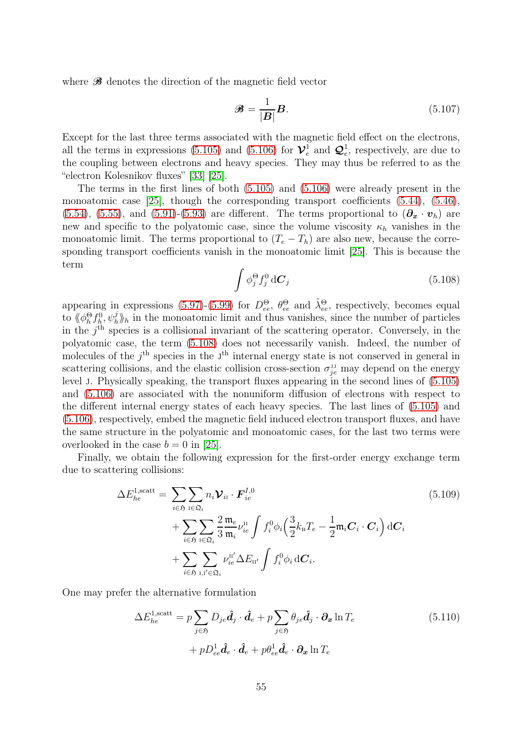where $\mathscr{B}$ denotes the direction of the magnetic field vector

$$\mathscr{B} = \frac{1}{|\boldsymbol{B}|}\boldsymbol{B}. \tag{5.107}$$

Except for the last three terms associated with the magnetic field effect on the electrons, all the terms in expressions (5.105) and (5.106) for $\boldsymbol{\mathcal{V}}_e^1$ and $\boldsymbol{\mathcal{Q}}_e^1$, respectively, are due to the coupling between electrons and heavy species. They may thus be referred to as the "electron Kolesnikov fluxes" [33] [25].

The terms in the first lines of both (5.105) and (5.106) were already present in the monoatomic case [25], though the corresponding transport coefficients (5.44), (5.46), (5.54), (5.55), and (5.91)-(5.93) are different. The terms proportional to $(\boldsymbol{\partial_x} \cdot \boldsymbol{v}_h)$ are new and specific to the polyatomic case, since the volume viscosity $\kappa_h$ vanishes in the monoatomic limit. The terms proportional to $(T_e - T_h)$ are also new, because the corresponding transport coefficients vanish in the monoatomic limit [25]. This is because the term

$$\int \phi_j^{\Theta} f_j^0 \,\mathrm{d}\boldsymbol{C}_j \tag{5.108}$$

appearing in expressions (5.97)-(5.99) for $D_{ee}^{\Theta}$, $\theta_{ee}^{\Theta}$ and $\hat{\lambda}_{ee}^{\Theta}$, respectively, becomes equal to $\langle\!\langle \phi_h^{\Theta} f_h^0, \psi_h^j \rangle\!\rangle_h$ in the monoatomic limit and thus vanishes, since the number of particles in the $j^{\text{th}}$ species is a collisional invariant of the scattering operator. Conversely, in the polyatomic case, the term (5.108) does not necessarily vanish. Indeed, the number of molecules of the $j^{\text{th}}$ species in the $\mathrm{J}^{\text{th}}$ internal energy state is not conserved in general in scattering collisions, and the elastic collision cross-section $\sigma_{je}^{\mathrm{JJ}}$ may depend on the energy level $\mathrm{J}$. Physically speaking, the transport fluxes appearing in the second lines of (5.105) and (5.106) are associated with the nonuniform diffusion of electrons with respect to the different internal energy states of each heavy species. The last lines of (5.105) and (5.106), respectively, embed the magnetic field induced electron transport fluxes, and have the same structure in the polyatomic and monoatomic cases, for the last two terms were overlooked in the case $b = 0$ in [25].

Finally, we obtain the following expression for the first-order energy exchange term due to scattering collisions:

$$\begin{aligned}
\Delta E_{he}^{1,\text{scatt}} = & \sum_{i\in\mathfrak{H}} \sum_{\mathrm{I}\in\mathfrak{Q}_i} n_i \boldsymbol{\mathcal{V}}_{i\mathrm{I}} \cdot \boldsymbol{F}_{ie}^{I,0} \\
& + \sum_{i\in\mathfrak{H}} \sum_{\mathrm{I}\in\mathfrak{Q}_i} \frac{2}{3}\frac{\mathfrak{m}_e}{\mathfrak{m}_i} \nu_{ie}^{\mathrm{II}} \int f_i^0 \phi_i \Big(\frac{3}{2} k_{\mathrm{B}} T_e - \frac{1}{2}\mathfrak{m}_i \boldsymbol{C}_i \cdot \boldsymbol{C}_i\Big) \,\mathrm{d}\boldsymbol{C}_i \\
& + \sum_{i\in\mathfrak{H}} \sum_{\mathrm{I},\mathrm{I}'\in\mathfrak{Q}_i} \nu_{ie}^{\mathrm{II}'} \Delta E_{\mathrm{II}'} \int f_i^0 \phi_i \,\mathrm{d}\boldsymbol{C}_i.
\end{aligned} \tag{5.109}$$

One may prefer the alternative formulation

$$\begin{aligned}
\Delta E_{he}^{1,\text{scatt}} = & \; p \sum_{j\in\mathfrak{H}} D_{je} \hat{\boldsymbol{d}}_j \cdot \hat{\boldsymbol{d}}_e + p \sum_{j\in\mathfrak{H}} \theta_{je} \hat{\boldsymbol{d}}_j \cdot \boldsymbol{\partial_x} \ln T_e \\
& + p D_{ee}^1 \hat{\boldsymbol{d}}_e \cdot \hat{\boldsymbol{d}}_e + p \theta_{ee}^1 \hat{\boldsymbol{d}}_e \cdot \boldsymbol{\partial_x} \ln T_e
\end{aligned} \tag{5.110}$$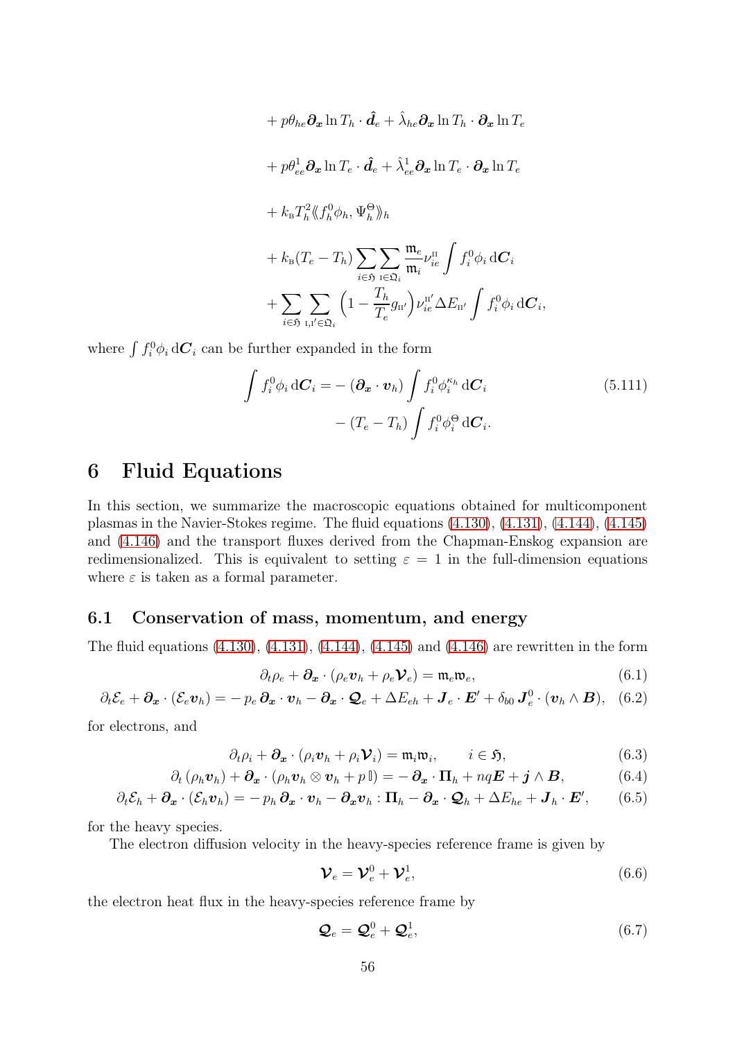$$
\begin{aligned}
&+ p\theta_{he}\boldsymbol{\partial_x} \ln T_h \cdot \hat{\boldsymbol{d}}_e + \hat{\lambda}_{he}\boldsymbol{\partial_x} \ln T_h \cdot \boldsymbol{\partial_x} \ln T_e \\
&+ p\theta^1_{ee}\boldsymbol{\partial_x} \ln T_e \cdot \hat{\boldsymbol{d}}_e + \hat{\lambda}^1_{ee}\boldsymbol{\partial_x} \ln T_e \cdot \boldsymbol{\partial_x} \ln T_e \\
&+ k_{\mathrm{B}} T_h^2 \langle\!\langle f_h^0 \phi_h, \Psi_h^\Theta \rangle\!\rangle_h \\
&+ k_{\mathrm{B}}(T_e - T_h) \sum_{i\in\mathfrak{H}} \sum_{\mathrm{II}\in\mathfrak{Q}_i} \frac{\mathfrak{m}_e}{\mathfrak{m}_i} \nu^{\mathrm{II}}_{ie} \int f_i^0 \phi_i \,\mathrm{d}\boldsymbol{C}_i \\
&+ \sum_{i\in\mathfrak{H}} \sum_{\mathrm{I},\mathrm{I}'\in\mathfrak{Q}_i} \Big(1 - \frac{T_h}{T_e} g_{\mathrm{II}'}\Big) \nu^{\mathrm{II}'}_{ie} \Delta E_{\mathrm{II}'} \int f_i^0 \phi_i \,\mathrm{d}\boldsymbol{C}_i,
\end{aligned}
$$

where $\int f_i^0 \phi_i \,\mathrm{d}\boldsymbol{C}_i$ can be further expanded in the form

$$
\begin{aligned}
\int f_i^0 \phi_i \,\mathrm{d}\boldsymbol{C}_i = &-(\boldsymbol{\partial_x} \cdot \boldsymbol{v}_h) \int f_i^0 \phi_i^{\kappa_h} \,\mathrm{d}\boldsymbol{C}_i \\
&- (T_e - T_h) \int f_i^0 \phi_i^\Theta \,\mathrm{d}\boldsymbol{C}_i.
\end{aligned}
\tag{5.111}
$$

# 6 Fluid Equations

In this section, we summarize the macroscopic equations obtained for multicomponent plasmas in the Navier-Stokes regime. The fluid equations (4.130), (4.131), (4.144), (4.145) and (4.146) and the transport fluxes derived from the Chapman-Enskog expansion are redimensionalized. This is equivalent to setting $\varepsilon = 1$ in the full-dimension equations where $\varepsilon$ is taken as a formal parameter.

## 6.1 Conservation of mass, momentum, and energy

The fluid equations (4.130), (4.131), (4.144), (4.145) and (4.146) are rewritten in the form

$$
\partial_t \rho_e + \boldsymbol{\partial_x} \cdot (\rho_e \boldsymbol{v}_h + \rho_e \boldsymbol{\mathcal{V}}_e) = \mathfrak{m}_e \mathfrak{w}_e, \tag{6.1}
$$

$$
\partial_t \mathcal{E}_e + \boldsymbol{\partial_x} \cdot (\mathcal{E}_e \boldsymbol{v}_h) = -p_e \,\boldsymbol{\partial_x} \cdot \boldsymbol{v}_h - \boldsymbol{\partial_x} \cdot \boldsymbol{\mathcal{Q}}_e + \Delta E_{eh} + \boldsymbol{J}_e \cdot \boldsymbol{E}' + \delta_{b0}\, \boldsymbol{J}_e^0 \cdot (\boldsymbol{v}_h \wedge \boldsymbol{B}), \tag{6.2}
$$

for electrons, and

$$
\partial_t \rho_i + \boldsymbol{\partial_x} \cdot (\rho_i \boldsymbol{v}_h + \rho_i \boldsymbol{\mathcal{V}}_i) = \mathfrak{m}_i \mathfrak{w}_i, \qquad i \in \mathfrak{H}, \tag{6.3}
$$

$$
\partial_t (\rho_h \boldsymbol{v}_h) + \boldsymbol{\partial_x} \cdot (\rho_h \boldsymbol{v}_h \otimes \boldsymbol{v}_h + p\,\mathbb{I}) = -\boldsymbol{\partial_x} \cdot \boldsymbol{\Pi}_h + nq\boldsymbol{E} + \boldsymbol{j} \wedge \boldsymbol{B}, \tag{6.4}
$$

$$
\partial_t \mathcal{E}_h + \boldsymbol{\partial_x} \cdot (\mathcal{E}_h \boldsymbol{v}_h) = -p_h \,\boldsymbol{\partial_x} \cdot \boldsymbol{v}_h - \boldsymbol{\partial_x} \boldsymbol{v}_h : \boldsymbol{\Pi}_h - \boldsymbol{\partial_x} \cdot \boldsymbol{\mathcal{Q}}_h + \Delta E_{he} + \boldsymbol{J}_h \cdot \boldsymbol{E}', \tag{6.5}
$$

for the heavy species.

The electron diffusion velocity in the heavy-species reference frame is given by

$$
\boldsymbol{\mathcal{V}}_e = \boldsymbol{\mathcal{V}}_e^0 + \boldsymbol{\mathcal{V}}_e^1, \tag{6.6}
$$

the electron heat flux in the heavy-species reference frame by

$$
\boldsymbol{\mathcal{Q}}_e = \boldsymbol{\mathcal{Q}}_e^0 + \boldsymbol{\mathcal{Q}}_e^1, \tag{6.7}
$$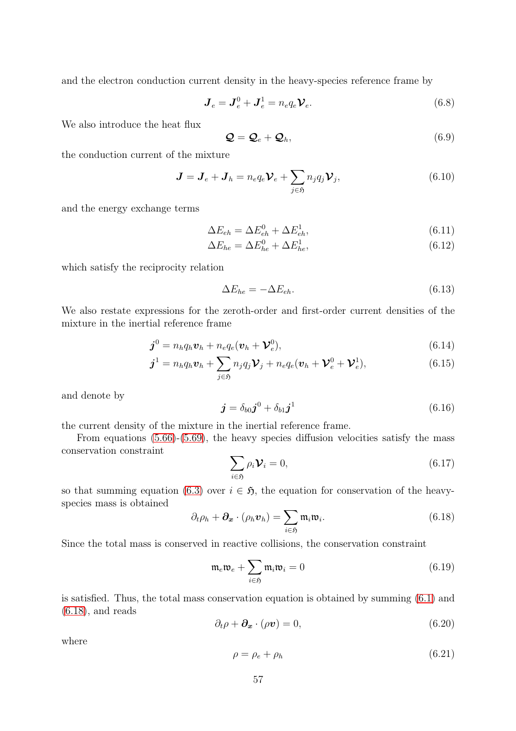and the electron conduction current density in the heavy-species reference frame by

$$\boldsymbol{J}_e = \boldsymbol{J}_e^0 + \boldsymbol{J}_e^1 = n_e q_e \boldsymbol{\mathcal{V}}_e. \tag{6.8}$$

We also introduce the heat flux

$$\boldsymbol{\mathcal{Q}} = \boldsymbol{\mathcal{Q}}_e + \boldsymbol{\mathcal{Q}}_h, \tag{6.9}$$

the conduction current of the mixture

$$\boldsymbol{J} = \boldsymbol{J}_e + \boldsymbol{J}_h = n_e q_e \boldsymbol{\mathcal{V}}_e + \sum_{j \in \mathfrak{H}} n_j q_j \boldsymbol{\mathcal{V}}_j, \tag{6.10}$$

and the energy exchange terms

$$\Delta E_{eh} = \Delta E_{eh}^0 + \Delta E_{eh}^1, \tag{6.11}$$

$$\Delta E_{he} = \Delta E_{he}^0 + \Delta E_{he}^1, \tag{6.12}$$

which satisfy the reciprocity relation

$$\Delta E_{he} = -\Delta E_{eh}. \tag{6.13}$$

We also restate expressions for the zeroth-order and first-order current densities of the mixture in the inertial reference frame

$$\boldsymbol{j}^0 = n_h q_h \boldsymbol{v}_h + n_e q_e (\boldsymbol{v}_h + \boldsymbol{\mathcal{V}}_e^0), \tag{6.14}$$

$$\boldsymbol{j}^1 = n_h q_h \boldsymbol{v}_h + \sum_{j \in \mathfrak{H}} n_j q_j \boldsymbol{\mathcal{V}}_j + n_e q_e (\boldsymbol{v}_h + \boldsymbol{\mathcal{V}}_e^0 + \boldsymbol{\mathcal{V}}_e^1), \tag{6.15}$$

and denote by

$$\boldsymbol{j} = \delta_{b0} \boldsymbol{j}^0 + \delta_{b1} \boldsymbol{j}^1 \tag{6.16}$$

the current density of the mixture in the inertial reference frame.

From equations (5.66)-(5.69), the heavy species diffusion velocities satisfy the mass conservation constraint

$$\sum_{i \in \mathfrak{H}} \rho_i \boldsymbol{\mathcal{V}}_i = 0, \tag{6.17}$$

so that summing equation (6.3) over $i \in \mathfrak{H}$, the equation for conservation of the heavy-species mass is obtained

$$\partial_t \rho_h + \boldsymbol{\partial_x} \cdot (\rho_h \boldsymbol{v}_h) = \sum_{i \in \mathfrak{H}} \mathfrak{m}_i \mathfrak{w}_i. \tag{6.18}$$

Since the total mass is conserved in reactive collisions, the conservation constraint

$$\mathfrak{m}_e \mathfrak{w}_e + \sum_{i \in \mathfrak{H}} \mathfrak{m}_i \mathfrak{w}_i = 0 \tag{6.19}$$

is satisfied. Thus, the total mass conservation equation is obtained by summing (6.1) and (6.18), and reads

$$\partial_t \rho + \boldsymbol{\partial_x} \cdot (\rho \boldsymbol{v}) = 0, \tag{6.20}$$

where

$$\rho = \rho_e + \rho_h \tag{6.21}$$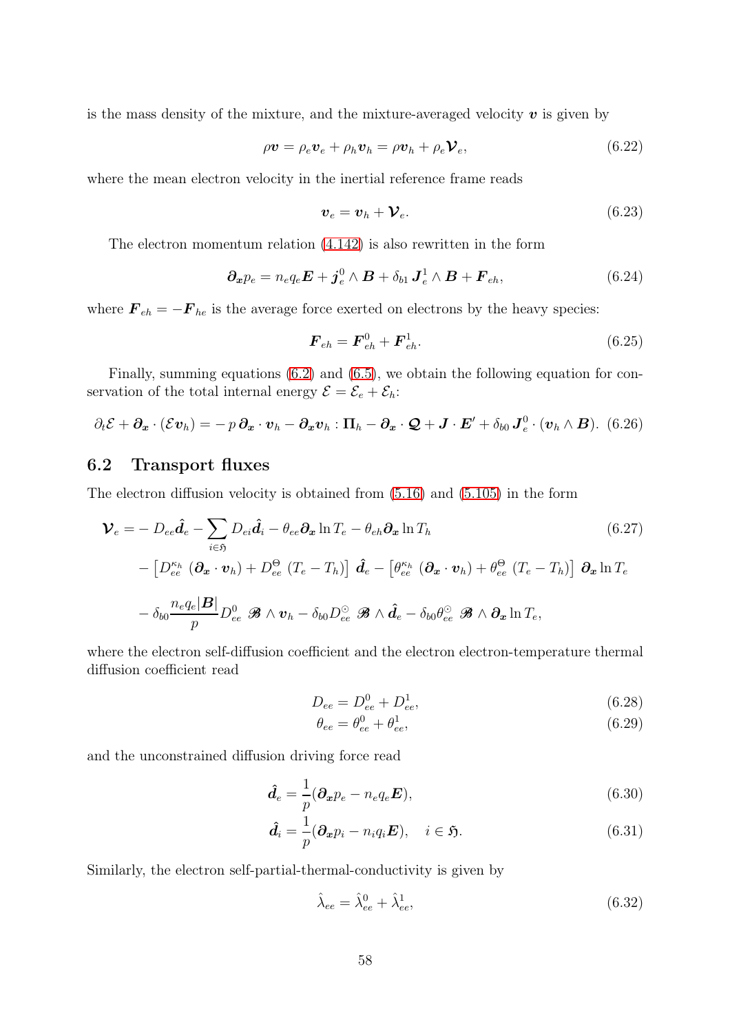is the mass density of the mixture, and the mixture-averaged velocity $\boldsymbol{v}$ is given by

$$\rho \boldsymbol{v} = \rho_e \boldsymbol{v}_e + \rho_h \boldsymbol{v}_h = \rho \boldsymbol{v}_h + \rho_e \boldsymbol{\mathcal{V}}_e, \tag{6.22}$$

where the mean electron velocity in the inertial reference frame reads

$$\boldsymbol{v}_e = \boldsymbol{v}_h + \boldsymbol{\mathcal{V}}_e. \tag{6.23}$$

The electron momentum relation (4.142) is also rewritten in the form

$$\boldsymbol{\partial_x} p_e = n_e q_e \boldsymbol{E} + \boldsymbol{j}_e^0 \wedge \boldsymbol{B} + \delta_{b1}\, \boldsymbol{J}_e^1 \wedge \boldsymbol{B} + \boldsymbol{F}_{eh}, \tag{6.24}$$

where $\boldsymbol{F}_{eh} = -\boldsymbol{F}_{he}$ is the average force exerted on electrons by the heavy species:

$$\boldsymbol{F}_{eh} = \boldsymbol{F}_{eh}^0 + \boldsymbol{F}_{eh}^1. \tag{6.25}$$

Finally, summing equations (6.2) and (6.5), we obtain the following equation for conservation of the total internal energy $\mathcal{E} = \mathcal{E}_e + \mathcal{E}_h$:

$$\partial_t \mathcal{E} + \boldsymbol{\partial_x} \cdot (\mathcal{E} \boldsymbol{v}_h) = -\, p\, \boldsymbol{\partial_x} \cdot \boldsymbol{v}_h - \boldsymbol{\partial_x} \boldsymbol{v}_h : \boldsymbol{\Pi}_h - \boldsymbol{\partial_x} \cdot \boldsymbol{\mathcal{Q}} + \boldsymbol{J} \cdot \boldsymbol{E}' + \delta_{b0}\, \boldsymbol{J}_e^0 \cdot (\boldsymbol{v}_h \wedge \boldsymbol{B}). \tag{6.26}$$

## 6.2 Transport fluxes

The electron diffusion velocity is obtained from (5.16) and (5.105) in the form

$$\begin{aligned}
\boldsymbol{\mathcal{V}}_e = &-D_{ee} \hat{\boldsymbol{d}}_e - \sum_{i \in \mathfrak{H}} D_{ei} \hat{\boldsymbol{d}}_i - \theta_{ee} \boldsymbol{\partial_x} \ln T_e - \theta_{eh} \boldsymbol{\partial_x} \ln T_h \\
&- \left[ D_{ee}^{\kappa_h}\, (\boldsymbol{\partial_x} \cdot \boldsymbol{v}_h) + D_{ee}^{\Theta}\, (T_e - T_h) \right]\, \hat{\boldsymbol{d}}_e - \left[ \theta_{ee}^{\kappa_h}\, (\boldsymbol{\partial_x} \cdot \boldsymbol{v}_h) + \theta_{ee}^{\Theta}\, (T_e - T_h) \right]\, \boldsymbol{\partial_x} \ln T_e \\
&- \delta_{b0} \frac{n_e q_e |\boldsymbol{B}|}{p} D_{ee}^0\ \boldsymbol{\mathscr{B}} \wedge \boldsymbol{v}_h - \delta_{b0} D_{ee}^{\odot}\ \boldsymbol{\mathscr{B}} \wedge \hat{\boldsymbol{d}}_e - \delta_{b0} \theta_{ee}^{\odot}\ \boldsymbol{\mathscr{B}} \wedge \boldsymbol{\partial_x} \ln T_e,
\end{aligned} \tag{6.27}$$

where the electron self-diffusion coefficient and the electron electron-temperature thermal diffusion coefficient read

$$D_{ee} = D_{ee}^0 + D_{ee}^1, \tag{6.28}$$

$$\theta_{ee} = \theta_{ee}^0 + \theta_{ee}^1, \tag{6.29}$$

and the unconstrained diffusion driving force read

$$\hat{\boldsymbol{d}}_e = \frac{1}{p} (\boldsymbol{\partial_x} p_e - n_e q_e \boldsymbol{E}), \tag{6.30}$$

$$\hat{\boldsymbol{d}}_i = \frac{1}{p} (\boldsymbol{\partial_x} p_i - n_i q_i \boldsymbol{E}), \quad i \in \mathfrak{H}. \tag{6.31}$$

Similarly, the electron self-partial-thermal-conductivity is given by

$$\hat{\lambda}_{ee} = \hat{\lambda}_{ee}^0 + \hat{\lambda}_{ee}^1, \tag{6.32}$$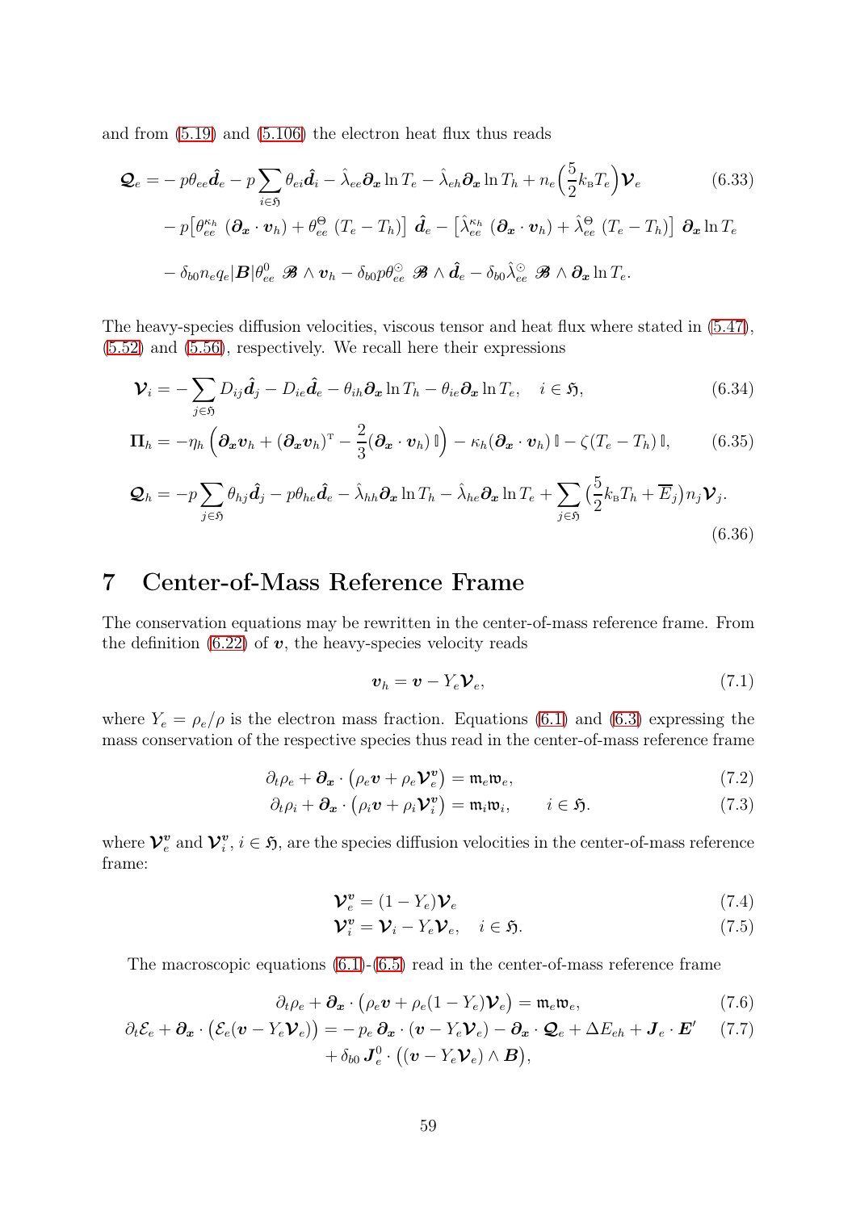and from (5.19) and (5.106) the electron heat flux thus reads

$$
\begin{aligned}
\boldsymbol{\mathcal{Q}}_e = & - p\theta_{ee}\hat{\boldsymbol{d}}_e - p\sum_{i\in\mathfrak{H}}\theta_{ei}\hat{\boldsymbol{d}}_i - \hat{\lambda}_{ee}\boldsymbol{\partial_x}\ln T_e - \hat{\lambda}_{eh}\boldsymbol{\partial_x}\ln T_h + n_e\Big(\frac{5}{2}k_{\rm B}T_e\Big)\boldsymbol{\mathcal{V}}_e \\
& - p\big[\theta_{ee}^{\kappa_h}\ (\boldsymbol{\partial_x}\cdot\boldsymbol{v}_h) + \theta_{ee}^{\Theta}\ (T_e - T_h)\big]\ \hat{\boldsymbol{d}}_e - \big[\hat{\lambda}_{ee}^{\kappa_h}\ (\boldsymbol{\partial_x}\cdot\boldsymbol{v}_h) + \hat{\lambda}_{ee}^{\Theta}\ (T_e - T_h)\big]\ \boldsymbol{\partial_x}\ln T_e \\
& - \delta_{b0}n_e q_e|\boldsymbol{B}|\theta_{ee}^{0}\ \boldsymbol{\mathscr{B}}\wedge\boldsymbol{v}_h - \delta_{b0}p\theta_{ee}^{\odot}\ \boldsymbol{\mathscr{B}}\wedge\hat{\boldsymbol{d}}_e - \delta_{b0}\hat{\lambda}_{ee}^{\odot}\ \boldsymbol{\mathscr{B}}\wedge\boldsymbol{\partial_x}\ln T_e.
\end{aligned}
\tag{6.33}
$$

The heavy-species diffusion velocities, viscous tensor and heat flux where stated in (5.47), (5.52) and (5.56), respectively. We recall here their expressions

$$
\boldsymbol{\mathcal{V}}_i = -\sum_{j\in\mathfrak{H}} D_{ij}\hat{\boldsymbol{d}}_j - D_{ie}\hat{\boldsymbol{d}}_e - \theta_{ih}\boldsymbol{\partial_x}\ln T_h - \theta_{ie}\boldsymbol{\partial_x}\ln T_e, \quad i\in\mathfrak{H}, \tag{6.34}
$$

$$
\boldsymbol{\Pi}_h = -\eta_h\Big(\boldsymbol{\partial_x}\boldsymbol{v}_h + (\boldsymbol{\partial_x}\boldsymbol{v}_h)^{\rm T} - \frac{2}{3}(\boldsymbol{\partial_x}\cdot\boldsymbol{v}_h)\,\mathbb{I}\Big) - \kappa_h(\boldsymbol{\partial_x}\cdot\boldsymbol{v}_h)\,\mathbb{I} - \zeta(T_e - T_h)\,\mathbb{I}, \tag{6.35}
$$

$$
\boldsymbol{\mathcal{Q}}_h = -p\sum_{j\in\mathfrak{H}}\theta_{hj}\hat{\boldsymbol{d}}_j - p\theta_{he}\hat{\boldsymbol{d}}_e - \hat{\lambda}_{hh}\boldsymbol{\partial_x}\ln T_h - \hat{\lambda}_{he}\boldsymbol{\partial_x}\ln T_e + \sum_{j\in\mathfrak{H}}\big(\frac{5}{2}k_{\rm B}T_h + \overline{E}_j\big)n_j\boldsymbol{\mathcal{V}}_j. \tag{6.36}
$$

# 7 Center-of-Mass Reference Frame

The conservation equations may be rewritten in the center-of-mass reference frame. From the definition (6.22) of $\boldsymbol{v}$, the heavy-species velocity reads

$$
\boldsymbol{v}_h = \boldsymbol{v} - Y_e\boldsymbol{\mathcal{V}}_e, \tag{7.1}
$$

where $Y_e = \rho_e/\rho$ is the electron mass fraction. Equations (6.1) and (6.3) expressing the mass conservation of the respective species thus read in the center-of-mass reference frame

$$
\partial_t\rho_e + \boldsymbol{\partial_x}\cdot\big(\rho_e\boldsymbol{v} + \rho_e\boldsymbol{\mathcal{V}}_e^{\boldsymbol{v}}\big) = \mathfrak{m}_e\mathfrak{w}_e, \tag{7.2}
$$

$$
\partial_t\rho_i + \boldsymbol{\partial_x}\cdot\big(\rho_i\boldsymbol{v} + \rho_i\boldsymbol{\mathcal{V}}_i^{\boldsymbol{v}}\big) = \mathfrak{m}_i\mathfrak{w}_i, \qquad i\in\mathfrak{H}. \tag{7.3}
$$

where $\boldsymbol{\mathcal{V}}_e^{\boldsymbol{v}}$ and $\boldsymbol{\mathcal{V}}_i^{\boldsymbol{v}}$, $i\in\mathfrak{H}$, are the species diffusion velocities in the center-of-mass reference frame:

$$
\boldsymbol{\mathcal{V}}_e^{\boldsymbol{v}} = (1 - Y_e)\boldsymbol{\mathcal{V}}_e \tag{7.4}
$$

$$
\boldsymbol{\mathcal{V}}_i^{\boldsymbol{v}} = \boldsymbol{\mathcal{V}}_i - Y_e\boldsymbol{\mathcal{V}}_e, \quad i\in\mathfrak{H}. \tag{7.5}
$$

The macroscopic equations (6.1)-(6.5) read in the center-of-mass reference frame

$$
\partial_t\rho_e + \boldsymbol{\partial_x}\cdot\big(\rho_e\boldsymbol{v} + \rho_e(1 - Y_e)\boldsymbol{\mathcal{V}}_e\big) = \mathfrak{m}_e\mathfrak{w}_e, \tag{7.6}
$$

$$
\begin{aligned}
\partial_t\mathcal{E}_e + \boldsymbol{\partial_x}\cdot\big(\mathcal{E}_e(\boldsymbol{v} - Y_e\boldsymbol{\mathcal{V}}_e)\big) = & - p_e\,\boldsymbol{\partial_x}\cdot(\boldsymbol{v} - Y_e\boldsymbol{\mathcal{V}}_e) - \boldsymbol{\partial_x}\cdot\boldsymbol{\mathcal{Q}}_e + \Delta E_{eh} + \boldsymbol{J}_e\cdot\boldsymbol{E}' \\
& + \delta_{b0}\,\boldsymbol{J}_e^0\cdot\big((\boldsymbol{v} - Y_e\boldsymbol{\mathcal{V}}_e)\wedge\boldsymbol{B}\big),
\end{aligned}
\tag{7.7}
$$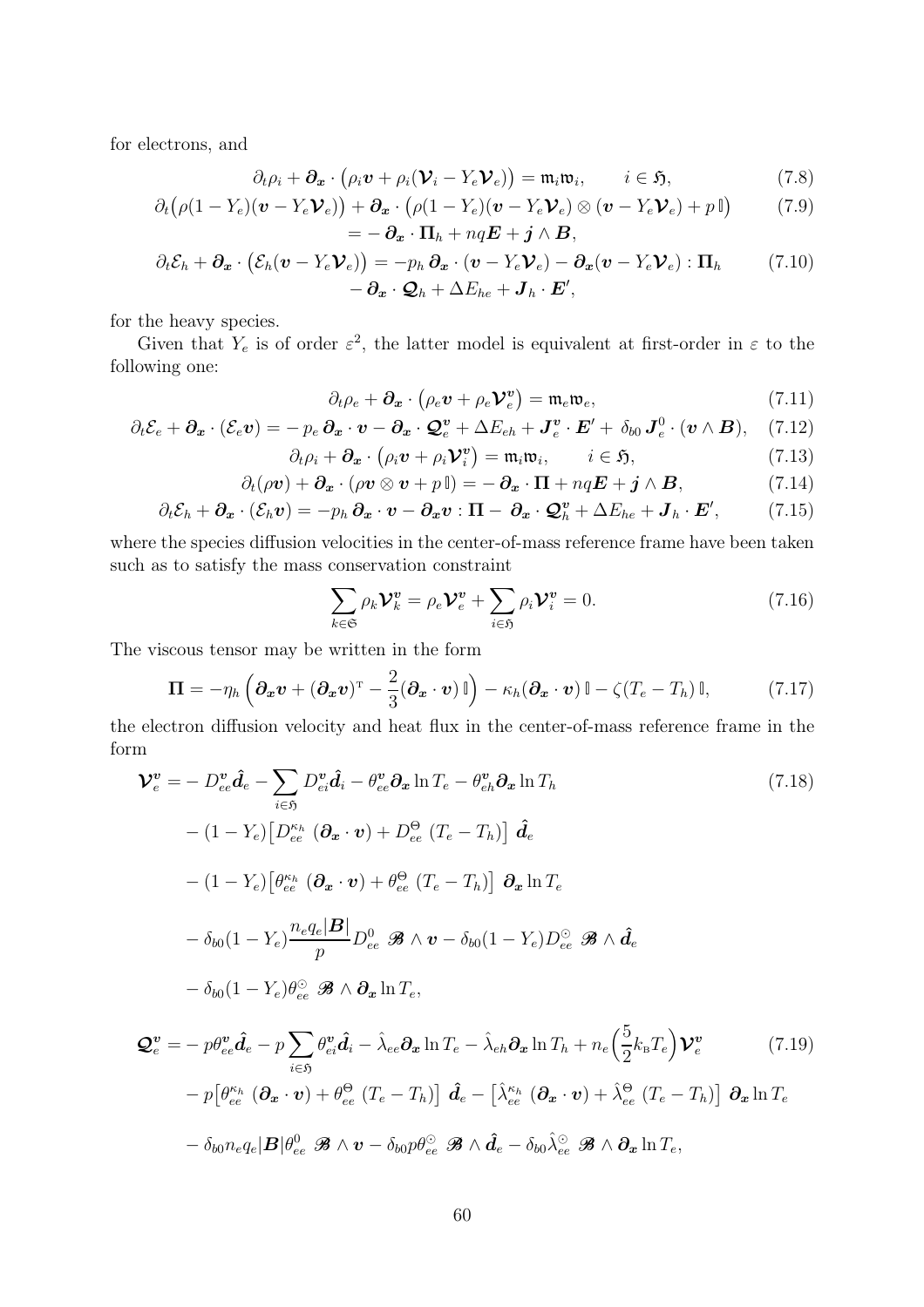for electrons, and

$$\partial_t \rho_i + \boldsymbol{\partial_x} \cdot \big(\rho_i \boldsymbol{v} + \rho_i(\boldsymbol{\mathcal{V}}_i - Y_e \boldsymbol{\mathcal{V}}_e)\big) = \mathfrak{m}_i \mathfrak{w}_i, \qquad i \in \mathfrak{H}, \tag{7.8}$$

$$\begin{aligned}\partial_t\big(\rho(1-Y_e)(\boldsymbol{v} - Y_e\boldsymbol{\mathcal{V}}_e)\big) + \boldsymbol{\partial_x} \cdot \big(\rho(1-Y_e)(\boldsymbol{v} - Y_e\boldsymbol{\mathcal{V}}_e) \otimes (\boldsymbol{v} - Y_e\boldsymbol{\mathcal{V}}_e) + p\,\mathbb{I}\big) \\ = -\,\boldsymbol{\partial_x} \cdot \boldsymbol{\Pi}_h + nq\boldsymbol{E} + \boldsymbol{j} \wedge \boldsymbol{B},\end{aligned} \tag{7.9}$$

$$\begin{aligned}\partial_t \mathcal{E}_h + \boldsymbol{\partial_x} \cdot \big(\mathcal{E}_h(\boldsymbol{v} - Y_e\boldsymbol{\mathcal{V}}_e)\big) = -p_h\,\boldsymbol{\partial_x} \cdot (\boldsymbol{v} - Y_e\boldsymbol{\mathcal{V}}_e) - \boldsymbol{\partial_x}(\boldsymbol{v} - Y_e\boldsymbol{\mathcal{V}}_e) : \boldsymbol{\Pi}_h \\ -\,\boldsymbol{\partial_x} \cdot \boldsymbol{\mathcal{Q}}_h + \Delta E_{he} + \boldsymbol{J}_h \cdot \boldsymbol{E}',\end{aligned} \tag{7.10}$$

for the heavy species.

Given that $Y_e$ is of order $\varepsilon^2$, the latter model is equivalent at first-order in $\varepsilon$ to the following one:

$$\partial_t \rho_e + \boldsymbol{\partial_x} \cdot \big(\rho_e \boldsymbol{v} + \rho_e \boldsymbol{\mathcal{V}}_e^{\boldsymbol{v}}\big) = \mathfrak{m}_e \mathfrak{w}_e, \tag{7.11}$$

$$\partial_t \mathcal{E}_e + \boldsymbol{\partial_x} \cdot (\mathcal{E}_e \boldsymbol{v}) = -\,p_e\,\boldsymbol{\partial_x} \cdot \boldsymbol{v} - \boldsymbol{\partial_x} \cdot \boldsymbol{\mathcal{Q}}_e^{\boldsymbol{v}} + \Delta E_{eh} + \boldsymbol{J}_e^{\boldsymbol{v}} \cdot \boldsymbol{E}' + \,\delta_{b0}\,\boldsymbol{J}_e^0 \cdot (\boldsymbol{v} \wedge \boldsymbol{B}), \tag{7.12}$$

$$\partial_t \rho_i + \boldsymbol{\partial_x} \cdot \big(\rho_i \boldsymbol{v} + \rho_i \boldsymbol{\mathcal{V}}_i^{\boldsymbol{v}}\big) = \mathfrak{m}_i \mathfrak{w}_i, \qquad i \in \mathfrak{H}, \tag{7.13}$$

$$\partial_t(\rho\boldsymbol{v}) + \boldsymbol{\partial_x} \cdot (\rho\boldsymbol{v} \otimes \boldsymbol{v} + p\,\mathbb{I}) = -\,\boldsymbol{\partial_x} \cdot \boldsymbol{\Pi} + nq\boldsymbol{E} + \boldsymbol{j} \wedge \boldsymbol{B}, \tag{7.14}$$

$$\partial_t \mathcal{E}_h + \boldsymbol{\partial_x} \cdot (\mathcal{E}_h \boldsymbol{v}) = -p_h\,\boldsymbol{\partial_x} \cdot \boldsymbol{v} - \boldsymbol{\partial_x}\boldsymbol{v} : \boldsymbol{\Pi} -\,\boldsymbol{\partial_x} \cdot \boldsymbol{\mathcal{Q}}_h^{\boldsymbol{v}} + \Delta E_{he} + \boldsymbol{J}_h \cdot \boldsymbol{E}', \tag{7.15}$$

where the species diffusion velocities in the center-of-mass reference frame have been taken such as to satisfy the mass conservation constraint

$$\sum_{k \in \mathfrak{S}} \rho_k \boldsymbol{\mathcal{V}}_k^{\boldsymbol{v}} = \rho_e \boldsymbol{\mathcal{V}}_e^{\boldsymbol{v}} + \sum_{i \in \mathfrak{H}} \rho_i \boldsymbol{\mathcal{V}}_i^{\boldsymbol{v}} = 0. \tag{7.16}$$

The viscous tensor may be written in the form

$$\boldsymbol{\Pi} = -\eta_h \Big(\boldsymbol{\partial_x}\boldsymbol{v} + (\boldsymbol{\partial_x}\boldsymbol{v})^{\mathrm{T}} - \frac{2}{3}(\boldsymbol{\partial_x} \cdot \boldsymbol{v})\,\mathbb{I}\Big) - \kappa_h(\boldsymbol{\partial_x} \cdot \boldsymbol{v})\,\mathbb{I} - \zeta(T_e - T_h)\,\mathbb{I}, \tag{7.17}$$

the electron diffusion velocity and heat flux in the center-of-mass reference frame in the form

$$\begin{aligned}\boldsymbol{\mathcal{V}}_e^{\boldsymbol{v}} = &-D_{ee}^{\boldsymbol{v}}\hat{\boldsymbol{d}}_e - \sum_{i \in \mathfrak{H}} D_{ei}^{\boldsymbol{v}}\hat{\boldsymbol{d}}_i - \theta_{ee}^{\boldsymbol{v}}\boldsymbol{\partial_x}\ln T_e - \theta_{eh}^{\boldsymbol{v}}\boldsymbol{\partial_x}\ln T_h \\ &-(1-Y_e)\big[D_{ee}^{\kappa_h}\;(\boldsymbol{\partial_x} \cdot \boldsymbol{v}) + D_{ee}^{\Theta}\;(T_e - T_h)\big]\;\hat{\boldsymbol{d}}_e \\ &-(1-Y_e)\big[\theta_{ee}^{\kappa_h}\;(\boldsymbol{\partial_x} \cdot \boldsymbol{v}) + \theta_{ee}^{\Theta}\;(T_e - T_h)\big]\;\boldsymbol{\partial_x}\ln T_e \\ &-\delta_{b0}(1-Y_e)\frac{n_e q_e |\boldsymbol{B}|}{p} D_{ee}^{0}\;\boldsymbol{\mathscr{B}} \wedge \boldsymbol{v} - \delta_{b0}(1-Y_e) D_{ee}^{\odot}\;\boldsymbol{\mathscr{B}} \wedge \hat{\boldsymbol{d}}_e \\ &-\delta_{b0}(1-Y_e)\theta_{ee}^{\odot}\;\boldsymbol{\mathscr{B}} \wedge \boldsymbol{\partial_x}\ln T_e,\end{aligned} \tag{7.18}$$

$$\begin{aligned}\boldsymbol{\mathcal{Q}}_e^{\boldsymbol{v}} = &-p\theta_{ee}^{\boldsymbol{v}}\hat{\boldsymbol{d}}_e - p\sum_{i \in \mathfrak{H}} \theta_{ei}^{\boldsymbol{v}}\hat{\boldsymbol{d}}_i - \hat{\lambda}_{ee}\boldsymbol{\partial_x}\ln T_e - \hat{\lambda}_{eh}\boldsymbol{\partial_x}\ln T_h + n_e\Big(\frac{5}{2}k_{\mathrm{B}}T_e\Big)\boldsymbol{\mathcal{V}}_e^{\boldsymbol{v}} \\ &-p\big[\theta_{ee}^{\kappa_h}\;(\boldsymbol{\partial_x} \cdot \boldsymbol{v}) + \theta_{ee}^{\Theta}\;(T_e - T_h)\big]\;\hat{\boldsymbol{d}}_e - \big[\hat{\lambda}_{ee}^{\kappa_h}\;(\boldsymbol{\partial_x} \cdot \boldsymbol{v}) + \hat{\lambda}_{ee}^{\Theta}\;(T_e - T_h)\big]\;\boldsymbol{\partial_x}\ln T_e \\ &-\delta_{b0} n_e q_e |\boldsymbol{B}|\theta_{ee}^{0}\;\boldsymbol{\mathscr{B}} \wedge \boldsymbol{v} - \delta_{b0} p\theta_{ee}^{\odot}\;\boldsymbol{\mathscr{B}} \wedge \hat{\boldsymbol{d}}_e - \delta_{b0}\hat{\lambda}_{ee}^{\odot}\;\boldsymbol{\mathscr{B}} \wedge \boldsymbol{\partial_x}\ln T_e,\end{aligned} \tag{7.19}$$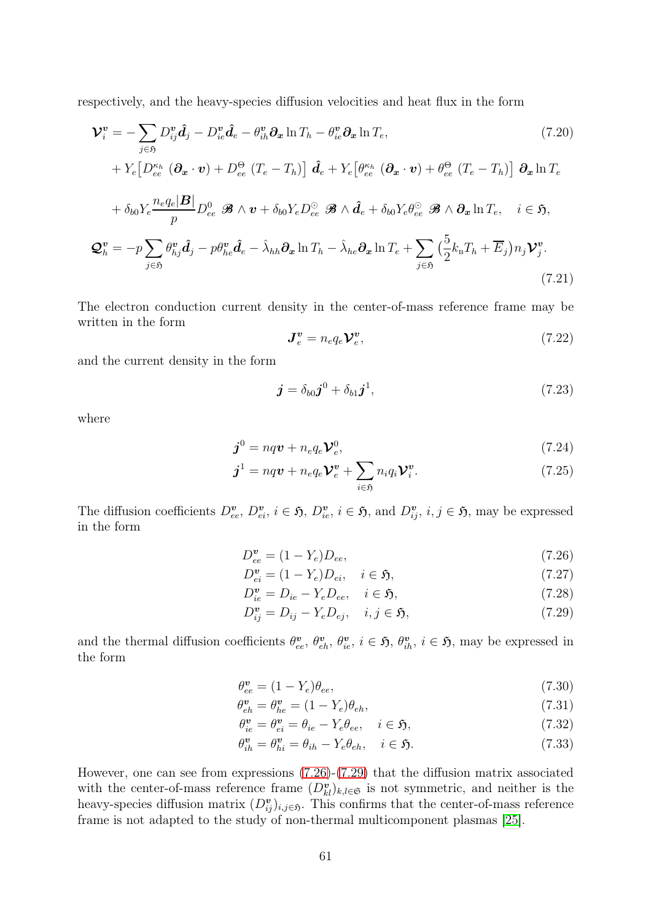respectively, and the heavy-species diffusion velocities and heat flux in the form

$$
\begin{aligned}
\boldsymbol{\mathcal{V}}_i^{\boldsymbol{v}} = &-\sum_{j\in\mathfrak{H}} D_{ij}^{\boldsymbol{v}} \hat{\boldsymbol{d}}_j - D_{ie}^{\boldsymbol{v}} \hat{\boldsymbol{d}}_e - \theta_{ih}^{\boldsymbol{v}} \boldsymbol{\partial_x} \ln T_h - \theta_{ie}^{\boldsymbol{v}} \boldsymbol{\partial_x} \ln T_e, \qquad (7.20)\\
&+ Y_e \big[ D_{ee}^{\kappa_h} \ (\boldsymbol{\partial_x}\cdot\boldsymbol{v}) + D_{ee}^{\Theta} \ (T_e - T_h) \big] \ \hat{\boldsymbol{d}}_e + Y_e \big[ \theta_{ee}^{\kappa_h} \ (\boldsymbol{\partial_x}\cdot\boldsymbol{v}) + \theta_{ee}^{\Theta} \ (T_e - T_h) \big] \ \boldsymbol{\partial_x} \ln T_e\\
&+ \delta_{b0} Y_e \frac{n_e q_e |\boldsymbol{B}|}{p} D_{ee}^{0} \ \boldsymbol{\mathscr{B}} \wedge \boldsymbol{v} + \delta_{b0} Y_e D_{ee}^{\odot} \ \boldsymbol{\mathscr{B}} \wedge \hat{\boldsymbol{d}}_e + \delta_{b0} Y_e \theta_{ee}^{\odot} \ \boldsymbol{\mathscr{B}} \wedge \boldsymbol{\partial_x} \ln T_e, \quad i\in\mathfrak{H},
\end{aligned}
$$

$$
\boldsymbol{\mathcal{Q}}_h^{\boldsymbol{v}} = -p\sum_{j\in\mathfrak{H}} \theta_{hj}^{\boldsymbol{v}} \hat{\boldsymbol{d}}_j - p\theta_{he}^{\boldsymbol{v}} \hat{\boldsymbol{d}}_e - \hat{\lambda}_{hh} \boldsymbol{\partial_x} \ln T_h - \hat{\lambda}_{he} \boldsymbol{\partial_x} \ln T_e + \sum_{j\in\mathfrak{H}} \big(\tfrac{5}{2} k_{\scriptscriptstyle B} T_h + \overline{E}_j\big) n_j \boldsymbol{\mathcal{V}}_j^{\boldsymbol{v}}. \qquad (7.21)
$$

The electron conduction current density in the center-of-mass reference frame may be written in the form

$$
\boldsymbol{J}_e^{\boldsymbol{v}} = n_e q_e \boldsymbol{\mathcal{V}}_e^{\boldsymbol{v}}, \qquad (7.22)
$$

and the current density in the form

$$
\boldsymbol{j} = \delta_{b0} \boldsymbol{j}^0 + \delta_{b1} \boldsymbol{j}^1, \qquad (7.23)
$$

where

$$
\boldsymbol{j}^0 = nq\boldsymbol{v} + n_e q_e \boldsymbol{\mathcal{V}}_e^0, \qquad (7.24)
$$

$$
\boldsymbol{j}^1 = nq\boldsymbol{v} + n_e q_e \boldsymbol{\mathcal{V}}_e^{\boldsymbol{v}} + \sum_{i\in\mathfrak{H}} n_i q_i \boldsymbol{\mathcal{V}}_i^{\boldsymbol{v}}. \qquad (7.25)
$$

The diffusion coefficients $D_{ee}^{\boldsymbol{v}}$, $D_{ei}^{\boldsymbol{v}}$, $i\in\mathfrak{H}$, $D_{ie}^{\boldsymbol{v}}$, $i\in\mathfrak{H}$, and $D_{ij}^{\boldsymbol{v}}$, $i,j\in\mathfrak{H}$, may be expressed in the form

$$
D_{ee}^{\boldsymbol{v}} = (1-Y_e) D_{ee}, \qquad (7.26)
$$

$$
D_{ei}^{\boldsymbol{v}} = (1-Y_e) D_{ei}, \quad i\in\mathfrak{H}, \qquad (7.27)
$$

$$
D_{ie}^{\boldsymbol{v}} = D_{ie} - Y_e D_{ee}, \quad i\in\mathfrak{H}, \qquad (7.28)
$$

$$
D_{ij}^{\boldsymbol{v}} = D_{ij} - Y_e D_{ej}, \quad i,j\in\mathfrak{H}, \qquad (7.29)
$$

and the thermal diffusion coefficients $\theta_{ee}^{\boldsymbol{v}}$, $\theta_{eh}^{\boldsymbol{v}}$, $\theta_{ie}^{\boldsymbol{v}}$, $i\in\mathfrak{H}$, $\theta_{ih}^{\boldsymbol{v}}$, $i\in\mathfrak{H}$, may be expressed in the form

$$
\theta_{ee}^{\boldsymbol{v}} = (1-Y_e)\theta_{ee}, \qquad (7.30)
$$

$$
\theta_{eh}^{\boldsymbol{v}} = \theta_{he}^{\boldsymbol{v}} = (1-Y_e)\theta_{eh}, \qquad (7.31)
$$

$$
\theta_{ie}^{\boldsymbol{v}} = \theta_{ei}^{\boldsymbol{v}} = \theta_{ie} - Y_e\theta_{ee}, \quad i\in\mathfrak{H}, \qquad (7.32)
$$

$$
\theta_{ih}^{\boldsymbol{v}} = \theta_{hi}^{\boldsymbol{v}} = \theta_{ih} - Y_e\theta_{eh}, \quad i\in\mathfrak{H}. \qquad (7.33)
$$

However, one can see from expressions (7.26)-(7.29) that the diffusion matrix associated with the center-of-mass reference frame $(D_{kl}^{\boldsymbol{v}})_{k,l\in\mathfrak{S}}$ is not symmetric, and neither is the heavy-species diffusion matrix $(D_{ij}^{\boldsymbol{v}})_{i,j\in\mathfrak{H}}$. This confirms that the center-of-mass reference frame is not adapted to the study of non-thermal multicomponent plasmas [25].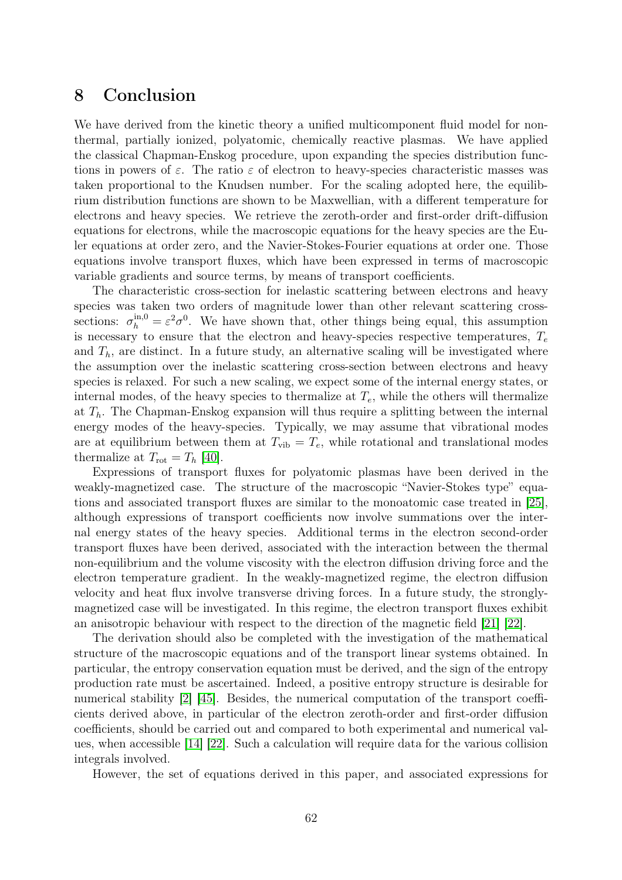# 8 Conclusion

We have derived from the kinetic theory a unified multicomponent fluid model for non-thermal, partially ionized, polyatomic, chemically reactive plasmas. We have applied the classical Chapman-Enskog procedure, upon expanding the species distribution functions in powers of $\varepsilon$. The ratio $\varepsilon$ of electron to heavy-species characteristic masses was taken proportional to the Knudsen number. For the scaling adopted here, the equilibrium distribution functions are shown to be Maxwellian, with a different temperature for electrons and heavy species. We retrieve the zeroth-order and first-order drift-diffusion equations for electrons, while the macroscopic equations for the heavy species are the Euler equations at order zero, and the Navier-Stokes-Fourier equations at order one. Those equations involve transport fluxes, which have been expressed in terms of macroscopic variable gradients and source terms, by means of transport coefficients.

The characteristic cross-section for inelastic scattering between electrons and heavy species was taken two orders of magnitude lower than other relevant scattering cross-sections: $\sigma_h^{\text{in},0} = \varepsilon^2\sigma^0$. We have shown that, other things being equal, this assumption is necessary to ensure that the electron and heavy-species respective temperatures, $T_e$ and $T_h$, are distinct. In a future study, an alternative scaling will be investigated where the assumption over the inelastic scattering cross-section between electrons and heavy species is relaxed. For such a new scaling, we expect some of the internal energy states, or internal modes, of the heavy species to thermalize at $T_e$, while the others will thermalize at $T_h$. The Chapman-Enskog expansion will thus require a splitting between the internal energy modes of the heavy-species. Typically, we may assume that vibrational modes are at equilibrium between them at $T_{\text{vib}} = T_e$, while rotational and translational modes thermalize at $T_{\text{rot}} = T_h$ [40].

Expressions of transport fluxes for polyatomic plasmas have been derived in the weakly-magnetized case. The structure of the macroscopic "Navier-Stokes type" equations and associated transport fluxes are similar to the monoatomic case treated in [25], although expressions of transport coefficients now involve summations over the internal energy states of the heavy species. Additional terms in the electron second-order transport fluxes have been derived, associated with the interaction between the thermal non-equilibrium and the volume viscosity with the electron diffusion driving force and the electron temperature gradient. In the weakly-magnetized regime, the electron diffusion velocity and heat flux involve transverse driving forces. In a future study, the strongly-magnetized case will be investigated. In this regime, the electron transport fluxes exhibit an anisotropic behaviour with respect to the direction of the magnetic field [21] [22].

The derivation should also be completed with the investigation of the mathematical structure of the macroscopic equations and of the transport linear systems obtained. In particular, the entropy conservation equation must be derived, and the sign of the entropy production rate must be ascertained. Indeed, a positive entropy structure is desirable for numerical stability [2] [45]. Besides, the numerical computation of the transport coefficients derived above, in particular of the electron zeroth-order and first-order diffusion coefficients, should be carried out and compared to both experimental and numerical values, when accessible [14] [22]. Such a calculation will require data for the various collision integrals involved.

However, the set of equations derived in this paper, and associated expressions for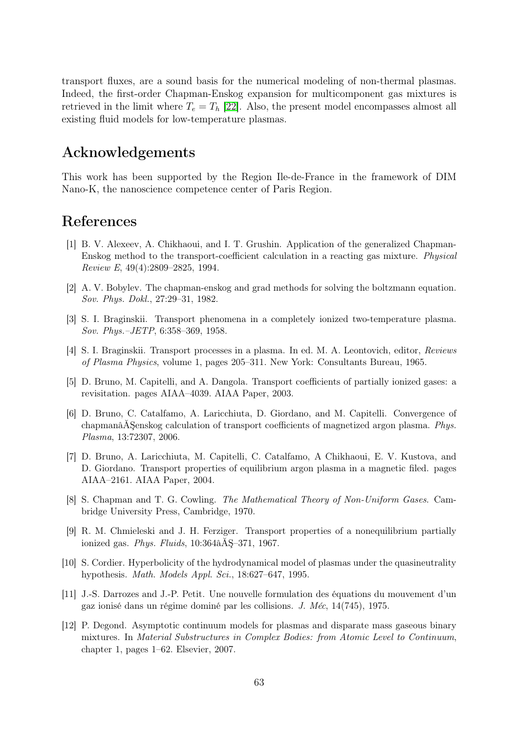transport fluxes, are a sound basis for the numerical modeling of non-thermal plasmas. Indeed, the first-order Chapman-Enskog expansion for multicomponent gas mixtures is retrieved in the limit where $T_e = T_h$ [22]. Also, the present model encompasses almost all existing fluid models for low-temperature plasmas.

## Acknowledgements

This work has been supported by the Region Ile-de-France in the framework of DIM Nano-K, the nanoscience competence center of Paris Region.

## References

[1] B. V. Alexeev, A. Chikhaoui, and I. T. Grushin. Application of the generalized Chapman-Enskog method to the transport-coefficient calculation in a reacting gas mixture. *Physical Review E*, 49(4):2809–2825, 1994.

[2] A. V. Bobylev. The chapman-enskog and grad methods for solving the boltzmann equation. *Sov. Phys. Dokl.*, 27:29–31, 1982.

[3] S. I. Braginskii. Transport phenomena in a completely ionized two-temperature plasma. *Sov. Phys.–JETP*, 6:358–369, 1958.

[4] S. I. Braginskii. Transport processes in a plasma. In ed. M. A. Leontovich, editor, *Reviews of Plasma Physics*, volume 1, pages 205–311. New York: Consultants Bureau, 1965.

[5] D. Bruno, M. Capitelli, and A. Dangola. Transport coefficients of partially ionized gases: a revisitation. pages AIAA–4039. AIAA Paper, 2003.

[6] D. Bruno, C. Catalfamo, A. Laricchiuta, D. Giordano, and M. Capitelli. Convergence of chapmanâĂŞenskog calculation of transport coefficients of magnetized argon plasma. *Phys. Plasma*, 13:72307, 2006.

[7] D. Bruno, A. Laricchiuta, M. Capitelli, C. Catalfamo, A Chikhaoui, E. V. Kustova, and D. Giordano. Transport properties of equilibrium argon plasma in a magnetic filed. pages AIAA–2161. AIAA Paper, 2004.

[8] S. Chapman and T. G. Cowling. *The Mathematical Theory of Non-Uniform Gases*. Cambridge University Press, Cambridge, 1970.

[9] R. M. Chmieleski and J. H. Ferziger. Transport properties of a nonequilibrium partially ionized gas. *Phys. Fluids*, 10:364âĂŞ–371, 1967.

[10] S. Cordier. Hyperbolicity of the hydrodynamical model of plasmas under the quasineutrality hypothesis. *Math. Models Appl. Sci.*, 18:627–647, 1995.

[11] J.-S. Darrozes and J.-P. Petit. Une nouvelle formulation des équations du mouvement d'un gaz ionisé dans un régime dominé par les collisions. *J. Méc*, 14(745), 1975.

[12] P. Degond. Asymptotic continuum models for plasmas and disparate mass gaseous binary mixtures. In *Material Substructures in Complex Bodies: from Atomic Level to Continuum*, chapter 1, pages 1–62. Elsevier, 2007.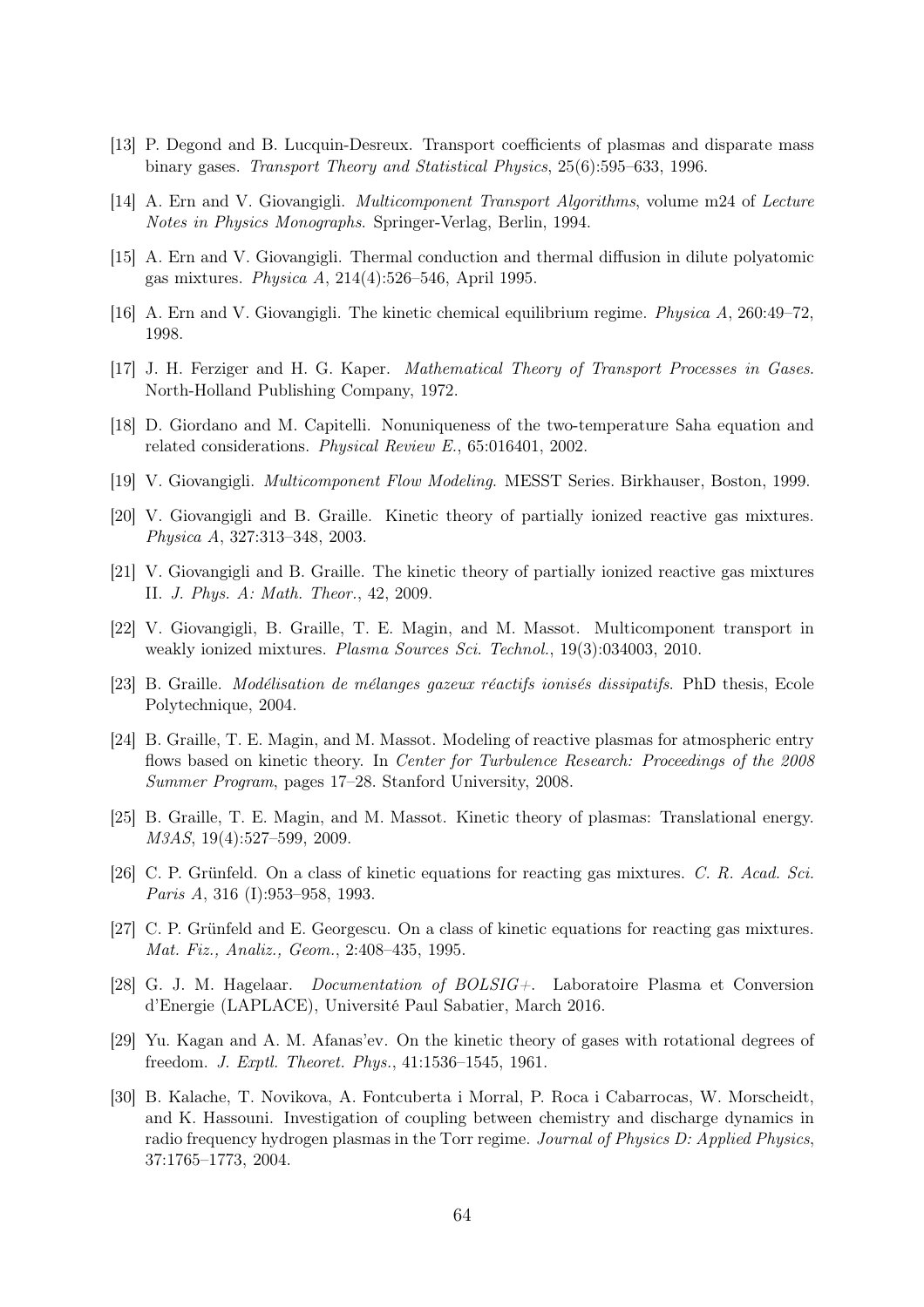[13] P. Degond and B. Lucquin-Desreux. Transport coefficients of plasmas and disparate mass binary gases. *Transport Theory and Statistical Physics*, 25(6):595–633, 1996.

[14] A. Ern and V. Giovangigli. *Multicomponent Transport Algorithms*, volume m24 of *Lecture Notes in Physics Monographs*. Springer-Verlag, Berlin, 1994.

[15] A. Ern and V. Giovangigli. Thermal conduction and thermal diffusion in dilute polyatomic gas mixtures. *Physica A*, 214(4):526–546, April 1995.

[16] A. Ern and V. Giovangigli. The kinetic chemical equilibrium regime. *Physica A*, 260:49–72, 1998.

[17] J. H. Ferziger and H. G. Kaper. *Mathematical Theory of Transport Processes in Gases*. North-Holland Publishing Company, 1972.

[18] D. Giordano and M. Capitelli. Nonuniqueness of the two-temperature Saha equation and related considerations. *Physical Review E.*, 65:016401, 2002.

[19] V. Giovangigli. *Multicomponent Flow Modeling*. MESST Series. Birkhauser, Boston, 1999.

[20] V. Giovangigli and B. Graille. Kinetic theory of partially ionized reactive gas mixtures. *Physica A*, 327:313–348, 2003.

[21] V. Giovangigli and B. Graille. The kinetic theory of partially ionized reactive gas mixtures II. *J. Phys. A: Math. Theor.*, 42, 2009.

[22] V. Giovangigli, B. Graille, T. E. Magin, and M. Massot. Multicomponent transport in weakly ionized mixtures. *Plasma Sources Sci. Technol.*, 19(3):034003, 2010.

[23] B. Graille. *Modélisation de mélanges gazeux réactifs ionisés dissipatifs*. PhD thesis, Ecole Polytechnique, 2004.

[24] B. Graille, T. E. Magin, and M. Massot. Modeling of reactive plasmas for atmospheric entry flows based on kinetic theory. In *Center for Turbulence Research: Proceedings of the 2008 Summer Program*, pages 17–28. Stanford University, 2008.

[25] B. Graille, T. E. Magin, and M. Massot. Kinetic theory of plasmas: Translational energy. *M3AS*, 19(4):527–599, 2009.

[26] C. P. Grünfeld. On a class of kinetic equations for reacting gas mixtures. *C. R. Acad. Sci. Paris A*, 316 (I):953–958, 1993.

[27] C. P. Grünfeld and E. Georgescu. On a class of kinetic equations for reacting gas mixtures. *Mat. Fiz., Analiz., Geom.*, 2:408–435, 1995.

[28] G. J. M. Hagelaar. *Documentation of BOLSIG+*. Laboratoire Plasma et Conversion d'Energie (LAPLACE), Université Paul Sabatier, March 2016.

[29] Yu. Kagan and A. M. Afanas'ev. On the kinetic theory of gases with rotational degrees of freedom. *J. Exptl. Theoret. Phys.*, 41:1536–1545, 1961.

[30] B. Kalache, T. Novikova, A. Fontcuberta i Morral, P. Roca i Cabarrocas, W. Morscheidt, and K. Hassouni. Investigation of coupling between chemistry and discharge dynamics in radio frequency hydrogen plasmas in the Torr regime. *Journal of Physics D: Applied Physics*, 37:1765–1773, 2004.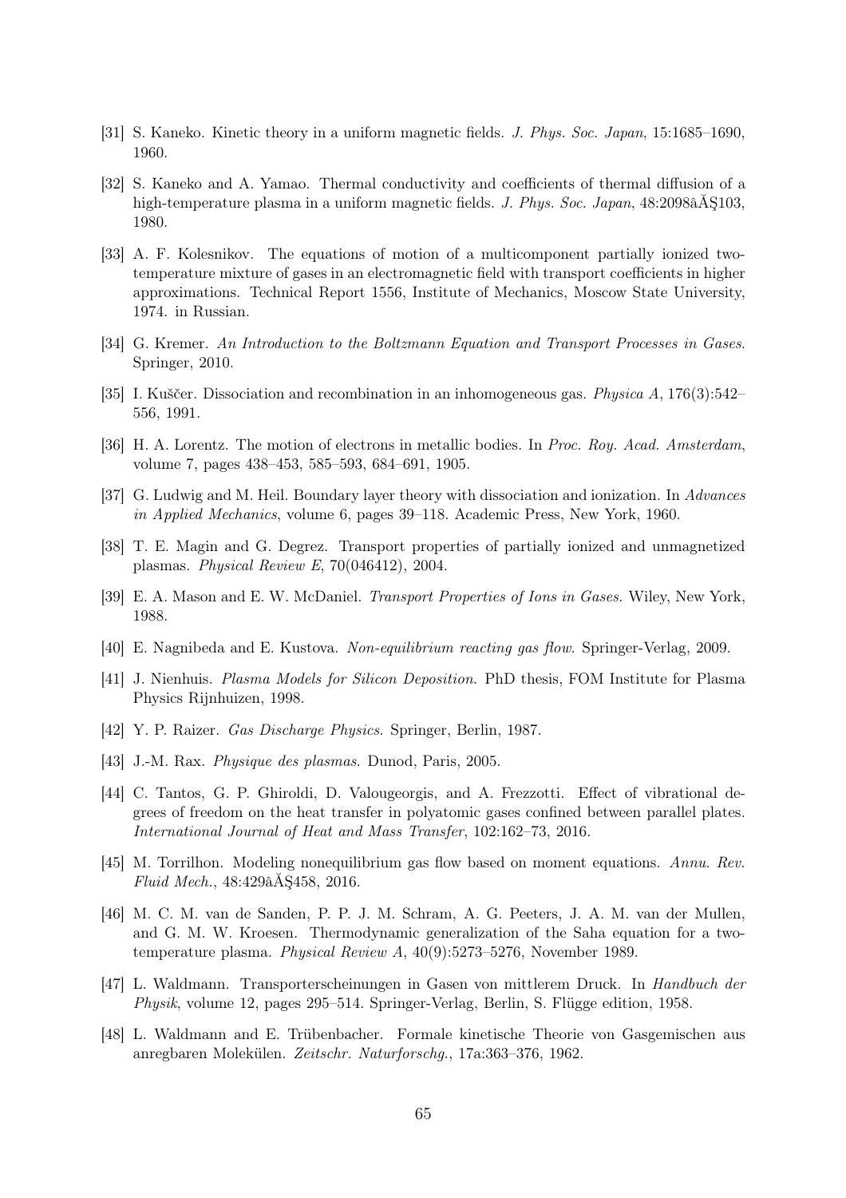[31] S. Kaneko. Kinetic theory in a uniform magnetic fields. *J. Phys. Soc. Japan*, 15:1685–1690, 1960.

[32] S. Kaneko and A. Yamao. Thermal conductivity and coefficients of thermal diffusion of a high-temperature plasma in a uniform magnetic fields. *J. Phys. Soc. Japan*, 48:2098âĂŞ103, 1980.

[33] A. F. Kolesnikov. The equations of motion of a multicomponent partially ionized two-temperature mixture of gases in an electromagnetic field with transport coefficients in higher approximations. Technical Report 1556, Institute of Mechanics, Moscow State University, 1974. in Russian.

[34] G. Kremer. *An Introduction to the Boltzmann Equation and Transport Processes in Gases*. Springer, 2010.

[35] I. Kuščer. Dissociation and recombination in an inhomogeneous gas. *Physica A*, 176(3):542–556, 1991.

[36] H. A. Lorentz. The motion of electrons in metallic bodies. In *Proc. Roy. Acad. Amsterdam*, volume 7, pages 438–453, 585–593, 684–691, 1905.

[37] G. Ludwig and M. Heil. Boundary layer theory with dissociation and ionization. In *Advances in Applied Mechanics*, volume 6, pages 39–118. Academic Press, New York, 1960.

[38] T. E. Magin and G. Degrez. Transport properties of partially ionized and unmagnetized plasmas. *Physical Review E*, 70(046412), 2004.

[39] E. A. Mason and E. W. McDaniel. *Transport Properties of Ions in Gases*. Wiley, New York, 1988.

[40] E. Nagnibeda and E. Kustova. *Non-equilibrium reacting gas flow*. Springer-Verlag, 2009.

[41] J. Nienhuis. *Plasma Models for Silicon Deposition*. PhD thesis, FOM Institute for Plasma Physics Rijnhuizen, 1998.

[42] Y. P. Raizer. *Gas Discharge Physics*. Springer, Berlin, 1987.

[43] J.-M. Rax. *Physique des plasmas*. Dunod, Paris, 2005.

[44] C. Tantos, G. P. Ghiroldi, D. Valougeorgis, and A. Frezzotti. Effect of vibrational degrees of freedom on the heat transfer in polyatomic gases confined between parallel plates. *International Journal of Heat and Mass Transfer*, 102:162–73, 2016.

[45] M. Torrilhon. Modeling nonequilibrium gas flow based on moment equations. *Annu. Rev. Fluid Mech.*, 48:429âĂŞ458, 2016.

[46] M. C. M. van de Sanden, P. P. J. M. Schram, A. G. Peeters, J. A. M. van der Mullen, and G. M. W. Kroesen. Thermodynamic generalization of the Saha equation for a two-temperature plasma. *Physical Review A*, 40(9):5273–5276, November 1989.

[47] L. Waldmann. Transporterscheinungen in Gasen von mittlerem Druck. In *Handbuch der Physik*, volume 12, pages 295–514. Springer-Verlag, Berlin, S. Flügge edition, 1958.

[48] L. Waldmann and E. Trübenbacher. Formale kinetische Theorie von Gasgemischen aus anregbaren Molekülen. *Zeitschr. Naturforschg.*, 17a:363–376, 1962.